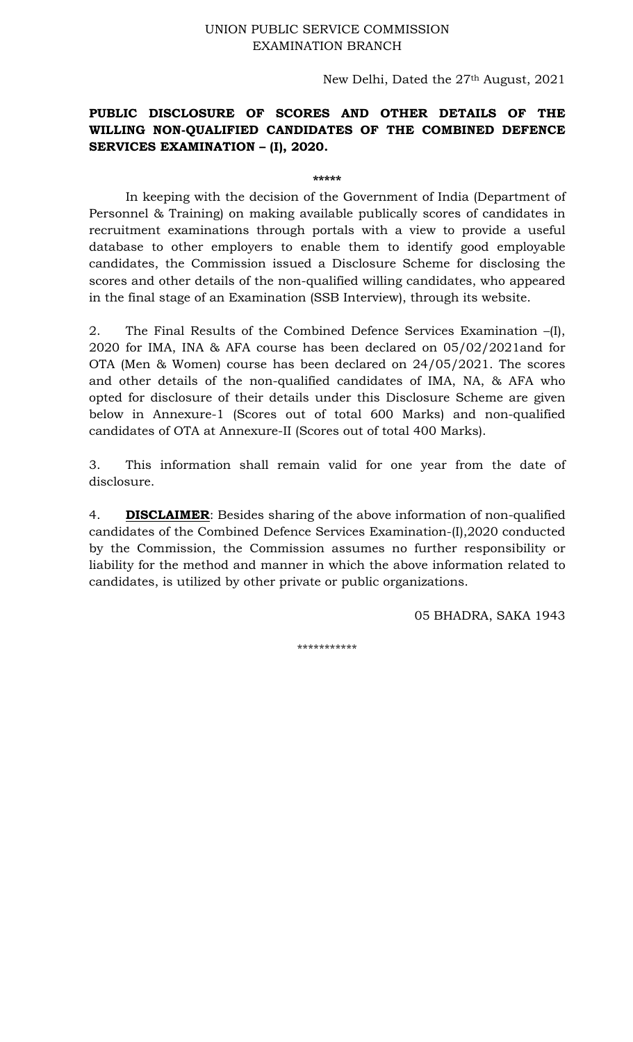UNION PUBLIC SERVICE COMMISSION
EXAMINATION BRANCH

New Delhi, Dated the 27th August, 2021

**PUBLIC DISCLOSURE OF SCORES AND OTHER DETAILS OF THE WILLING NON-QUALIFIED CANDIDATES OF THE COMBINED DEFENCE SERVICES EXAMINATION – (I), 2020.**

*****

In keeping with the decision of the Government of India (Department of Personnel & Training) on making available publically scores of candidates in recruitment examinations through portals with a view to provide a useful database to other employers to enable them to identify good employable candidates, the Commission issued a Disclosure Scheme for disclosing the scores and other details of the non-qualified willing candidates, who appeared in the final stage of an Examination (SSB Interview), through its website.

2. The Final Results of the Combined Defence Services Examination –(I), 2020 for IMA, INA & AFA course has been declared on 05/02/2021and for OTA (Men & Women) course has been declared on 24/05/2021. The scores and other details of the non-qualified candidates of IMA, NA, & AFA who opted for disclosure of their details under this Disclosure Scheme are given below in Annexure-1 (Scores out of total 600 Marks) and non-qualified candidates of OTA at Annexure-II (Scores out of total 400 Marks).

3. This information shall remain valid for one year from the date of disclosure.

4. **DISCLAIMER**: Besides sharing of the above information of non-qualified candidates of the Combined Defence Services Examination-(I),2020 conducted by the Commission, the Commission assumes no further responsibility or liability for the method and manner in which the above information related to candidates, is utilized by other private or public organizations.

05 BHADRA, SAKA 1943

***********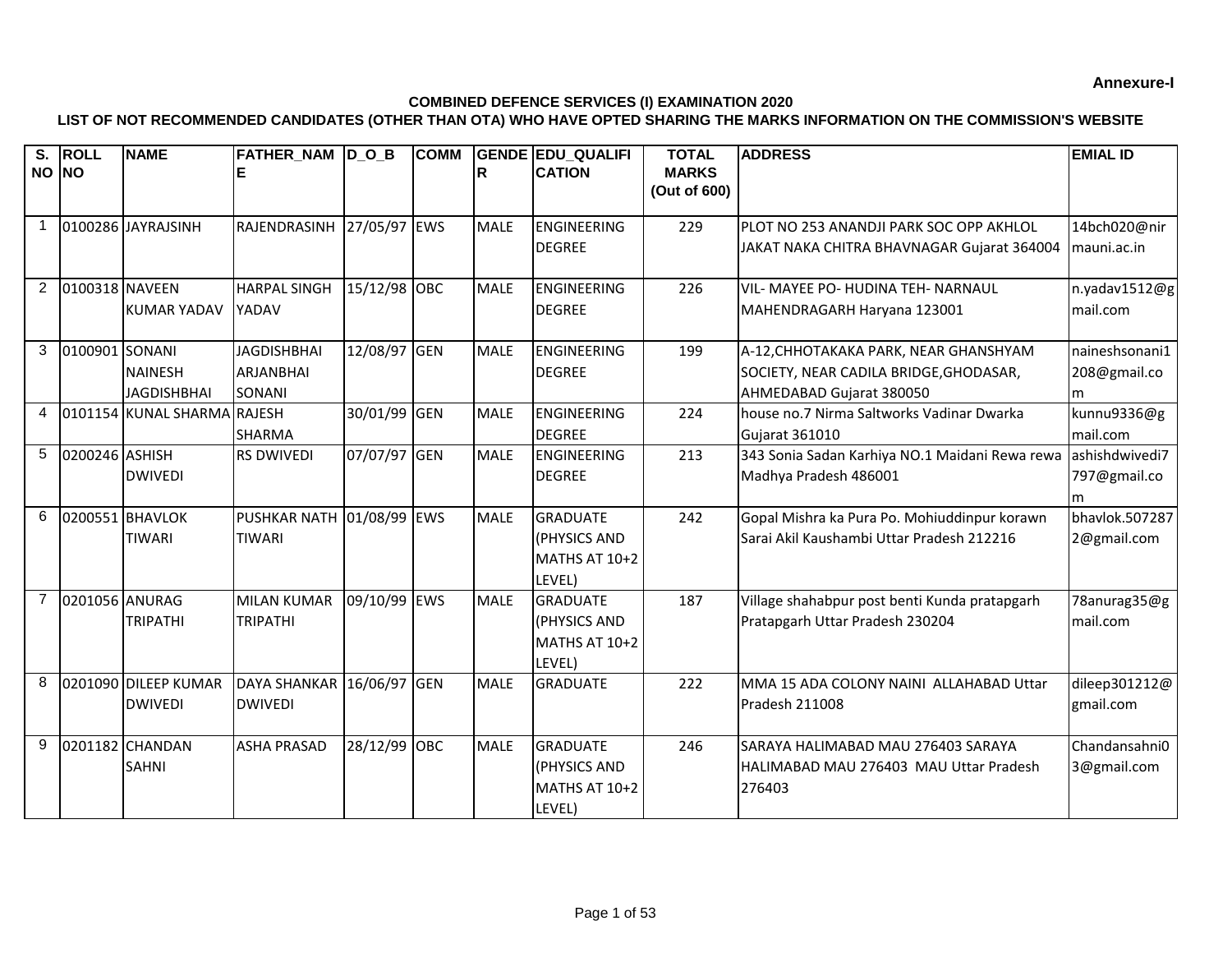**Annexure-I**

**COMBINED DEFENCE SERVICES (I) EXAMINATION 2020**

**LIST OF NOT RECOMMENDED CANDIDATES (OTHER THAN OTA) WHO HAVE OPTED SHARING THE MARKS INFORMATION ON THE COMMISSION'S WEBSITE**

| S. NO | ROLL NO | NAME | FATHER_NAME | D_O_B | COMM | GENDER | EDU_QUALIFICATION | TOTAL MARKS (Out of 600) | ADDRESS | EMIAL ID |
|---|---|---|---|---|---|---|---|---|---|---|
| 1 | 0100286 | JAYRAJSINH | RAJENDRASINH | 27/05/97 | EWS | MALE | ENGINEERING DEGREE | 229 | PLOT NO 253 ANANDJI PARK SOC OPP AKHLOL JAKAT NAKA CHITRA BHAVNAGAR Gujarat 364004 | 14bch020@nirmauni.ac.in |
| 2 | 0100318 | NAVEEN KUMAR YADAV | HARPAL SINGH YADAV | 15/12/98 | OBC | MALE | ENGINEERING DEGREE | 226 | VIL- MAYEE PO- HUDINA TEH- NARNAUL MAHENDRAGARH Haryana 123001 | n.yadav1512@gmail.com |
| 3 | 0100901 | SONANI NAINESH JAGDISHBHAI | JAGDISHBHAI ARJANBHAI SONANI | 12/08/97 | GEN | MALE | ENGINEERING DEGREE | 199 | A-12,CHHOTAKAKA PARK, NEAR GHANSHYAM SOCIETY, NEAR CADILA BRIDGE,GHODASAR, AHMEDABAD Gujarat 380050 | naineshsonani1208@gmail.com |
| 4 | 0101154 | KUNAL SHARMA | RAJESH SHARMA | 30/01/99 | GEN | MALE | ENGINEERING DEGREE | 224 | house no.7 Nirma Saltworks Vadinar Dwarka Gujarat 361010 | kunnu9336@gmail.com |
| 5 | 0200246 | ASHISH DWIVEDI | RS DWIVEDI | 07/07/97 | GEN | MALE | ENGINEERING DEGREE | 213 | 343 Sonia Sadan Karhiya NO.1 Maidani Rewa rewa Madhya Pradesh 486001 | ashishdwivedi7797@gmail.com |
| 6 | 0200551 | BHAVLOK TIWARI | PUSHKAR NATH TIWARI | 01/08/99 | EWS | MALE | GRADUATE (PHYSICS AND MATHS AT 10+2 LEVEL) | 242 | Gopal Mishra ka Pura Po. Mohiuddinpur korawn Sarai Akil Kaushambi Uttar Pradesh 212216 | bhavlok.5072872@gmail.com |
| 7 | 0201056 | ANURAG TRIPATHI | MILAN KUMAR TRIPATHI | 09/10/99 | EWS | MALE | GRADUATE (PHYSICS AND MATHS AT 10+2 LEVEL) | 187 | Village shahabpur post benti Kunda pratapgarh Pratapgarh Uttar Pradesh 230204 | 78anurag35@gmail.com |
| 8 | 0201090 | DILEEP KUMAR DWIVEDI | DAYA SHANKAR DWIVEDI | 16/06/97 | GEN | MALE | GRADUATE | 222 | MMA 15 ADA COLONY NAINI ALLAHABAD Uttar Pradesh 211008 | dileep301212@gmail.com |
| 9 | 0201182 | CHANDAN SAHNI | ASHA PRASAD | 28/12/99 | OBC | MALE | GRADUATE (PHYSICS AND MATHS AT 10+2 LEVEL) | 246 | SARAYA HALIMABAD MAU 276403 SARAYA HALIMABAD MAU 276403 MAU Uttar Pradesh 276403 | Chandansahni03@gmail.com |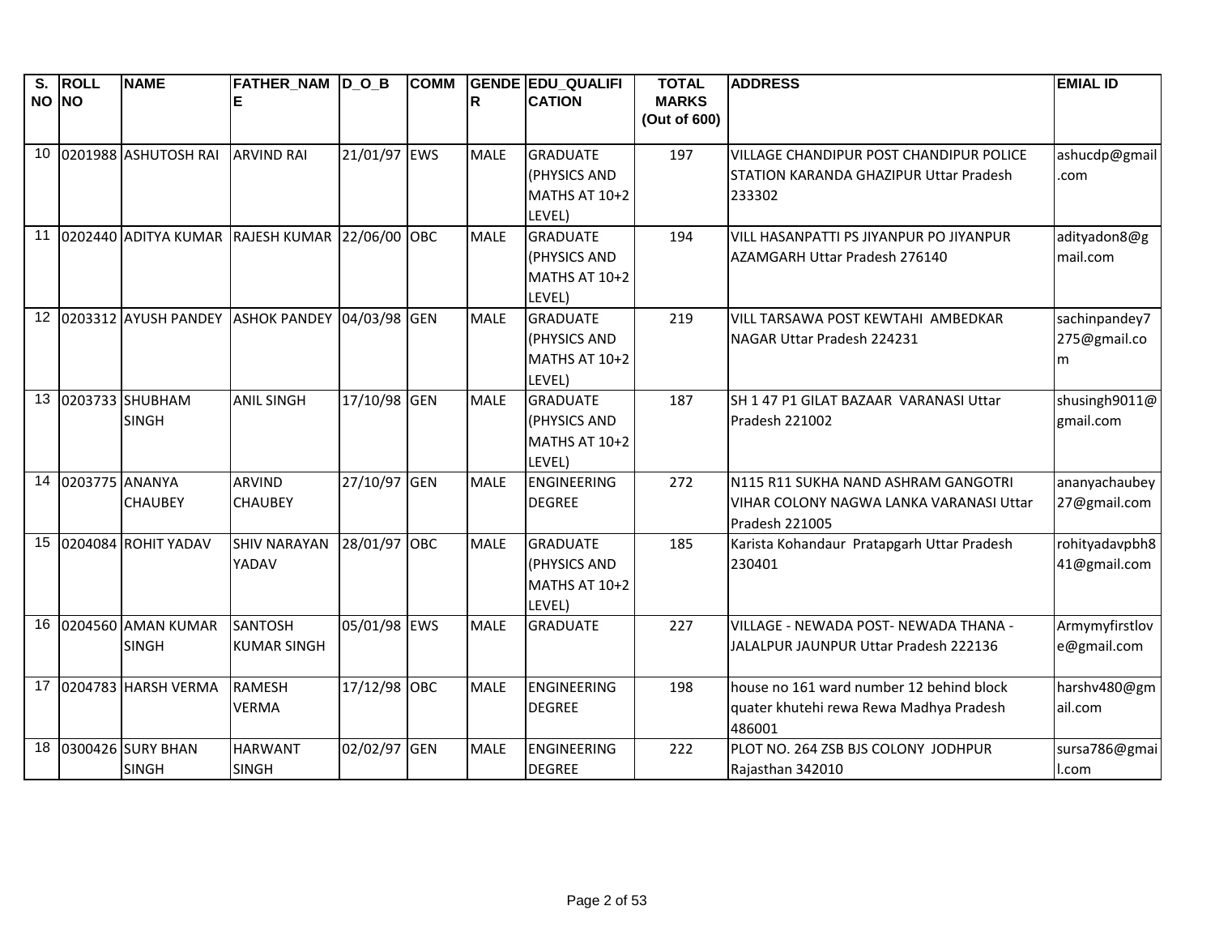| S. NO | ROLL NO | NAME | FATHER_NAME | D_O_B | COMM | GENDER | EDU_QUALIFICATION | TOTAL MARKS (Out of 600) | ADDRESS | EMIAL ID |
|---|---|---|---|---|---|---|---|---|---|---|
| 10 | 0201988 | ASHUTOSH RAI | ARVIND RAI | 21/01/97 | EWS | MALE | GRADUATE (PHYSICS AND MATHS AT 10+2 LEVEL) | 197 | VILLAGE CHANDIPUR POST CHANDIPUR POLICE STATION KARANDA GHAZIPUR Uttar Pradesh 233302 | ashucdp@gmail.com |
| 11 | 0202440 | ADITYA KUMAR | RAJESH KUMAR | 22/06/00 | OBC | MALE | GRADUATE (PHYSICS AND MATHS AT 10+2 LEVEL) | 194 | VILL HASANPATTI PS JIYANPUR PO JIYANPUR AZAMGARH Uttar Pradesh 276140 | adityadon8@gmail.com |
| 12 | 0203312 | AYUSH PANDEY | ASHOK PANDEY | 04/03/98 | GEN | MALE | GRADUATE (PHYSICS AND MATHS AT 10+2 LEVEL) | 219 | VILL TARSAWA POST KEWTAHI AMBEDKAR NAGAR Uttar Pradesh 224231 | sachinpandey7275@gmail.com |
| 13 | 0203733 | SHUBHAM SINGH | ANIL SINGH | 17/10/98 | GEN | MALE | GRADUATE (PHYSICS AND MATHS AT 10+2 LEVEL) | 187 | SH 1 47 P1 GILAT BAZAAR VARANASI Uttar Pradesh 221002 | shusingh9011@gmail.com |
| 14 | 0203775 | ANANYA CHAUBEY | ARVIND CHAUBEY | 27/10/97 | GEN | MALE | ENGINEERING DEGREE | 272 | N115 R11 SUKHA NAND ASHRAM GANGOTRI VIHAR COLONY NAGWA LANKA VARANASI Uttar Pradesh 221005 | ananyachaubey27@gmail.com |
| 15 | 0204084 | ROHIT YADAV | SHIV NARAYAN YADAV | 28/01/97 | OBC | MALE | GRADUATE (PHYSICS AND MATHS AT 10+2 LEVEL) | 185 | Karista Kohandaur Pratapgarh Uttar Pradesh 230401 | rohityadavpbh841@gmail.com |
| 16 | 0204560 | AMAN KUMAR SINGH | SANTOSH KUMAR SINGH | 05/01/98 | EWS | MALE | GRADUATE | 227 | VILLAGE - NEWADA POST- NEWADA THANA - JALALPUR JAUNPUR Uttar Pradesh 222136 | Armymyfirstlove@gmail.com |
| 17 | 0204783 | HARSH VERMA | RAMESH VERMA | 17/12/98 | OBC | MALE | ENGINEERING DEGREE | 198 | house no 161 ward number 12 behind block quater khutehi rewa Rewa Madhya Pradesh 486001 | harshv480@gmail.com |
| 18 | 0300426 | SURY BHAN SINGH | HARWANT SINGH | 02/02/97 | GEN | MALE | ENGINEERING DEGREE | 222 | PLOT NO. 264 ZSB BJS COLONY JODHPUR Rajasthan 342010 | sursa786@gmail.com |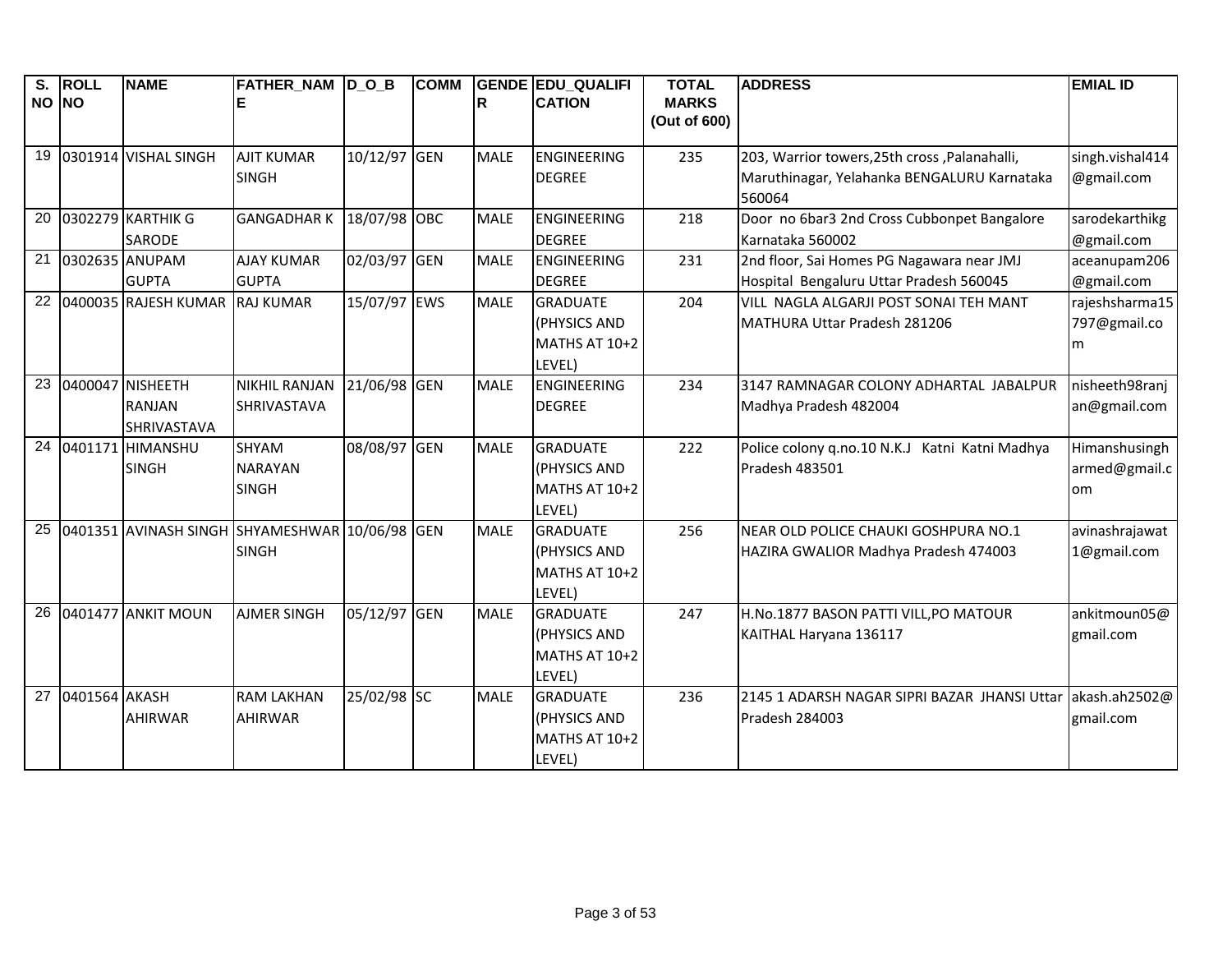| S. NO | ROLL NO | NAME | FATHER_NAME | D_O_B | COMM | GENDER | EDU_QUALIFICATION | TOTAL MARKS (Out of 600) | ADDRESS | EMIAL ID |
|---|---|---|---|---|---|---|---|---|---|---|
| 19 | 0301914 | VISHAL SINGH | AJIT KUMAR SINGH | 10/12/97 | GEN | MALE | ENGINEERING DEGREE | 235 | 203, Warrior towers,25th cross ,Palanahalli, Maruthinagar, Yelahanka BENGALURU Karnataka 560064 | singh.vishal414@gmail.com |
| 20 | 0302279 | KARTHIK G SARODE | GANGADHAR K | 18/07/98 | OBC | MALE | ENGINEERING DEGREE | 218 | Door no 6bar3 2nd Cross Cubbonpet Bangalore Karnataka 560002 | sarodekarthikg@gmail.com |
| 21 | 0302635 | ANUPAM GUPTA | AJAY KUMAR GUPTA | 02/03/97 | GEN | MALE | ENGINEERING DEGREE | 231 | 2nd floor, Sai Homes PG Nagawara near JMJ Hospital Bengaluru Uttar Pradesh 560045 | aceanupam206@gmail.com |
| 22 | 0400035 | RAJESH KUMAR | RAJ KUMAR | 15/07/97 | EWS | MALE | GRADUATE (PHYSICS AND MATHS AT 10+2 LEVEL) | 204 | VILL NAGLA ALGARJI POST SONAI TEH MANT MATHURA Uttar Pradesh 281206 | rajeshsharma15797@gmail.com |
| 23 | 0400047 | NISHEETH RANJAN SHRIVASTAVA | NIKHIL RANJAN SHRIVASTAVA | 21/06/98 | GEN | MALE | ENGINEERING DEGREE | 234 | 3147 RAMNAGAR COLONY ADHARTAL JABALPUR Madhya Pradesh 482004 | nisheeth98ranjan@gmail.com |
| 24 | 0401171 | HIMANSHU SINGH | SHYAM NARAYAN SINGH | 08/08/97 | GEN | MALE | GRADUATE (PHYSICS AND MATHS AT 10+2 LEVEL) | 222 | Police colony q.no.10 N.K.J Katni Katni Madhya Pradesh 483501 | Himanshusingharmed@gmail.com |
| 25 | 0401351 | AVINASH SINGH | SHYAMESHWAR SINGH | 10/06/98 | GEN | MALE | GRADUATE (PHYSICS AND MATHS AT 10+2 LEVEL) | 256 | NEAR OLD POLICE CHAUKI GOSHPURA NO.1 HAZIRA GWALIOR Madhya Pradesh 474003 | avinashrajawat1@gmail.com |
| 26 | 0401477 | ANKIT MOUN | AJMER SINGH | 05/12/97 | GEN | MALE | GRADUATE (PHYSICS AND MATHS AT 10+2 LEVEL) | 247 | H.No.1877 BASON PATTI VILL,PO MATOUR KAITHAL Haryana 136117 | ankitmoun05@gmail.com |
| 27 | 0401564 | AKASH AHIRWAR | RAM LAKHAN AHIRWAR | 25/02/98 | SC | MALE | GRADUATE (PHYSICS AND MATHS AT 10+2 LEVEL) | 236 | 2145 1 ADARSH NAGAR SIPRI BAZAR JHANSI Uttar Pradesh 284003 | akash.ah2502@gmail.com |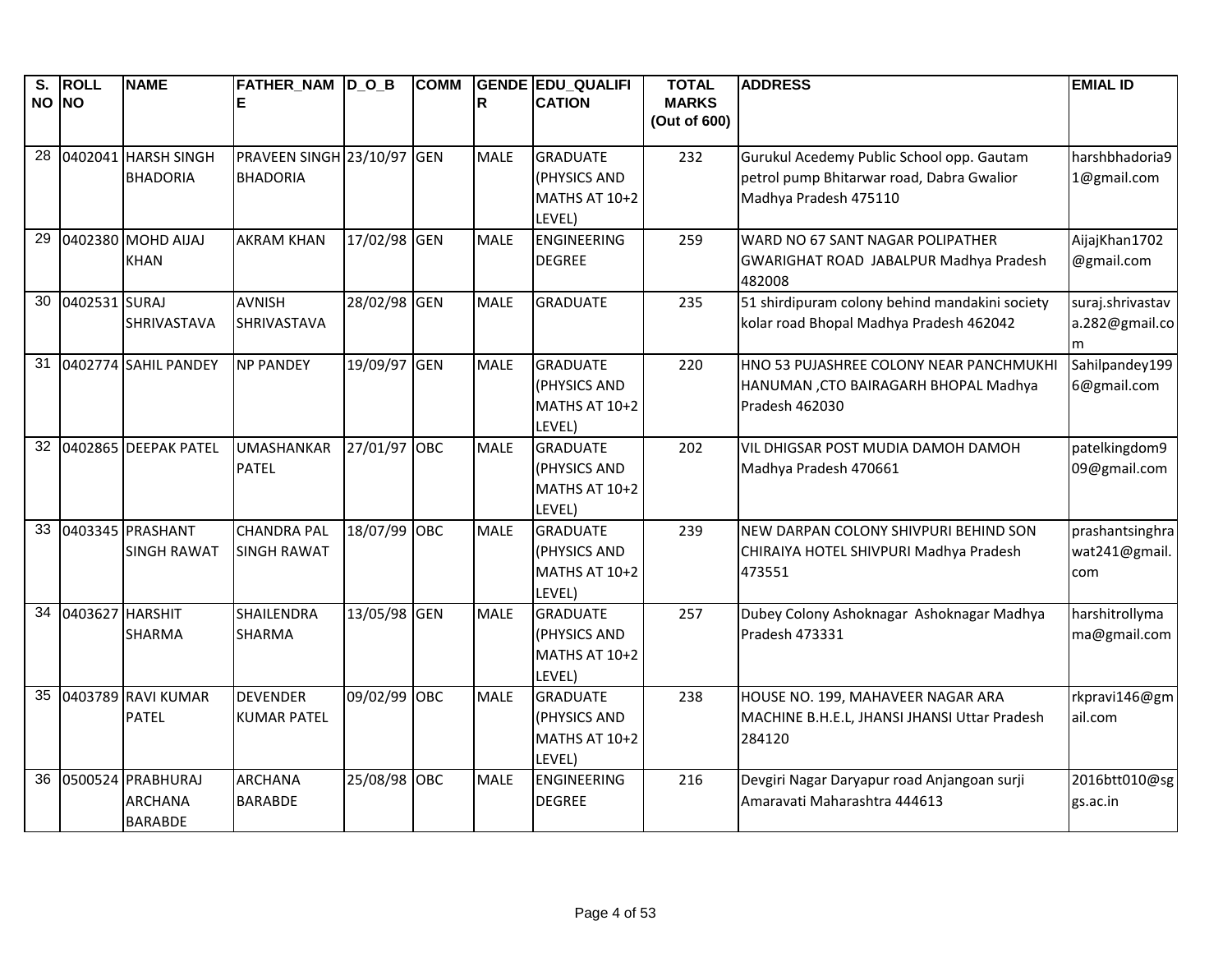| S. NO | ROLL NO | NAME | FATHER_NAME | D_O_B | COMM | GENDER | EDU_QUALIFICATION | TOTAL MARKS (Out of 600) | ADDRESS | EMIAL ID |
|---|---|---|---|---|---|---|---|---|---|---|
| 28 | 0402041 | HARSH SINGH BHADORIA | PRAVEEN SINGH BHADORIA | 23/10/97 | GEN | MALE | GRADUATE (PHYSICS AND MATHS AT 10+2 LEVEL) | 232 | Gurukul Acedemy Public School opp. Gautam petrol pump Bhitarwar road, Dabra Gwalior Madhya Pradesh 475110 | harshbhadoria91@gmail.com |
| 29 | 0402380 | MOHD AIJAJ KHAN | AKRAM KHAN | 17/02/98 | GEN | MALE | ENGINEERING DEGREE | 259 | WARD NO 67 SANT NAGAR POLIPATHER GWARIGHAT ROAD JABALPUR Madhya Pradesh 482008 | AijajKhan1702@gmail.com |
| 30 | 0402531 | SURAJ SHRIVASTAVA | AVNISH SHRIVASTAVA | 28/02/98 | GEN | MALE | GRADUATE | 235 | 51 shirdipuram colony behind mandakini society kolar road Bhopal Madhya Pradesh 462042 | suraj.shrivastava.282@gmail.com |
| 31 | 0402774 | SAHIL PANDEY | NP PANDEY | 19/09/97 | GEN | MALE | GRADUATE (PHYSICS AND MATHS AT 10+2 LEVEL) | 220 | HNO 53 PUJASHREE COLONY NEAR PANCHMUKHI HANUMAN ,CTO BAIRAGARH BHOPAL Madhya Pradesh 462030 | Sahilpandey1996@gmail.com |
| 32 | 0402865 | DEEPAK PATEL | UMASHANKAR PATEL | 27/01/97 | OBC | MALE | GRADUATE (PHYSICS AND MATHS AT 10+2 LEVEL) | 202 | VIL DHIGSAR POST MUDIA DAMOH DAMOH Madhya Pradesh 470661 | patelkingdom909@gmail.com |
| 33 | 0403345 | PRASHANT SINGH RAWAT | CHANDRA PAL SINGH RAWAT | 18/07/99 | OBC | MALE | GRADUATE (PHYSICS AND MATHS AT 10+2 LEVEL) | 239 | NEW DARPAN COLONY SHIVPURI BEHIND SON CHIRAIYA HOTEL SHIVPURI Madhya Pradesh 473551 | prashantsinghrawat241@gmail.com |
| 34 | 0403627 | HARSHIT SHARMA | SHAILENDRA SHARMA | 13/05/98 | GEN | MALE | GRADUATE (PHYSICS AND MATHS AT 10+2 LEVEL) | 257 | Dubey Colony Ashoknagar Ashoknagar Madhya Pradesh 473331 | harshitrollymama@gmail.com |
| 35 | 0403789 | RAVI KUMAR PATEL | DEVENDER KUMAR PATEL | 09/02/99 | OBC | MALE | GRADUATE (PHYSICS AND MATHS AT 10+2 LEVEL) | 238 | HOUSE NO. 199, MAHAVEER NAGAR ARA MACHINE B.H.E.L, JHANSI JHANSI Uttar Pradesh 284120 | rkpravi146@gmail.com |
| 36 | 0500524 | PRABHURAJ ARCHANA BARABDE | ARCHANA BARABDE | 25/08/98 | OBC | MALE | ENGINEERING DEGREE | 216 | Devgiri Nagar Daryapur road Anjangoan surji Amaravati Maharashtra 444613 | 2016btt010@sggs.ac.in |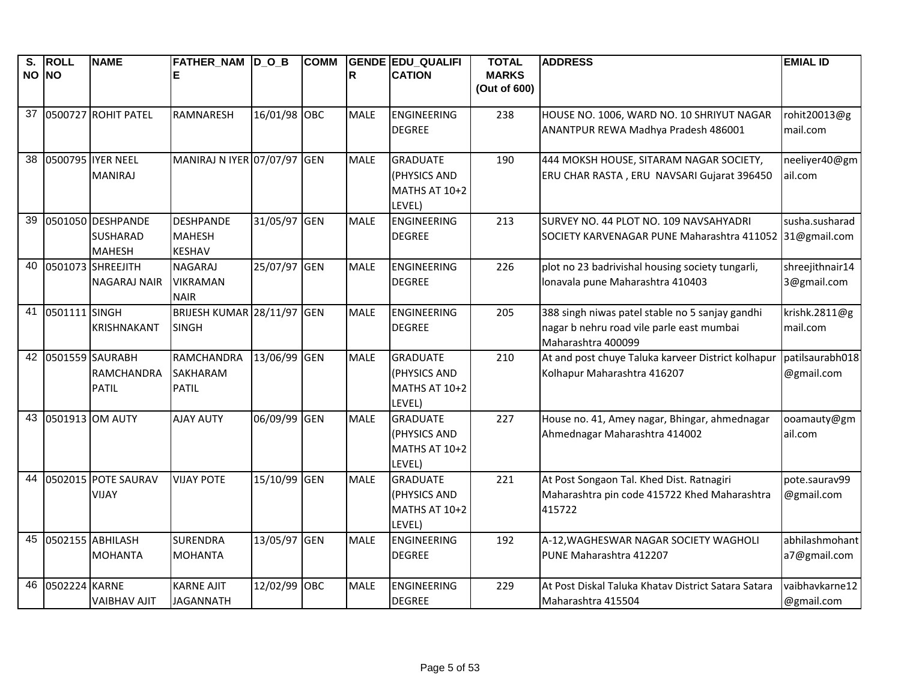| S. NO | ROLL NO | NAME | FATHER_NAME | D_O_B | COMM | GENDER | EDU_QUALIFICATION | TOTAL MARKS (Out of 600) | ADDRESS | EMIAL ID |
|---|---|---|---|---|---|---|---|---|---|---|
| 37 | 0500727 | ROHIT PATEL | RAMNARESH | 16/01/98 | OBC | MALE | ENGINEERING DEGREE | 238 | HOUSE NO. 1006, WARD NO. 10 SHRIYUT NAGAR ANANTPUR REWA Madhya Pradesh 486001 | rohit20013@gmail.com |
| 38 | 0500795 | IYER NEEL MANIRAJ | MANIRAJ N IYER | 07/07/97 | GEN | MALE | GRADUATE (PHYSICS AND MATHS AT 10+2 LEVEL) | 190 | 444 MOKSH HOUSE, SITARAM NAGAR SOCIETY, ERU CHAR RASTA , ERU NAVSARI Gujarat 396450 | neeliyer40@gmail.com |
| 39 | 0501050 | DESHPANDE SUSHARAD MAHESH | DESHPANDE MAHESH KESHAV | 31/05/97 | GEN | MALE | ENGINEERING DEGREE | 213 | SURVEY NO. 44 PLOT NO. 109 NAVSAHYADRI SOCIETY KARVENAGAR PUNE Maharashtra 411052 | susha.susharad31@gmail.com |
| 40 | 0501073 | SHREEJITH NAGARAJ NAIR | NAGARAJ VIKRAMAN NAIR | 25/07/97 | GEN | MALE | ENGINEERING DEGREE | 226 | plot no 23 badrivishal housing society tungarli, lonavala pune Maharashtra 410403 | shreejithnair143@gmail.com |
| 41 | 0501111 | SINGH KRISHNAKANT | BRIJESH KUMAR SINGH | 28/11/97 | GEN | MALE | ENGINEERING DEGREE | 205 | 388 singh niwas patel stable no 5 sanjay gandhi nagar b nehru road vile parle east mumbai Maharashtra 400099 | krishk.2811@gmail.com |
| 42 | 0501559 | SAURABH RAMCHANDRA PATIL | RAMCHANDRA SAKHARAM PATIL | 13/06/99 | GEN | MALE | GRADUATE (PHYSICS AND MATHS AT 10+2 LEVEL) | 210 | At and post chuye Taluka karveer District kolhapur Kolhapur Maharashtra 416207 | patilsaurabh018@gmail.com |
| 43 | 0501913 | OM AUTY | AJAY AUTY | 06/09/99 | GEN | MALE | GRADUATE (PHYSICS AND MATHS AT 10+2 LEVEL) | 227 | House no. 41, Amey nagar, Bhingar, ahmednagar Ahmednagar Maharashtra 414002 | ooamauty@gmail.com |
| 44 | 0502015 | POTE SAURAV VIJAY | VIJAY POTE | 15/10/99 | GEN | MALE | GRADUATE (PHYSICS AND MATHS AT 10+2 LEVEL) | 221 | At Post Songaon Tal. Khed Dist. Ratnagiri Maharashtra pin code 415722 Khed Maharashtra 415722 | pote.saurav99@gmail.com |
| 45 | 0502155 | ABHILASH MOHANTA | SURENDRA MOHANTA | 13/05/97 | GEN | MALE | ENGINEERING DEGREE | 192 | A-12,WAGHESWAR NAGAR SOCIETY WAGHOLI PUNE Maharashtra 412207 | abhilashmohanta7@gmail.com |
| 46 | 0502224 | KARNE VAIBHAV AJIT | KARNE AJIT JAGANNATH | 12/02/99 | OBC | MALE | ENGINEERING DEGREE | 229 | At Post Diskal Taluka Khatav District Satara Satara Maharashtra 415504 | vaibhavkarne12@gmail.com |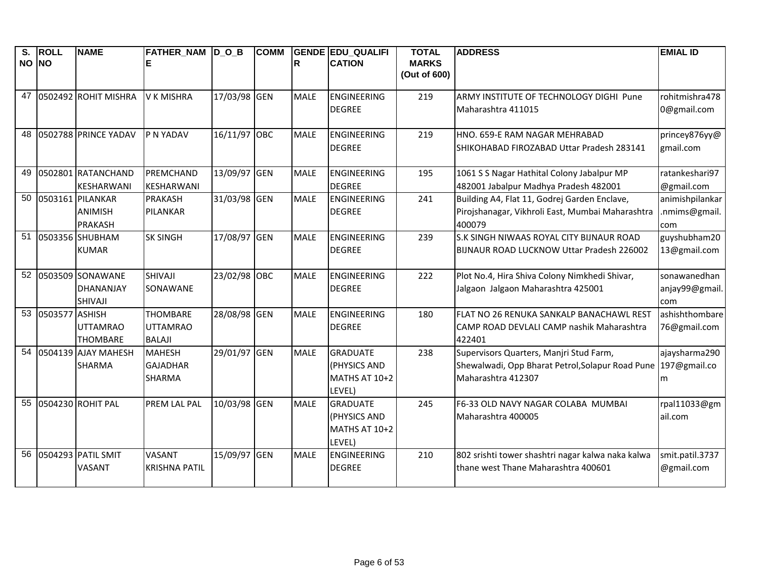| S. NO | ROLL NO | NAME | FATHER_NAME | D_O_B | COMM | GENDER | EDU_QUALIFICATION | TOTAL MARKS (Out of 600) | ADDRESS | EMIAL ID |
|---|---|---|---|---|---|---|---|---|---|---|
| 47 | 0502492 | ROHIT MISHRA | V K MISHRA | 17/03/98 | GEN | MALE | ENGINEERING DEGREE | 219 | ARMY INSTITUTE OF TECHNOLOGY DIGHI Pune Maharashtra 411015 | rohitmishra4780@gmail.com |
| 48 | 0502788 | PRINCE YADAV | P N YADAV | 16/11/97 | OBC | MALE | ENGINEERING DEGREE | 219 | HNO. 659-E RAM NAGAR MEHRABAD SHIKOHABAD FIROZABAD Uttar Pradesh 283141 | princey876yy@gmail.com |
| 49 | 0502801 | RATANCHAND KESHARWANI | PREMCHAND KESHARWANI | 13/09/97 | GEN | MALE | ENGINEERING DEGREE | 195 | 1061 S S Nagar Hathital Colony Jabalpur MP 482001 Jabalpur Madhya Pradesh 482001 | ratankeshari97@gmail.com |
| 50 | 0503161 | PILANKAR ANIMISH PRAKASH | PRAKASH PILANKAR | 31/03/98 | GEN | MALE | ENGINEERING DEGREE | 241 | Building A4, Flat 11, Godrej Garden Enclave, Pirojshanagar, Vikhroli East, Mumbai Maharashtra 400079 | animishpilankar.nmims@gmail.com |
| 51 | 0503356 | SHUBHAM KUMAR | SK SINGH | 17/08/97 | GEN | MALE | ENGINEERING DEGREE | 239 | S.K SINGH NIWAAS ROYAL CITY BIJNAUR ROAD BIJNAUR ROAD LUCKNOW Uttar Pradesh 226002 | guyshubham2013@gmail.com |
| 52 | 0503509 | SONAWANE DHANANJAY SHIVAJI | SHIVAJI SONAWANE | 23/02/98 | OBC | MALE | ENGINEERING DEGREE | 222 | Plot No.4, Hira Shiva Colony Nimkhedi Shivar, Jalgaon Jalgaon Maharashtra 425001 | sonawanedhananjay99@gmail.com |
| 53 | 0503577 | ASHISH UTTAMRAO THOMBARE | THOMBARE UTTAMRAO BALAJI | 28/08/98 | GEN | MALE | ENGINEERING DEGREE | 180 | FLAT NO 26 RENUKA SANKALP BANACHAWL REST CAMP ROAD DEVLALI CAMP nashik Maharashtra 422401 | ashishthombare76@gmail.com |
| 54 | 0504139 | AJAY MAHESH SHARMA | MAHESH GAJADHAR SHARMA | 29/01/97 | GEN | MALE | GRADUATE (PHYSICS AND MATHS AT 10+2 LEVEL) | 238 | Supervisors Quarters, Manjri Stud Farm, Shewalwadi, Opp Bharat Petrol,Solapur Road Pune Maharashtra 412307 | ajaysharma290197@gmail.com |
| 55 | 0504230 | ROHIT PAL | PREM LAL PAL | 10/03/98 | GEN | MALE | GRADUATE (PHYSICS AND MATHS AT 10+2 LEVEL) | 245 | F6-33 OLD NAVY NAGAR COLABA MUMBAI Maharashtra 400005 | rpal11033@gmail.com |
| 56 | 0504293 | PATIL SMIT VASANT | VASANT KRISHNA PATIL | 15/09/97 | GEN | MALE | ENGINEERING DEGREE | 210 | 802 srishti tower shashtri nagar kalwa naka kalwa thane west Thane Maharashtra 400601 | smit.patil.3737@gmail.com |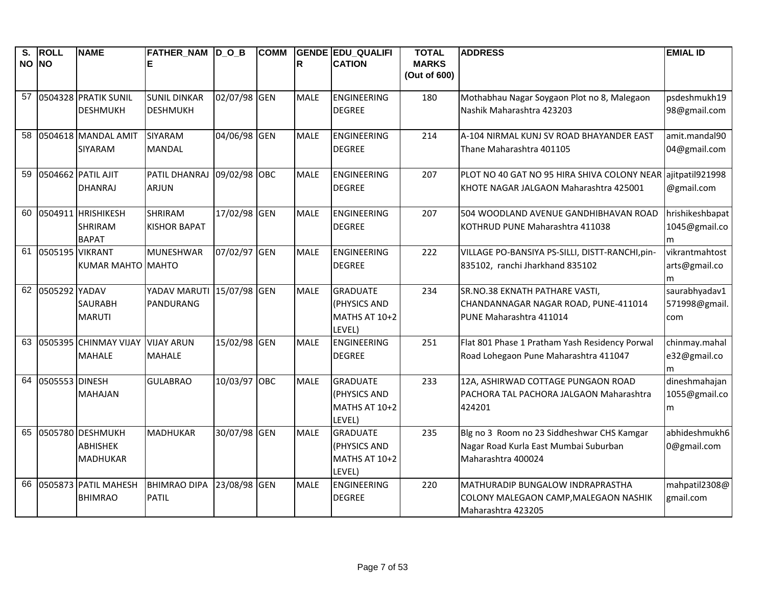| S. NO | ROLL NO | NAME | FATHER_NAME | D_O_B | COMM | GENDER | EDU_QUALIFICATION | TOTAL MARKS (Out of 600) | ADDRESS | EMIAL ID |
|---|---|---|---|---|---|---|---|---|---|---|
| 57 | 0504328 | PRATIK SUNIL DESHMUKH | SUNIL DINKAR DESHMUKH | 02/07/98 | GEN | MALE | ENGINEERING DEGREE | 180 | Mothabhau Nagar Soygaon Plot no 8, Malegaon Nashik Maharashtra 423203 | psdeshmukh1998@gmail.com |
| 58 | 0504618 | MANDAL AMIT SIYARAM | SIYARAM MANDAL | 04/06/98 | GEN | MALE | ENGINEERING DEGREE | 214 | A-104 NIRMAL KUNJ SV ROAD BHAYANDER EAST Thane Maharashtra 401105 | amit.mandal9004@gmail.com |
| 59 | 0504662 | PATIL AJIT DHANRAJ | PATIL DHANRAJ ARJUN | 09/02/98 | OBC | MALE | ENGINEERING DEGREE | 207 | PLOT NO 40 GAT NO 95 HIRA SHIVA COLONY NEAR KHOTE NAGAR JALGAON Maharashtra 425001 | ajitpatil921998@gmail.com |
| 60 | 0504911 | HRISHIKESH SHRIRAM BAPAT | SHRIRAM KISHOR BAPAT | 17/02/98 | GEN | MALE | ENGINEERING DEGREE | 207 | 504 WOODLAND AVENUE GANDHIBHAVAN ROAD KOTHRUD PUNE Maharashtra 411038 | hrishikeshbapat1045@gmail.com |
| 61 | 0505195 | VIKRANT KUMAR MAHTO | MUNESHWAR MAHTO | 07/02/97 | GEN | MALE | ENGINEERING DEGREE | 222 | VILLAGE PO-BANSIYA PS-SILLI, DISTT-RANCHI,pin-835102, ranchi Jharkhand 835102 | vikrantmahtostarts@gmail.com |
| 62 | 0505292 | YADAV SAURABH MARUTI | YADAV MARUTI PANDURANG | 15/07/98 | GEN | MALE | GRADUATE (PHYSICS AND MATHS AT 10+2 LEVEL) | 234 | SR.NO.38 EKNATH PATHARE VASTI, CHANDANNAGAR NAGAR ROAD, PUNE-411014 PUNE Maharashtra 411014 | saurabhyadav1571998@gmail.com |
| 63 | 0505395 | CHINMAY VIJAY MAHALE | VIJAY ARUN MAHALE | 15/02/98 | GEN | MALE | ENGINEERING DEGREE | 251 | Flat 801 Phase 1 Pratham Yash Residency Porwal Road Lohegaon Pune Maharashtra 411047 | chinmay.mahale32@gmail.com |
| 64 | 0505553 | DINESH MAHAJAN | GULABRAO | 10/03/97 | OBC | MALE | GRADUATE (PHYSICS AND MATHS AT 10+2 LEVEL) | 233 | 12A, ASHIRWAD COTTAGE PUNGAON ROAD PACHORA TAL PACHORA JALGAON Maharashtra 424201 | dineshmahajan1055@gmail.com |
| 65 | 0505780 | DESHMUKH ABHISHEK MADHUKAR | MADHUKAR | 30/07/98 | GEN | MALE | GRADUATE (PHYSICS AND MATHS AT 10+2 LEVEL) | 235 | Blg no 3 Room no 23 Siddheshwar CHS Kamgar Nagar Road Kurla East Mumbai Suburban Maharashtra 400024 | abhideshmukh60@gmail.com |
| 66 | 0505873 | PATIL MAHESH BHIMRAO | BHIMRAO DIPA PATIL | 23/08/98 | GEN | MALE | ENGINEERING DEGREE | 220 | MATHURADIP BUNGALOW INDRAPRASTHA COLONY MALEGAON CAMP,MALEGAON NASHIK Maharashtra 423205 | mahpatil2308@gmail.com |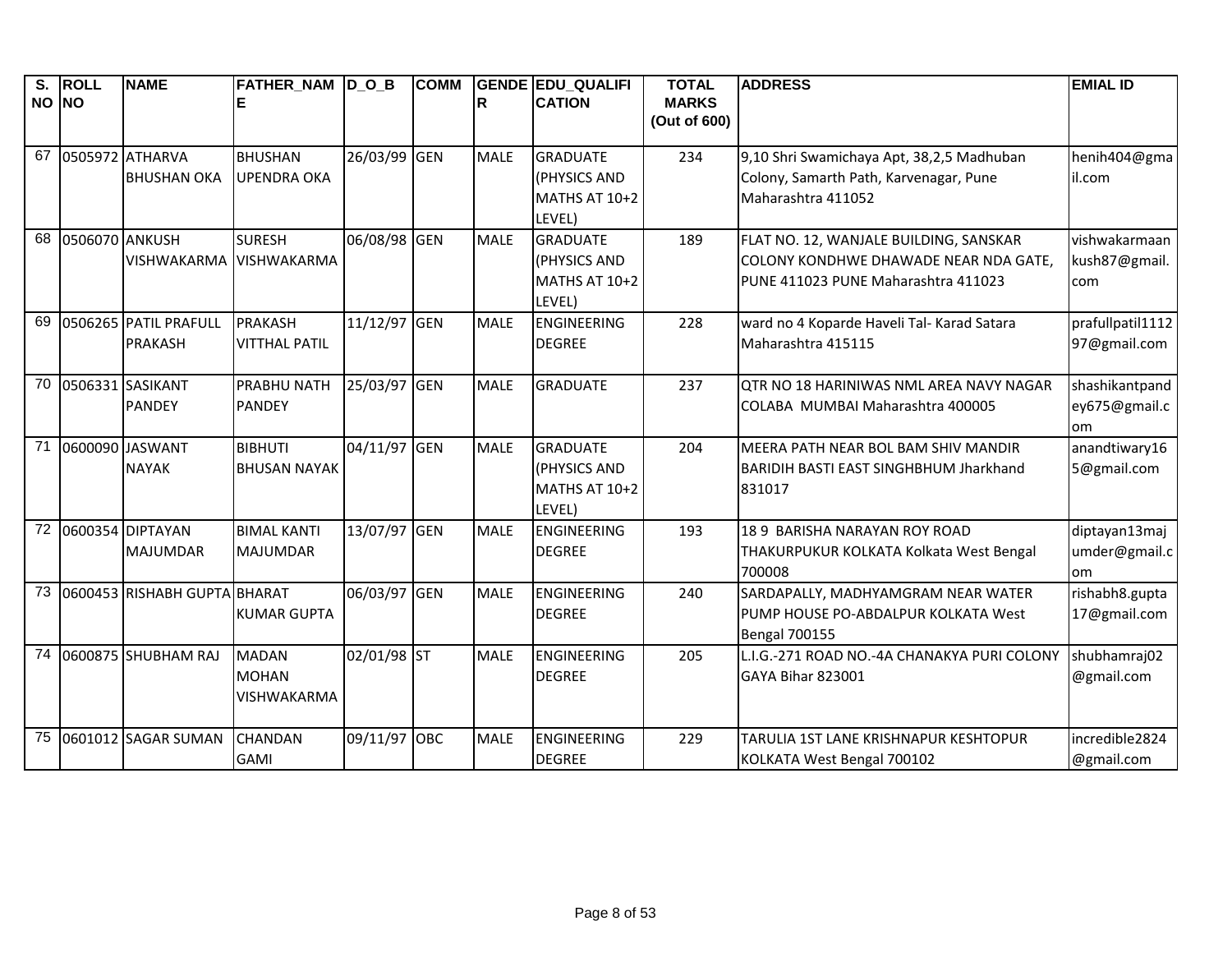| S. NO | ROLL NO | NAME | FATHER_NAME | D_O_B | COMM | GENDER | EDU_QUALIFICATION | TOTAL MARKS (Out of 600) | ADDRESS | EMIAL ID |
|---|---|---|---|---|---|---|---|---|---|---|
| 67 | 0505972 | ATHARVA BHUSHAN OKA | BHUSHAN UPENDRA OKA | 26/03/99 | GEN | MALE | GRADUATE (PHYSICS AND MATHS AT 10+2 LEVEL) | 234 | 9,10 Shri Swamichaya Apt, 38,2,5 Madhuban Colony, Samarth Path, Karvenagar, Pune Maharashtra 411052 | henih404@gmail.com |
| 68 | 0506070 | ANKUSH VISHWAKARMA | SURESH VISHWAKARMA | 06/08/98 | GEN | MALE | GRADUATE (PHYSICS AND MATHS AT 10+2 LEVEL) | 189 | FLAT NO. 12, WANJALE BUILDING, SANSKAR COLONY KONDHWE DHAWADE NEAR NDA GATE, PUNE 411023 PUNE Maharashtra 411023 | vishwakarmaankush87@gmail.com |
| 69 | 0506265 | PATIL PRAFULL PRAKASH | PRAKASH VITTHAL PATIL | 11/12/97 | GEN | MALE | ENGINEERING DEGREE | 228 | ward no 4 Koparde Haveli Tal- Karad Satara Maharashtra 415115 | prafullpatil111297@gmail.com |
| 70 | 0506331 | SASIKANT PANDEY | PRABHU NATH PANDEY | 25/03/97 | GEN | MALE | GRADUATE | 237 | QTR NO 18 HARINIWAS NML AREA NAVY NAGAR COLABA MUMBAI Maharashtra 400005 | shashikantpandey675@gmail.com |
| 71 | 0600090 | JASWANT NAYAK | BIBHUTI BHUSAN NAYAK | 04/11/97 | GEN | MALE | GRADUATE (PHYSICS AND MATHS AT 10+2 LEVEL) | 204 | MEERA PATH NEAR BOL BAM SHIV MANDIR BARIDIH BASTI EAST SINGHBHUM Jharkhand 831017 | anandtiwary165@gmail.com |
| 72 | 0600354 | DIPTAYAN MAJUMDAR | BIMAL KANTI MAJUMDAR | 13/07/97 | GEN | MALE | ENGINEERING DEGREE | 193 | 18 9 BARISHA NARAYAN ROY ROAD THAKURPUKUR KOLKATA Kolkata West Bengal 700008 | diptayan13majumder@gmail.com |
| 73 | 0600453 | RISHABH GUPTA | BHARAT KUMAR GUPTA | 06/03/97 | GEN | MALE | ENGINEERING DEGREE | 240 | SARDAPALLY, MADHYAMGRAM NEAR WATER PUMP HOUSE PO-ABDALPUR KOLKATA West Bengal 700155 | rishabh8.gupta17@gmail.com |
| 74 | 0600875 | SHUBHAM RAJ | MADAN MOHAN VISHWAKARMA | 02/01/98 | ST | MALE | ENGINEERING DEGREE | 205 | L.I.G.-271 ROAD NO.-4A CHANAKYA PURI COLONY GAYA Bihar 823001 | shubhamraj02@gmail.com |
| 75 | 0601012 | SAGAR SUMAN | CHANDAN GAMI | 09/11/97 | OBC | MALE | ENGINEERING DEGREE | 229 | TARULIA 1ST LANE KRISHNAPUR KESHTOPUR KOLKATA West Bengal 700102 | incredible2824@gmail.com |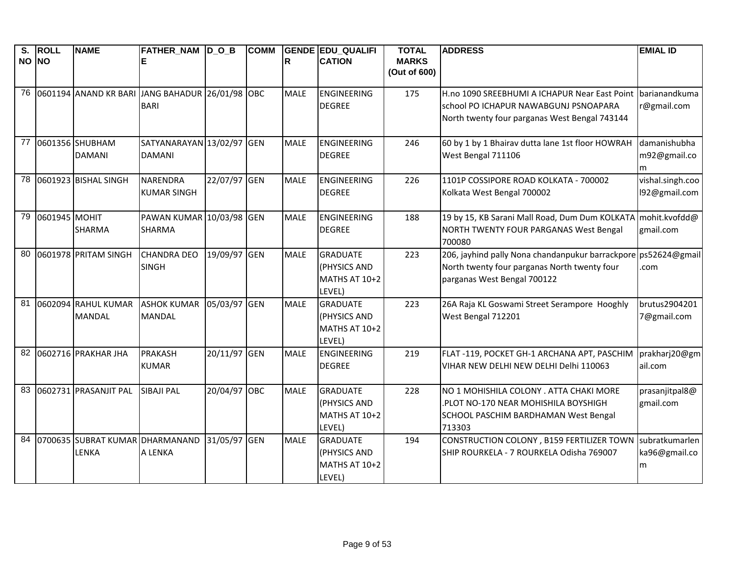| S. NO | ROLL NO | NAME | FATHER_NAME | D_O_B | COMM | GENDER | EDU_QUALIFICATION | TOTAL MARKS (Out of 600) | ADDRESS | EMIAL ID |
|---|---|---|---|---|---|---|---|---|---|---|
| 76 | 0601194 | ANAND KR BARI | JANG BAHADUR BARI | 26/01/98 | OBC | MALE | ENGINEERING DEGREE | 175 | H.no 1090 SREEBHUMI A ICHAPUR Near East Point school PO ICHAPUR NAWABGUNJ PSNOAPARA North twenty four parganas West Bengal 743144 | barianandkumar@gmail.com |
| 77 | 0601356 | SHUBHAM DAMANI | SATYANARAYAN DAMANI | 13/02/97 | GEN | MALE | ENGINEERING DEGREE | 246 | 60 by 1 by 1 Bhairav dutta lane 1st floor HOWRAH West Bengal 711106 | damanishubham92@gmail.com |
| 78 | 0601923 | BISHAL SINGH | NARENDRA KUMAR SINGH | 22/07/97 | GEN | MALE | ENGINEERING DEGREE | 226 | 1101P COSSIPORE ROAD KOLKATA - 700002 Kolkata West Bengal 700002 | vishal.singh.cool92@gmail.com |
| 79 | 0601945 | MOHIT SHARMA | PAWAN KUMAR SHARMA | 10/03/98 | GEN | MALE | ENGINEERING DEGREE | 188 | 19 by 15, KB Sarani Mall Road, Dum Dum KOLKATA NORTH TWENTY FOUR PARGANAS West Bengal 700080 | mohit.kvofdd@gmail.com |
| 80 | 0601978 | PRITAM SINGH | CHANDRA DEO SINGH | 19/09/97 | GEN | MALE | GRADUATE (PHYSICS AND MATHS AT 10+2 LEVEL) | 223 | 206, jayhind pally Nona chandanpukur barrackpore North twenty four parganas North twenty four parganas West Bengal 700122 | ps52624@gmail.com |
| 81 | 0602094 | RAHUL KUMAR MANDAL | ASHOK KUMAR MANDAL | 05/03/97 | GEN | MALE | GRADUATE (PHYSICS AND MATHS AT 10+2 LEVEL) | 223 | 26A Raja KL Goswami Street Serampore Hooghly West Bengal 712201 | brutus29042017@gmail.com |
| 82 | 0602716 | PRAKHAR JHA | PRAKASH KUMAR | 20/11/97 | GEN | MALE | ENGINEERING DEGREE | 219 | FLAT -119, POCKET GH-1 ARCHANA APT, PASCHIM VIHAR NEW DELHI NEW DELHI Delhi 110063 | prakharj20@gmail.com |
| 83 | 0602731 | PRASANJIT PAL | SIBAJI PAL | 20/04/97 | OBC | MALE | GRADUATE (PHYSICS AND MATHS AT 10+2 LEVEL) | 228 | NO 1 MOHISHILA COLONY . ATTA CHAKI MORE .PLOT NO-170 NEAR MOHISHILA BOYSHIGH SCHOOL PASCHIM BARDHAMAN West Bengal 713303 | prasanjitpal8@gmail.com |
| 84 | 0700635 | SUBRAT KUMAR LENKA | DHARMANANDA LENKA | 31/05/97 | GEN | MALE | GRADUATE (PHYSICS AND MATHS AT 10+2 LEVEL) | 194 | CONSTRUCTION COLONY , B159 FERTILIZER TOWN SHIP ROURKELA - 7 ROURKELA Odisha 769007 | subratkumarlenka96@gmail.com |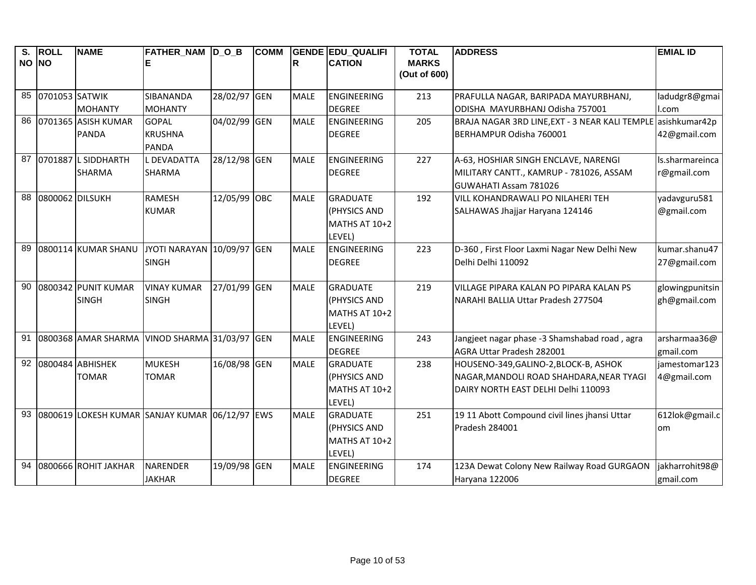| S. NO | ROLL NO | NAME | FATHER_NAME | D_O_B | COMM | GENDER | EDU_QUALIFICATION | TOTAL MARKS (Out of 600) | ADDRESS | EMIAL ID |
|---|---|---|---|---|---|---|---|---|---|---|
| 85 | 0701053 | SATWIK MOHANTY | SIBANANDA MOHANTY | 28/02/97 | GEN | MALE | ENGINEERING DEGREE | 213 | PRAFULLA NAGAR, BARIPADA MAYURBHANJ, ODISHA MAYURBHANJ Odisha 757001 | ladudgr8@gmail.com |
| 86 | 0701365 | ASISH KUMAR PANDA | GOPAL KRUSHNA PANDA | 04/02/99 | GEN | MALE | ENGINEERING DEGREE | 205 | BRAJA NAGAR 3RD LINE,EXT - 3 NEAR KALI TEMPLE BERHAMPUR Odisha 760001 | asishkumar42p42@gmail.com |
| 87 | 0701887 | L SIDDHARTH SHARMA | L DEVADATTA SHARMA | 28/12/98 | GEN | MALE | ENGINEERING DEGREE | 227 | A-63, HOSHIAR SINGH ENCLAVE, NARENGI MILITARY CANTT., KAMRUP - 781026, ASSAM GUWAHATI Assam 781026 | ls.sharmareincar@gmail.com |
| 88 | 0800062 | DILSUKH | RAMESH KUMAR | 12/05/99 | OBC | MALE | GRADUATE (PHYSICS AND MATHS AT 10+2 LEVEL) | 192 | VILL KOHANDRAWALI PO NILAHERI TEH SALHAWAS Jhajjar Haryana 124146 | yadavguru581@gmail.com |
| 89 | 0800114 | KUMAR SHANU | JYOTI NARAYAN SINGH | 10/09/97 | GEN | MALE | ENGINEERING DEGREE | 223 | D-360 , First Floor Laxmi Nagar New Delhi New Delhi Delhi 110092 | kumar.shanu4727@gmail.com |
| 90 | 0800342 | PUNIT KUMAR SINGH | VINAY KUMAR SINGH | 27/01/99 | GEN | MALE | GRADUATE (PHYSICS AND MATHS AT 10+2 LEVEL) | 219 | VILLAGE PIPARA KALAN PO PIPARA KALAN PS NARAHI BALLIA Uttar Pradesh 277504 | glowingpunitsingh@gmail.com |
| 91 | 0800368 | AMAR SHARMA | VINOD SHARMA | 31/03/97 | GEN | MALE | ENGINEERING DEGREE | 243 | Jangjeet nagar phase -3 Shamshabad road , agra AGRA Uttar Pradesh 282001 | arsharmaa36@gmail.com |
| 92 | 0800484 | ABHISHEK TOMAR | MUKESH TOMAR | 16/08/98 | GEN | MALE | GRADUATE (PHYSICS AND MATHS AT 10+2 LEVEL) | 238 | HOUSENO-349,GALINO-2,BLOCK-B, ASHOK NAGAR,MANDOLI ROAD SHAHDARA,NEAR TYAGI DAIRY NORTH EAST DELHI Delhi 110093 | jamestomar1234@gmail.com |
| 93 | 0800619 | LOKESH KUMAR | SANJAY KUMAR | 06/12/97 | EWS | MALE | GRADUATE (PHYSICS AND MATHS AT 10+2 LEVEL) | 251 | 19 11 Abott Compound civil lines jhansi Uttar Pradesh 284001 | 612lok@gmail.com |
| 94 | 0800666 | ROHIT JAKHAR | NARENDER JAKHAR | 19/09/98 | GEN | MALE | ENGINEERING DEGREE | 174 | 123A Dewat Colony New Railway Road GURGAON Haryana 122006 | jakharrohit98@gmail.com |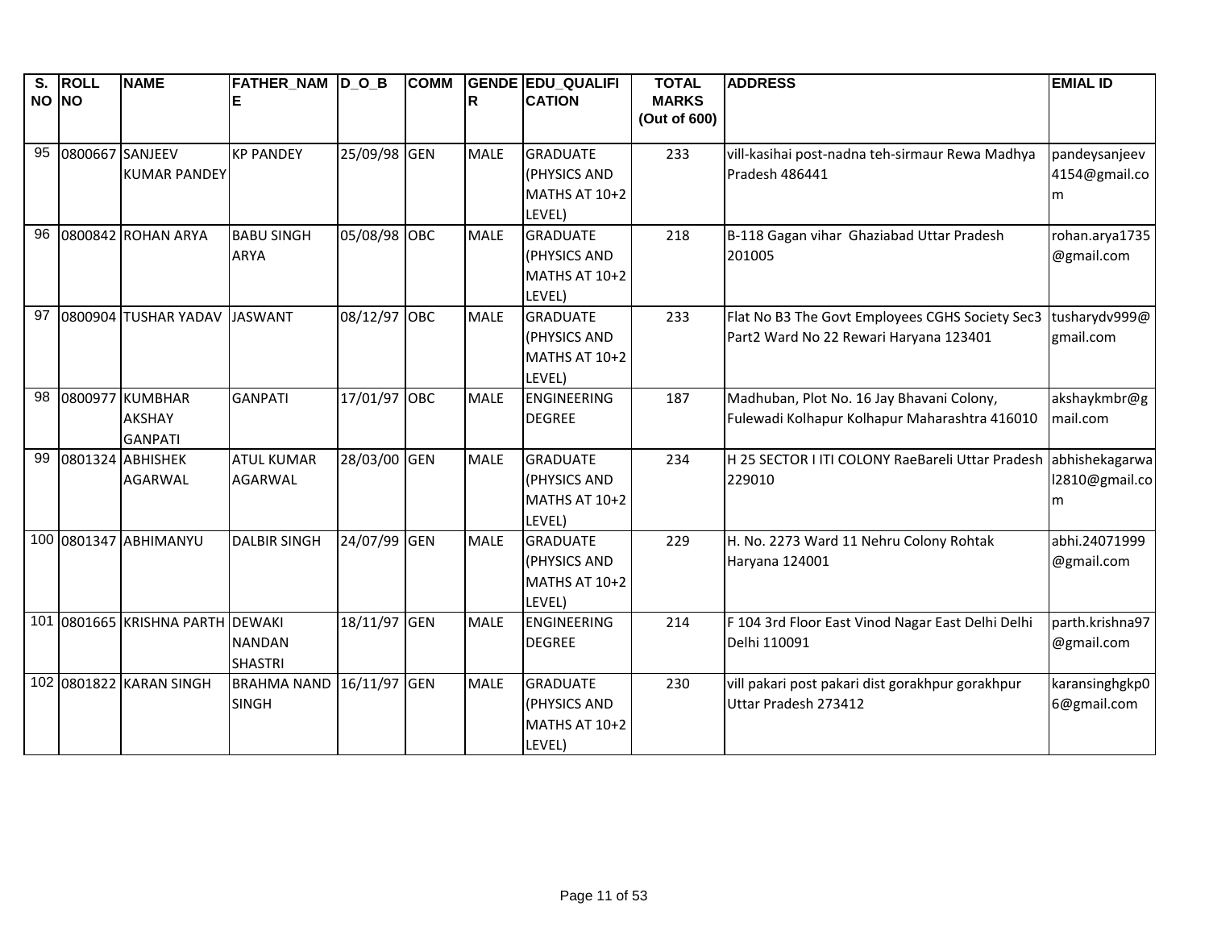| S. NO | ROLL NO | NAME | FATHER_NAME | D_O_B | COMM | GENDER | EDU_QUALIFICATION | TOTAL MARKS (Out of 600) | ADDRESS | EMIAL ID |
|---|---|---|---|---|---|---|---|---|---|---|
| 95 | 0800667 | SANJEEV KUMAR PANDEY | KP PANDEY | 25/09/98 | GEN | MALE | GRADUATE (PHYSICS AND MATHS AT 10+2 LEVEL) | 233 | vill-kasihai post-nadna teh-sirmaur Rewa Madhya Pradesh 486441 | pandeysanjeev4154@gmail.com |
| 96 | 0800842 | ROHAN ARYA | BABU SINGH ARYA | 05/08/98 | OBC | MALE | GRADUATE (PHYSICS AND MATHS AT 10+2 LEVEL) | 218 | B-118 Gagan vihar Ghaziabad Uttar Pradesh 201005 | rohan.arya1735@gmail.com |
| 97 | 0800904 | TUSHAR YADAV | JASWANT | 08/12/97 | OBC | MALE | GRADUATE (PHYSICS AND MATHS AT 10+2 LEVEL) | 233 | Flat No B3 The Govt Employees CGHS Society Sec3 Part2 Ward No 22 Rewari Haryana 123401 | tusharydv999@gmail.com |
| 98 | 0800977 | KUMBHAR AKSHAY GANPATI | GANPATI | 17/01/97 | OBC | MALE | ENGINEERING DEGREE | 187 | Madhuban, Plot No. 16 Jay Bhavani Colony, Fulewadi Kolhapur Kolhapur Maharashtra 416010 | akshaykmbr@gmail.com |
| 99 | 0801324 | ABHISHEK AGARWAL | ATUL KUMAR AGARWAL | 28/03/00 | GEN | MALE | GRADUATE (PHYSICS AND MATHS AT 10+2 LEVEL) | 234 | H 25 SECTOR I ITI COLONY RaeBareli Uttar Pradesh 229010 | abhishekagarwal2810@gmail.com |
| 100 | 0801347 | ABHIMANYU | DALBIR SINGH | 24/07/99 | GEN | MALE | GRADUATE (PHYSICS AND MATHS AT 10+2 LEVEL) | 229 | H. No. 2273 Ward 11 Nehru Colony Rohtak Haryana 124001 | abhi.24071999@gmail.com |
| 101 | 0801665 | KRISHNA PARTH | DEWAKI NANDAN SHASTRI | 18/11/97 | GEN | MALE | ENGINEERING DEGREE | 214 | F 104 3rd Floor East Vinod Nagar East Delhi Delhi Delhi 110091 | parth.krishna97@gmail.com |
| 102 | 0801822 | KARAN SINGH | BRAHMA NAND SINGH | 16/11/97 | GEN | MALE | GRADUATE (PHYSICS AND MATHS AT 10+2 LEVEL) | 230 | vill pakari post pakari dist gorakhpur gorakhpur Uttar Pradesh 273412 | karansinghgkp06@gmail.com |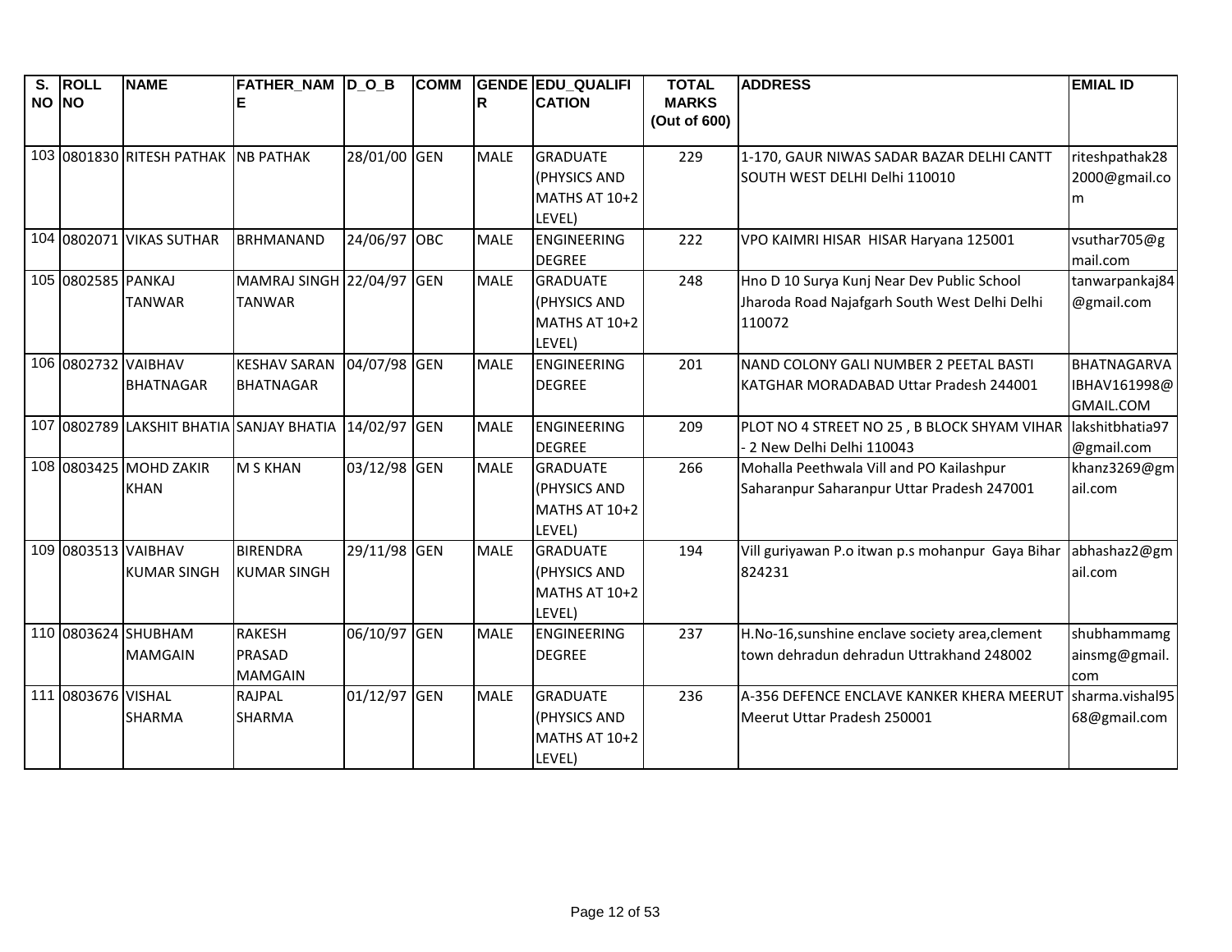| S. NO | ROLL NO | NAME | FATHER_NAME | D_O_B | COMM | GENDER | EDU_QUALIFICATION | TOTAL MARKS (Out of 600) | ADDRESS | EMIAL ID |
|---|---|---|---|---|---|---|---|---|---|---|
| 103 | 0801830 | RITESH PATHAK | NB PATHAK | 28/01/00 | GEN | MALE | GRADUATE (PHYSICS AND MATHS AT 10+2 LEVEL) | 229 | 1-170, GAUR NIWAS SADAR BAZAR DELHI CANTT SOUTH WEST DELHI Delhi 110010 | riteshpathak282000@gmail.com |
| 104 | 0802071 | VIKAS SUTHAR | BRHMANAND | 24/06/97 | OBC | MALE | ENGINEERING DEGREE | 222 | VPO KAIMRI HISAR HISAR Haryana 125001 | vsuthar705@gmail.com |
| 105 | 0802585 | PANKAJ TANWAR | MAMRAJ SINGH TANWAR | 22/04/97 | GEN | MALE | GRADUATE (PHYSICS AND MATHS AT 10+2 LEVEL) | 248 | Hno D 10 Surya Kunj Near Dev Public School Jharoda Road Najafgarh South West Delhi Delhi 110072 | tanwarpankaj84@gmail.com |
| 106 | 0802732 | VAIBHAV BHATNAGAR | KESHAV SARAN BHATNAGAR | 04/07/98 | GEN | MALE | ENGINEERING DEGREE | 201 | NAND COLONY GALI NUMBER 2 PEETAL BASTI KATGHAR MORADABAD Uttar Pradesh 244001 | BHATNAGARVAIBHAV161998@GMAIL.COM |
| 107 | 0802789 | LAKSHIT BHATIA | SANJAY BHATIA | 14/02/97 | GEN | MALE | ENGINEERING DEGREE | 209 | PLOT NO 4 STREET NO 25 , B BLOCK SHYAM VIHAR - 2 New Delhi Delhi 110043 | lakshitbhatia97@gmail.com |
| 108 | 0803425 | MOHD ZAKIR KHAN | M S KHAN | 03/12/98 | GEN | MALE | GRADUATE (PHYSICS AND MATHS AT 10+2 LEVEL) | 266 | Mohalla Peethwala Vill and PO Kailashpur Saharanpur Saharanpur Uttar Pradesh 247001 | khanz3269@gmail.com |
| 109 | 0803513 | VAIBHAV KUMAR SINGH | BIRENDRA KUMAR SINGH | 29/11/98 | GEN | MALE | GRADUATE (PHYSICS AND MATHS AT 10+2 LEVEL) | 194 | Vill guriyawan P.o itwan p.s mohanpur Gaya Bihar 824231 | abhashaz2@gmail.com |
| 110 | 0803624 | SHUBHAM MAMGAIN | RAKESH PRASAD MAMGAIN | 06/10/97 | GEN | MALE | ENGINEERING DEGREE | 237 | H.No-16,sunshine enclave society area,clement town dehradun dehradun Uttrakhand 248002 | shubhammamgainsmg@gmail.com |
| 111 | 0803676 | VISHAL SHARMA | RAJPAL SHARMA | 01/12/97 | GEN | MALE | GRADUATE (PHYSICS AND MATHS AT 10+2 LEVEL) | 236 | A-356 DEFENCE ENCLAVE KANKER KHERA MEERUT Meerut Uttar Pradesh 250001 | sharma.vishal9568@gmail.com |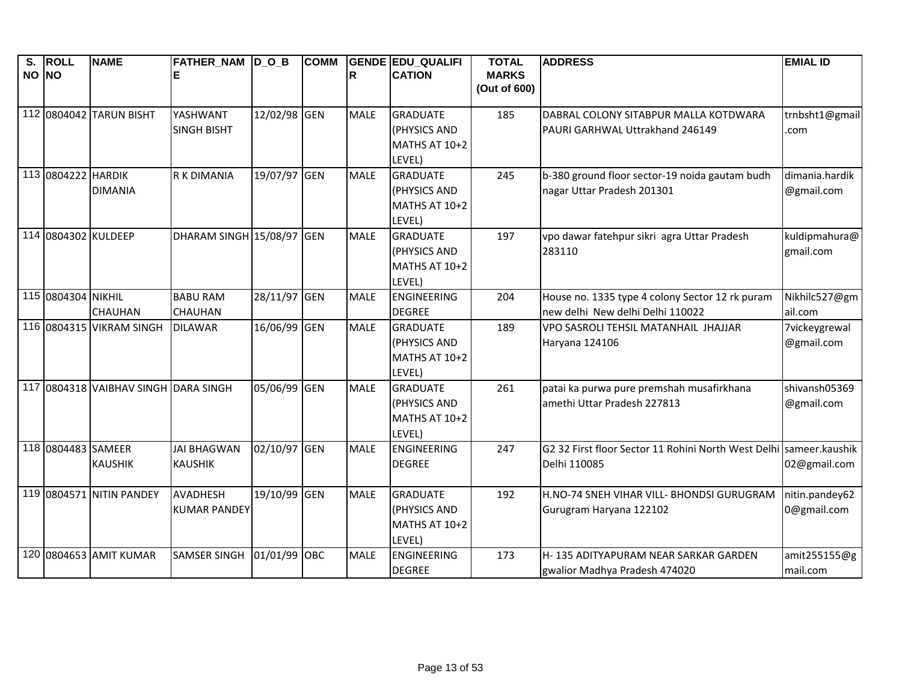| S. NO | ROLL NO | NAME | FATHER_NAME | D_O_B | COMM | GENDER | EDU_QUALIFICATION | TOTAL MARKS (Out of 600) | ADDRESS | EMIAL ID |
|---|---|---|---|---|---|---|---|---|---|---|
| 112 | 0804042 | TARUN BISHT | YASHWANT SINGH BISHT | 12/02/98 | GEN | MALE | GRADUATE (PHYSICS AND MATHS AT 10+2 LEVEL) | 185 | DABRAL COLONY SITABPUR MALLA KOTDWARA PAURI GARHWAL Uttrakhand 246149 | trnbsht1@gmail.com |
| 113 | 0804222 | HARDIK DIMANIA | R K DIMANIA | 19/07/97 | GEN | MALE | GRADUATE (PHYSICS AND MATHS AT 10+2 LEVEL) | 245 | b-380 ground floor sector-19 noida gautam budh nagar Uttar Pradesh 201301 | dimania.hardik@gmail.com |
| 114 | 0804302 | KULDEEP | DHARAM SINGH | 15/08/97 | GEN | MALE | GRADUATE (PHYSICS AND MATHS AT 10+2 LEVEL) | 197 | vpo dawar fatehpur sikri agra Uttar Pradesh 283110 | kuldipmahura@gmail.com |
| 115 | 0804304 | NIKHIL CHAUHAN | BABU RAM CHAUHAN | 28/11/97 | GEN | MALE | ENGINEERING DEGREE | 204 | House no. 1335 type 4 colony Sector 12 rk puram new delhi New delhi Delhi 110022 | Nikhilc527@gmail.com |
| 116 | 0804315 | VIKRAM SINGH | DILAWAR | 16/06/99 | GEN | MALE | GRADUATE (PHYSICS AND MATHS AT 10+2 LEVEL) | 189 | VPO SASROLI TEHSIL MATANHAIL JHAJJAR Haryana 124106 | 7vickeygrewal@gmail.com |
| 117 | 0804318 | VAIBHAV SINGH | DARA SINGH | 05/06/99 | GEN | MALE | GRADUATE (PHYSICS AND MATHS AT 10+2 LEVEL) | 261 | patai ka purwa pure premshah musafirkhana amethi Uttar Pradesh 227813 | shivansh05369@gmail.com |
| 118 | 0804483 | SAMEER KAUSHIK | JAI BHAGWAN KAUSHIK | 02/10/97 | GEN | MALE | ENGINEERING DEGREE | 247 | G2 32 First floor Sector 11 Rohini North West Delhi Delhi 110085 | sameer.kaushik02@gmail.com |
| 119 | 0804571 | NITIN PANDEY | AVADHESH KUMAR PANDEY | 19/10/99 | GEN | MALE | GRADUATE (PHYSICS AND MATHS AT 10+2 LEVEL) | 192 | H.NO-74 SNEH VIHAR VILL- BHONDSI GURUGRAM Gurugram Haryana 122102 | nitin.pandey620@gmail.com |
| 120 | 0804653 | AMIT KUMAR | SAMSER SINGH | 01/01/99 | OBC | MALE | ENGINEERING DEGREE | 173 | H- 135 ADITYAPURAM NEAR SARKAR GARDEN gwalior Madhya Pradesh 474020 | amit255155@gmail.com |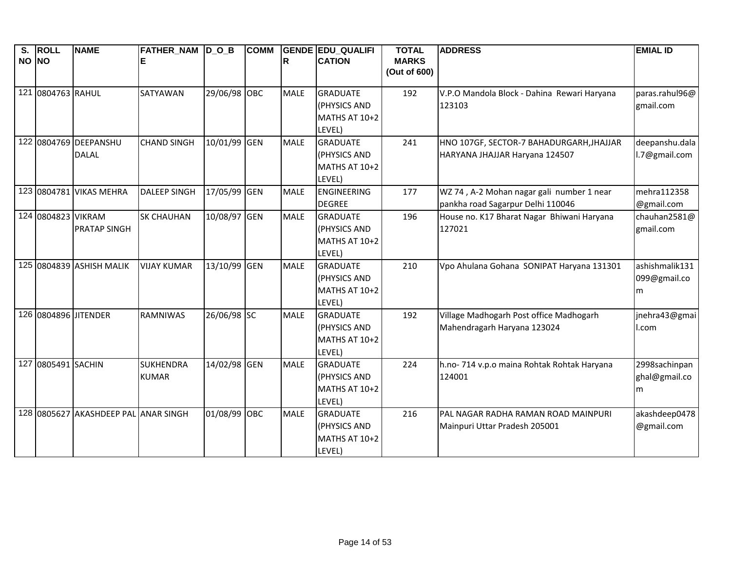| S. NO | ROLL NO | NAME | FATHER_NAME | D_O_B | COMM | GENDER | EDU_QUALIFICATION | TOTAL MARKS (Out of 600) | ADDRESS | EMIAL ID |
|---|---|---|---|---|---|---|---|---|---|---|
| 121 | 0804763 | RAHUL | SATYAWAN | 29/06/98 | OBC | MALE | GRADUATE (PHYSICS AND MATHS AT 10+2 LEVEL) | 192 | V.P.O Mandola Block - Dahina Rewari Haryana 123103 | paras.rahul96@gmail.com |
| 122 | 0804769 | DEEPANSHU DALAL | CHAND SINGH | 10/01/99 | GEN | MALE | GRADUATE (PHYSICS AND MATHS AT 10+2 LEVEL) | 241 | HNO 107GF, SECTOR-7 BAHADURGARH,JHAJJAR HARYANA JHAJJAR Haryana 124507 | deepanshu.dalal.7@gmail.com |
| 123 | 0804781 | VIKAS MEHRA | DALEEP SINGH | 17/05/99 | GEN | MALE | ENGINEERING DEGREE | 177 | WZ 74 , A-2 Mohan nagar gali number 1 near pankha road Sagarpur Delhi 110046 | mehra112358@gmail.com |
| 124 | 0804823 | VIKRAM PRATAP SINGH | SK CHAUHAN | 10/08/97 | GEN | MALE | GRADUATE (PHYSICS AND MATHS AT 10+2 LEVEL) | 196 | House no. K17 Bharat Nagar Bhiwani Haryana 127021 | chauhan2581@gmail.com |
| 125 | 0804839 | ASHISH MALIK | VIJAY KUMAR | 13/10/99 | GEN | MALE | GRADUATE (PHYSICS AND MATHS AT 10+2 LEVEL) | 210 | Vpo Ahulana Gohana SONIPAT Haryana 131301 | ashishmalik131099@gmail.com |
| 126 | 0804896 | JITENDER | RAMNIWAS | 26/06/98 | SC | MALE | GRADUATE (PHYSICS AND MATHS AT 10+2 LEVEL) | 192 | Village Madhogarh Post office Madhogarh Mahendragarh Haryana 123024 | jnehra43@gmail.com |
| 127 | 0805491 | SACHIN | SUKHENDRA KUMAR | 14/02/98 | GEN | MALE | GRADUATE (PHYSICS AND MATHS AT 10+2 LEVEL) | 224 | h.no- 714 v.p.o maina Rohtak Rohtak Haryana 124001 | 2998sachinpanghal@gmail.com |
| 128 | 0805627 | AKASHDEEP PAL | ANAR SINGH | 01/08/99 | OBC | MALE | GRADUATE (PHYSICS AND MATHS AT 10+2 LEVEL) | 216 | PAL NAGAR RADHA RAMAN ROAD MAINPURI Mainpuri Uttar Pradesh 205001 | akashdeep0478@gmail.com |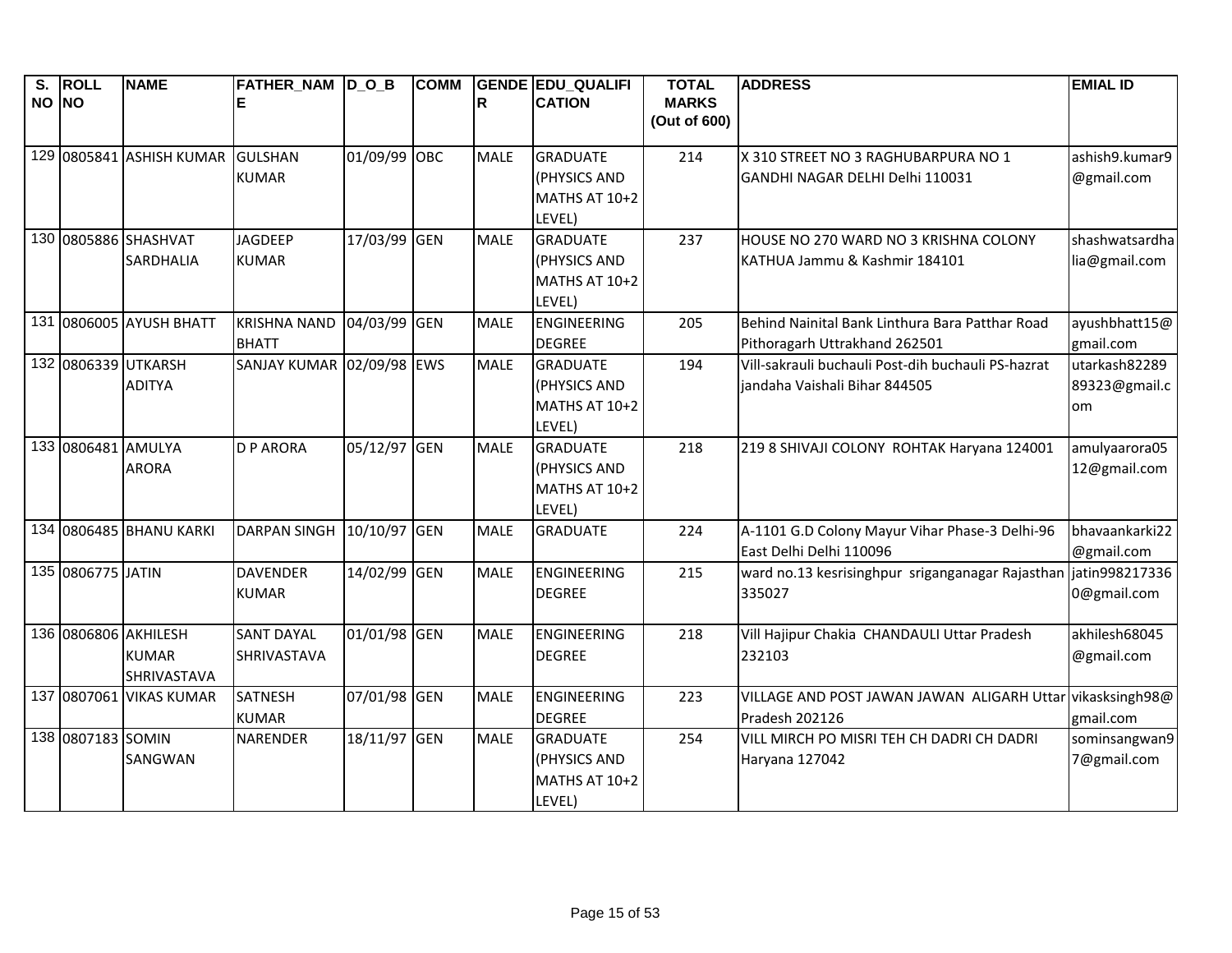| S. NO | ROLL NO | NAME | FATHER_NAME | D_O_B | COMM | GENDER | EDU_QUALIFICATION | TOTAL MARKS (Out of 600) | ADDRESS | EMIAL ID |
|---|---|---|---|---|---|---|---|---|---|---|
| 129 | 0805841 | ASHISH KUMAR | GULSHAN KUMAR | 01/09/99 | OBC | MALE | GRADUATE (PHYSICS AND MATHS AT 10+2 LEVEL) | 214 | X 310 STREET NO 3 RAGHUBARPURA NO 1 GANDHI NAGAR DELHI Delhi 110031 | ashish9.kumar9@gmail.com |
| 130 | 0805886 | SHASHVAT SARDHALIA | JAGDEEP KUMAR | 17/03/99 | GEN | MALE | GRADUATE (PHYSICS AND MATHS AT 10+2 LEVEL) | 237 | HOUSE NO 270 WARD NO 3 KRISHNA COLONY KATHUA Jammu & Kashmir 184101 | shashwatsardhalia@gmail.com |
| 131 | 0806005 | AYUSH BHATT | KRISHNA NAND BHATT | 04/03/99 | GEN | MALE | ENGINEERING DEGREE | 205 | Behind Nainital Bank Linthura Bara Patthar Road Pithoragarh Uttrakhand 262501 | ayushbhatt15@gmail.com |
| 132 | 0806339 | UTKARSH ADITYA | SANJAY KUMAR | 02/09/98 | EWS | MALE | GRADUATE (PHYSICS AND MATHS AT 10+2 LEVEL) | 194 | Vill-sakrauli buchauli Post-dih buchauli PS-hazrat jandaha Vaishali Bihar 844505 | utarkash8228989323@gmail.com |
| 133 | 0806481 | AMULYA ARORA | D P ARORA | 05/12/97 | GEN | MALE | GRADUATE (PHYSICS AND MATHS AT 10+2 LEVEL) | 218 | 219 8 SHIVAJI COLONY ROHTAK Haryana 124001 | amulyaarora0512@gmail.com |
| 134 | 0806485 | BHANU KARKI | DARPAN SINGH | 10/10/97 | GEN | MALE | GRADUATE | 224 | A-1101 G.D Colony Mayur Vihar Phase-3 Delhi-96 East Delhi Delhi 110096 | bhavaankarki22@gmail.com |
| 135 | 0806775 | JATIN | DAVENDER KUMAR | 14/02/99 | GEN | MALE | ENGINEERING DEGREE | 215 | ward no.13 kesrisinghpur sriganganagar Rajasthan 335027 | jatin9982173360@gmail.com |
| 136 | 0806806 | AKHILESH KUMAR SHRIVASTAVA | SANT DAYAL SHRIVASTAVA | 01/01/98 | GEN | MALE | ENGINEERING DEGREE | 218 | Vill Hajipur Chakia CHANDAULI Uttar Pradesh 232103 | akhilesh68045@gmail.com |
| 137 | 0807061 | VIKAS KUMAR | SATNESH KUMAR | 07/01/98 | GEN | MALE | ENGINEERING DEGREE | 223 | VILLAGE AND POST JAWAN JAWAN ALIGARH Uttar Pradesh 202126 | vikasksingh98@gmail.com |
| 138 | 0807183 | SOMIN SANGWAN | NARENDER | 18/11/97 | GEN | MALE | GRADUATE (PHYSICS AND MATHS AT 10+2 LEVEL) | 254 | VILL MIRCH PO MISRI TEH CH DADRI CH DADRI Haryana 127042 | sominsangwan97@gmail.com |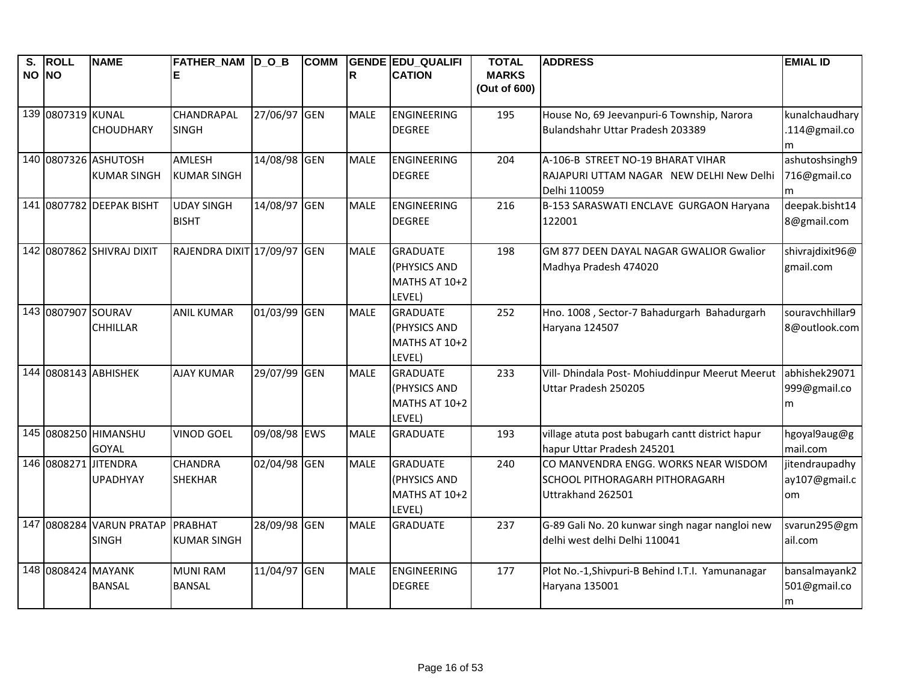| S. NO | ROLL NO | NAME | FATHER_NAME | D_O_B | COMM | GENDER | EDU_QUALIFICATION | TOTAL MARKS (Out of 600) | ADDRESS | EMIAL ID |
|---|---|---|---|---|---|---|---|---|---|---|
| 139 | 0807319 | KUNAL CHOUDHARY | CHANDRAPAL SINGH | 27/06/97 | GEN | MALE | ENGINEERING DEGREE | 195 | House No, 69 Jeevanpuri-6 Township, Narora Bulandshahr Uttar Pradesh 203389 | kunalchaudhary.114@gmail.com |
| 140 | 0807326 | ASHUTOSH KUMAR SINGH | AMLESH KUMAR SINGH | 14/08/98 | GEN | MALE | ENGINEERING DEGREE | 204 | A-106-B STREET NO-19 BHARAT VIHAR RAJAPURI UTTAM NAGAR NEW DELHI New Delhi Delhi 110059 | ashutoshsingh9716@gmail.com |
| 141 | 0807782 | DEEPAK BISHT | UDAY SINGH BISHT | 14/08/97 | GEN | MALE | ENGINEERING DEGREE | 216 | B-153 SARASWATI ENCLAVE GURGAON Haryana 122001 | deepak.bisht148@gmail.com |
| 142 | 0807862 | SHIVRAJ DIXIT | RAJENDRA DIXIT | 17/09/97 | GEN | MALE | GRADUATE (PHYSICS AND MATHS AT 10+2 LEVEL) | 198 | GM 877 DEEN DAYAL NAGAR GWALIOR Gwalior Madhya Pradesh 474020 | shivrajdixit96@gmail.com |
| 143 | 0807907 | SOURAV CHHILLAR | ANIL KUMAR | 01/03/99 | GEN | MALE | GRADUATE (PHYSICS AND MATHS AT 10+2 LEVEL) | 252 | Hno. 1008 , Sector-7 Bahadurgarh Bahadurgarh Haryana 124507 | souravchhillar98@outlook.com |
| 144 | 0808143 | ABHISHEK | AJAY KUMAR | 29/07/99 | GEN | MALE | GRADUATE (PHYSICS AND MATHS AT 10+2 LEVEL) | 233 | Vill- Dhindala Post- Mohiuddinpur Meerut Meerut Uttar Pradesh 250205 | abhishek29071999@gmail.com |
| 145 | 0808250 | HIMANSHU GOYAL | VINOD GOEL | 09/08/98 | EWS | MALE | GRADUATE | 193 | village atuta post babugarh cantt district hapur hapur Uttar Pradesh 245201 | hgoyal9aug@gmail.com |
| 146 | 0808271 | JITENDRA UPADHYAY | CHANDRA SHEKHAR | 02/04/98 | GEN | MALE | GRADUATE (PHYSICS AND MATHS AT 10+2 LEVEL) | 240 | CO MANVENDRA ENGG. WORKS NEAR WISDOM SCHOOL PITHORAGARH PITHORAGARH Uttrakhand 262501 | jitendraupadhyay107@gmail.com |
| 147 | 0808284 | VARUN PRATAP SINGH | PRABHAT KUMAR SINGH | 28/09/98 | GEN | MALE | GRADUATE | 237 | G-89 Gali No. 20 kunwar singh nagar nangloi new delhi west delhi Delhi 110041 | svarun295@gmail.com |
| 148 | 0808424 | MAYANK BANSAL | MUNI RAM BANSAL | 11/04/97 | GEN | MALE | ENGINEERING DEGREE | 177 | Plot No.-1,Shivpuri-B Behind I.T.I. Yamunanagar Haryana 135001 | bansalmayank2501@gmail.com |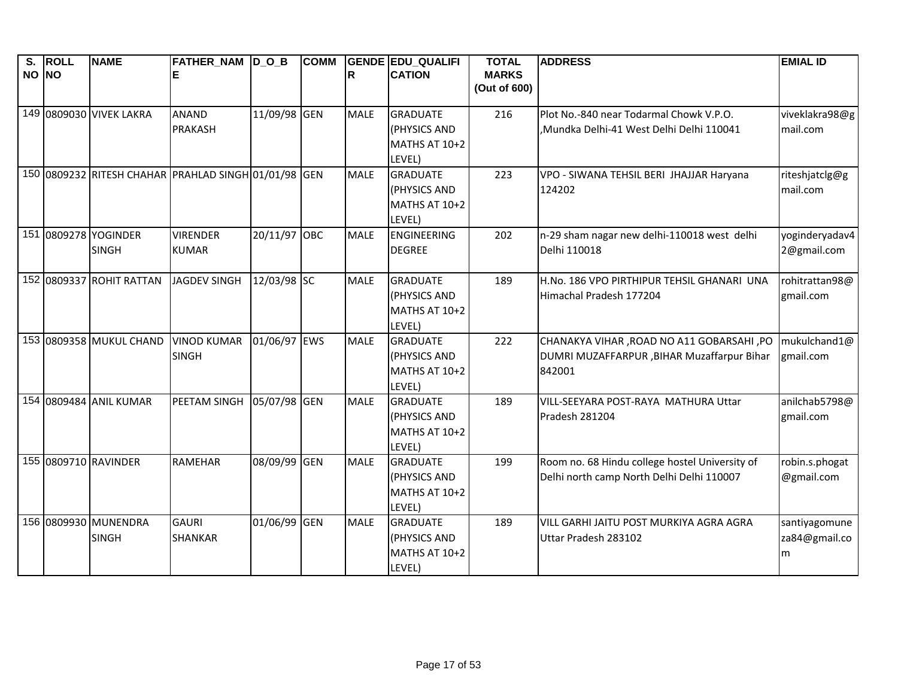| S. NO | ROLL NO | NAME | FATHER_NAME | D_O_B | COMM | GENDER | EDU_QUALIFICATION | TOTAL MARKS (Out of 600) | ADDRESS | EMIAL ID |
|---|---|---|---|---|---|---|---|---|---|---|
| 149 | 0809030 | VIVEK LAKRA | ANAND PRAKASH | 11/09/98 | GEN | MALE | GRADUATE (PHYSICS AND MATHS AT 10+2 LEVEL) | 216 | Plot No.-840 near Todarmal Chowk V.P.O. ,Mundka Delhi-41 West Delhi Delhi 110041 | viveklakra98@gmail.com |
| 150 | 0809232 | RITESH CHAHAR | PRAHLAD SINGH | 01/01/98 | GEN | MALE | GRADUATE (PHYSICS AND MATHS AT 10+2 LEVEL) | 223 | VPO - SIWANA TEHSIL BERI JHAJJAR Haryana 124202 | riteshjatclg@gmail.com |
| 151 | 0809278 | YOGINDER SINGH | VIRENDER KUMAR | 20/11/97 | OBC | MALE | ENGINEERING DEGREE | 202 | n-29 sham nagar new delhi-110018 west delhi Delhi 110018 | yoginderyadav42@gmail.com |
| 152 | 0809337 | ROHIT RATTAN | JAGDEV SINGH | 12/03/98 | SC | MALE | GRADUATE (PHYSICS AND MATHS AT 10+2 LEVEL) | 189 | H.No. 186 VPO PIRTHIPUR TEHSIL GHANARI UNA Himachal Pradesh 177204 | rohitrattan98@gmail.com |
| 153 | 0809358 | MUKUL CHAND | VINOD KUMAR SINGH | 01/06/97 | EWS | MALE | GRADUATE (PHYSICS AND MATHS AT 10+2 LEVEL) | 222 | CHANAKYA VIHAR ,ROAD NO A11 GOBARSAHI ,PO DUMRI MUZAFFARPUR ,BIHAR Muzaffarpur Bihar 842001 | mukulchand1@gmail.com |
| 154 | 0809484 | ANIL KUMAR | PEETAM SINGH | 05/07/98 | GEN | MALE | GRADUATE (PHYSICS AND MATHS AT 10+2 LEVEL) | 189 | VILL-SEEYARA POST-RAYA MATHURA Uttar Pradesh 281204 | anilchab5798@gmail.com |
| 155 | 0809710 | RAVINDER | RAMEHAR | 08/09/99 | GEN | MALE | GRADUATE (PHYSICS AND MATHS AT 10+2 LEVEL) | 199 | Room no. 68 Hindu college hostel University of Delhi north camp North Delhi Delhi 110007 | robin.s.phogat@gmail.com |
| 156 | 0809930 | MUNENDRA SINGH | GAURI SHANKAR | 01/06/99 | GEN | MALE | GRADUATE (PHYSICS AND MATHS AT 10+2 LEVEL) | 189 | VILL GARHI JAITU POST MURKIYA AGRA AGRA Uttar Pradesh 283102 | santiyagomuneza84@gmail.com |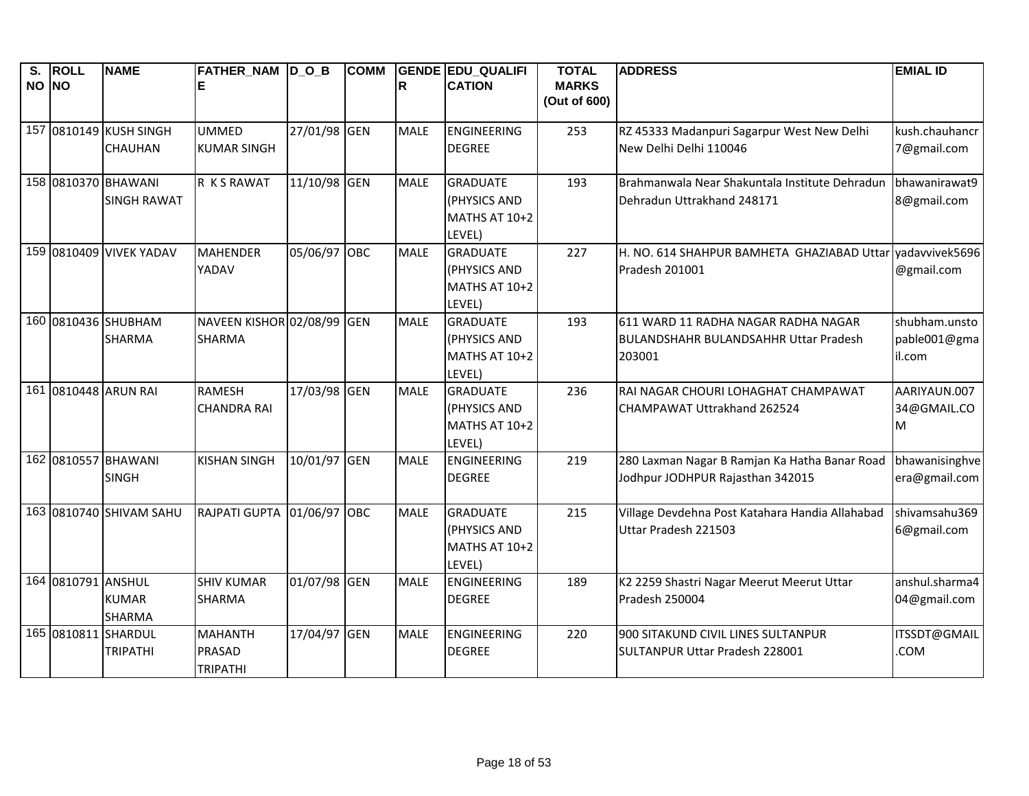| S. NO | ROLL NO | NAME | FATHER_NAME | D_O_B | COMM | GENDER | EDU_QUALIFICATION | TOTAL MARKS (Out of 600) | ADDRESS | EMIAL ID |
|---|---|---|---|---|---|---|---|---|---|---|
| 157 | 0810149 | KUSH SINGH CHAUHAN | UMMED KUMAR SINGH | 27/01/98 | GEN | MALE | ENGINEERING DEGREE | 253 | RZ 45333 Madanpuri Sagarpur West New Delhi New Delhi Delhi 110046 | kush.chauhancr7@gmail.com |
| 158 | 0810370 | BHAWANI SINGH RAWAT | R K S RAWAT | 11/10/98 | GEN | MALE | GRADUATE (PHYSICS AND MATHS AT 10+2 LEVEL) | 193 | Brahmanwala Near Shakuntala Institute Dehradun Dehradun Uttrakhand 248171 | bhawanirawat98@gmail.com |
| 159 | 0810409 | VIVEK YADAV | MAHENDER YADAV | 05/06/97 | OBC | MALE | GRADUATE (PHYSICS AND MATHS AT 10+2 LEVEL) | 227 | H. NO. 614 SHAHPUR BAMHETA GHAZIABAD Uttar Pradesh 201001 | yadavvivek5696@gmail.com |
| 160 | 0810436 | SHUBHAM SHARMA | NAVEEN KISHOR SHARMA | 02/08/99 | GEN | MALE | GRADUATE (PHYSICS AND MATHS AT 10+2 LEVEL) | 193 | 611 WARD 11 RADHA NAGAR RADHA NAGAR BULANDSHAHR BULANDSAHHR Uttar Pradesh 203001 | shubham.unstopable001@gmail.com |
| 161 | 0810448 | ARUN RAI | RAMESH CHANDRA RAI | 17/03/98 | GEN | MALE | GRADUATE (PHYSICS AND MATHS AT 10+2 LEVEL) | 236 | RAI NAGAR CHOURI LOHAGHAT CHAMPAWAT CHAMPAWAT Uttrakhand 262524 | AARIYAUN.00734@GMAIL.COM |
| 162 | 0810557 | BHAWANI SINGH | KISHAN SINGH | 10/01/97 | GEN | MALE | ENGINEERING DEGREE | 219 | 280 Laxman Nagar B Ramjan Ka Hatha Banar Road Jodhpur JODHPUR Rajasthan 342015 | bhawanisinghvera@gmail.com |
| 163 | 0810740 | SHIVAM SAHU | RAJPATI GUPTA | 01/06/97 | OBC | MALE | GRADUATE (PHYSICS AND MATHS AT 10+2 LEVEL) | 215 | Village Devdehna Post Katahara Handia Allahabad Uttar Pradesh 221503 | shivamsahu3696@gmail.com |
| 164 | 0810791 | ANSHUL KUMAR SHARMA | SHIV KUMAR SHARMA | 01/07/98 | GEN | MALE | ENGINEERING DEGREE | 189 | K2 2259 Shastri Nagar Meerut Meerut Uttar Pradesh 250004 | anshul.sharma404@gmail.com |
| 165 | 0810811 | SHARDUL TRIPATHI | MAHANTH PRASAD TRIPATHI | 17/04/97 | GEN | MALE | ENGINEERING DEGREE | 220 | 900 SITAKUND CIVIL LINES SULTANPUR SULTANPUR Uttar Pradesh 228001 | ITSSDT@GMAIL.COM |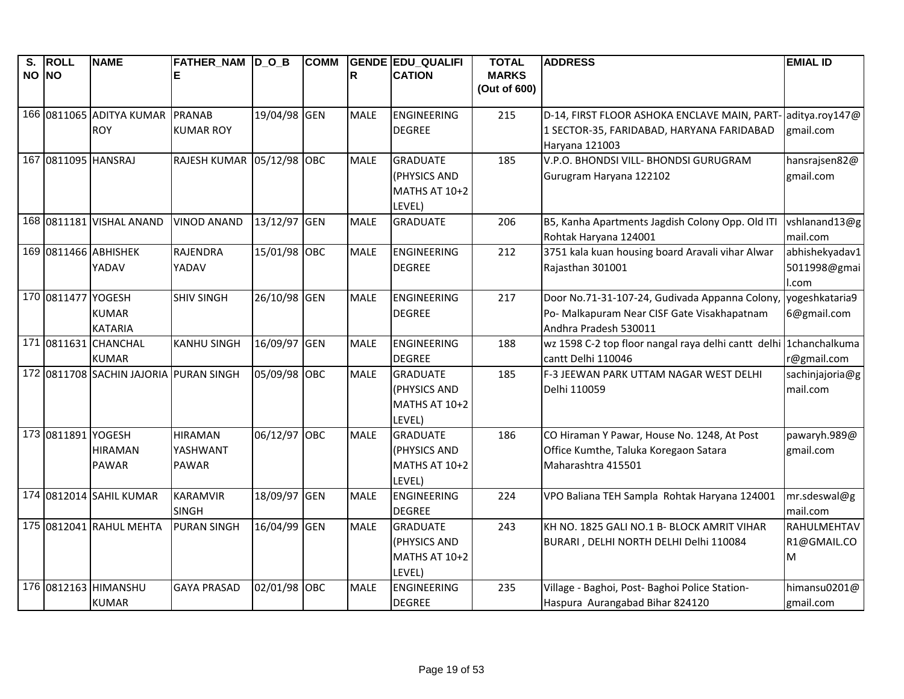| S. NO | ROLL NO | NAME | FATHER_NAME | D_O_B | COMM | GENDER | EDU_QUALIFICATION | TOTAL MARKS (Out of 600) | ADDRESS | EMIAL ID |
|---|---|---|---|---|---|---|---|---|---|---|
| 166 | 0811065 | ADITYA KUMAR ROY | PRANAB KUMAR ROY | 19/04/98 | GEN | MALE | ENGINEERING DEGREE | 215 | D-14, FIRST FLOOR ASHOKA ENCLAVE MAIN, PART-1 SECTOR-35, FARIDABAD, HARYANA FARIDABAD Haryana 121003 | aditya.roy147@gmail.com |
| 167 | 0811095 | HANSRAJ | RAJESH KUMAR | 05/12/98 | OBC | MALE | GRADUATE (PHYSICS AND MATHS AT 10+2 LEVEL) | 185 | V.P.O. BHONDSI VILL- BHONDSI GURUGRAM Gurugram Haryana 122102 | hansrajsen82@gmail.com |
| 168 | 0811181 | VISHAL ANAND | VINOD ANAND | 13/12/97 | GEN | MALE | GRADUATE | 206 | B5, Kanha Apartments Jagdish Colony Opp. Old ITI Rohtak Haryana 124001 | vshlanand13@gmail.com |
| 169 | 0811466 | ABHISHEK YADAV | RAJENDRA YADAV | 15/01/98 | OBC | MALE | ENGINEERING DEGREE | 212 | 3751 kala kuan housing board Aravali vihar Alwar Rajasthan 301001 | abhishekyadav15011998@gmail.com |
| 170 | 0811477 | YOGESH KUMAR KATARIA | SHIV SINGH | 26/10/98 | GEN | MALE | ENGINEERING DEGREE | 217 | Door No.71-31-107-24, Gudivada Appanna Colony, Po- Malkapuram Near CISF Gate Visakhapatnam Andhra Pradesh 530011 | yogeshkataria96@gmail.com |
| 171 | 0811631 | CHANCHAL KUMAR | KANHU SINGH | 16/09/97 | GEN | MALE | ENGINEERING DEGREE | 188 | wz 1598 C-2 top floor nangal raya delhi cantt delhi cantt Delhi 110046 | 1chanchalkumar@gmail.com |
| 172 | 0811708 | SACHIN JAJORIA | PURAN SINGH | 05/09/98 | OBC | MALE | GRADUATE (PHYSICS AND MATHS AT 10+2 LEVEL) | 185 | F-3 JEEWAN PARK UTTAM NAGAR WEST DELHI Delhi 110059 | sachinjajoria@gmail.com |
| 173 | 0811891 | YOGESH HIRAMAN PAWAR | HIRAMAN YASHWANT PAWAR | 06/12/97 | OBC | MALE | GRADUATE (PHYSICS AND MATHS AT 10+2 LEVEL) | 186 | CO Hiraman Y Pawar, House No. 1248, At Post Office Kumthe, Taluka Koregaon Satara Maharashtra 415501 | pawaryh.989@gmail.com |
| 174 | 0812014 | SAHIL KUMAR | KARAMVIR SINGH | 18/09/97 | GEN | MALE | ENGINEERING DEGREE | 224 | VPO Baliana TEH Sampla Rohtak Haryana 124001 | mr.sdeswal@gmail.com |
| 175 | 0812041 | RAHUL MEHTA | PURAN SINGH | 16/04/99 | GEN | MALE | GRADUATE (PHYSICS AND MATHS AT 10+2 LEVEL) | 243 | KH NO. 1825 GALI NO.1 B- BLOCK AMRIT VIHAR BURARI , DELHI NORTH DELHI Delhi 110084 | RAHULMEHTAVR1@GMAIL.COM |
| 176 | 0812163 | HIMANSHU KUMAR | GAYA PRASAD | 02/01/98 | OBC | MALE | ENGINEERING DEGREE | 235 | Village - Baghoi, Post- Baghoi Police Station- Haspura Aurangabad Bihar 824120 | himansu0201@gmail.com |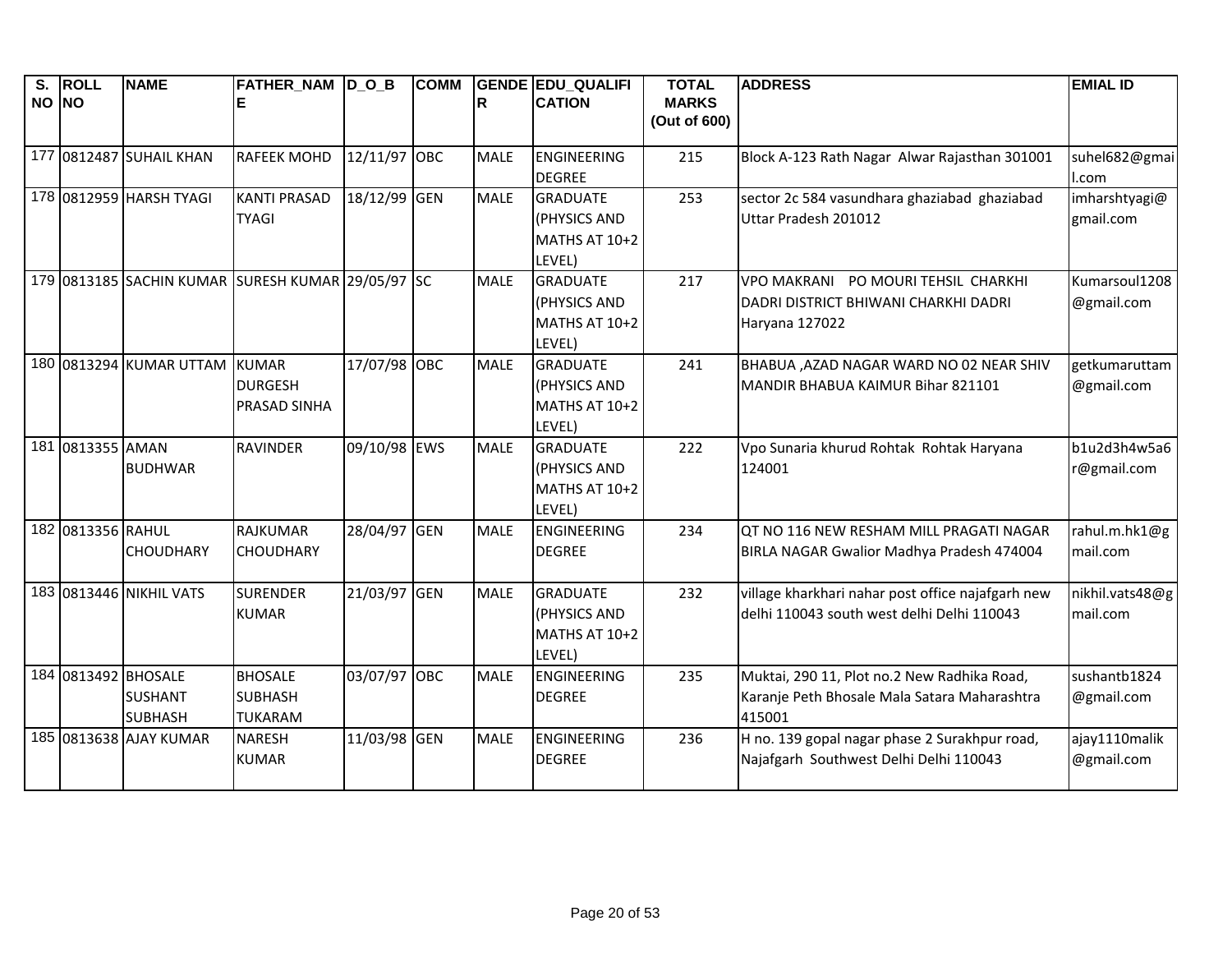| S. NO | ROLL NO | NAME | FATHER_NAME | D_O_B | COMM | GENDER | EDU_QUALIFICATION | TOTAL MARKS (Out of 600) | ADDRESS | EMIAL ID |
|---|---|---|---|---|---|---|---|---|---|---|
| 177 | 0812487 | SUHAIL KHAN | RAFEEK MOHD | 12/11/97 | OBC | MALE | ENGINEERING DEGREE | 215 | Block A-123 Rath Nagar Alwar Rajasthan 301001 | suhel682@gmail.com |
| 178 | 0812959 | HARSH TYAGI | KANTI PRASAD TYAGI | 18/12/99 | GEN | MALE | GRADUATE (PHYSICS AND MATHS AT 10+2 LEVEL) | 253 | sector 2c 584 vasundhara ghaziabad ghaziabad Uttar Pradesh 201012 | imharshtyagi@gmail.com |
| 179 | 0813185 | SACHIN KUMAR | SURESH KUMAR | 29/05/97 | SC | MALE | GRADUATE (PHYSICS AND MATHS AT 10+2 LEVEL) | 217 | VPO MAKRANI PO MOURI TEHSIL CHARKHI DADRI DISTRICT BHIWANI CHARKHI DADRI Haryana 127022 | Kumarsoul1208@gmail.com |
| 180 | 0813294 | KUMAR UTTAM | KUMAR DURGESH PRASAD SINHA | 17/07/98 | OBC | MALE | GRADUATE (PHYSICS AND MATHS AT 10+2 LEVEL) | 241 | BHABUA ,AZAD NAGAR WARD NO 02 NEAR SHIV MANDIR BHABUA KAIMUR Bihar 821101 | getkumaruttam@gmail.com |
| 181 | 0813355 | AMAN BUDHWAR | RAVINDER | 09/10/98 | EWS | MALE | GRADUATE (PHYSICS AND MATHS AT 10+2 LEVEL) | 222 | Vpo Sunaria khurud Rohtak Rohtak Haryana 124001 | b1u2d3h4w5a6r@gmail.com |
| 182 | 0813356 | RAHUL CHOUDHARY | RAJKUMAR CHOUDHARY | 28/04/97 | GEN | MALE | ENGINEERING DEGREE | 234 | QT NO 116 NEW RESHAM MILL PRAGATI NAGAR BIRLA NAGAR Gwalior Madhya Pradesh 474004 | rahul.m.hk1@gmail.com |
| 183 | 0813446 | NIKHIL VATS | SURENDER KUMAR | 21/03/97 | GEN | MALE | GRADUATE (PHYSICS AND MATHS AT 10+2 LEVEL) | 232 | village kharkhari nahar post office najafgarh new delhi 110043 south west delhi Delhi 110043 | nikhil.vats48@gmail.com |
| 184 | 0813492 | BHOSALE SUSHANT SUBHASH | BHOSALE SUBHASH TUKARAM | 03/07/97 | OBC | MALE | ENGINEERING DEGREE | 235 | Muktai, 290 11, Plot no.2 New Radhika Road, Karanje Peth Bhosale Mala Satara Maharashtra 415001 | sushantb1824@gmail.com |
| 185 | 0813638 | AJAY KUMAR | NARESH KUMAR | 11/03/98 | GEN | MALE | ENGINEERING DEGREE | 236 | H no. 139 gopal nagar phase 2 Surakhpur road, Najafgarh Southwest Delhi Delhi 110043 | ajay1110malik@gmail.com |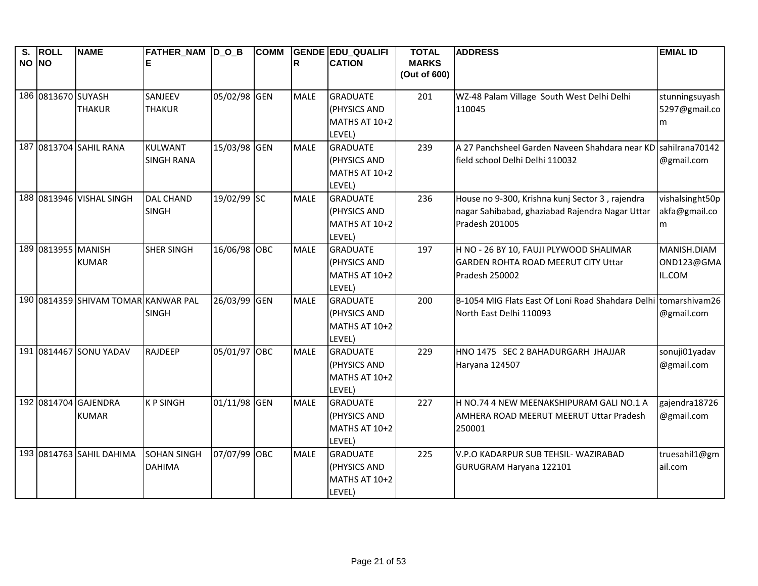| S. NO | ROLL NO | NAME | FATHER_NAME | D_O_B | COMM | GENDER | EDU_QUALIFICATION | TOTAL MARKS (Out of 600) | ADDRESS | EMIAL ID |
|---|---|---|---|---|---|---|---|---|---|---|
| 186 | 0813670 | SUYASH THAKUR | SANJEEV THAKUR | 05/02/98 | GEN | MALE | GRADUATE (PHYSICS AND MATHS AT 10+2 LEVEL) | 201 | WZ-48 Palam Village South West Delhi Delhi 110045 | stunningsuyash5297@gmail.com |
| 187 | 0813704 | SAHIL RANA | KULWANT SINGH RANA | 15/03/98 | GEN | MALE | GRADUATE (PHYSICS AND MATHS AT 10+2 LEVEL) | 239 | A 27 Panchsheel Garden Naveen Shahdara near KD field school Delhi Delhi 110032 | sahilrana70142@gmail.com |
| 188 | 0813946 | VISHAL SINGH | DAL CHAND SINGH | 19/02/99 | SC | MALE | GRADUATE (PHYSICS AND MATHS AT 10+2 LEVEL) | 236 | House no 9-300, Krishna kunj Sector 3 , rajendra nagar Sahibabad, ghaziabad Rajendra Nagar Uttar Pradesh 201005 | vishalsinght50pakfa@gmail.com |
| 189 | 0813955 | MANISH KUMAR | SHER SINGH | 16/06/98 | OBC | MALE | GRADUATE (PHYSICS AND MATHS AT 10+2 LEVEL) | 197 | H NO - 26 BY 10, FAUJI PLYWOOD SHALIMAR GARDEN ROHTA ROAD MEERUT CITY Uttar Pradesh 250002 | MANISH.DIAMOND123@GMAIL.COM |
| 190 | 0814359 | SHIVAM TOMAR | KANWAR PAL SINGH | 26/03/99 | GEN | MALE | GRADUATE (PHYSICS AND MATHS AT 10+2 LEVEL) | 200 | B-1054 MIG Flats East Of Loni Road Shahdara Delhi North East Delhi 110093 | tomarshivam26@gmail.com |
| 191 | 0814467 | SONU YADAV | RAJDEEP | 05/01/97 | OBC | MALE | GRADUATE (PHYSICS AND MATHS AT 10+2 LEVEL) | 229 | HNO 1475 SEC 2 BAHADURGARH JHAJJAR Haryana 124507 | sonuji01yadav@gmail.com |
| 192 | 0814704 | GAJENDRA KUMAR | K P SINGH | 01/11/98 | GEN | MALE | GRADUATE (PHYSICS AND MATHS AT 10+2 LEVEL) | 227 | H NO.74 4 NEW MEENAKSHIPURAM GALI NO.1 A AMHERA ROAD MEERUT MEERUT Uttar Pradesh 250001 | gajendra18726@gmail.com |
| 193 | 0814763 | SAHIL DAHIMA | SOHAN SINGH DAHIMA | 07/07/99 | OBC | MALE | GRADUATE (PHYSICS AND MATHS AT 10+2 LEVEL) | 225 | V.P.O KADARPUR SUB TEHSIL- WAZIRABAD GURUGRAM Haryana 122101 | truesahil1@gmail.com |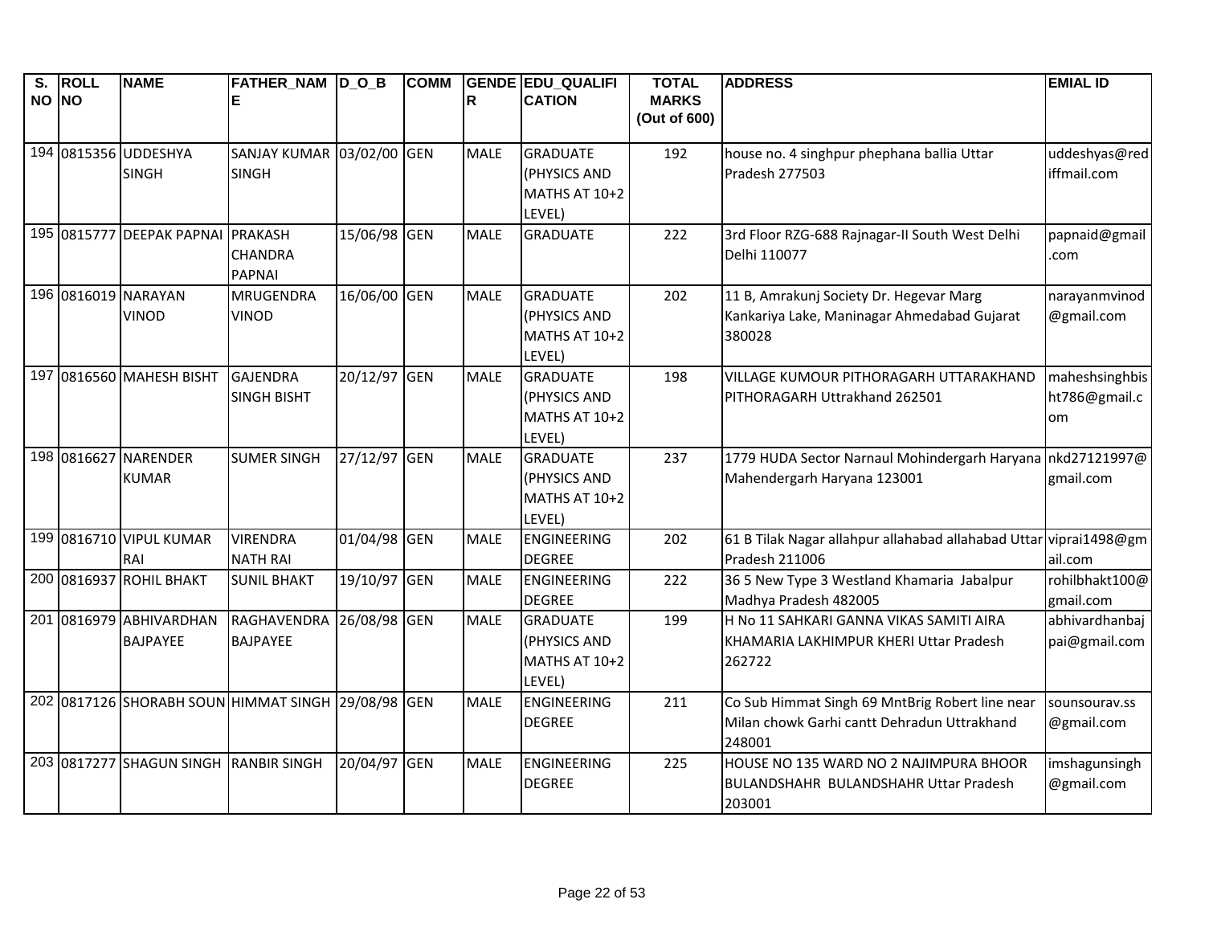| S. NO | ROLL NO | NAME | FATHER_NAME | D_O_B | COMM | GENDER | EDU_QUALIFICATION | TOTAL MARKS (Out of 600) | ADDRESS | EMIAL ID |
|---|---|---|---|---|---|---|---|---|---|---|
| 194 | 0815356 | UDDESHYA SINGH | SANJAY KUMAR SINGH | 03/02/00 | GEN | MALE | GRADUATE (PHYSICS AND MATHS AT 10+2 LEVEL) | 192 | house no. 4 singhpur phephana ballia Uttar Pradesh 277503 | uddeshyas@rediffmail.com |
| 195 | 0815777 | DEEPAK PAPNAI | PRAKASH CHANDRA PAPNAI | 15/06/98 | GEN | MALE | GRADUATE | 222 | 3rd Floor RZG-688 Rajnagar-II South West Delhi Delhi 110077 | papnaid@gmail.com |
| 196 | 0816019 | NARAYAN VINOD | MRUGENDRA VINOD | 16/06/00 | GEN | MALE | GRADUATE (PHYSICS AND MATHS AT 10+2 LEVEL) | 202 | 11 B, Amrakunj Society Dr. Hegevar Marg Kankariya Lake, Maninagar Ahmedabad Gujarat 380028 | narayanmvinod@gmail.com |
| 197 | 0816560 | MAHESH BISHT | GAJENDRA SINGH BISHT | 20/12/97 | GEN | MALE | GRADUATE (PHYSICS AND MATHS AT 10+2 LEVEL) | 198 | VILLAGE KUMOUR PITHORAGARH UTTARAKHAND PITHORAGARH Uttrakhand 262501 | maheshsinghbisht786@gmail.com |
| 198 | 0816627 | NARENDER KUMAR | SUMER SINGH | 27/12/97 | GEN | MALE | GRADUATE (PHYSICS AND MATHS AT 10+2 LEVEL) | 237 | 1779 HUDA Sector Narnaul Mohindergarh Haryana Mahendergarh Haryana 123001 | nkd27121997@gmail.com |
| 199 | 0816710 | VIPUL KUMAR RAI | VIRENDRA NATH RAI | 01/04/98 | GEN | MALE | ENGINEERING DEGREE | 202 | 61 B Tilak Nagar allahpur allahabad allahabad Uttar Pradesh 211006 | viprai1498@gmail.com |
| 200 | 0816937 | ROHIL BHAKT | SUNIL BHAKT | 19/10/97 | GEN | MALE | ENGINEERING DEGREE | 222 | 36 5 New Type 3 Westland Khamaria Jabalpur Madhya Pradesh 482005 | rohilbhakt100@gmail.com |
| 201 | 0816979 | ABHIVARDHAN BAJPAYEE | RAGHAVENDRA BAJPAYEE | 26/08/98 | GEN | MALE | GRADUATE (PHYSICS AND MATHS AT 10+2 LEVEL) | 199 | H No 11 SAHKARI GANNA VIKAS SAMITI AIRA KHAMARIA LAKHIMPUR KHERI Uttar Pradesh 262722 | abhivardhanbajpai@gmail.com |
| 202 | 0817126 | SHORABH SOUN | HIMMAT SINGH | 29/08/98 | GEN | MALE | ENGINEERING DEGREE | 211 | Co Sub Himmat Singh 69 MntBrig Robert line near Milan chowk Garhi cantt Dehradun Uttrakhand 248001 | sounsourav.ss@gmail.com |
| 203 | 0817277 | SHAGUN SINGH | RANBIR SINGH | 20/04/97 | GEN | MALE | ENGINEERING DEGREE | 225 | HOUSE NO 135 WARD NO 2 NAJIMPURA BHOOR BULANDSHAHR BULANDSHAHR Uttar Pradesh 203001 | imshagunsingh@gmail.com |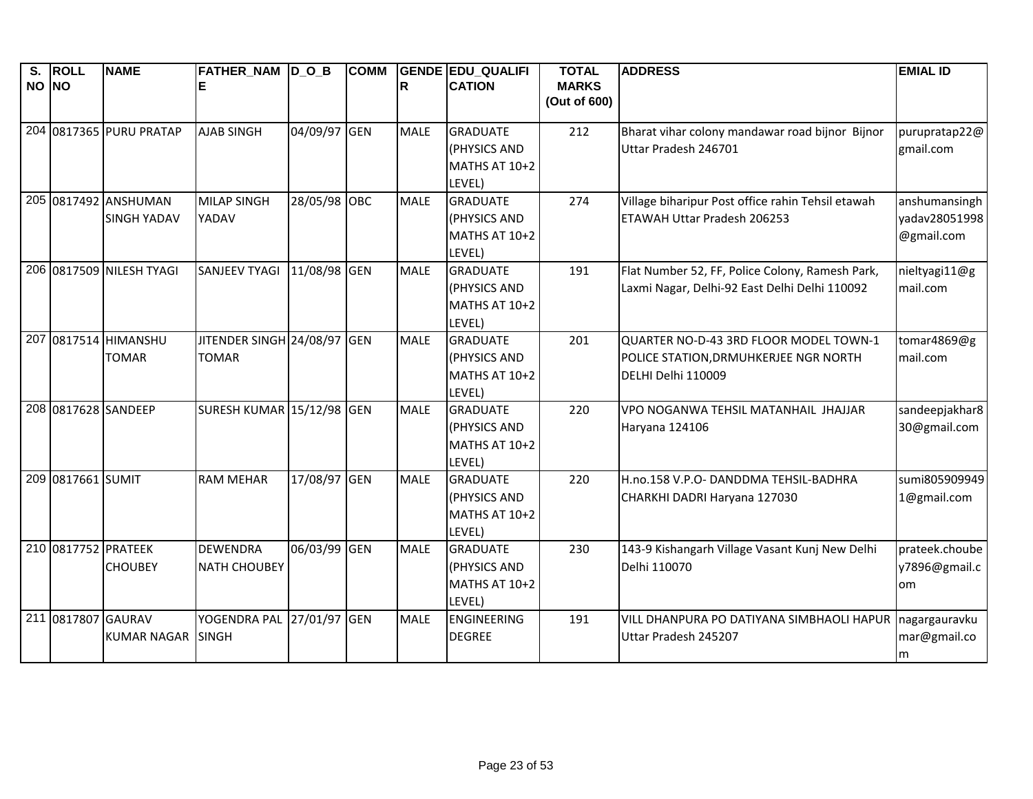| S. NO | ROLL NO | NAME | FATHER_NAME | D_O_B | COMM | GENDER | EDU_QUALIFICATION | TOTAL MARKS (Out of 600) | ADDRESS | EMIAL ID |
|---|---|---|---|---|---|---|---|---|---|---|
| 204 | 0817365 | PURU PRATAP | AJAB SINGH | 04/09/97 | GEN | MALE | GRADUATE (PHYSICS AND MATHS AT 10+2 LEVEL) | 212 | Bharat vihar colony mandawar road bijnor Bijnor Uttar Pradesh 246701 | purupratap22@gmail.com |
| 205 | 0817492 | ANSHUMAN SINGH YADAV | MILAP SINGH YADAV | 28/05/98 | OBC | MALE | GRADUATE (PHYSICS AND MATHS AT 10+2 LEVEL) | 274 | Village biharipur Post office rahin Tehsil etawah ETAWAH Uttar Pradesh 206253 | anshumansinghyadav28051998@gmail.com |
| 206 | 0817509 | NILESH TYAGI | SANJEEV TYAGI | 11/08/98 | GEN | MALE | GRADUATE (PHYSICS AND MATHS AT 10+2 LEVEL) | 191 | Flat Number 52, FF, Police Colony, Ramesh Park, Laxmi Nagar, Delhi-92 East Delhi Delhi 110092 | nieltyagi11@gmail.com |
| 207 | 0817514 | HIMANSHU TOMAR | JITENDER SINGH TOMAR | 24/08/97 | GEN | MALE | GRADUATE (PHYSICS AND MATHS AT 10+2 LEVEL) | 201 | QUARTER NO-D-43 3RD FLOOR MODEL TOWN-1 POLICE STATION,DRMUHKERJEE NGR NORTH DELHI Delhi 110009 | tomar4869@gmail.com |
| 208 | 0817628 | SANDEEP | SURESH KUMAR | 15/12/98 | GEN | MALE | GRADUATE (PHYSICS AND MATHS AT 10+2 LEVEL) | 220 | VPO NOGANWA TEHSIL MATANHAIL JHAJJAR Haryana 124106 | sandeepjakhar830@gmail.com |
| 209 | 0817661 | SUMIT | RAM MEHAR | 17/08/97 | GEN | MALE | GRADUATE (PHYSICS AND MATHS AT 10+2 LEVEL) | 220 | H.no.158 V.P.O- DANDDMA TEHSIL-BADHRA CHARKHI DADRI Haryana 127030 | sumi8059099491@gmail.com |
| 210 | 0817752 | PRATEEK CHOUBEY | DEWENDRA NATH CHOUBEY | 06/03/99 | GEN | MALE | GRADUATE (PHYSICS AND MATHS AT 10+2 LEVEL) | 230 | 143-9 Kishangarh Village Vasant Kunj New Delhi Delhi 110070 | prateek.choubey7896@gmail.com |
| 211 | 0817807 | GAURAV KUMAR NAGAR | YOGENDRA PAL SINGH | 27/01/97 | GEN | MALE | ENGINEERING DEGREE | 191 | VILL DHANPURA PO DATIYANA SIMBHAOLI HAPUR Uttar Pradesh 245207 | nagargauravkumar@gmail.com |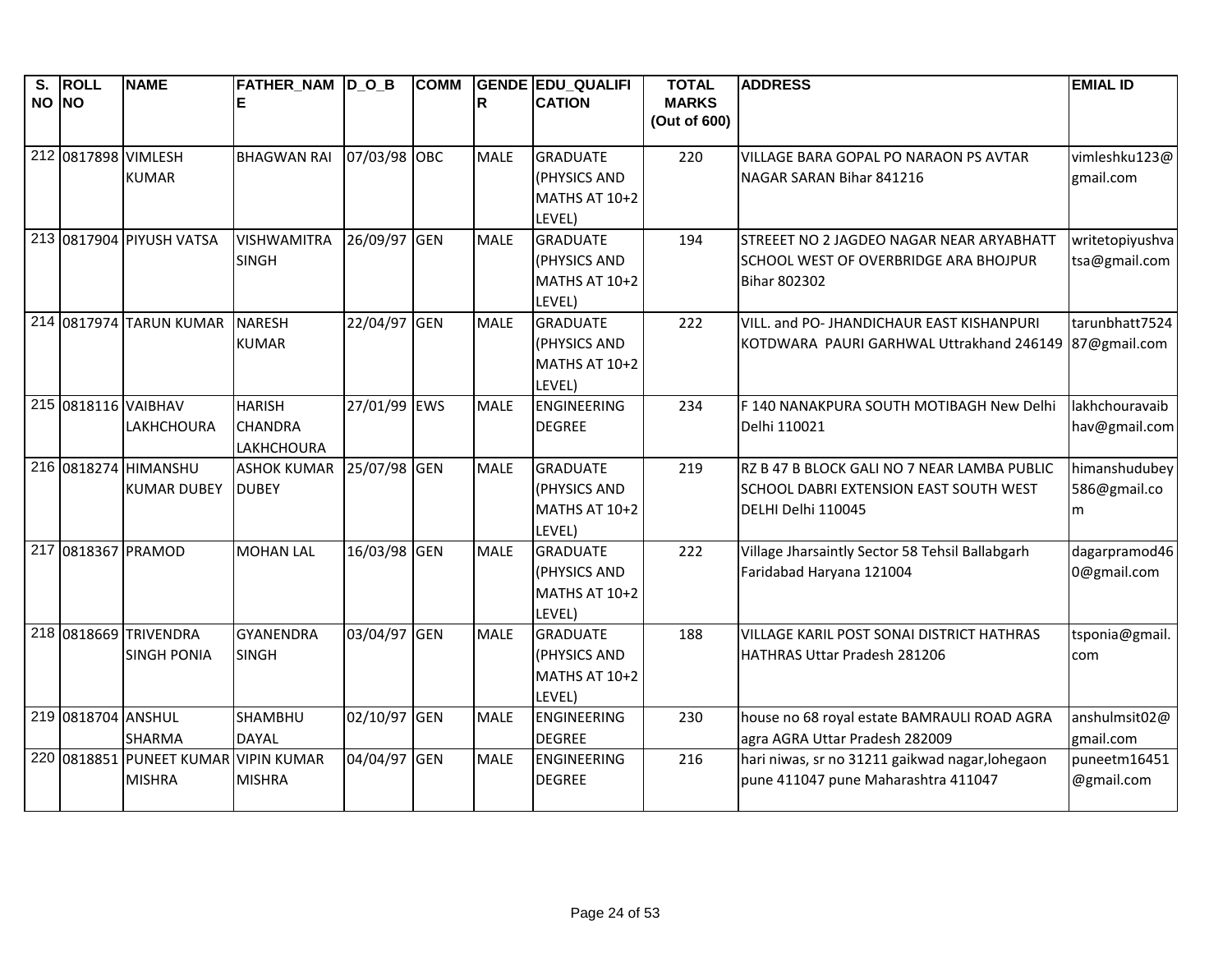| S. NO | ROLL NO | NAME | FATHER_NAME | D_O_B | COMM | GENDER | EDU_QUALIFICATION | TOTAL MARKS (Out of 600) | ADDRESS | EMIAL ID |
|---|---|---|---|---|---|---|---|---|---|---|
| 212 | 0817898 | VIMLESH KUMAR | BHAGWAN RAI | 07/03/98 | OBC | MALE | GRADUATE (PHYSICS AND MATHS AT 10+2 LEVEL) | 220 | VILLAGE BARA GOPAL PO NARAON PS AVTAR NAGAR SARAN Bihar 841216 | vimleshku123@gmail.com |
| 213 | 0817904 | PIYUSH VATSA | VISHWAMITRA SINGH | 26/09/97 | GEN | MALE | GRADUATE (PHYSICS AND MATHS AT 10+2 LEVEL) | 194 | STREEET NO 2 JAGDEO NAGAR NEAR ARYABHATT SCHOOL WEST OF OVERBRIDGE ARA BHOJPUR Bihar 802302 | writetopiyushvatsa@gmail.com |
| 214 | 0817974 | TARUN KUMAR | NARESH KUMAR | 22/04/97 | GEN | MALE | GRADUATE (PHYSICS AND MATHS AT 10+2 LEVEL) | 222 | VILL. and PO- JHANDICHAUR EAST KISHANPURI KOTDWARA PAURI GARHWAL Uttrakhand 246149 | tarunbhatt752487@gmail.com |
| 215 | 0818116 | VAIBHAV LAKHCHOURA | HARISH CHANDRA LAKHCHOURA | 27/01/99 | EWS | MALE | ENGINEERING DEGREE | 234 | F 140 NANAKPURA SOUTH MOTIBAGH New Delhi Delhi 110021 | lakhchouravaibhav@gmail.com |
| 216 | 0818274 | HIMANSHU KUMAR DUBEY | ASHOK KUMAR DUBEY | 25/07/98 | GEN | MALE | GRADUATE (PHYSICS AND MATHS AT 10+2 LEVEL) | 219 | RZ B 47 B BLOCK GALI NO 7 NEAR LAMBA PUBLIC SCHOOL DABRI EXTENSION EAST SOUTH WEST DELHI Delhi 110045 | himanshudubey586@gmail.com |
| 217 | 0818367 | PRAMOD | MOHAN LAL | 16/03/98 | GEN | MALE | GRADUATE (PHYSICS AND MATHS AT 10+2 LEVEL) | 222 | Village Jharsaintly Sector 58 Tehsil Ballabgarh Faridabad Haryana 121004 | dagarpramod460@gmail.com |
| 218 | 0818669 | TRIVENDRA SINGH PONIA | GYANENDRA SINGH | 03/04/97 | GEN | MALE | GRADUATE (PHYSICS AND MATHS AT 10+2 LEVEL) | 188 | VILLAGE KARIL POST SONAI DISTRICT HATHRAS HATHRAS Uttar Pradesh 281206 | tsponia@gmail.com |
| 219 | 0818704 | ANSHUL SHARMA | SHAMBHU DAYAL | 02/10/97 | GEN | MALE | ENGINEERING DEGREE | 230 | house no 68 royal estate BAMRAULI ROAD AGRA agra AGRA Uttar Pradesh 282009 | anshulmsit02@gmail.com |
| 220 | 0818851 | PUNEET KUMAR MISHRA | VIPIN KUMAR MISHRA | 04/04/97 | GEN | MALE | ENGINEERING DEGREE | 216 | hari niwas, sr no 31211 gaikwad nagar,lohegaon pune 411047 pune Maharashtra 411047 | puneetm16451@gmail.com |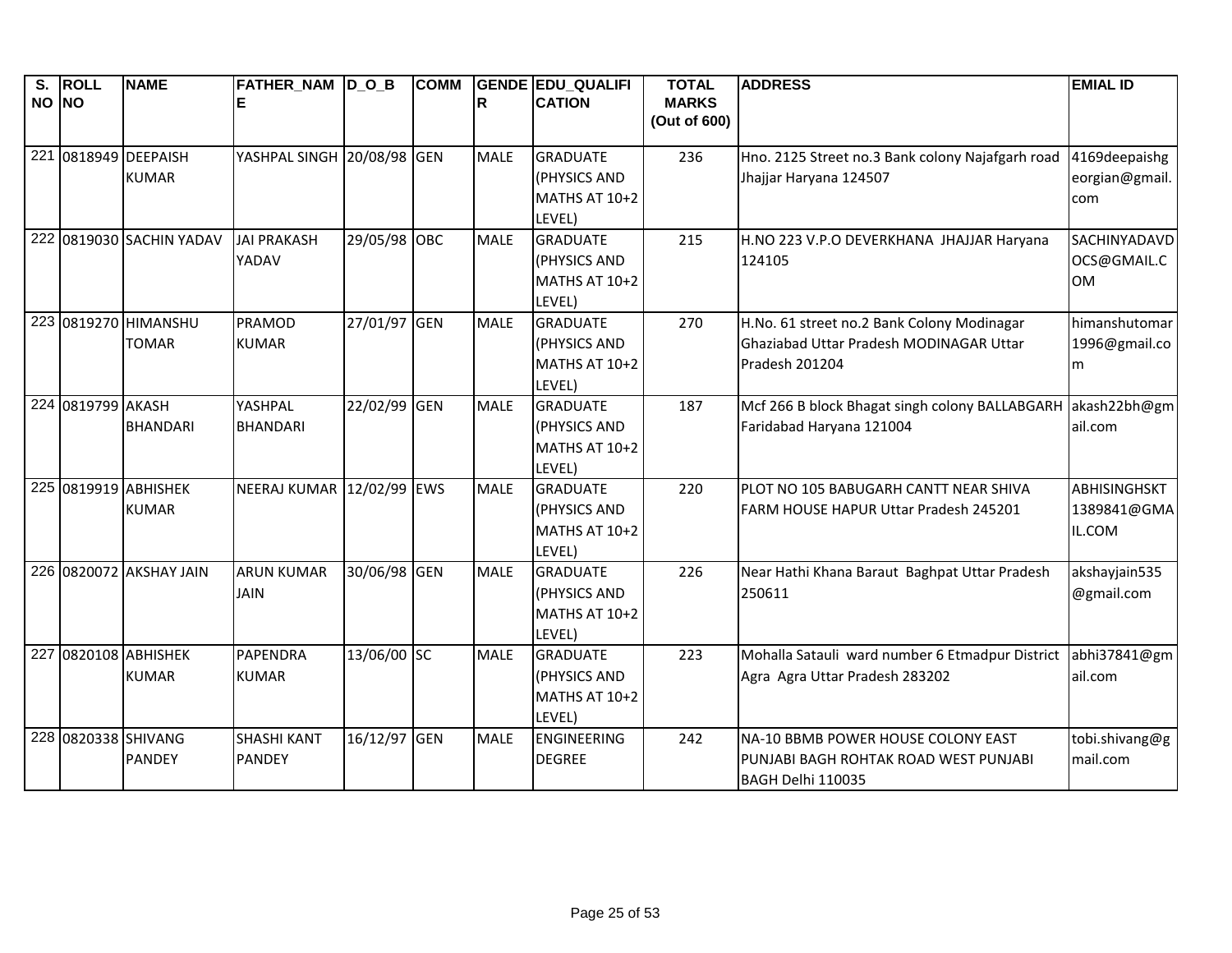| S. NO | ROLL NO | NAME | FATHER_NAME | D_O_B | COMM | GENDER | EDU_QUALIFICATION | TOTAL MARKS (Out of 600) | ADDRESS | EMIAL ID |
|---|---|---|---|---|---|---|---|---|---|---|
| 221 | 0818949 | DEEPAISH KUMAR | YASHPAL SINGH | 20/08/98 | GEN | MALE | GRADUATE (PHYSICS AND MATHS AT 10+2 LEVEL) | 236 | Hno. 2125 Street no.3 Bank colony Najafgarh road Jhajjar Haryana 124507 | 4169deepaishgeorgian@gmail.com |
| 222 | 0819030 | SACHIN YADAV | JAI PRAKASH YADAV | 29/05/98 | OBC | MALE | GRADUATE (PHYSICS AND MATHS AT 10+2 LEVEL) | 215 | H.NO 223 V.P.O DEVERKHANA JHAJJAR Haryana 124105 | SACHINYADAVDOCS@GMAIL.COM |
| 223 | 0819270 | HIMANSHU TOMAR | PRAMOD KUMAR | 27/01/97 | GEN | MALE | GRADUATE (PHYSICS AND MATHS AT 10+2 LEVEL) | 270 | H.No. 61 street no.2 Bank Colony Modinagar Ghaziabad Uttar Pradesh MODINAGAR Uttar Pradesh 201204 | himanshutomar1996@gmail.com |
| 224 | 0819799 | AKASH BHANDARI | YASHPAL BHANDARI | 22/02/99 | GEN | MALE | GRADUATE (PHYSICS AND MATHS AT 10+2 LEVEL) | 187 | Mcf 266 B block Bhagat singh colony BALLABGARH Faridabad Haryana 121004 | akash22bh@gmail.com |
| 225 | 0819919 | ABHISHEK KUMAR | NEERAJ KUMAR | 12/02/99 | EWS | MALE | GRADUATE (PHYSICS AND MATHS AT 10+2 LEVEL) | 220 | PLOT NO 105 BABUGARH CANTT NEAR SHIVA FARM HOUSE HAPUR Uttar Pradesh 245201 | ABHISINGHSKT1389841@GMAIL.COM |
| 226 | 0820072 | AKSHAY JAIN | ARUN KUMAR JAIN | 30/06/98 | GEN | MALE | GRADUATE (PHYSICS AND MATHS AT 10+2 LEVEL) | 226 | Near Hathi Khana Baraut Baghpat Uttar Pradesh 250611 | akshayjain535@gmail.com |
| 227 | 0820108 | ABHISHEK KUMAR | PAPENDRA KUMAR | 13/06/00 | SC | MALE | GRADUATE (PHYSICS AND MATHS AT 10+2 LEVEL) | 223 | Mohalla Satauli ward number 6 Etmadpur District Agra Agra Uttar Pradesh 283202 | abhi37841@gmail.com |
| 228 | 0820338 | SHIVANG PANDEY | SHASHI KANT PANDEY | 16/12/97 | GEN | MALE | ENGINEERING DEGREE | 242 | NA-10 BBMB POWER HOUSE COLONY EAST PUNJABI BAGH ROHTAK ROAD WEST PUNJABI BAGH Delhi 110035 | tobi.shivang@gmail.com |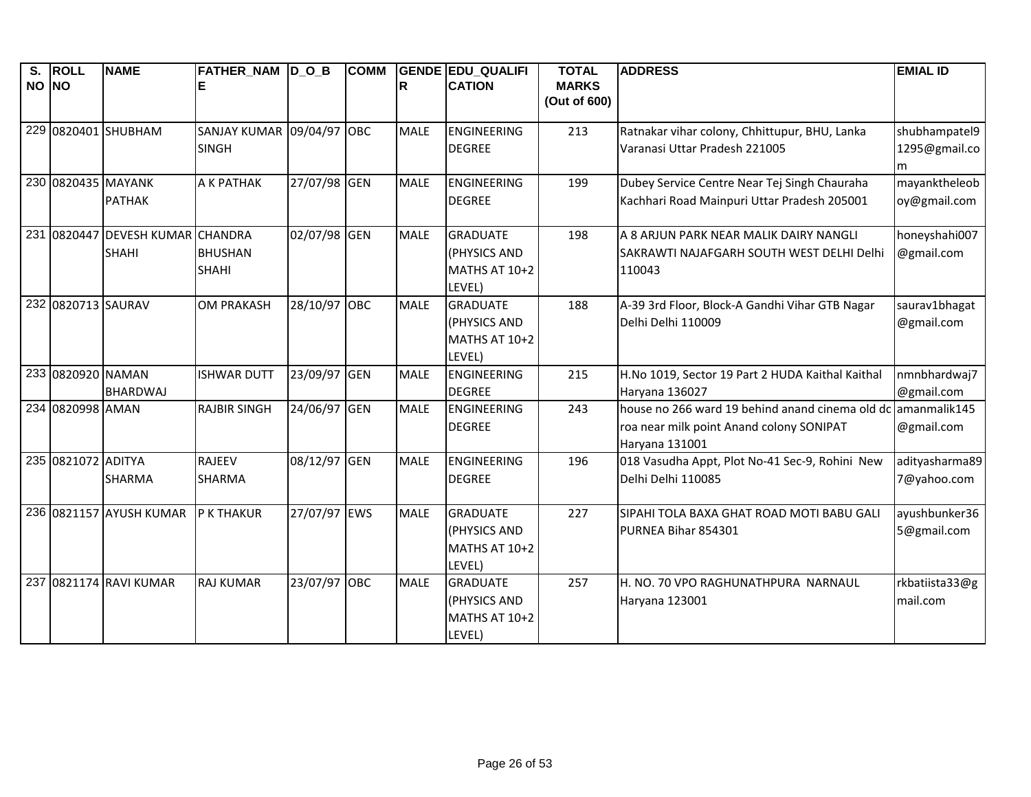| S. NO | ROLL NO | NAME | FATHER_NAME | D_O_B | COMM | GENDER | EDU_QUALIFICATION | TOTAL MARKS (Out of 600) | ADDRESS | EMIAL ID |
|---|---|---|---|---|---|---|---|---|---|---|
| 229 | 0820401 | SHUBHAM | SANJAY KUMAR SINGH | 09/04/97 | OBC | MALE | ENGINEERING DEGREE | 213 | Ratnakar vihar colony, Chhittupur, BHU, Lanka Varanasi Uttar Pradesh 221005 | shubhampatel91295@gmail.com |
| 230 | 0820435 | MAYANK PATHAK | A K PATHAK | 27/07/98 | GEN | MALE | ENGINEERING DEGREE | 199 | Dubey Service Centre Near Tej Singh Chauraha Kachhari Road Mainpuri Uttar Pradesh 205001 | mayanktheleoboy@gmail.com |
| 231 | 0820447 | DEVESH KUMAR SHAHI | CHANDRA BHUSHAN SHAHI | 02/07/98 | GEN | MALE | GRADUATE (PHYSICS AND MATHS AT 10+2 LEVEL) | 198 | A 8 ARJUN PARK NEAR MALIK DAIRY NANGLI SAKRAWTI NAJAFGARH SOUTH WEST DELHI Delhi 110043 | honeyshahi007@gmail.com |
| 232 | 0820713 | SAURAV | OM PRAKASH | 28/10/97 | OBC | MALE | GRADUATE (PHYSICS AND MATHS AT 10+2 LEVEL) | 188 | A-39 3rd Floor, Block-A Gandhi Vihar GTB Nagar Delhi Delhi 110009 | saurav1bhagat@gmail.com |
| 233 | 0820920 | NAMAN BHARDWAJ | ISHWAR DUTT | 23/09/97 | GEN | MALE | ENGINEERING DEGREE | 215 | H.No 1019, Sector 19 Part 2 HUDA Kaithal Kaithal Haryana 136027 | nmnbhardwaj7@gmail.com |
| 234 | 0820998 | AMAN | RAJBIR SINGH | 24/06/97 | GEN | MALE | ENGINEERING DEGREE | 243 | house no 266 ward 19 behind anand cinema old dc roa near milk point Anand colony SONIPAT Haryana 131001 | amanmalik145@gmail.com |
| 235 | 0821072 | ADITYA SHARMA | RAJEEV SHARMA | 08/12/97 | GEN | MALE | ENGINEERING DEGREE | 196 | 018 Vasudha Appt, Plot No-41 Sec-9, Rohini New Delhi Delhi 110085 | adityasharma897@yahoo.com |
| 236 | 0821157 | AYUSH KUMAR | P K THAKUR | 27/07/97 | EWS | MALE | GRADUATE (PHYSICS AND MATHS AT 10+2 LEVEL) | 227 | SIPAHI TOLA BAXA GHAT ROAD MOTI BABU GALI PURNEA Bihar 854301 | ayushbunker365@gmail.com |
| 237 | 0821174 | RAVI KUMAR | RAJ KUMAR | 23/07/97 | OBC | MALE | GRADUATE (PHYSICS AND MATHS AT 10+2 LEVEL) | 257 | H. NO. 70 VPO RAGHUNATHPURA NARNAUL Haryana 123001 | rkbatiista33@gmail.com |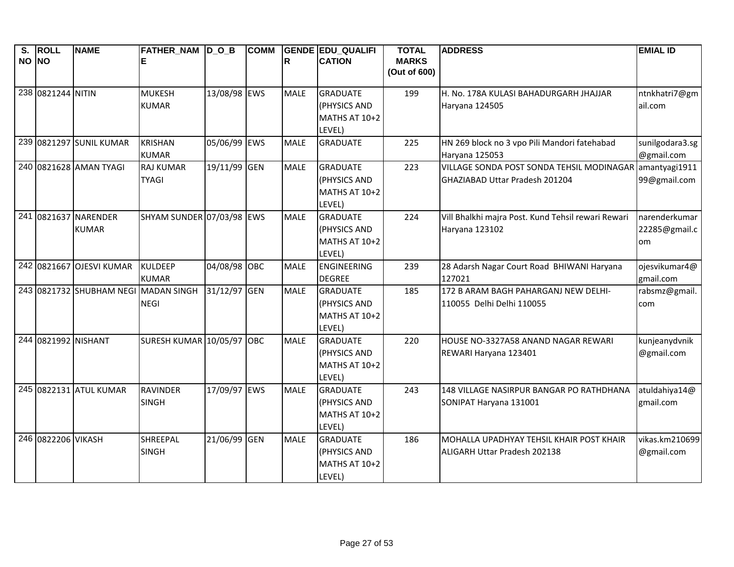| S. NO | ROLL NO | NAME | FATHER_NAME | D_O_B | COMM | GENDER | EDU_QUALIFICATION | TOTAL MARKS (Out of 600) | ADDRESS | EMIAL ID |
|---|---|---|---|---|---|---|---|---|---|---|
| 238 | 0821244 | NITIN | MUKESH KUMAR | 13/08/98 | EWS | MALE | GRADUATE (PHYSICS AND MATHS AT 10+2 LEVEL) | 199 | H. No. 178A KULASI BAHADURGARH JHAJJAR Haryana 124505 | ntnkhatri7@gmail.com |
| 239 | 0821297 | SUNIL KUMAR | KRISHAN KUMAR | 05/06/99 | EWS | MALE | GRADUATE | 225 | HN 269 block no 3 vpo Pili Mandori fatehabad Haryana 125053 | sunilgodara3.sg@gmail.com |
| 240 | 0821628 | AMAN TYAGI | RAJ KUMAR TYAGI | 19/11/99 | GEN | MALE | GRADUATE (PHYSICS AND MATHS AT 10+2 LEVEL) | 223 | VILLAGE SONDA POST SONDA TEHSIL MODINAGAR GHAZIABAD Uttar Pradesh 201204 | amantyagi191199@gmail.com |
| 241 | 0821637 | NARENDER KUMAR | SHYAM SUNDER | 07/03/98 | EWS | MALE | GRADUATE (PHYSICS AND MATHS AT 10+2 LEVEL) | 224 | Vill Bhalkhi majra Post. Kund Tehsil rewari Rewari Haryana 123102 | narenderkumar22285@gmail.com |
| 242 | 0821667 | OJESVI KUMAR | KULDEEP KUMAR | 04/08/98 | OBC | MALE | ENGINEERING DEGREE | 239 | 28 Adarsh Nagar Court Road BHIWANI Haryana 127021 | ojesvikumar4@gmail.com |
| 243 | 0821732 | SHUBHAM NEGI | MADAN SINGH NEGI | 31/12/97 | GEN | MALE | GRADUATE (PHYSICS AND MATHS AT 10+2 LEVEL) | 185 | 172 B ARAM BAGH PAHARGANJ NEW DELHI-110055 Delhi Delhi 110055 | rabsmz@gmail.com |
| 244 | 0821992 | NISHANT | SURESH KUMAR | 10/05/97 | OBC | MALE | GRADUATE (PHYSICS AND MATHS AT 10+2 LEVEL) | 220 | HOUSE NO-3327A58 ANAND NAGAR REWARI REWARI Haryana 123401 | kunjeanydvnik@gmail.com |
| 245 | 0822131 | ATUL KUMAR | RAVINDER SINGH | 17/09/97 | EWS | MALE | GRADUATE (PHYSICS AND MATHS AT 10+2 LEVEL) | 243 | 148 VILLAGE NASIRPUR BANGAR PO RATHDHANA SONIPAT Haryana 131001 | atuldahiya14@gmail.com |
| 246 | 0822206 | VIKASH | SHREEPAL SINGH | 21/06/99 | GEN | MALE | GRADUATE (PHYSICS AND MATHS AT 10+2 LEVEL) | 186 | MOHALLA UPADHYAY TEHSIL KHAIR POST KHAIR ALIGARH Uttar Pradesh 202138 | vikas.km210699@gmail.com |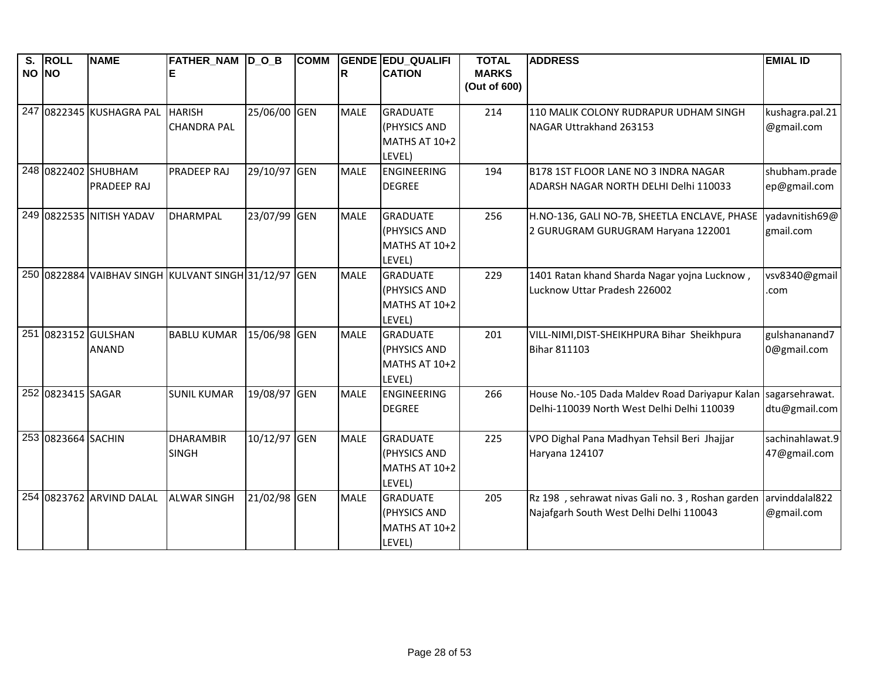| S. NO | ROLL NO | NAME | FATHER_NAME | D_O_B | COMM | GENDER | EDU_QUALIFICATION | TOTAL MARKS (Out of 600) | ADDRESS | EMIAL ID |
|---|---|---|---|---|---|---|---|---|---|---|
| 247 | 0822345 | KUSHAGRA PAL | HARISH CHANDRA PAL | 25/06/00 | GEN | MALE | GRADUATE (PHYSICS AND MATHS AT 10+2 LEVEL) | 214 | 110 MALIK COLONY RUDRAPUR UDHAM SINGH NAGAR Uttrakhand 263153 | kushagra.pal.21@gmail.com |
| 248 | 0822402 | SHUBHAM PRADEEP RAJ | PRADEEP RAJ | 29/10/97 | GEN | MALE | ENGINEERING DEGREE | 194 | B178 1ST FLOOR LANE NO 3 INDRA NAGAR ADARSH NAGAR NORTH DELHI Delhi 110033 | shubham.pradeep@gmail.com |
| 249 | 0822535 | NITISH YADAV | DHARMPAL | 23/07/99 | GEN | MALE | GRADUATE (PHYSICS AND MATHS AT 10+2 LEVEL) | 256 | H.NO-136, GALI NO-7B, SHEETLA ENCLAVE, PHASE 2 GURUGRAM GURUGRAM Haryana 122001 | yadavnitish69@gmail.com |
| 250 | 0822884 | VAIBHAV SINGH | KULVANT SINGH | 31/12/97 | GEN | MALE | GRADUATE (PHYSICS AND MATHS AT 10+2 LEVEL) | 229 | 1401 Ratan khand Sharda Nagar yojna Lucknow , Lucknow Uttar Pradesh 226002 | vsv8340@gmail.com |
| 251 | 0823152 | GULSHAN ANAND | BABLU KUMAR | 15/06/98 | GEN | MALE | GRADUATE (PHYSICS AND MATHS AT 10+2 LEVEL) | 201 | VILL-NIMI,DIST-SHEIKHPURA Bihar Sheikhpura Bihar 811103 | gulshananand70@gmail.com |
| 252 | 0823415 | SAGAR | SUNIL KUMAR | 19/08/97 | GEN | MALE | ENGINEERING DEGREE | 266 | House No.-105 Dada Maldev Road Dariyapur Kalan Delhi-110039 North West Delhi Delhi 110039 | sagarsehrawat.dtu@gmail.com |
| 253 | 0823664 | SACHIN | DHARAMBIR SINGH | 10/12/97 | GEN | MALE | GRADUATE (PHYSICS AND MATHS AT 10+2 LEVEL) | 225 | VPO Dighal Pana Madhyan Tehsil Beri Jhajjar Haryana 124107 | sachinahlawat.947@gmail.com |
| 254 | 0823762 | ARVIND DALAL | ALWAR SINGH | 21/02/98 | GEN | MALE | GRADUATE (PHYSICS AND MATHS AT 10+2 LEVEL) | 205 | Rz 198 , sehrawat nivas Gali no. 3 , Roshan garden Najafgarh South West Delhi Delhi 110043 | arvinddalal822@gmail.com |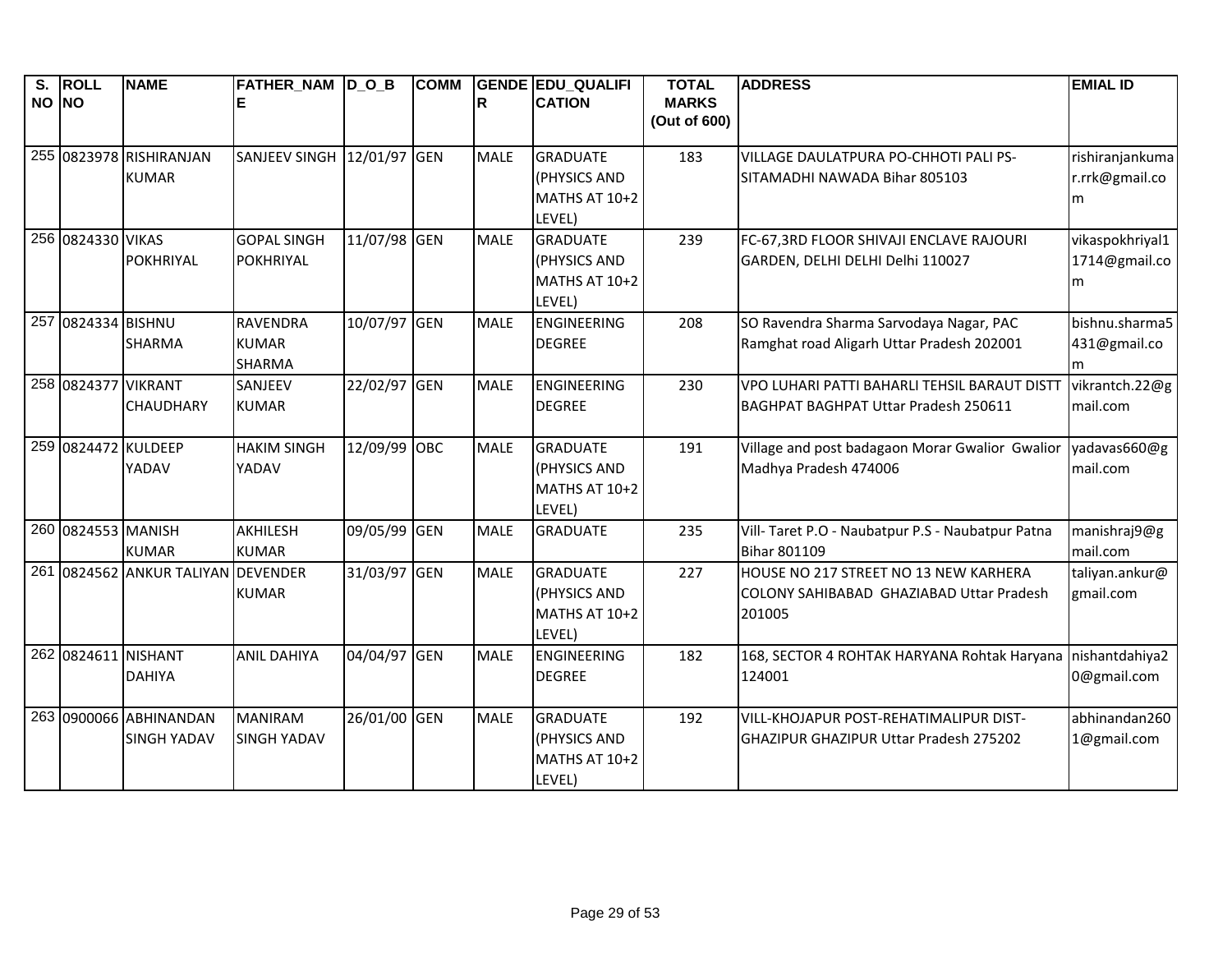| S. NO | ROLL NO | NAME | FATHER_NAME | D_O_B | COMM | GENDER | EDU_QUALIFICATION | TOTAL MARKS (Out of 600) | ADDRESS | EMIAL ID |
|---|---|---|---|---|---|---|---|---|---|---|
| 255 | 0823978 | RISHIRANJAN KUMAR | SANJEEV SINGH | 12/01/97 | GEN | MALE | GRADUATE (PHYSICS AND MATHS AT 10+2 LEVEL) | 183 | VILLAGE DAULATPURA PO-CHHOTI PALI PS-SITAMADHI NAWADA Bihar 805103 | rishiranjankumar.rrk@gmail.com |
| 256 | 0824330 | VIKAS POKHRIYAL | GOPAL SINGH POKHRIYAL | 11/07/98 | GEN | MALE | GRADUATE (PHYSICS AND MATHS AT 10+2 LEVEL) | 239 | FC-67,3RD FLOOR SHIVAJI ENCLAVE RAJOURI GARDEN, DELHI DELHI Delhi 110027 | vikaspokhriyal11714@gmail.com |
| 257 | 0824334 | BISHNU SHARMA | RAVENDRA KUMAR SHARMA | 10/07/97 | GEN | MALE | ENGINEERING DEGREE | 208 | SO Ravendra Sharma Sarvodaya Nagar, PAC Ramghat road Aligarh Uttar Pradesh 202001 | bishnu.sharma5431@gmail.com |
| 258 | 0824377 | VIKRANT CHAUDHARY | SANJEEV KUMAR | 22/02/97 | GEN | MALE | ENGINEERING DEGREE | 230 | VPO LUHARI PATTI BAHARLI TEHSIL BARAUT DISTT BAGHPAT BAGHPAT Uttar Pradesh 250611 | vikrantch.22@gmail.com |
| 259 | 0824472 | KULDEEP YADAV | HAKIM SINGH YADAV | 12/09/99 | OBC | MALE | GRADUATE (PHYSICS AND MATHS AT 10+2 LEVEL) | 191 | Village and post badagaon Morar Gwalior Gwalior Madhya Pradesh 474006 | yadavas660@gmail.com |
| 260 | 0824553 | MANISH KUMAR | AKHILESH KUMAR | 09/05/99 | GEN | MALE | GRADUATE | 235 | Vill- Taret P.O - Naubatpur P.S - Naubatpur Patna Bihar 801109 | manishraj9@gmail.com |
| 261 | 0824562 | ANKUR TALIYAN | DEVENDER KUMAR | 31/03/97 | GEN | MALE | GRADUATE (PHYSICS AND MATHS AT 10+2 LEVEL) | 227 | HOUSE NO 217 STREET NO 13 NEW KARHERA COLONY SAHIBABAD GHAZIABAD Uttar Pradesh 201005 | taliyan.ankur@gmail.com |
| 262 | 0824611 | NISHANT DAHIYA | ANIL DAHIYA | 04/04/97 | GEN | MALE | ENGINEERING DEGREE | 182 | 168, SECTOR 4 ROHTAK HARYANA Rohtak Haryana 124001 | nishantdahiya20@gmail.com |
| 263 | 0900066 | ABHINANDAN SINGH YADAV | MANIRAM SINGH YADAV | 26/01/00 | GEN | MALE | GRADUATE (PHYSICS AND MATHS AT 10+2 LEVEL) | 192 | VILL-KHOJAPUR POST-REHATIMALIPUR DIST-GHAZIPUR GHAZIPUR Uttar Pradesh 275202 | abhinandan2601@gmail.com |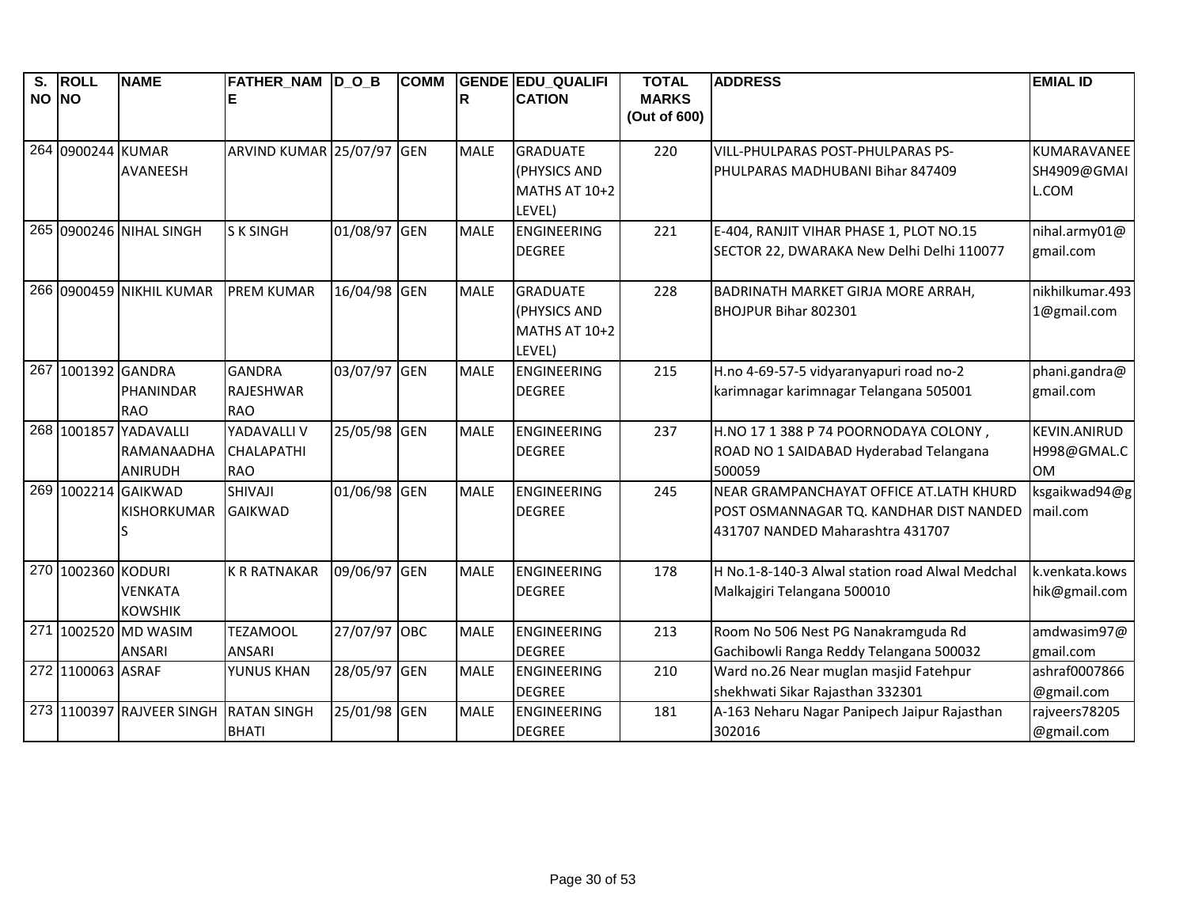| S. NO | ROLL NO | NAME | FATHER_NAME | D_O_B | COMM | GENDER | EDU_QUALIFICATION | TOTAL MARKS (Out of 600) | ADDRESS | EMIAL ID |
|---|---|---|---|---|---|---|---|---|---|---|
| 264 | 0900244 | KUMAR AVANEESH | ARVIND KUMAR | 25/07/97 | GEN | MALE | GRADUATE (PHYSICS AND MATHS AT 10+2 LEVEL) | 220 | VILL-PHULPARAS POST-PHULPARAS PS-PHULPARAS MADHUBANI Bihar 847409 | KUMARAVANEESH4909@GMAIL.COM |
| 265 | 0900246 | NIHAL SINGH | S K SINGH | 01/08/97 | GEN | MALE | ENGINEERING DEGREE | 221 | E-404, RANJIT VIHAR PHASE 1, PLOT NO.15 SECTOR 22, DWARAKA New Delhi Delhi 110077 | nihal.army01@gmail.com |
| 266 | 0900459 | NIKHIL KUMAR | PREM KUMAR | 16/04/98 | GEN | MALE | GRADUATE (PHYSICS AND MATHS AT 10+2 LEVEL) | 228 | BADRINATH MARKET GIRJA MORE ARRAH, BHOJPUR Bihar 802301 | nikhilkumar.4931@gmail.com |
| 267 | 1001392 | GANDRA PHANINDAR RAO | GANDRA RAJESHWAR RAO | 03/07/97 | GEN | MALE | ENGINEERING DEGREE | 215 | H.no 4-69-57-5 vidyaranyapuri road no-2 karimnagar karimnagar Telangana 505001 | phani.gandra@gmail.com |
| 268 | 1001857 | YADAVALLI RAMANAADHA ANIRUDH | YADAVALLI V CHALAPATHI RAO | 25/05/98 | GEN | MALE | ENGINEERING DEGREE | 237 | H.NO 17 1 388 P 74 POORNODAYA COLONY , ROAD NO 1 SAIDABAD Hyderabad Telangana 500059 | KEVIN.ANIRUDH998@GMAL.COM |
| 269 | 1002214 | GAIKWAD KISHORKUMAR S | SHIVAJI GAIKWAD | 01/06/98 | GEN | MALE | ENGINEERING DEGREE | 245 | NEAR GRAMPANCHAYAT OFFICE AT.LATH KHURD POST OSMANNAGAR TQ. KANDHAR DIST NANDED 431707 NANDED Maharashtra 431707 | ksgaikwad94@gmail.com |
| 270 | 1002360 | KODURI VENKATA KOWSHIK | K R RATNAKAR | 09/06/97 | GEN | MALE | ENGINEERING DEGREE | 178 | H No.1-8-140-3 Alwal station road Alwal Medchal Malkajgiri Telangana 500010 | k.venkata.kowshik@gmail.com |
| 271 | 1002520 | MD WASIM ANSARI | TEZAMOOL ANSARI | 27/07/97 | OBC | MALE | ENGINEERING DEGREE | 213 | Room No 506 Nest PG Nanakramguda Rd Gachibowli Ranga Reddy Telangana 500032 | amdwasim97@gmail.com |
| 272 | 1100063 | ASRAF | YUNUS KHAN | 28/05/97 | GEN | MALE | ENGINEERING DEGREE | 210 | Ward no.26 Near muglan masjid Fatehpur shekhwati Sikar Rajasthan 332301 | ashraf0007866@gmail.com |
| 273 | 1100397 | RAJVEER SINGH | RATAN SINGH BHATI | 25/01/98 | GEN | MALE | ENGINEERING DEGREE | 181 | A-163 Neharu Nagar Panipech Jaipur Rajasthan 302016 | rajveers78205@gmail.com |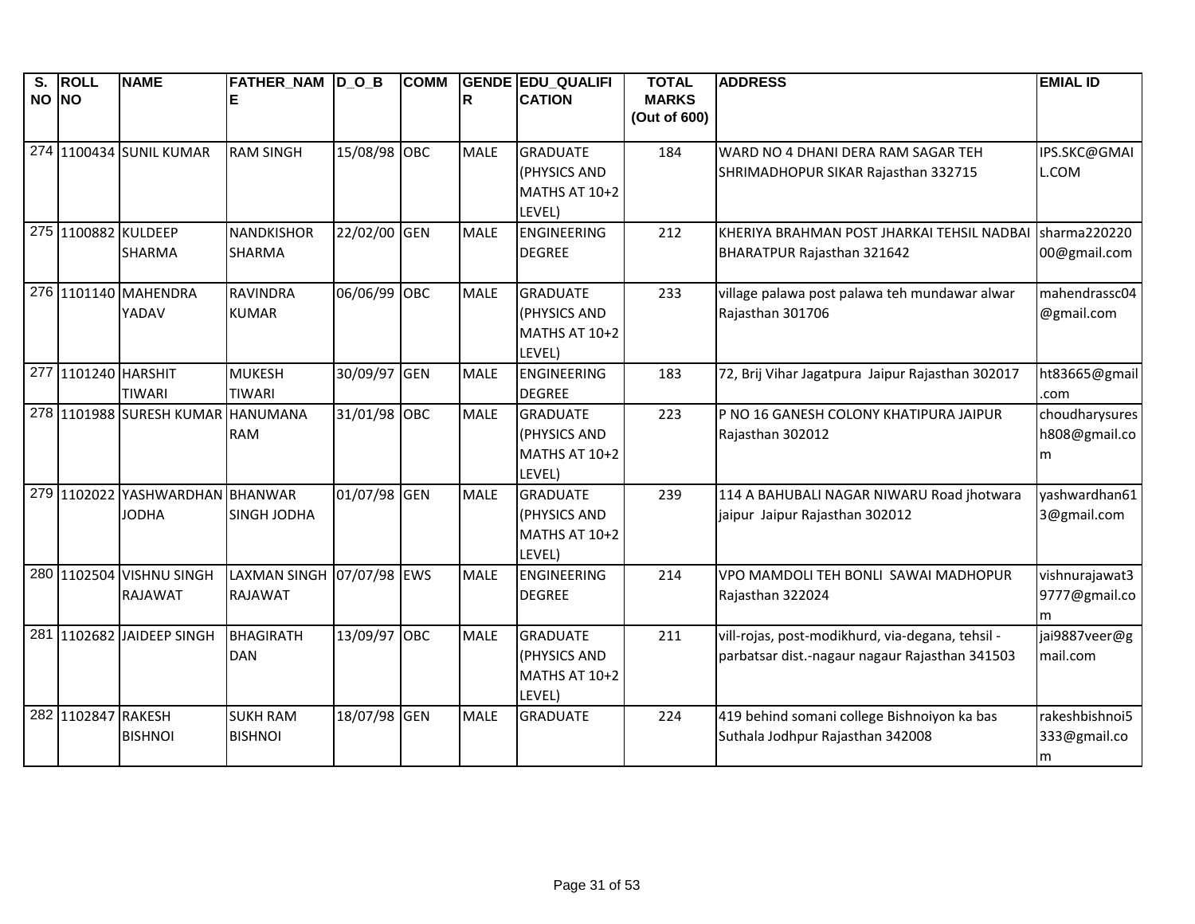| S. NO | ROLL NO | NAME | FATHER_NAME | D_O_B | COMM | GENDER | EDU_QUALIFICATION | TOTAL MARKS (Out of 600) | ADDRESS | EMIAL ID |
|---|---|---|---|---|---|---|---|---|---|---|
| 274 | 1100434 | SUNIL KUMAR | RAM SINGH | 15/08/98 | OBC | MALE | GRADUATE (PHYSICS AND MATHS AT 10+2 LEVEL) | 184 | WARD NO 4 DHANI DERA RAM SAGAR TEH SHRIMADHOPUR SIKAR Rajasthan 332715 | IPS.SKC@GMAIL.COM |
| 275 | 1100882 | KULDEEP SHARMA | NANDKISHOR SHARMA | 22/02/00 | GEN | MALE | ENGINEERING DEGREE | 212 | KHERIYA BRAHMAN POST JHARKAI TEHSIL NADBAI BHARATPUR Rajasthan 321642 | sharma22022000@gmail.com |
| 276 | 1101140 | MAHENDRA YADAV | RAVINDRA KUMAR | 06/06/99 | OBC | MALE | GRADUATE (PHYSICS AND MATHS AT 10+2 LEVEL) | 233 | village palawa post palawa teh mundawar alwar Rajasthan 301706 | mahendrassc04@gmail.com |
| 277 | 1101240 | HARSHIT TIWARI | MUKESH TIWARI | 30/09/97 | GEN | MALE | ENGINEERING DEGREE | 183 | 72, Brij Vihar Jagatpura Jaipur Rajasthan 302017 | ht83665@gmail.com |
| 278 | 1101988 | SURESH KUMAR | HANUMANA RAM | 31/01/98 | OBC | MALE | GRADUATE (PHYSICS AND MATHS AT 10+2 LEVEL) | 223 | P NO 16 GANESH COLONY KHATIPURA JAIPUR Rajasthan 302012 | choudharysuresh808@gmail.com |
| 279 | 1102022 | YASHWARDHAN JODHA | BHANWAR SINGH JODHA | 01/07/98 | GEN | MALE | GRADUATE (PHYSICS AND MATHS AT 10+2 LEVEL) | 239 | 114 A BAHUBALI NAGAR NIWARU Road jhotwara jaipur Jaipur Rajasthan 302012 | yashwardhan613@gmail.com |
| 280 | 1102504 | VISHNU SINGH RAJAWAT | LAXMAN SINGH RAJAWAT | 07/07/98 | EWS | MALE | ENGINEERING DEGREE | 214 | VPO MAMDOLI TEH BONLI SAWAI MADHOPUR Rajasthan 322024 | vishnurajawat39777@gmail.com |
| 281 | 1102682 | JAIDEEP SINGH | BHAGIRATH DAN | 13/09/97 | OBC | MALE | GRADUATE (PHYSICS AND MATHS AT 10+2 LEVEL) | 211 | vill-rojas, post-modikhurd, via-degana, tehsil -parbatsar dist.-nagaur nagaur Rajasthan 341503 | jai9887veer@gmail.com |
| 282 | 1102847 | RAKESH BISHNOI | SUKH RAM BISHNOI | 18/07/98 | GEN | MALE | GRADUATE | 224 | 419 behind somani college Bishnoiyon ka bas Suthala Jodhpur Rajasthan 342008 | rakeshbishnoi5333@gmail.com |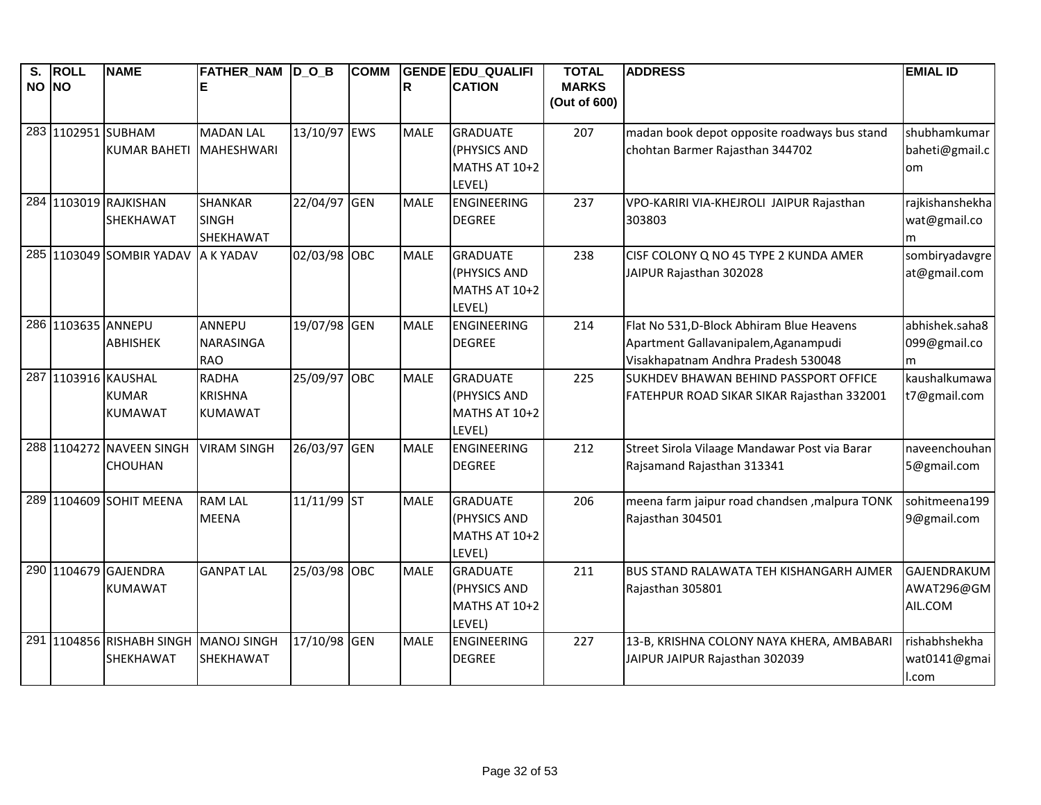| S. NO | ROLL NO | NAME | FATHER_NAME | D_O_B | COMM | GENDER | EDU_QUALIFICATION | TOTAL MARKS (Out of 600) | ADDRESS | EMIAL ID |
|---|---|---|---|---|---|---|---|---|---|---|
| 283 | 1102951 | SUBHAM KUMAR BAHETI | MADAN LAL MAHESHWARI | 13/10/97 | EWS | MALE | GRADUATE (PHYSICS AND MATHS AT 10+2 LEVEL) | 207 | madan book depot opposite roadways bus stand chohtan Barmer Rajasthan 344702 | shubhamkumarbaheti@gmail.com |
| 284 | 1103019 | RAJKISHAN SHEKHAWAT | SHANKAR SINGH SHEKHAWAT | 22/04/97 | GEN | MALE | ENGINEERING DEGREE | 237 | VPO-KARIRI VIA-KHEJROLI JAIPUR Rajasthan 303803 | rajkishanshekhawat@gmail.com |
| 285 | 1103049 | SOMBIR YADAV | A K YADAV | 02/03/98 | OBC | MALE | GRADUATE (PHYSICS AND MATHS AT 10+2 LEVEL) | 238 | CISF COLONY Q NO 45 TYPE 2 KUNDA AMER JAIPUR Rajasthan 302028 | sombiryadavgreat@gmail.com |
| 286 | 1103635 | ANNEPU ABHISHEK | ANNEPU NARASINGA RAO | 19/07/98 | GEN | MALE | ENGINEERING DEGREE | 214 | Flat No 531,D-Block Abhiram Blue Heavens Apartment Gallavanipalem,Aganampudi Visakhapatnam Andhra Pradesh 530048 | abhishek.saha8099@gmail.com |
| 287 | 1103916 | KAUSHAL KUMAR KUMAWAT | RADHA KRISHNA KUMAWAT | 25/09/97 | OBC | MALE | GRADUATE (PHYSICS AND MATHS AT 10+2 LEVEL) | 225 | SUKHDEV BHAWAN BEHIND PASSPORT OFFICE FATEHPUR ROAD SIKAR SIKAR Rajasthan 332001 | kaushalkumawat7@gmail.com |
| 288 | 1104272 | NAVEEN SINGH CHOUHAN | VIRAM SINGH | 26/03/97 | GEN | MALE | ENGINEERING DEGREE | 212 | Street Sirola Vilaage Mandawar Post via Barar Rajsamand Rajasthan 313341 | naveenchouhan5@gmail.com |
| 289 | 1104609 | SOHIT MEENA | RAM LAL MEENA | 11/11/99 | ST | MALE | GRADUATE (PHYSICS AND MATHS AT 10+2 LEVEL) | 206 | meena farm jaipur road chandsen ,malpura TONK Rajasthan 304501 | sohitmeena1999@gmail.com |
| 290 | 1104679 | GAJENDRA KUMAWAT | GANPAT LAL | 25/03/98 | OBC | MALE | GRADUATE (PHYSICS AND MATHS AT 10+2 LEVEL) | 211 | BUS STAND RALAWATA TEH KISHANGARH AJMER Rajasthan 305801 | GAJENDRAKUMAWAT296@GMAIL.COM |
| 291 | 1104856 | RISHABH SINGH SHEKHAWAT | MANOJ SINGH SHEKHAWAT | 17/10/98 | GEN | MALE | ENGINEERING DEGREE | 227 | 13-B, KRISHNA COLONY NAYA KHERA, AMBABARI JAIPUR JAIPUR Rajasthan 302039 | rishabhshekhawat0141@gmail.com |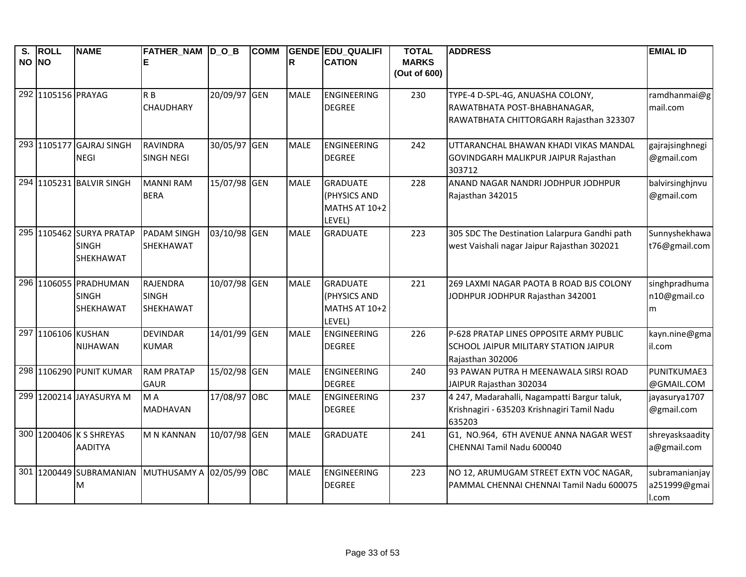| S. NO | ROLL NO | NAME | FATHER_NAME | D_O_B | COMM | GENDER | EDU_QUALIFICATION | TOTAL MARKS (Out of 600) | ADDRESS | EMIAL ID |
|---|---|---|---|---|---|---|---|---|---|---|
| 292 | 1105156 | PRAYAG | R B CHAUDHARY | 20/09/97 | GEN | MALE | ENGINEERING DEGREE | 230 | TYPE-4 D-SPL-4G, ANUASHA COLONY, RAWATBHATA POST-BHABHANAGAR, RAWATBHATA CHITTORGARH Rajasthan 323307 | ramdhanmai@gmail.com |
| 293 | 1105177 | GAJRAJ SINGH NEGI | RAVINDRA SINGH NEGI | 30/05/97 | GEN | MALE | ENGINEERING DEGREE | 242 | UTTARANCHAL BHAWAN KHADI VIKAS MANDAL GOVINDGARH MALIKPUR JAIPUR Rajasthan 303712 | gajrajsinghnegi@gmail.com |
| 294 | 1105231 | BALVIR SINGH | MANNI RAM BERA | 15/07/98 | GEN | MALE | GRADUATE (PHYSICS AND MATHS AT 10+2 LEVEL) | 228 | ANAND NAGAR NANDRI JODHPUR JODHPUR Rajasthan 342015 | balvirsinghjnvu@gmail.com |
| 295 | 1105462 | SURYA PRATAP SINGH SHEKHAWAT | PADAM SINGH SHEKHAWAT | 03/10/98 | GEN | MALE | GRADUATE | 223 | 305 SDC The Destination Lalarpura Gandhi path west Vaishali nagar Jaipur Rajasthan 302021 | Sunnyshekhawat76@gmail.com |
| 296 | 1106055 | PRADHUMAN SINGH SHEKHAWAT | RAJENDRA SINGH SHEKHAWAT | 10/07/98 | GEN | MALE | GRADUATE (PHYSICS AND MATHS AT 10+2 LEVEL) | 221 | 269 LAXMI NAGAR PAOTA B ROAD BJS COLONY JODHPUR JODHPUR Rajasthan 342001 | singhpradhuman10@gmail.com |
| 297 | 1106106 | KUSHAN NIJHAWAN | DEVINDAR KUMAR | 14/01/99 | GEN | MALE | ENGINEERING DEGREE | 226 | P-628 PRATAP LINES OPPOSITE ARMY PUBLIC SCHOOL JAIPUR MILITARY STATION JAIPUR Rajasthan 302006 | kayn.nine@gmail.com |
| 298 | 1106290 | PUNIT KUMAR | RAM PRATAP GAUR | 15/02/98 | GEN | MALE | ENGINEERING DEGREE | 240 | 93 PAWAN PUTRA H MEENAWALA SIRSI ROAD JAIPUR Rajasthan 302034 | PUNITKUMAE3@GMAIL.COM |
| 299 | 1200214 | JAYASURYA M | M A MADHAVAN | 17/08/97 | OBC | MALE | ENGINEERING DEGREE | 237 | 4 247, Madarahalli, Nagampatti Bargur taluk, Krishnagiri - 635203 Krishnagiri Tamil Nadu 635203 | jayasurya1707@gmail.com |
| 300 | 1200406 | K S SHREYAS AADITYA | M N KANNAN | 10/07/98 | GEN | MALE | GRADUATE | 241 | G1, NO.964, 6TH AVENUE ANNA NAGAR WEST CHENNAI Tamil Nadu 600040 | shreyasksaaditya@gmail.com |
| 301 | 1200449 | SUBRAMANIAN M | MUTHUSAMY A | 02/05/99 | OBC | MALE | ENGINEERING DEGREE | 223 | NO 12, ARUMUGAM STREET EXTN VOC NAGAR, PAMMAL CHENNAI CHENNAI Tamil Nadu 600075 | subramanianjaya251999@gmail.com |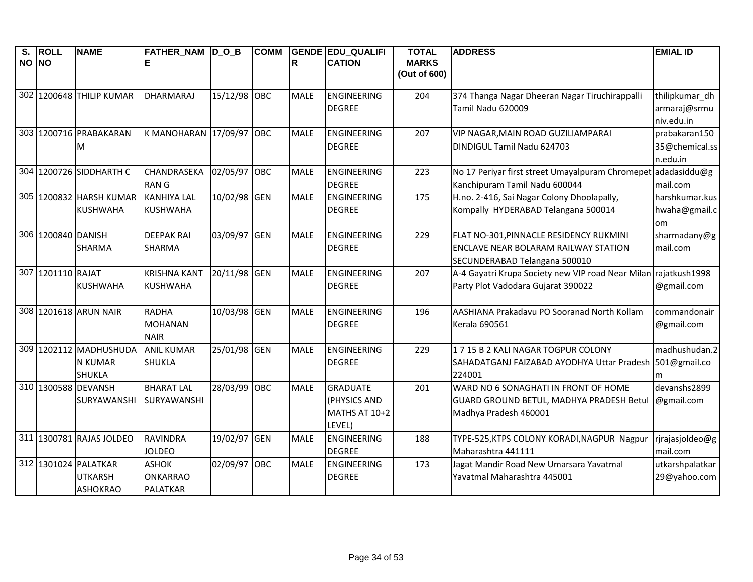| S. NO | ROLL NO | NAME | FATHER_NAME | D_O_B | COMM | GENDER | EDU_QUALIFICATION | TOTAL MARKS (Out of 600) | ADDRESS | EMIAL ID |
|---|---|---|---|---|---|---|---|---|---|---|
| 302 | 1200648 | THILIP KUMAR | DHARMARAJ | 15/12/98 | OBC | MALE | ENGINEERING DEGREE | 204 | 374 Thanga Nagar Dheeran Nagar Tiruchirappalli Tamil Nadu 620009 | thilipkumar_dharmaraj@srmuniv.edu.in |
| 303 | 1200716 | PRABAKARAN M | K MANOHARAN | 17/09/97 | OBC | MALE | ENGINEERING DEGREE | 207 | VIP NAGAR,MAIN ROAD GUZILIAMPARAI DINDIGUL Tamil Nadu 624703 | prabakaran15035@chemical.ssn.edu.in |
| 304 | 1200726 | SIDDHARTH C | CHANDRASEKARAN G | 02/05/97 | OBC | MALE | ENGINEERING DEGREE | 223 | No 17 Periyar first street Umayalpuram Chromepet Kanchipuram Tamil Nadu 600044 | adadasiddu@gmail.com |
| 305 | 1200832 | HARSH KUMAR KUSHWAHA | KANHIYA LAL KUSHWAHA | 10/02/98 | GEN | MALE | ENGINEERING DEGREE | 175 | H.no. 2-416, Sai Nagar Colony Dhoolapally, Kompally HYDERABAD Telangana 500014 | harshkumar.kushwaha@gmail.com |
| 306 | 1200840 | DANISH SHARMA | DEEPAK RAI SHARMA | 03/09/97 | GEN | MALE | ENGINEERING DEGREE | 229 | FLAT NO-301,PINNACLE RESIDENCY RUKMINI ENCLAVE NEAR BOLARAM RAILWAY STATION SECUNDERABAD Telangana 500010 | sharmadany@gmail.com |
| 307 | 1201110 | RAJAT KUSHWAHA | KRISHNA KANT KUSHWAHA | 20/11/98 | GEN | MALE | ENGINEERING DEGREE | 207 | A-4 Gayatri Krupa Society new VIP road Near Milan Party Plot Vadodara Gujarat 390022 | rajatkush1998@gmail.com |
| 308 | 1201618 | ARUN NAIR | RADHA MOHANAN NAIR | 10/03/98 | GEN | MALE | ENGINEERING DEGREE | 196 | AASHIANA Prakadavu PO Sooranad North Kollam Kerala 690561 | commandonair@gmail.com |
| 309 | 1202112 | MADHUSHUDAN KUMAR SHUKLA | ANIL KUMAR SHUKLA | 25/01/98 | GEN | MALE | ENGINEERING DEGREE | 229 | 1 7 15 B 2 KALI NAGAR TOGPUR COLONY SAHADATGANJ FAIZABAD AYODHYA Uttar Pradesh 224001 | madhushudan.2501@gmail.com |
| 310 | 1300588 | DEVANSH SURYAWANSHI | BHARAT LAL SURYAWANSHI | 28/03/99 | OBC | MALE | GRADUATE (PHYSICS AND MATHS AT 10+2 LEVEL) | 201 | WARD NO 6 SONAGHATI IN FRONT OF HOME GUARD GROUND BETUL, MADHYA PRADESH Betul Madhya Pradesh 460001 | devanshs2899@gmail.com |
| 311 | 1300781 | RAJAS JOLDEO | RAVINDRA JOLDEO | 19/02/97 | GEN | MALE | ENGINEERING DEGREE | 188 | TYPE-525,KTPS COLONY KORADI,NAGPUR Nagpur Maharashtra 441111 | rjrajasjoldeo@gmail.com |
| 312 | 1301024 | PALATKAR UTKARSH ASHOKRAO | ASHOK ONKARRAO PALATKAR | 02/09/97 | OBC | MALE | ENGINEERING DEGREE | 173 | Jagat Mandir Road New Umarsara Yavatmal Yavatmal Maharashtra 445001 | utkarshpalatkar29@yahoo.com |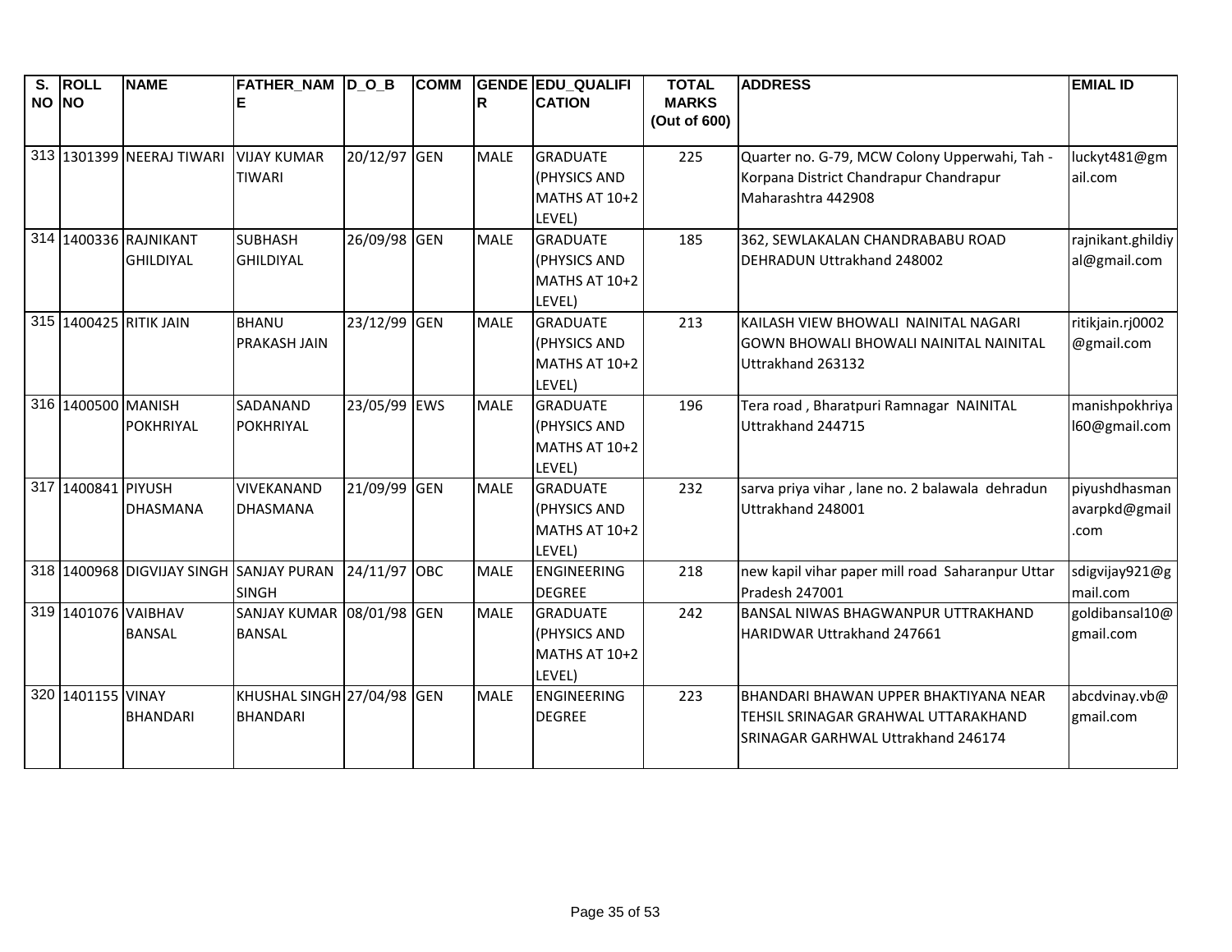| S. NO | ROLL NO | NAME | FATHER_NAME | D_O_B | COMM | GENDER | EDU_QUALIFICATION | TOTAL MARKS (Out of 600) | ADDRESS | EMIAL ID |
|---|---|---|---|---|---|---|---|---|---|---|
| 313 | 1301399 | NEERAJ TIWARI | VIJAY KUMAR TIWARI | 20/12/97 | GEN | MALE | GRADUATE (PHYSICS AND MATHS AT 10+2 LEVEL) | 225 | Quarter no. G-79, MCW Colony Upperwahi, Tah - Korpana District Chandrapur Chandrapur Maharashtra 442908 | luckyt481@gmail.com |
| 314 | 1400336 | RAJNIKANT GHILDIYAL | SUBHASH GHILDIYAL | 26/09/98 | GEN | MALE | GRADUATE (PHYSICS AND MATHS AT 10+2 LEVEL) | 185 | 362, SEWLAKALAN CHANDRABABU ROAD DEHRADUN Uttrakhand 248002 | rajnikant.ghildiyal@gmail.com |
| 315 | 1400425 | RITIK JAIN | BHANU PRAKASH JAIN | 23/12/99 | GEN | MALE | GRADUATE (PHYSICS AND MATHS AT 10+2 LEVEL) | 213 | KAILASH VIEW BHOWALI NAINITAL NAGARI GOWN BHOWALI BHOWALI NAINITAL NAINITAL Uttrakhand 263132 | ritikjain.rj0002@gmail.com |
| 316 | 1400500 | MANISH POKHRIYAL | SADANAND POKHRIYAL | 23/05/99 | EWS | MALE | GRADUATE (PHYSICS AND MATHS AT 10+2 LEVEL) | 196 | Tera road , Bharatpuri Ramnagar NAINITAL Uttrakhand 244715 | manishpokhriyal60@gmail.com |
| 317 | 1400841 | PIYUSH DHASMANA | VIVEKANAND DHASMANA | 21/09/99 | GEN | MALE | GRADUATE (PHYSICS AND MATHS AT 10+2 LEVEL) | 232 | sarva priya vihar , lane no. 2 balawala dehradun Uttrakhand 248001 | piyushdhasmanavarpkd@gmail.com |
| 318 | 1400968 | DIGVIJAY SINGH | SANJAY PURAN SINGH | 24/11/97 | OBC | MALE | ENGINEERING DEGREE | 218 | new kapil vihar paper mill road Saharanpur Uttar Pradesh 247001 | sdigvijay921@gmail.com |
| 319 | 1401076 | VAIBHAV BANSAL | SANJAY KUMAR BANSAL | 08/01/98 | GEN | MALE | GRADUATE (PHYSICS AND MATHS AT 10+2 LEVEL) | 242 | BANSAL NIWAS BHAGWANPUR UTTRAKHAND HARIDWAR Uttrakhand 247661 | goldibansal10@gmail.com |
| 320 | 1401155 | VINAY BHANDARI | KHUSHAL SINGH BHANDARI | 27/04/98 | GEN | MALE | ENGINEERING DEGREE | 223 | BHANDARI BHAWAN UPPER BHAKTIYANA NEAR TEHSIL SRINAGAR GRAHWAL UTTARAKHAND SRINAGAR GARHWAL Uttrakhand 246174 | abcdvinay.vb@gmail.com |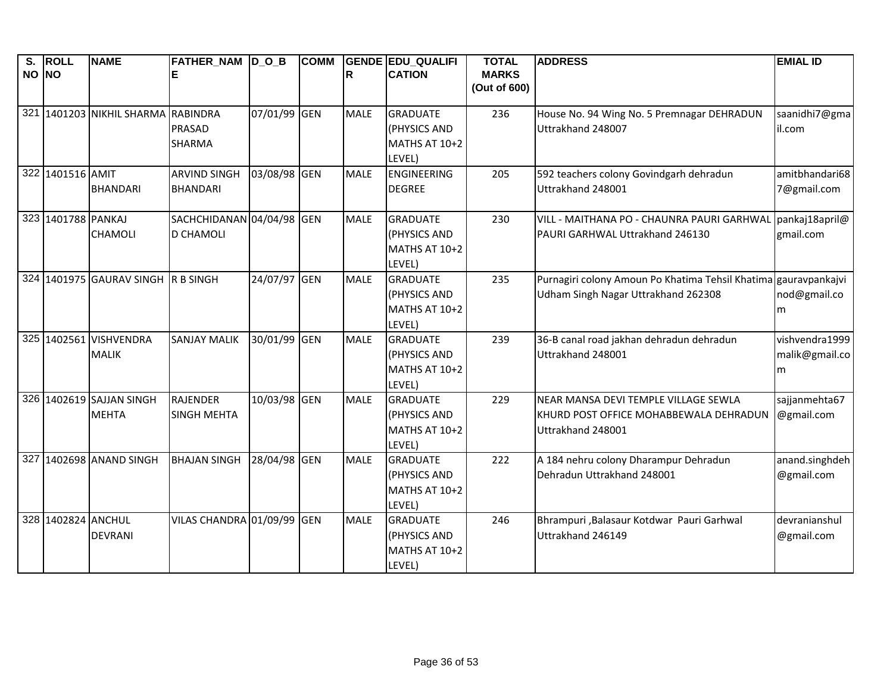| S. NO | ROLL NO | NAME | FATHER_NAME | D_O_B | COMM | GENDER | EDU_QUALIFICATION | TOTAL MARKS (Out of 600) | ADDRESS | EMIAL ID |
|---|---|---|---|---|---|---|---|---|---|---|
| 321 | 1401203 | NIKHIL SHARMA | RABINDRA PRASAD SHARMA | 07/01/99 | GEN | MALE | GRADUATE (PHYSICS AND MATHS AT 10+2 LEVEL) | 236 | House No. 94 Wing No. 5 Premnagar DEHRADUN Uttrakhand 248007 | saanidhi7@gmail.com |
| 322 | 1401516 | AMIT BHANDARI | ARVIND SINGH BHANDARI | 03/08/98 | GEN | MALE | ENGINEERING DEGREE | 205 | 592 teachers colony Govindgarh dehradun Uttrakhand 248001 | amitbhandari687@gmail.com |
| 323 | 1401788 | PANKAJ CHAMOLI | SACHCHIDANAND CHAMOLI | 04/04/98 | GEN | MALE | GRADUATE (PHYSICS AND MATHS AT 10+2 LEVEL) | 230 | VILL - MAITHANA PO - CHAUNRA PAURI GARHWAL PAURI GARHWAL Uttrakhand 246130 | pankaj18april@gmail.com |
| 324 | 1401975 | GAURAV SINGH | R B SINGH | 24/07/97 | GEN | MALE | GRADUATE (PHYSICS AND MATHS AT 10+2 LEVEL) | 235 | Purnagiri colony Amoun Po Khatima Tehsil Khatima Udham Singh Nagar Uttrakhand 262308 | gauravpankajvinod@gmail.com |
| 325 | 1402561 | VISHVENDRA MALIK | SANJAY MALIK | 30/01/99 | GEN | MALE | GRADUATE (PHYSICS AND MATHS AT 10+2 LEVEL) | 239 | 36-B canal road jakhan dehradun dehradun Uttrakhand 248001 | vishvendra1999malik@gmail.com |
| 326 | 1402619 | SAJJAN SINGH MEHTA | RAJENDER SINGH MEHTA | 10/03/98 | GEN | MALE | GRADUATE (PHYSICS AND MATHS AT 10+2 LEVEL) | 229 | NEAR MANSA DEVI TEMPLE VILLAGE SEWLA KHURD POST OFFICE MOHABBEWALA DEHRADUN Uttrakhand 248001 | sajjanmehta67@gmail.com |
| 327 | 1402698 | ANAND SINGH | BHAJAN SINGH | 28/04/98 | GEN | MALE | GRADUATE (PHYSICS AND MATHS AT 10+2 LEVEL) | 222 | A 184 nehru colony Dharampur Dehradun Dehradun Uttrakhand 248001 | anand.singhdeh@gmail.com |
| 328 | 1402824 | ANCHUL DEVRANI | VILAS CHANDRA | 01/09/99 | GEN | MALE | GRADUATE (PHYSICS AND MATHS AT 10+2 LEVEL) | 246 | Bhrampuri ,Balasaur Kotdwar Pauri Garhwal Uttrakhand 246149 | devranianshul@gmail.com |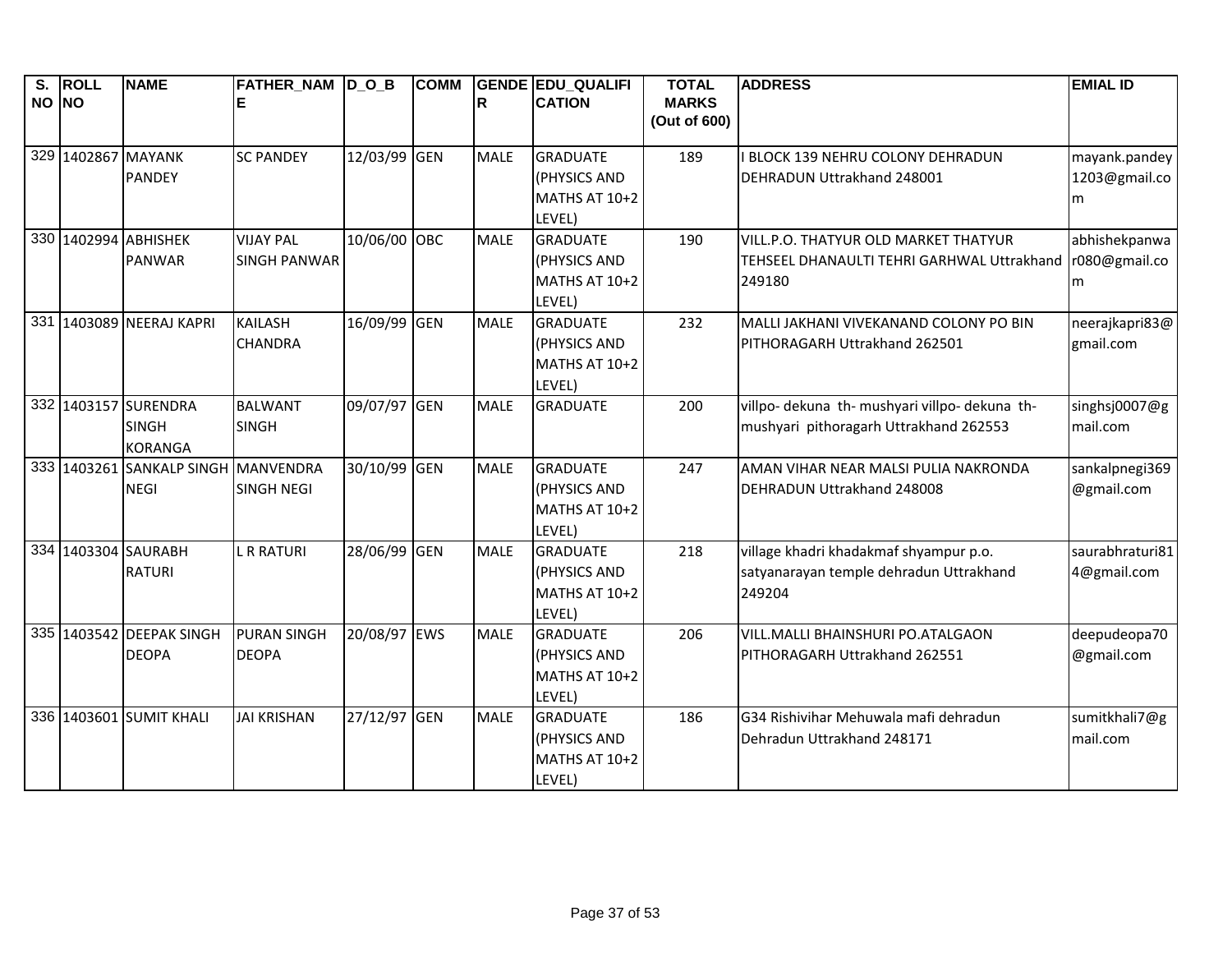| S. NO | ROLL NO | NAME | FATHER_NAME | D_O_B | COMM | GENDER | EDU_QUALIFICATION | TOTAL MARKS (Out of 600) | ADDRESS | EMIAL ID |
|---|---|---|---|---|---|---|---|---|---|---|
| 329 | 1402867 | MAYANK PANDEY | SC PANDEY | 12/03/99 | GEN | MALE | GRADUATE (PHYSICS AND MATHS AT 10+2 LEVEL) | 189 | I BLOCK 139 NEHRU COLONY DEHRADUN DEHRADUN Uttrakhand 248001 | mayank.pandey1203@gmail.com |
| 330 | 1402994 | ABHISHEK PANWAR | VIJAY PAL SINGH PANWAR | 10/06/00 | OBC | MALE | GRADUATE (PHYSICS AND MATHS AT 10+2 LEVEL) | 190 | VILL.P.O. THATYUR OLD MARKET THATYUR TEHSEEL DHANAULTI TEHRI GARHWAL Uttrakhand 249180 | abhishekpanwar080@gmail.com |
| 331 | 1403089 | NEERAJ KAPRI | KAILASH CHANDRA | 16/09/99 | GEN | MALE | GRADUATE (PHYSICS AND MATHS AT 10+2 LEVEL) | 232 | MALLI JAKHANI VIVEKANAND COLONY PO BIN PITHORAGARH Uttrakhand 262501 | neerajkapri83@gmail.com |
| 332 | 1403157 | SURENDRA SINGH KORANGA | BALWANT SINGH | 09/07/97 | GEN | MALE | GRADUATE | 200 | villpo- dekuna th- mushyari villpo- dekuna th- mushyari pithoragarh Uttrakhand 262553 | singhsj0007@gmail.com |
| 333 | 1403261 | SANKALP SINGH NEGI | MANVENDRA SINGH NEGI | 30/10/99 | GEN | MALE | GRADUATE (PHYSICS AND MATHS AT 10+2 LEVEL) | 247 | AMAN VIHAR NEAR MALSI PULIA NAKRONDA DEHRADUN Uttrakhand 248008 | sankalpnegi369@gmail.com |
| 334 | 1403304 | SAURABH RATURI | L R RATURI | 28/06/99 | GEN | MALE | GRADUATE (PHYSICS AND MATHS AT 10+2 LEVEL) | 218 | village khadri khadakmaf shyampur p.o. satyanarayan temple dehradun Uttrakhand 249204 | saurabhraturi814@gmail.com |
| 335 | 1403542 | DEEPAK SINGH DEOPA | PURAN SINGH DEOPA | 20/08/97 | EWS | MALE | GRADUATE (PHYSICS AND MATHS AT 10+2 LEVEL) | 206 | VILL.MALLI BHAINSHURI PO.ATALGAON PITHORAGARH Uttrakhand 262551 | deepudeopa70@gmail.com |
| 336 | 1403601 | SUMIT KHALI | JAI KRISHAN | 27/12/97 | GEN | MALE | GRADUATE (PHYSICS AND MATHS AT 10+2 LEVEL) | 186 | G34 Rishivihar Mehuwala mafi dehradun Dehradun Uttrakhand 248171 | sumitkhali7@gmail.com |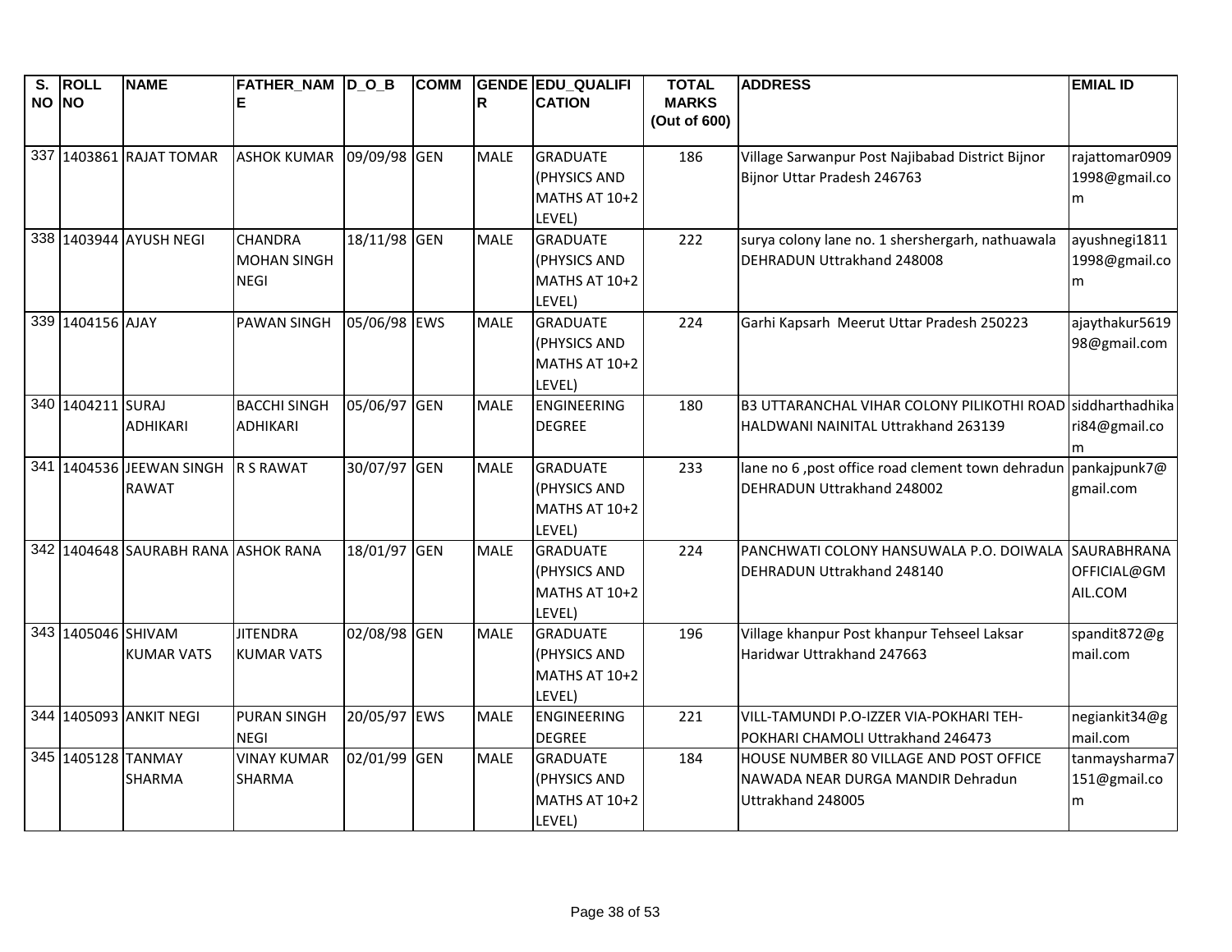| S. NO | ROLL NO | NAME | FATHER_NAME | D_O_B | COMM | GENDER | EDU_QUALIFICATION | TOTAL MARKS (Out of 600) | ADDRESS | EMIAL ID |
|---|---|---|---|---|---|---|---|---|---|---|
| 337 | 1403861 | RAJAT TOMAR | ASHOK KUMAR | 09/09/98 | GEN | MALE | GRADUATE (PHYSICS AND MATHS AT 10+2 LEVEL) | 186 | Village Sarwanpur Post Najibabad District Bijnor Bijnor Uttar Pradesh 246763 | rajattomar09091998@gmail.com |
| 338 | 1403944 | AYUSH NEGI | CHANDRA MOHAN SINGH NEGI | 18/11/98 | GEN | MALE | GRADUATE (PHYSICS AND MATHS AT 10+2 LEVEL) | 222 | surya colony lane no. 1 shershergarh, nathuawala DEHRADUN Uttrakhand 248008 | ayushnegi18111998@gmail.com |
| 339 | 1404156 | AJAY | PAWAN SINGH | 05/06/98 | EWS | MALE | GRADUATE (PHYSICS AND MATHS AT 10+2 LEVEL) | 224 | Garhi Kapsarh Meerut Uttar Pradesh 250223 | ajaythakur561998@gmail.com |
| 340 | 1404211 | SURAJ ADHIKARI | BACCHI SINGH ADHIKARI | 05/06/97 | GEN | MALE | ENGINEERING DEGREE | 180 | B3 UTTARANCHAL VIHAR COLONY PILIKOTHI ROAD HALDWANI NAINITAL Uttrakhand 263139 | siddharthadhikari84@gmail.com |
| 341 | 1404536 | JEEWAN SINGH RAWAT | R S RAWAT | 30/07/97 | GEN | MALE | GRADUATE (PHYSICS AND MATHS AT 10+2 LEVEL) | 233 | lane no 6 ,post office road clement town dehradun DEHRADUN Uttrakhand 248002 | pankajpunk7@gmail.com |
| 342 | 1404648 | SAURABH RANA | ASHOK RANA | 18/01/97 | GEN | MALE | GRADUATE (PHYSICS AND MATHS AT 10+2 LEVEL) | 224 | PANCHWATI COLONY HANSUWALA P.O. DOIWALA DEHRADUN Uttrakhand 248140 | SAURABHRANAOFFICIAL@GMAIL.COM |
| 343 | 1405046 | SHIVAM KUMAR VATS | JITENDRA KUMAR VATS | 02/08/98 | GEN | MALE | GRADUATE (PHYSICS AND MATHS AT 10+2 LEVEL) | 196 | Village khanpur Post khanpur Tehseel Laksar Haridwar Uttrakhand 247663 | spandit872@gmail.com |
| 344 | 1405093 | ANKIT NEGI | PURAN SINGH NEGI | 20/05/97 | EWS | MALE | ENGINEERING DEGREE | 221 | VILL-TAMUNDI P.O-IZZER VIA-POKHARI TEH-POKHARI CHAMOLI Uttrakhand 246473 | negiankit34@gmail.com |
| 345 | 1405128 | TANMAY SHARMA | VINAY KUMAR SHARMA | 02/01/99 | GEN | MALE | GRADUATE (PHYSICS AND MATHS AT 10+2 LEVEL) | 184 | HOUSE NUMBER 80 VILLAGE AND POST OFFICE NAWADA NEAR DURGA MANDIR Dehradun Uttrakhand 248005 | tanmaysharma7151@gmail.com |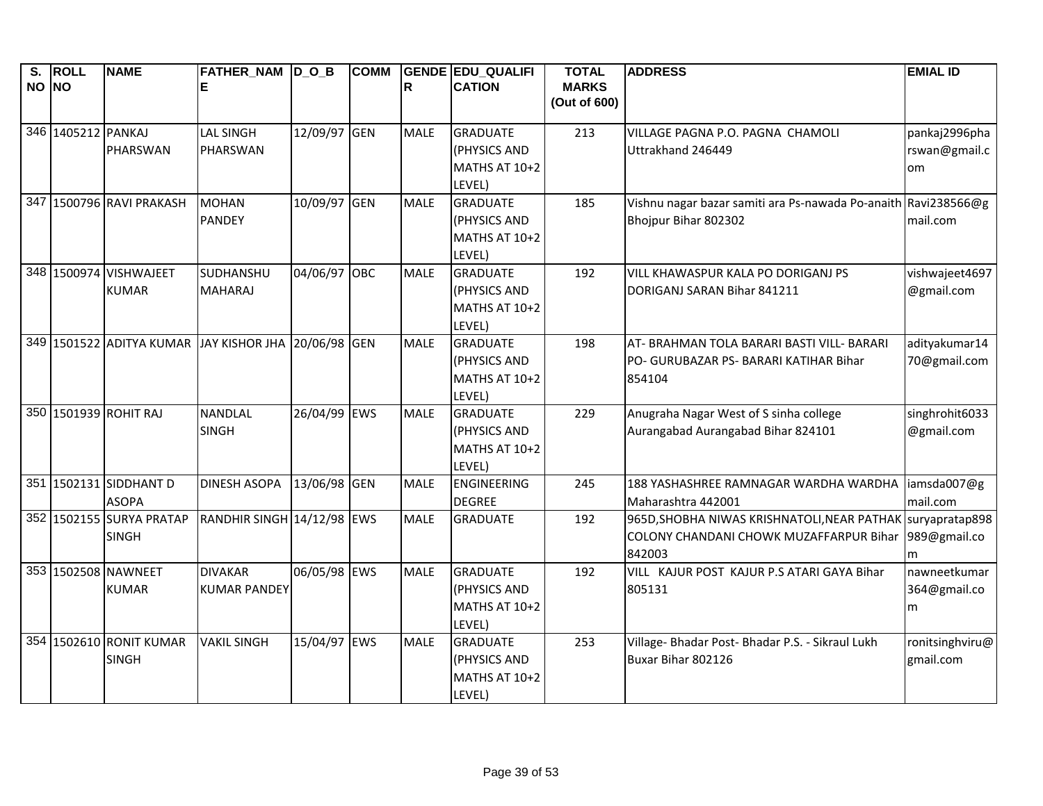| S. NO | ROLL NO | NAME | FATHER_NAME | D_O_B | COMM | GENDER | EDU_QUALIFICATION | TOTAL MARKS (Out of 600) | ADDRESS | EMIAL ID |
|---|---|---|---|---|---|---|---|---|---|---|
| 346 | 1405212 | PANKAJ PHARSWAN | LAL SINGH PHARSWAN | 12/09/97 | GEN | MALE | GRADUATE (PHYSICS AND MATHS AT 10+2 LEVEL) | 213 | VILLAGE PAGNA P.O. PAGNA CHAMOLI Uttrakhand 246449 | pankaj2996pharswan@gmail.com |
| 347 | 1500796 | RAVI PRAKASH | MOHAN PANDEY | 10/09/97 | GEN | MALE | GRADUATE (PHYSICS AND MATHS AT 10+2 LEVEL) | 185 | Vishnu nagar bazar samiti ara Ps-nawada Po-anaith Bhojpur Bihar 802302 | Ravi238566@gmail.com |
| 348 | 1500974 | VISHWAJEET KUMAR | SUDHANSHU MAHARAJ | 04/06/97 | OBC | MALE | GRADUATE (PHYSICS AND MATHS AT 10+2 LEVEL) | 192 | VILL KHAWASPUR KALA PO DORIGANJ PS DORIGANJ SARAN Bihar 841211 | vishwajeet4697@gmail.com |
| 349 | 1501522 | ADITYA KUMAR | JAY KISHOR JHA | 20/06/98 | GEN | MALE | GRADUATE (PHYSICS AND MATHS AT 10+2 LEVEL) | 198 | AT- BRAHMAN TOLA BARARI BASTI VILL- BARARI PO- GURUBAZAR PS- BARARI KATIHAR Bihar 854104 | adityakumar1470@gmail.com |
| 350 | 1501939 | ROHIT RAJ | NANDLAL SINGH | 26/04/99 | EWS | MALE | GRADUATE (PHYSICS AND MATHS AT 10+2 LEVEL) | 229 | Anugraha Nagar West of S sinha college Aurangabad Aurangabad Bihar 824101 | singhrohit6033@gmail.com |
| 351 | 1502131 | SIDDHANT D ASOPA | DINESH ASOPA | 13/06/98 | GEN | MALE | ENGINEERING DEGREE | 245 | 188 YASHASHREE RAMNAGAR WARDHA WARDHA Maharashtra 442001 | iamsda007@gmail.com |
| 352 | 1502155 | SURYA PRATAP SINGH | RANDHIR SINGH | 14/12/98 | EWS | MALE | GRADUATE | 192 | 965D,SHOBHA NIWAS KRISHNATOLI,NEAR PATHAK COLONY CHANDANI CHOWK MUZAFFARPUR Bihar 842003 | suryapratap898989@gmail.com |
| 353 | 1502508 | NAWNEET KUMAR | DIVAKAR KUMAR PANDEY | 06/05/98 | EWS | MALE | GRADUATE (PHYSICS AND MATHS AT 10+2 LEVEL) | 192 | VILL KAJUR POST KAJUR P.S ATARI GAYA Bihar 805131 | nawneetkumar364@gmail.com |
| 354 | 1502610 | RONIT KUMAR SINGH | VAKIL SINGH | 15/04/97 | EWS | MALE | GRADUATE (PHYSICS AND MATHS AT 10+2 LEVEL) | 253 | Village- Bhadar Post- Bhadar P.S. - Sikraul Lukh Buxar Bihar 802126 | ronitsinghviru@gmail.com |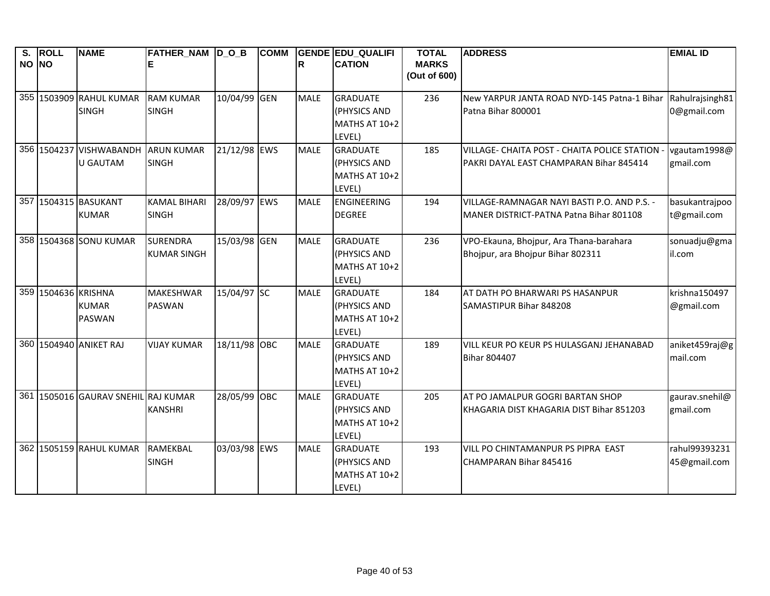| S. NO | ROLL NO | NAME | FATHER_NAME | D_O_B | COMM | GENDER | EDU_QUALIFICATION | TOTAL MARKS (Out of 600) | ADDRESS | EMIAL ID |
|---|---|---|---|---|---|---|---|---|---|---|
| 355 | 1503909 | RAHUL KUMAR SINGH | RAM KUMAR SINGH | 10/04/99 | GEN | MALE | GRADUATE (PHYSICS AND MATHS AT 10+2 LEVEL) | 236 | New YARPUR JANTA ROAD NYD-145 Patna-1 Bihar Patna Bihar 800001 | Rahulrajsingh810@gmail.com |
| 356 | 1504237 | VISHWABANDHU GAUTAM | ARUN KUMAR SINGH | 21/12/98 | EWS | MALE | GRADUATE (PHYSICS AND MATHS AT 10+2 LEVEL) | 185 | VILLAGE- CHAITA POST - CHAITA POLICE STATION - PAKRI DAYAL EAST CHAMPARAN Bihar 845414 | vgautam1998@gmail.com |
| 357 | 1504315 | BASUKANT KUMAR | KAMAL BIHARI SINGH | 28/09/97 | EWS | MALE | ENGINEERING DEGREE | 194 | VILLAGE-RAMNAGAR NAYI BASTI P.O. AND P.S. - MANER DISTRICT-PATNA Patna Bihar 801108 | basukantrajpoot@gmail.com |
| 358 | 1504368 | SONU KUMAR | SURENDRA KUMAR SINGH | 15/03/98 | GEN | MALE | GRADUATE (PHYSICS AND MATHS AT 10+2 LEVEL) | 236 | VPO-Ekauna, Bhojpur, Ara Thana-barahara Bhojpur, ara Bhojpur Bihar 802311 | sonuadju@gmail.com |
| 359 | 1504636 | KRISHNA KUMAR PASWAN | MAKESHWAR PASWAN | 15/04/97 | SC | MALE | GRADUATE (PHYSICS AND MATHS AT 10+2 LEVEL) | 184 | AT DATH PO BHARWARI PS HASANPUR SAMASTIPUR Bihar 848208 | krishna150497@gmail.com |
| 360 | 1504940 | ANIKET RAJ | VIJAY KUMAR | 18/11/98 | OBC | MALE | GRADUATE (PHYSICS AND MATHS AT 10+2 LEVEL) | 189 | VILL KEUR PO KEUR PS HULASGANJ JEHANABAD Bihar 804407 | aniket459raj@gmail.com |
| 361 | 1505016 | GAURAV SNEHIL | RAJ KUMAR KANSHRI | 28/05/99 | OBC | MALE | GRADUATE (PHYSICS AND MATHS AT 10+2 LEVEL) | 205 | AT PO JAMALPUR GOGRI BARTAN SHOP KHAGARIA DIST KHAGARIA DIST Bihar 851203 | gaurav.snehil@gmail.com |
| 362 | 1505159 | RAHUL KUMAR | RAMEKBAL SINGH | 03/03/98 | EWS | MALE | GRADUATE (PHYSICS AND MATHS AT 10+2 LEVEL) | 193 | VILL PO CHINTAMANPUR PS PIPRA EAST CHAMPARAN Bihar 845416 | rahul9939323145@gmail.com |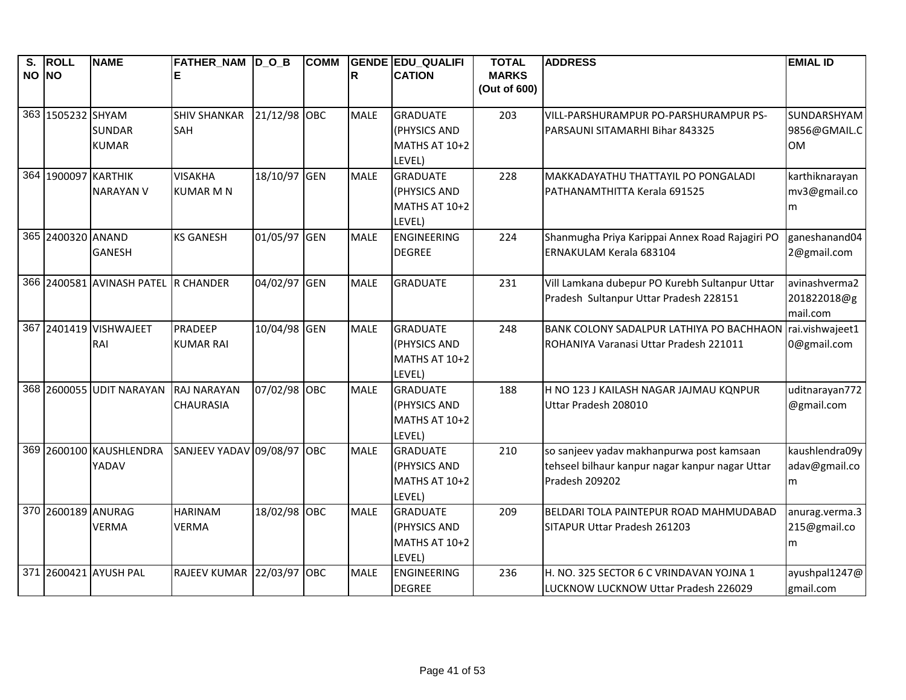| S. NO | ROLL NO | NAME | FATHER_NAME | D_O_B | COMM | GENDER | EDU_QUALIFICATION | TOTAL MARKS (Out of 600) | ADDRESS | EMIAL ID |
|---|---|---|---|---|---|---|---|---|---|---|
| 363 | 1505232 | SHYAM SUNDAR KUMAR | SHIV SHANKAR SAH | 21/12/98 | OBC | MALE | GRADUATE (PHYSICS AND MATHS AT 10+2 LEVEL) | 203 | VILL-PARSHURAMPUR PO-PARSHURAMPUR PS-PARSAUNI SITAMARHI Bihar 843325 | SUNDARSHYAM9856@GMAIL.COM |
| 364 | 1900097 | KARTHIK NARAYAN V | VISAKHA KUMAR M N | 18/10/97 | GEN | MALE | GRADUATE (PHYSICS AND MATHS AT 10+2 LEVEL) | 228 | MAKKADAYATHU THATTAYIL PO PONGALADI PATHANAMTHITTA Kerala 691525 | karthiknarayanmv3@gmail.com |
| 365 | 2400320 | ANAND GANESH | KS GANESH | 01/05/97 | GEN | MALE | ENGINEERING DEGREE | 224 | Shanmugha Priya Karippai Annex Road Rajagiri PO ERNAKULAM Kerala 683104 | ganeshanand042@gmail.com |
| 366 | 2400581 | AVINASH PATEL | R CHANDER | 04/02/97 | GEN | MALE | GRADUATE | 231 | Vill Lamkana dubepur PO Kurebh Sultanpur Uttar Pradesh Sultanpur Uttar Pradesh 228151 | avinashverma2201822018@gmail.com |
| 367 | 2401419 | VISHWAJEET RAI | PRADEEP KUMAR RAI | 10/04/98 | GEN | MALE | GRADUATE (PHYSICS AND MATHS AT 10+2 LEVEL) | 248 | BANK COLONY SADALPUR LATHIYA PO BACHHAON ROHANIYA Varanasi Uttar Pradesh 221011 | rai.vishwajeet10@gmail.com |
| 368 | 2600055 | UDIT NARAYAN | RAJ NARAYAN CHAURASIA | 07/02/98 | OBC | MALE | GRADUATE (PHYSICS AND MATHS AT 10+2 LEVEL) | 188 | H NO 123 J KAILASH NAGAR JAJMAU KQNPUR Uttar Pradesh 208010 | uditnarayan772@gmail.com |
| 369 | 2600100 | KAUSHLENDRA YADAV | SANJEEV YADAV | 09/08/97 | OBC | MALE | GRADUATE (PHYSICS AND MATHS AT 10+2 LEVEL) | 210 | so sanjeev yadav makhanpurwa post kamsaan tehseel bilhaur kanpur nagar kanpur nagar Uttar Pradesh 209202 | kaushlendra09yadav@gmail.com |
| 370 | 2600189 | ANURAG VERMA | HARINAM VERMA | 18/02/98 | OBC | MALE | GRADUATE (PHYSICS AND MATHS AT 10+2 LEVEL) | 209 | BELDARI TOLA PAINTEPUR ROAD MAHMUDABAD SITAPUR Uttar Pradesh 261203 | anurag.verma.3215@gmail.com |
| 371 | 2600421 | AYUSH PAL | RAJEEV KUMAR | 22/03/97 | OBC | MALE | ENGINEERING DEGREE | 236 | H. NO. 325 SECTOR 6 C VRINDAVAN YOJNA 1 LUCKNOW LUCKNOW Uttar Pradesh 226029 | ayushpal1247@gmail.com |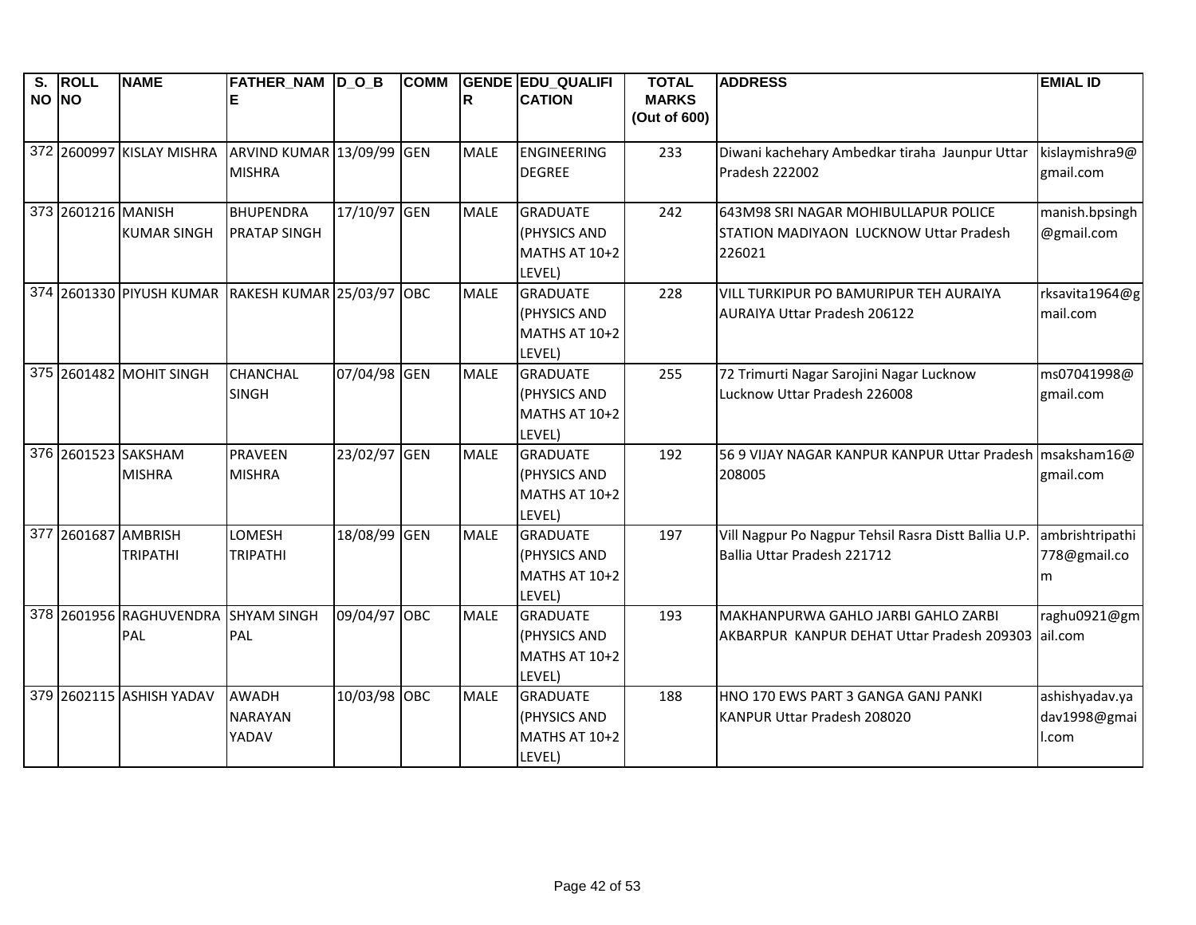| S. NO | ROLL NO | NAME | FATHER_NAME | D_O_B | COMM | GENDER | EDU_QUALIFICATION | TOTAL MARKS (Out of 600) | ADDRESS | EMIAL ID |
|---|---|---|---|---|---|---|---|---|---|---|
| 372 | 2600997 | KISLAY MISHRA | ARVIND KUMAR MISHRA | 13/09/99 | GEN | MALE | ENGINEERING DEGREE | 233 | Diwani kachehary Ambedkar tiraha Jaunpur Uttar Pradesh 222002 | kislaymishra9@gmail.com |
| 373 | 2601216 | MANISH KUMAR SINGH | BHUPENDRA PRATAP SINGH | 17/10/97 | GEN | MALE | GRADUATE (PHYSICS AND MATHS AT 10+2 LEVEL) | 242 | 643M98 SRI NAGAR MOHIBULLAPUR POLICE STATION MADIYAON LUCKNOW Uttar Pradesh 226021 | manish.bpsingh@gmail.com |
| 374 | 2601330 | PIYUSH KUMAR | RAKESH KUMAR | 25/03/97 | OBC | MALE | GRADUATE (PHYSICS AND MATHS AT 10+2 LEVEL) | 228 | VILL TURKIPUR PO BAMURIPUR TEH AURAIYA AURAIYA Uttar Pradesh 206122 | rksavita1964@gmail.com |
| 375 | 2601482 | MOHIT SINGH | CHANCHAL SINGH | 07/04/98 | GEN | MALE | GRADUATE (PHYSICS AND MATHS AT 10+2 LEVEL) | 255 | 72 Trimurti Nagar Sarojini Nagar Lucknow Lucknow Uttar Pradesh 226008 | ms07041998@gmail.com |
| 376 | 2601523 | SAKSHAM MISHRA | PRAVEEN MISHRA | 23/02/97 | GEN | MALE | GRADUATE (PHYSICS AND MATHS AT 10+2 LEVEL) | 192 | 56 9 VIJAY NAGAR KANPUR KANPUR Uttar Pradesh 208005 | msaksham16@gmail.com |
| 377 | 2601687 | AMBRISH TRIPATHI | LOMESH TRIPATHI | 18/08/99 | GEN | MALE | GRADUATE (PHYSICS AND MATHS AT 10+2 LEVEL) | 197 | Vill Nagpur Po Nagpur Tehsil Rasra Distt Ballia U.P. Ballia Uttar Pradesh 221712 | ambrishtripathi778@gmail.com |
| 378 | 2601956 | RAGHUVENDRA PAL | SHYAM SINGH PAL | 09/04/97 | OBC | MALE | GRADUATE (PHYSICS AND MATHS AT 10+2 LEVEL) | 193 | MAKHANPURWA GAHLO JARBI GAHLO ZARBI AKBARPUR KANPUR DEHAT Uttar Pradesh 209303 | raghu0921@gmail.com |
| 379 | 2602115 | ASHISH YADAV | AWADH NARAYAN YADAV | 10/03/98 | OBC | MALE | GRADUATE (PHYSICS AND MATHS AT 10+2 LEVEL) | 188 | HNO 170 EWS PART 3 GANGA GANJ PANKI KANPUR Uttar Pradesh 208020 | ashishyadav.yadav1998@gmail.com |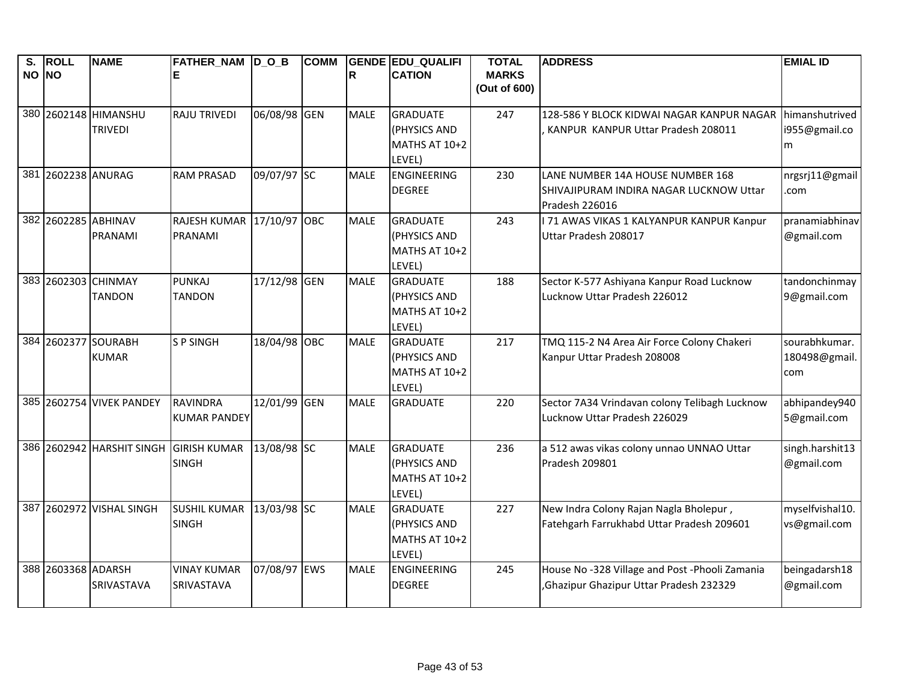| S. NO | ROLL NO | NAME | FATHER_NAME | D_O_B | COMM | GENDER | EDU_QUALIFICATION | TOTAL MARKS (Out of 600) | ADDRESS | EMIAL ID |
|---|---|---|---|---|---|---|---|---|---|---|
| 380 | 2602148 | HIMANSHU TRIVEDI | RAJU TRIVEDI | 06/08/98 | GEN | MALE | GRADUATE (PHYSICS AND MATHS AT 10+2 LEVEL) | 247 | 128-586 Y BLOCK KIDWAI NAGAR KANPUR NAGAR , KANPUR KANPUR Uttar Pradesh 208011 | himanshutrivedi955@gmail.com |
| 381 | 2602238 | ANURAG | RAM PRASAD | 09/07/97 | SC | MALE | ENGINEERING DEGREE | 230 | LANE NUMBER 14A HOUSE NUMBER 168 SHIVAJIPURAM INDIRA NAGAR LUCKNOW Uttar Pradesh 226016 | nrgsrj11@gmail.com |
| 382 | 2602285 | ABHINAV PRANAMI | RAJESH KUMAR PRANAMI | 17/10/97 | OBC | MALE | GRADUATE (PHYSICS AND MATHS AT 10+2 LEVEL) | 243 | I 71 AWAS VIKAS 1 KALYANPUR KANPUR Kanpur Uttar Pradesh 208017 | pranamiabhinav@gmail.com |
| 383 | 2602303 | CHINMAY TANDON | PUNKAJ TANDON | 17/12/98 | GEN | MALE | GRADUATE (PHYSICS AND MATHS AT 10+2 LEVEL) | 188 | Sector K-577 Ashiyana Kanpur Road Lucknow Lucknow Uttar Pradesh 226012 | tandonchinmay9@gmail.com |
| 384 | 2602377 | SOURABH KUMAR | S P SINGH | 18/04/98 | OBC | MALE | GRADUATE (PHYSICS AND MATHS AT 10+2 LEVEL) | 217 | TMQ 115-2 N4 Area Air Force Colony Chakeri Kanpur Uttar Pradesh 208008 | sourabhkumar.180498@gmail.com |
| 385 | 2602754 | VIVEK PANDEY | RAVINDRA KUMAR PANDEY | 12/01/99 | GEN | MALE | GRADUATE | 220 | Sector 7A34 Vrindavan colony Telibagh Lucknow Lucknow Uttar Pradesh 226029 | abhipandey9405@gmail.com |
| 386 | 2602942 | HARSHIT SINGH | GIRISH KUMAR SINGH | 13/08/98 | SC | MALE | GRADUATE (PHYSICS AND MATHS AT 10+2 LEVEL) | 236 | a 512 awas vikas colony unnao UNNAO Uttar Pradesh 209801 | singh.harshit13@gmail.com |
| 387 | 2602972 | VISHAL SINGH | SUSHIL KUMAR SINGH | 13/03/98 | SC | MALE | GRADUATE (PHYSICS AND MATHS AT 10+2 LEVEL) | 227 | New Indra Colony Rajan Nagla Bholepur , Fatehgarh Farrukhabd Uttar Pradesh 209601 | myselfvishal10.vs@gmail.com |
| 388 | 2603368 | ADARSH SRIVASTAVA | VINAY KUMAR SRIVASTAVA | 07/08/97 | EWS | MALE | ENGINEERING DEGREE | 245 | House No -328 Village and Post -Phooli Zamania ,Ghazipur Ghazipur Uttar Pradesh 232329 | beingadarsh18@gmail.com |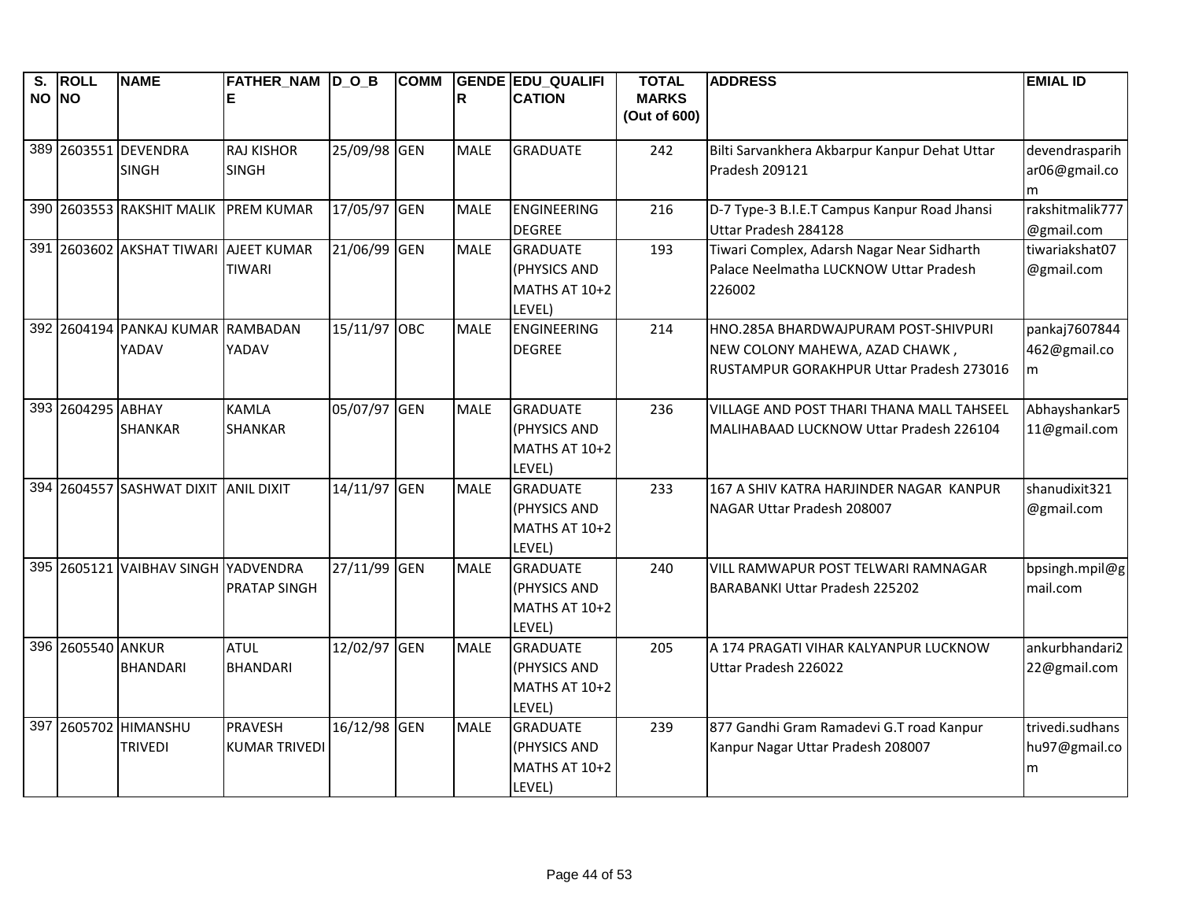| S. NO | ROLL NO | NAME | FATHER_NAME | D_O_B | COMM | GENDER | EDU_QUALIFICATION | TOTAL MARKS (Out of 600) | ADDRESS | EMIAL ID |
|---|---|---|---|---|---|---|---|---|---|---|
| 389 | 2603551 | DEVENDRA SINGH | RAJ KISHOR SINGH | 25/09/98 | GEN | MALE | GRADUATE | 242 | Bilti Sarvankhera Akbarpur Kanpur Dehat Uttar Pradesh 209121 | devendrasparihar06@gmail.com |
| 390 | 2603553 | RAKSHIT MALIK | PREM KUMAR | 17/05/97 | GEN | MALE | ENGINEERING DEGREE | 216 | D-7 Type-3 B.I.E.T Campus Kanpur Road Jhansi Uttar Pradesh 284128 | rakshitmalik777@gmail.com |
| 391 | 2603602 | AKSHAT TIWARI | AJEET KUMAR TIWARI | 21/06/99 | GEN | MALE | GRADUATE (PHYSICS AND MATHS AT 10+2 LEVEL) | 193 | Tiwari Complex, Adarsh Nagar Near Sidharth Palace Neelmatha LUCKNOW Uttar Pradesh 226002 | tiwariakshat07@gmail.com |
| 392 | 2604194 | PANKAJ KUMAR YADAV | RAMBADAN YADAV | 15/11/97 | OBC | MALE | ENGINEERING DEGREE | 214 | HNO.285A BHARDWAJPURAM POST-SHIVPURI NEW COLONY MAHEWA, AZAD CHAWK , RUSTAMPUR GORAKHPUR Uttar Pradesh 273016 | pankaj7607844462@gmail.com |
| 393 | 2604295 | ABHAY SHANKAR | KAMLA SHANKAR | 05/07/97 | GEN | MALE | GRADUATE (PHYSICS AND MATHS AT 10+2 LEVEL) | 236 | VILLAGE AND POST THARI THANA MALL TAHSEEL MALIHABAAD LUCKNOW Uttar Pradesh 226104 | Abhayshankar511@gmail.com |
| 394 | 2604557 | SASHWAT DIXIT | ANIL DIXIT | 14/11/97 | GEN | MALE | GRADUATE (PHYSICS AND MATHS AT 10+2 LEVEL) | 233 | 167 A SHIV KATRA HARJINDER NAGAR KANPUR NAGAR Uttar Pradesh 208007 | shanudixit321@gmail.com |
| 395 | 2605121 | VAIBHAV SINGH | YADVENDRA PRATAP SINGH | 27/11/99 | GEN | MALE | GRADUATE (PHYSICS AND MATHS AT 10+2 LEVEL) | 240 | VILL RAMWAPUR POST TELWARI RAMNAGAR BARABANKI Uttar Pradesh 225202 | bpsingh.mpil@gmail.com |
| 396 | 2605540 | ANKUR BHANDARI | ATUL BHANDARI | 12/02/97 | GEN | MALE | GRADUATE (PHYSICS AND MATHS AT 10+2 LEVEL) | 205 | A 174 PRAGATI VIHAR KALYANPUR LUCKNOW Uttar Pradesh 226022 | ankurbhandari222@gmail.com |
| 397 | 2605702 | HIMANSHU TRIVEDI | PRAVESH KUMAR TRIVEDI | 16/12/98 | GEN | MALE | GRADUATE (PHYSICS AND MATHS AT 10+2 LEVEL) | 239 | 877 Gandhi Gram Ramadevi G.T road Kanpur Kanpur Nagar Uttar Pradesh 208007 | trivedi.sudhanshu97@gmail.com |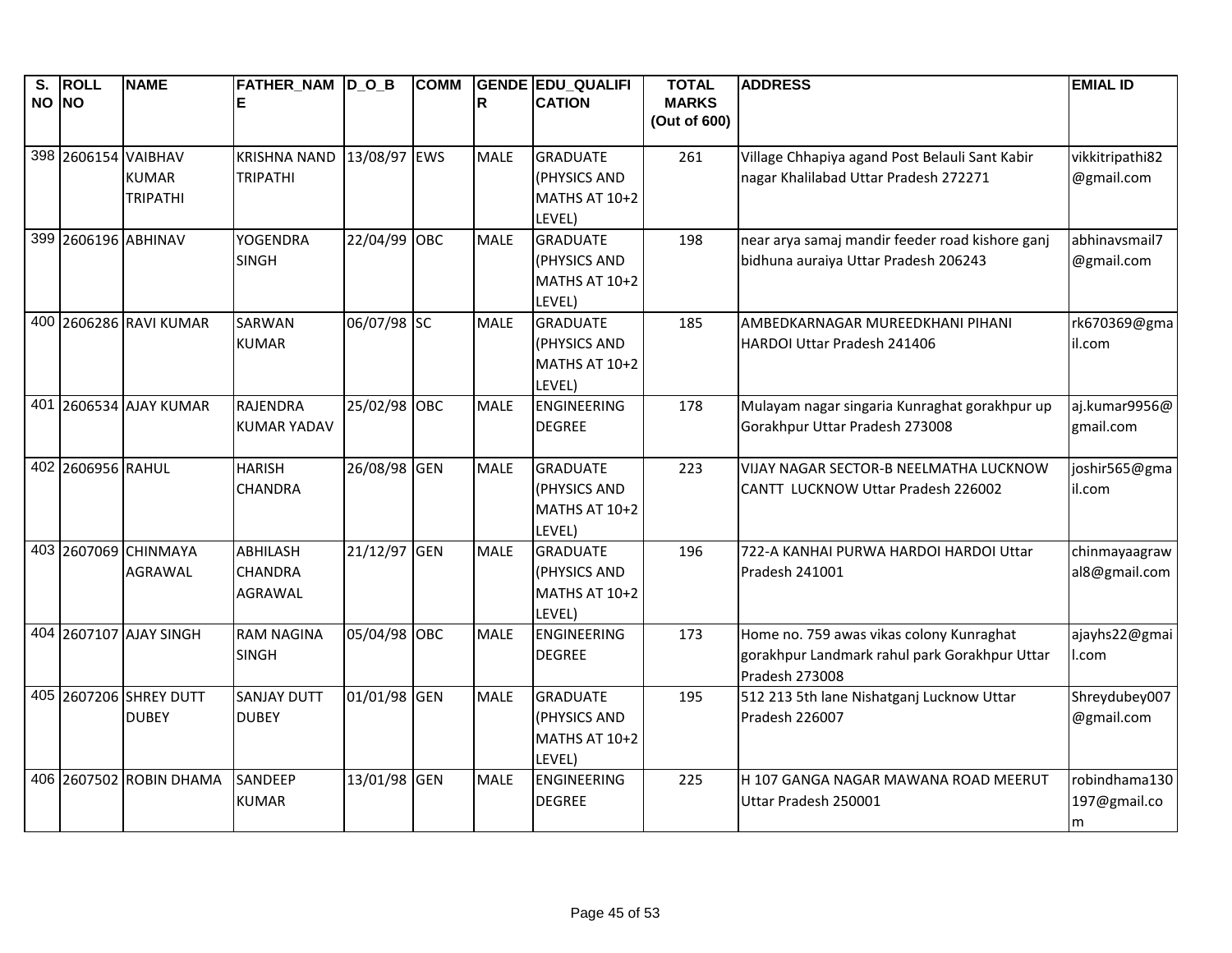| S. NO | ROLL NO | NAME | FATHER_NAME | D_O_B | COMM | GENDER | EDU_QUALIFICATION | TOTAL MARKS (Out of 600) | ADDRESS | EMIAL ID |
|---|---|---|---|---|---|---|---|---|---|---|
| 398 | 2606154 | VAIBHAV KUMAR TRIPATHI | KRISHNA NAND TRIPATHI | 13/08/97 | EWS | MALE | GRADUATE (PHYSICS AND MATHS AT 10+2 LEVEL) | 261 | Village Chhapiya agand Post Belauli Sant Kabir nagar Khalilabad Uttar Pradesh 272271 | vikkitripathi82@gmail.com |
| 399 | 2606196 | ABHINAV | YOGENDRA SINGH | 22/04/99 | OBC | MALE | GRADUATE (PHYSICS AND MATHS AT 10+2 LEVEL) | 198 | near arya samaj mandir feeder road kishore ganj bidhuna auraiya Uttar Pradesh 206243 | abhinavsmail7@gmail.com |
| 400 | 2606286 | RAVI KUMAR | SARWAN KUMAR | 06/07/98 | SC | MALE | GRADUATE (PHYSICS AND MATHS AT 10+2 LEVEL) | 185 | AMBEDKARNAGAR MUREEDKHANI PIHANI HARDOI Uttar Pradesh 241406 | rk670369@gmail.com |
| 401 | 2606534 | AJAY KUMAR | RAJENDRA KUMAR YADAV | 25/02/98 | OBC | MALE | ENGINEERING DEGREE | 178 | Mulayam nagar singaria Kunraghat gorakhpur up Gorakhpur Uttar Pradesh 273008 | aj.kumar9956@gmail.com |
| 402 | 2606956 | RAHUL | HARISH CHANDRA | 26/08/98 | GEN | MALE | GRADUATE (PHYSICS AND MATHS AT 10+2 LEVEL) | 223 | VIJAY NAGAR SECTOR-B NEELMATHA LUCKNOW CANTT LUCKNOW Uttar Pradesh 226002 | joshir565@gmail.com |
| 403 | 2607069 | CHINMAYA AGRAWAL | ABHILASH CHANDRA AGRAWAL | 21/12/97 | GEN | MALE | GRADUATE (PHYSICS AND MATHS AT 10+2 LEVEL) | 196 | 722-A KANHAI PURWA HARDOI HARDOI Uttar Pradesh 241001 | chinmayaagrawal8@gmail.com |
| 404 | 2607107 | AJAY SINGH | RAM NAGINA SINGH | 05/04/98 | OBC | MALE | ENGINEERING DEGREE | 173 | Home no. 759 awas vikas colony Kunraghat gorakhpur Landmark rahul park Gorakhpur Uttar Pradesh 273008 | ajayhs22@gmail.com |
| 405 | 2607206 | SHREY DUTT DUBEY | SANJAY DUTT DUBEY | 01/01/98 | GEN | MALE | GRADUATE (PHYSICS AND MATHS AT 10+2 LEVEL) | 195 | 512 213 5th lane Nishatganj Lucknow Uttar Pradesh 226007 | Shreydubey007@gmail.com |
| 406 | 2607502 | ROBIN DHAMA | SANDEEP KUMAR | 13/01/98 | GEN | MALE | ENGINEERING DEGREE | 225 | H 107 GANGA NAGAR MAWANA ROAD MEERUT Uttar Pradesh 250001 | robindhama130197@gmail.com |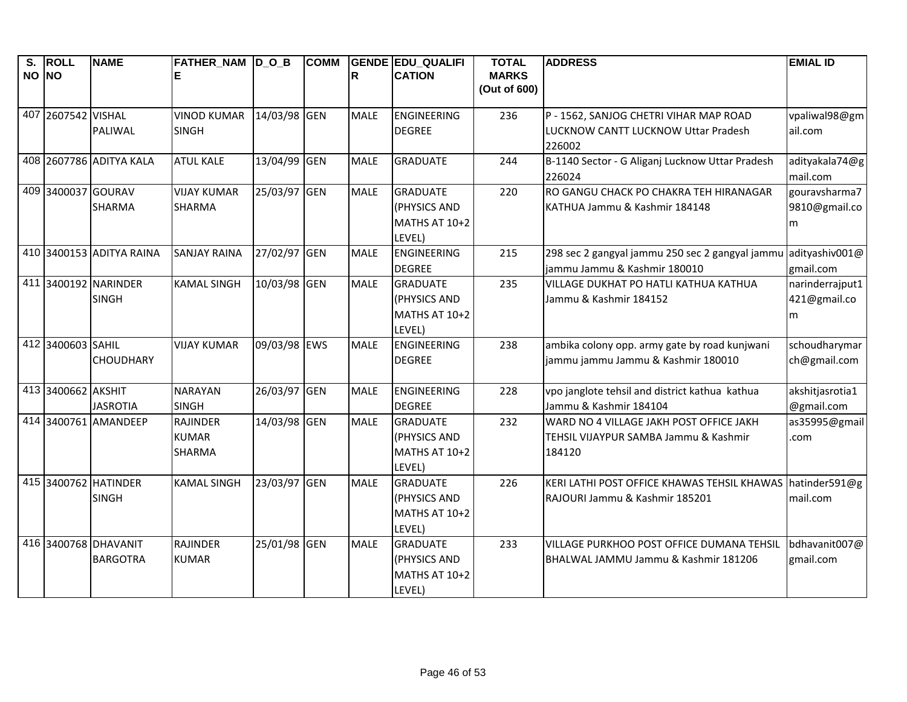| S. NO | ROLL NO | NAME | FATHER_NAME | D_O_B | COMM | GENDER | EDU_QUALIFICATION | TOTAL MARKS (Out of 600) | ADDRESS | EMIAL ID |
|---|---|---|---|---|---|---|---|---|---|---|
| 407 | 2607542 | VISHAL PALIWAL | VINOD KUMAR SINGH | 14/03/98 | GEN | MALE | ENGINEERING DEGREE | 236 | P - 1562, SANJOG CHETRI VIHAR MAP ROAD LUCKNOW CANTT LUCKNOW Uttar Pradesh 226002 | vpaliwal98@gmail.com |
| 408 | 2607786 | ADITYA KALA | ATUL KALE | 13/04/99 | GEN | MALE | GRADUATE | 244 | B-1140 Sector - G Aliganj Lucknow Uttar Pradesh 226024 | adityakala74@gmail.com |
| 409 | 3400037 | GOURAV SHARMA | VIJAY KUMAR SHARMA | 25/03/97 | GEN | MALE | GRADUATE (PHYSICS AND MATHS AT 10+2 LEVEL) | 220 | RO GANGU CHACK PO CHAKRA TEH HIRANAGAR KATHUA Jammu & Kashmir 184148 | gouravsharma79810@gmail.com |
| 410 | 3400153 | ADITYA RAINA | SANJAY RAINA | 27/02/97 | GEN | MALE | ENGINEERING DEGREE | 215 | 298 sec 2 gangyal jammu 250 sec 2 gangyal jammu jammu Jammu & Kashmir 180010 | adityashiv001@gmail.com |
| 411 | 3400192 | NARINDER SINGH | KAMAL SINGH | 10/03/98 | GEN | MALE | GRADUATE (PHYSICS AND MATHS AT 10+2 LEVEL) | 235 | VILLAGE DUKHAT PO HATLI KATHUA KATHUA Jammu & Kashmir 184152 | narinderrajput1421@gmail.com |
| 412 | 3400603 | SAHIL CHOUDHARY | VIJAY KUMAR | 09/03/98 | EWS | MALE | ENGINEERING DEGREE | 238 | ambika colony opp. army gate by road kunjwani jammu jammu Jammu & Kashmir 180010 | schoudharymarch@gmail.com |
| 413 | 3400662 | AKSHIT JASROTIA | NARAYAN SINGH | 26/03/97 | GEN | MALE | ENGINEERING DEGREE | 228 | vpo janglote tehsil and district kathua kathua Jammu & Kashmir 184104 | akshitjasrotia1@gmail.com |
| 414 | 3400761 | AMANDEEP | RAJINDER KUMAR SHARMA | 14/03/98 | GEN | MALE | GRADUATE (PHYSICS AND MATHS AT 10+2 LEVEL) | 232 | WARD NO 4 VILLAGE JAKH POST OFFICE JAKH TEHSIL VIJAYPUR SAMBA Jammu & Kashmir 184120 | as35995@gmail.com |
| 415 | 3400762 | HATINDER SINGH | KAMAL SINGH | 23/03/97 | GEN | MALE | GRADUATE (PHYSICS AND MATHS AT 10+2 LEVEL) | 226 | KERI LATHI POST OFFICE KHAWAS TEHSIL KHAWAS RAJOURI Jammu & Kashmir 185201 | hatinder591@gmail.com |
| 416 | 3400768 | DHAVANIT BARGOTRA | RAJINDER KUMAR | 25/01/98 | GEN | MALE | GRADUATE (PHYSICS AND MATHS AT 10+2 LEVEL) | 233 | VILLAGE PURKHOO POST OFFICE DUMANA TEHSIL BHALWAL JAMMU Jammu & Kashmir 181206 | bdhavanit007@gmail.com |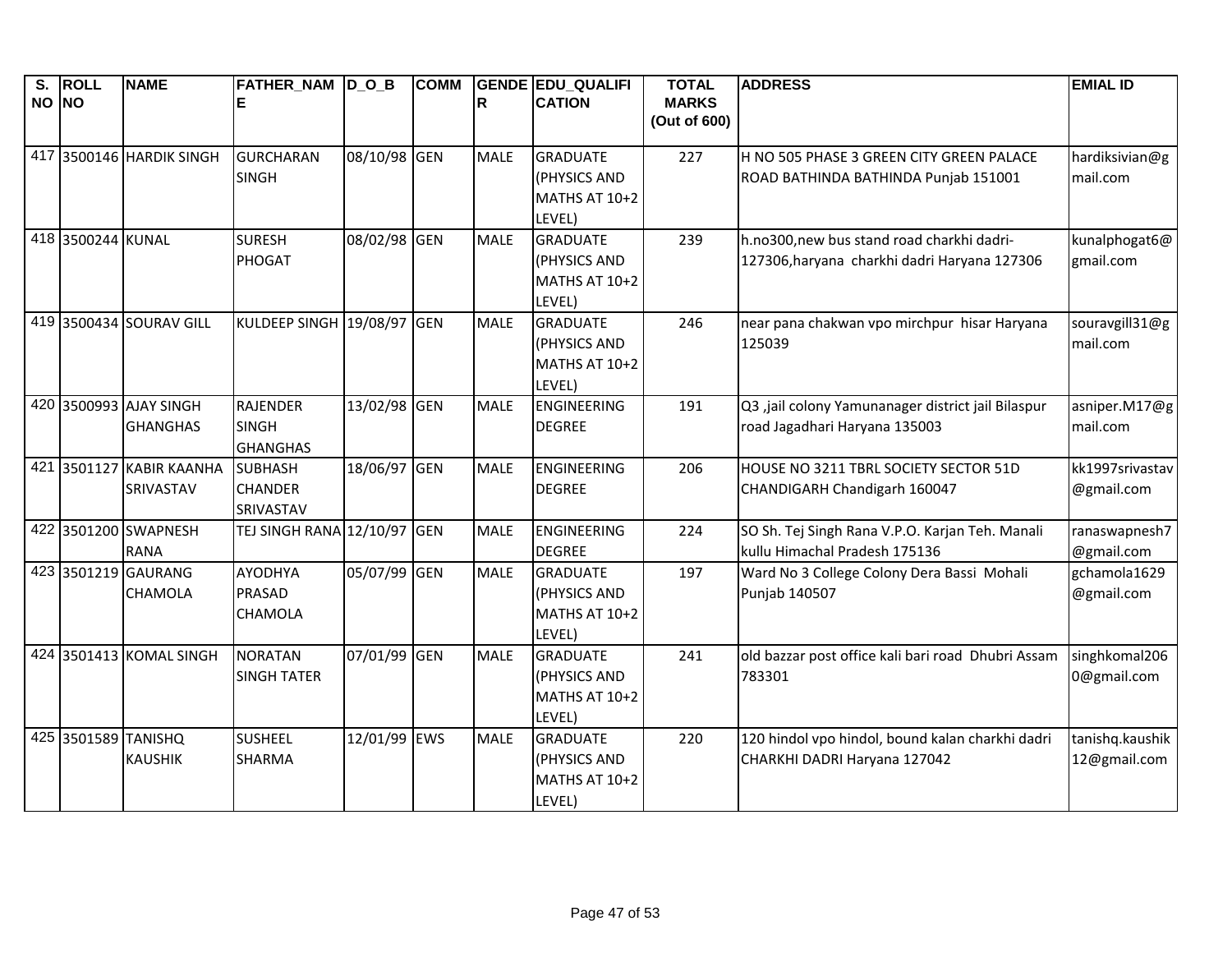| S. NO | ROLL NO | NAME | FATHER_NAME | D_O_B | COMM | GENDER | EDU_QUALIFICATION | TOTAL MARKS (Out of 600) | ADDRESS | EMIAL ID |
|---|---|---|---|---|---|---|---|---|---|---|
| 417 | 3500146 | HARDIK SINGH | GURCHARAN SINGH | 08/10/98 | GEN | MALE | GRADUATE (PHYSICS AND MATHS AT 10+2 LEVEL) | 227 | H NO 505 PHASE 3 GREEN CITY GREEN PALACE ROAD BATHINDA BATHINDA Punjab 151001 | hardiksivian@gmail.com |
| 418 | 3500244 | KUNAL | SURESH PHOGAT | 08/02/98 | GEN | MALE | GRADUATE (PHYSICS AND MATHS AT 10+2 LEVEL) | 239 | h.no300,new bus stand road charkhi dadri-127306,haryana charkhi dadri Haryana 127306 | kunalphogat6@gmail.com |
| 419 | 3500434 | SOURAV GILL | KULDEEP SINGH | 19/08/97 | GEN | MALE | GRADUATE (PHYSICS AND MATHS AT 10+2 LEVEL) | 246 | near pana chakwan vpo mirchpur hisar Haryana 125039 | souravgill31@gmail.com |
| 420 | 3500993 | AJAY SINGH GHANGHAS | RAJENDER SINGH GHANGHAS | 13/02/98 | GEN | MALE | ENGINEERING DEGREE | 191 | Q3 ,jail colony Yamunanager district jail Bilaspur road Jagadhari Haryana 135003 | asniper.M17@gmail.com |
| 421 | 3501127 | KABIR KAANHA SRIVASTAV | SUBHASH CHANDER SRIVASTAV | 18/06/97 | GEN | MALE | ENGINEERING DEGREE | 206 | HOUSE NO 3211 TBRL SOCIETY SECTOR 51D CHANDIGARH Chandigarh 160047 | kk1997srivastav@gmail.com |
| 422 | 3501200 | SWAPNESH RANA | TEJ SINGH RANA | 12/10/97 | GEN | MALE | ENGINEERING DEGREE | 224 | SO Sh. Tej Singh Rana V.P.O. Karjan Teh. Manali kullu Himachal Pradesh 175136 | ranaswapnesh7@gmail.com |
| 423 | 3501219 | GAURANG CHAMOLA | AYODHYA PRASAD CHAMOLA | 05/07/99 | GEN | MALE | GRADUATE (PHYSICS AND MATHS AT 10+2 LEVEL) | 197 | Ward No 3 College Colony Dera Bassi Mohali Punjab 140507 | gchamola1629@gmail.com |
| 424 | 3501413 | KOMAL SINGH | NORATAN SINGH TATER | 07/01/99 | GEN | MALE | GRADUATE (PHYSICS AND MATHS AT 10+2 LEVEL) | 241 | old bazzar post office kali bari road Dhubri Assam 783301 | singhkomal2060@gmail.com |
| 425 | 3501589 | TANISHQ KAUSHIK | SUSHEEL SHARMA | 12/01/99 | EWS | MALE | GRADUATE (PHYSICS AND MATHS AT 10+2 LEVEL) | 220 | 120 hindol vpo hindol, bound kalan charkhi dadri CHARKHI DADRI Haryana 127042 | tanishq.kaushik12@gmail.com |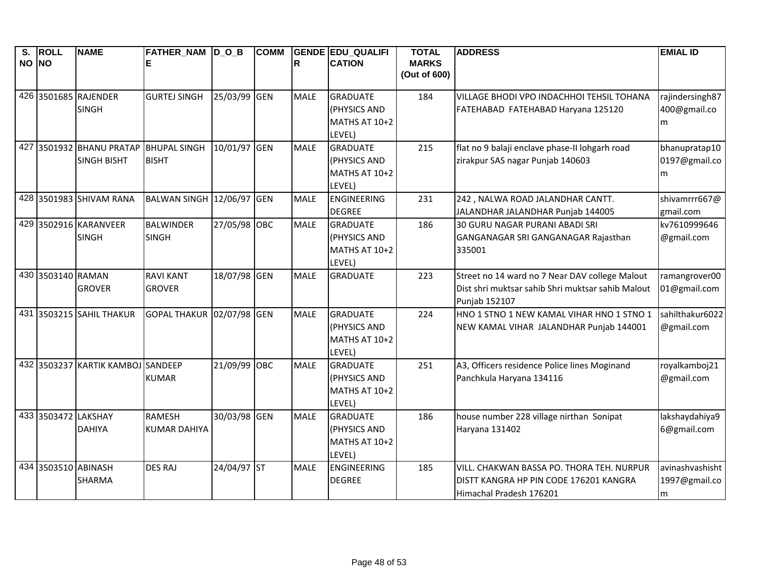| S. NO | ROLL NO | NAME | FATHER_NAME | D_O_B | COMM | GENDER | EDU_QUALIFICATION | TOTAL MARKS (Out of 600) | ADDRESS | EMIAL ID |
|---|---|---|---|---|---|---|---|---|---|---|
| 426 | 3501685 | RAJENDER SINGH | GURTEJ SINGH | 25/03/99 | GEN | MALE | GRADUATE (PHYSICS AND MATHS AT 10+2 LEVEL) | 184 | VILLAGE BHODI VPO INDACHHOI TEHSIL TOHANA FATEHABAD FATEHABAD Haryana 125120 | rajindersingh87400@gmail.com |
| 427 | 3501932 | BHANU PRATAP SINGH BISHT | BHUPAL SINGH BISHT | 10/01/97 | GEN | MALE | GRADUATE (PHYSICS AND MATHS AT 10+2 LEVEL) | 215 | flat no 9 balaji enclave phase-II lohgarh road zirakpur SAS nagar Punjab 140603 | bhanupratap100197@gmail.com |
| 428 | 3501983 | SHIVAM RANA | BALWAN SINGH | 12/06/97 | GEN | MALE | ENGINEERING DEGREE | 231 | 242 , NALWA ROAD JALANDHAR CANTT. JALANDHAR JALANDHAR Punjab 144005 | shivamrrr667@gmail.com |
| 429 | 3502916 | KARANVEER SINGH | BALWINDER SINGH | 27/05/98 | OBC | MALE | GRADUATE (PHYSICS AND MATHS AT 10+2 LEVEL) | 186 | 30 GURU NAGAR PURANI ABADI SRI GANGANAGAR SRI GANGANAGAR Rajasthan 335001 | kv7610999646@gmail.com |
| 430 | 3503140 | RAMAN GROVER | RAVI KANT GROVER | 18/07/98 | GEN | MALE | GRADUATE | 223 | Street no 14 ward no 7 Near DAV college Malout Dist shri muktsar sahib Shri muktsar sahib Malout Punjab 152107 | ramangrover0001@gmail.com |
| 431 | 3503215 | SAHIL THAKUR | GOPAL THAKUR | 02/07/98 | GEN | MALE | GRADUATE (PHYSICS AND MATHS AT 10+2 LEVEL) | 224 | HNO 1 STNO 1 NEW KAMAL VIHAR HNO 1 STNO 1 NEW KAMAL VIHAR JALANDHAR Punjab 144001 | sahilthakur6022@gmail.com |
| 432 | 3503237 | KARTIK KAMBOJ | SANDEEP KUMAR | 21/09/99 | OBC | MALE | GRADUATE (PHYSICS AND MATHS AT 10+2 LEVEL) | 251 | A3, Officers residence Police lines Moginand Panchkula Haryana 134116 | royalkamboj21@gmail.com |
| 433 | 3503472 | LAKSHAY DAHIYA | RAMESH KUMAR DAHIYA | 30/03/98 | GEN | MALE | GRADUATE (PHYSICS AND MATHS AT 10+2 LEVEL) | 186 | house number 228 village nirthan Sonipat Haryana 131402 | lakshaydahiya96@gmail.com |
| 434 | 3503510 | ABINASH SHARMA | DES RAJ | 24/04/97 | ST | MALE | ENGINEERING DEGREE | 185 | VILL. CHAKWAN BASSA PO. THORA TEH. NURPUR DISTT KANGRA HP PIN CODE 176201 KANGRA Himachal Pradesh 176201 | avinashvashisht1997@gmail.com |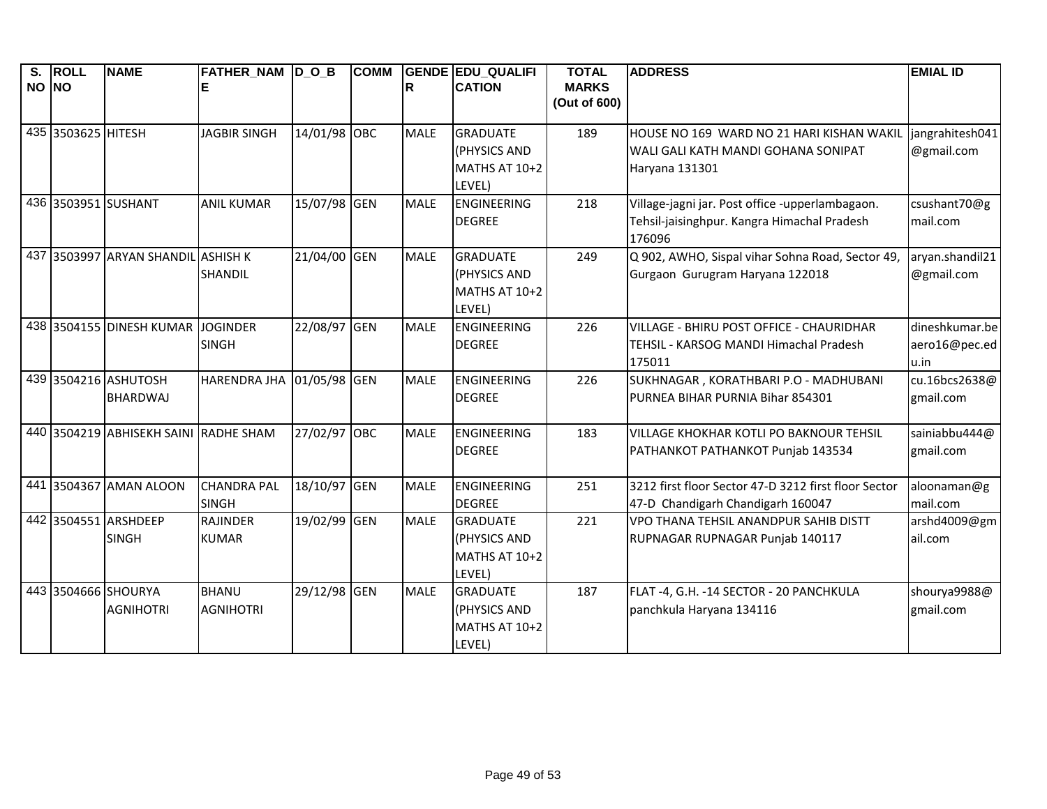| S. NO | ROLL NO | NAME | FATHER_NAME | D_O_B | COMM | GENDER | EDU_QUALIFICATION | TOTAL MARKS (Out of 600) | ADDRESS | EMIAL ID |
|---|---|---|---|---|---|---|---|---|---|---|
| 435 | 3503625 | HITESH | JAGBIR SINGH | 14/01/98 | OBC | MALE | GRADUATE (PHYSICS AND MATHS AT 10+2 LEVEL) | 189 | HOUSE NO 169 WARD NO 21 HARI KISHAN WAKIL WALI GALI KATH MANDI GOHANA SONIPAT Haryana 131301 | jangrahitesh041@gmail.com |
| 436 | 3503951 | SUSHANT | ANIL KUMAR | 15/07/98 | GEN | MALE | ENGINEERING DEGREE | 218 | Village-jagni jar. Post office -upperlambagaon. Tehsil-jaisinghpur. Kangra Himachal Pradesh 176096 | csushant70@gmail.com |
| 437 | 3503997 | ARYAN SHANDIL | ASHISH K SHANDIL | 21/04/00 | GEN | MALE | GRADUATE (PHYSICS AND MATHS AT 10+2 LEVEL) | 249 | Q 902, AWHO, Sispal vihar Sohna Road, Sector 49, Gurgaon Gurugram Haryana 122018 | aryan.shandil21@gmail.com |
| 438 | 3504155 | DINESH KUMAR | JOGINDER SINGH | 22/08/97 | GEN | MALE | ENGINEERING DEGREE | 226 | VILLAGE - BHIRU POST OFFICE - CHAURIDHAR TEHSIL - KARSOG MANDI Himachal Pradesh 175011 | dineshkumar.beaero16@pec.edu.in |
| 439 | 3504216 | ASHUTOSH BHARDWAJ | HARENDRA JHA | 01/05/98 | GEN | MALE | ENGINEERING DEGREE | 226 | SUKHNAGAR , KORATHBARI P.O - MADHUBANI PURNEA BIHAR PURNIA Bihar 854301 | cu.16bcs2638@gmail.com |
| 440 | 3504219 | ABHISEKH SAINI | RADHE SHAM | 27/02/97 | OBC | MALE | ENGINEERING DEGREE | 183 | VILLAGE KHOKHAR KOTLI PO BAKNOUR TEHSIL PATHANKOT PATHANKOT Punjab 143534 | sainiabbu444@gmail.com |
| 441 | 3504367 | AMAN ALOON | CHANDRA PAL SINGH | 18/10/97 | GEN | MALE | ENGINEERING DEGREE | 251 | 3212 first floor Sector 47-D 3212 first floor Sector 47-D Chandigarh Chandigarh 160047 | aloonaman@gmail.com |
| 442 | 3504551 | ARSHDEEP SINGH | RAJINDER KUMAR | 19/02/99 | GEN | MALE | GRADUATE (PHYSICS AND MATHS AT 10+2 LEVEL) | 221 | VPO THANA TEHSIL ANANDPUR SAHIB DISTT RUPNAGAR RUPNAGAR Punjab 140117 | arshd4009@gmail.com |
| 443 | 3504666 | SHOURYA AGNIHOTRI | BHANU AGNIHOTRI | 29/12/98 | GEN | MALE | GRADUATE (PHYSICS AND MATHS AT 10+2 LEVEL) | 187 | FLAT -4, G.H. -14 SECTOR - 20 PANCHKULA panchkula Haryana 134116 | shourya9988@gmail.com |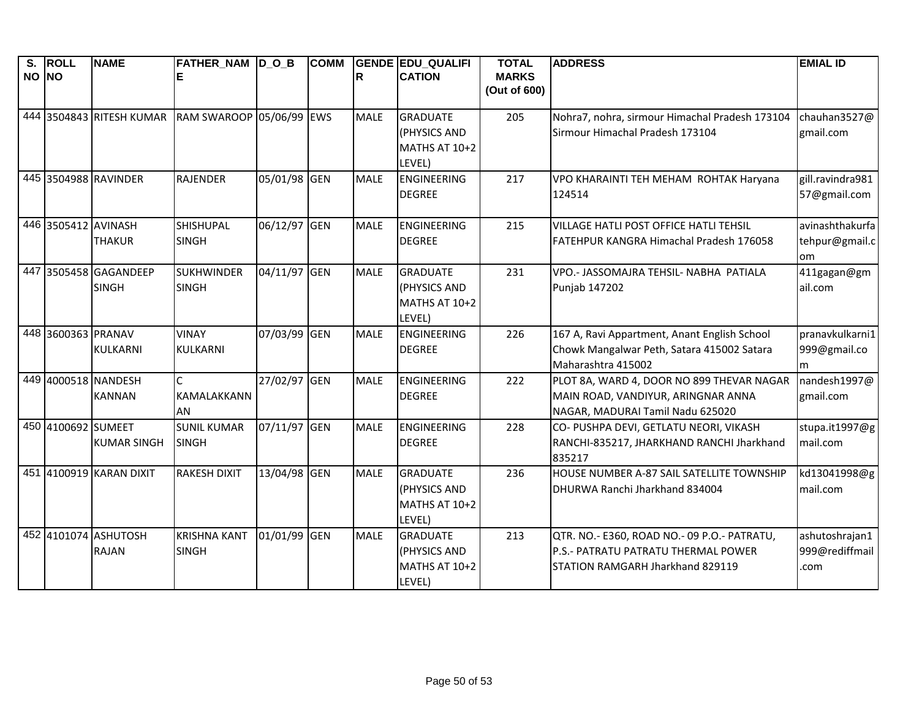| S. NO | ROLL NO | NAME | FATHER_NAME | D_O_B | COMM | GENDER | EDU_QUALIFICATION | TOTAL MARKS (Out of 600) | ADDRESS | EMIAL ID |
|---|---|---|---|---|---|---|---|---|---|---|
| 444 | 3504843 | RITESH KUMAR | RAM SWAROOP | 05/06/99 | EWS | MALE | GRADUATE (PHYSICS AND MATHS AT 10+2 LEVEL) | 205 | Nohra7, nohra, sirmour Himachal Pradesh 173104 Sirmour Himachal Pradesh 173104 | chauhan3527@gmail.com |
| 445 | 3504988 | RAVINDER | RAJENDER | 05/01/98 | GEN | MALE | ENGINEERING DEGREE | 217 | VPO KHARAINTI TEH MEHAM ROHTAK Haryana 124514 | gill.ravindra98157@gmail.com |
| 446 | 3505412 | AVINASH THAKUR | SHISHUPAL SINGH | 06/12/97 | GEN | MALE | ENGINEERING DEGREE | 215 | VILLAGE HATLI POST OFFICE HATLI TEHSIL FATEHPUR KANGRA Himachal Pradesh 176058 | avinashthakurfatehpur@gmail.com |
| 447 | 3505458 | GAGANDEEP SINGH | SUKHWINDER SINGH | 04/11/97 | GEN | MALE | GRADUATE (PHYSICS AND MATHS AT 10+2 LEVEL) | 231 | VPO.- JASSOMAJRA TEHSIL- NABHA PATIALA Punjab 147202 | 411gagan@gmail.com |
| 448 | 3600363 | PRANAV KULKARNI | VINAY KULKARNI | 07/03/99 | GEN | MALE | ENGINEERING DEGREE | 226 | 167 A, Ravi Appartment, Anant English School Chowk Mangalwar Peth, Satara 415002 Satara Maharashtra 415002 | pranavkulkarni1999@gmail.com |
| 449 | 4000518 | NANDESH KANNAN | C KAMALAKKANNAN | 27/02/97 | GEN | MALE | ENGINEERING DEGREE | 222 | PLOT 8A, WARD 4, DOOR NO 899 THEVAR NAGAR MAIN ROAD, VANDIYUR, ARINGNAR ANNA NAGAR, MADURAI Tamil Nadu 625020 | nandesh1997@gmail.com |
| 450 | 4100692 | SUMEET KUMAR SINGH | SUNIL KUMAR SINGH | 07/11/97 | GEN | MALE | ENGINEERING DEGREE | 228 | CO- PUSHPA DEVI, GETLATU NEORI, VIKASH RANCHI-835217, JHARKHAND RANCHI Jharkhand 835217 | stupa.it1997@gmail.com |
| 451 | 4100919 | KARAN DIXIT | RAKESH DIXIT | 13/04/98 | GEN | MALE | GRADUATE (PHYSICS AND MATHS AT 10+2 LEVEL) | 236 | HOUSE NUMBER A-87 SAIL SATELLITE TOWNSHIP DHURWA Ranchi Jharkhand 834004 | kd13041998@gmail.com |
| 452 | 4101074 | ASHUTOSH RAJAN | KRISHNA KANT SINGH | 01/01/99 | GEN | MALE | GRADUATE (PHYSICS AND MATHS AT 10+2 LEVEL) | 213 | QTR. NO.- E360, ROAD NO.- 09 P.O.- PATRATU, P.S.- PATRATU PATRATU THERMAL POWER STATION RAMGARH Jharkhand 829119 | ashutoshrajan1999@rediffmail.com |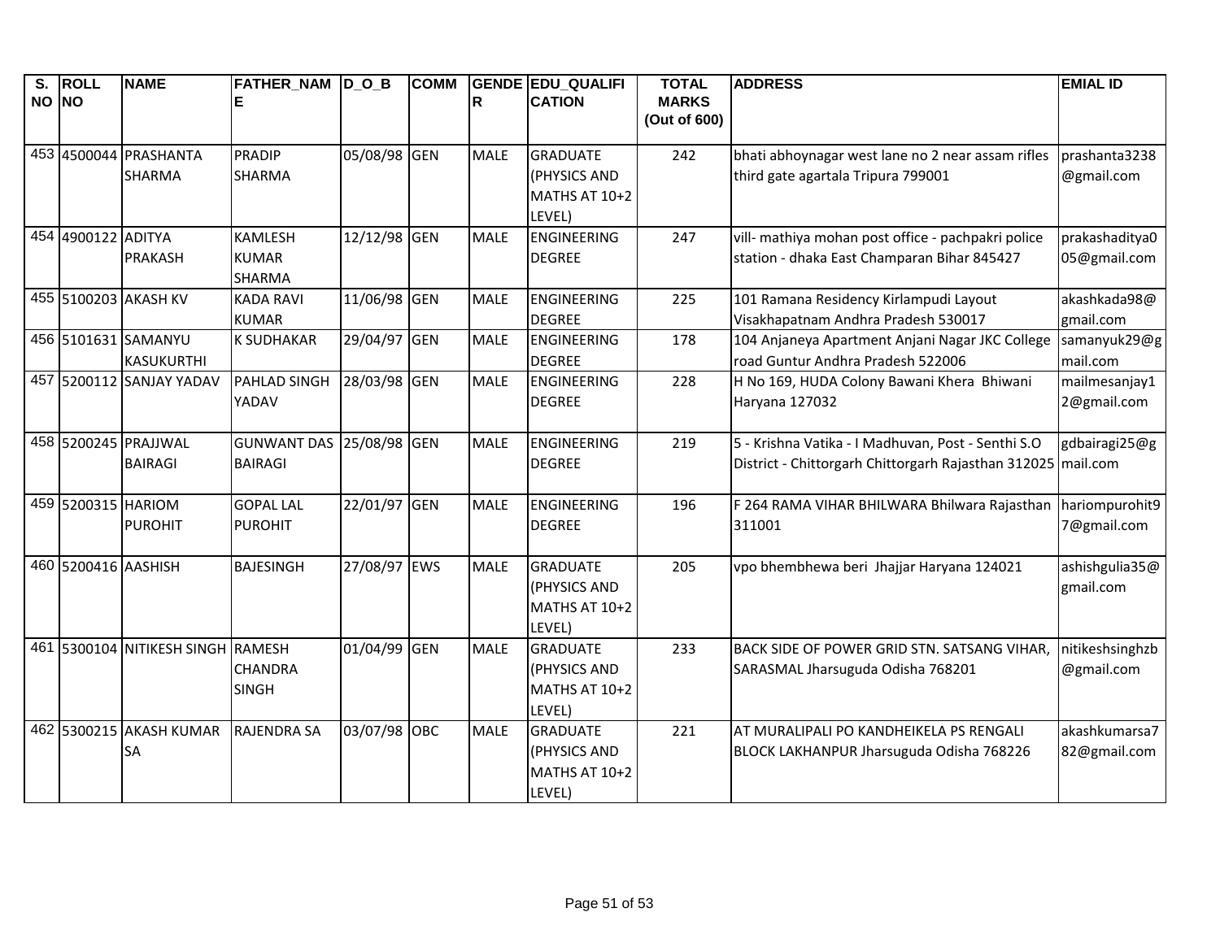| S. NO | ROLL NO | NAME | FATHER_NAME | D_O_B | COMM | GENDER | EDU_QUALIFICATION | TOTAL MARKS (Out of 600) | ADDRESS | EMIAL ID |
|---|---|---|---|---|---|---|---|---|---|---|
| 453 | 4500044 | PRASHANTA SHARMA | PRADIP SHARMA | 05/08/98 | GEN | MALE | GRADUATE (PHYSICS AND MATHS AT 10+2 LEVEL) | 242 | bhati abhoynagar west lane no 2 near assam rifles third gate agartala Tripura 799001 | prashanta3238@gmail.com |
| 454 | 4900122 | ADITYA PRAKASH | KAMLESH KUMAR SHARMA | 12/12/98 | GEN | MALE | ENGINEERING DEGREE | 247 | vill- mathiya mohan post office - pachpakri police station - dhaka East Champaran Bihar 845427 | prakashaditya005@gmail.com |
| 455 | 5100203 | AKASH KV | KADA RAVI KUMAR | 11/06/98 | GEN | MALE | ENGINEERING DEGREE | 225 | 101 Ramana Residency Kirlampudi Layout Visakhapatnam Andhra Pradesh 530017 | akashkada98@gmail.com |
| 456 | 5101631 | SAMANYU KASUKURTHI | K SUDHAKAR | 29/04/97 | GEN | MALE | ENGINEERING DEGREE | 178 | 104 Anjaneya Apartment Anjani Nagar JKC College road Guntur Andhra Pradesh 522006 | samanyuk29@gmail.com |
| 457 | 5200112 | SANJAY YADAV | PAHLAD SINGH YADAV | 28/03/98 | GEN | MALE | ENGINEERING DEGREE | 228 | H No 169, HUDA Colony Bawani Khera Bhiwani Haryana 127032 | mailmesanjay12@gmail.com |
| 458 | 5200245 | PRAJJWAL BAIRAGI | GUNWANT DAS BAIRAGI | 25/08/98 | GEN | MALE | ENGINEERING DEGREE | 219 | 5 - Krishna Vatika - I Madhuvan, Post - Senthi S.O District - Chittorgarh Chittorgarh Rajasthan 312025 | gdbairagi25@gmail.com |
| 459 | 5200315 | HARIOM PUROHIT | GOPAL LAL PUROHIT | 22/01/97 | GEN | MALE | ENGINEERING DEGREE | 196 | F 264 RAMA VIHAR BHILWARA Bhilwara Rajasthan 311001 | hariompurohit97@gmail.com |
| 460 | 5200416 | AASHISH | BAJESINGH | 27/08/97 | EWS | MALE | GRADUATE (PHYSICS AND MATHS AT 10+2 LEVEL) | 205 | vpo bhembhewa beri Jhajjar Haryana 124021 | ashishgulia35@gmail.com |
| 461 | 5300104 | NITIKESH SINGH | RAMESH CHANDRA SINGH | 01/04/99 | GEN | MALE | GRADUATE (PHYSICS AND MATHS AT 10+2 LEVEL) | 233 | BACK SIDE OF POWER GRID STN. SATSANG VIHAR, SARASMAL Jharsuguda Odisha 768201 | nitikeshsinghzb@gmail.com |
| 462 | 5300215 | AKASH KUMAR SA | RAJENDRA SA | 03/07/98 | OBC | MALE | GRADUATE (PHYSICS AND MATHS AT 10+2 LEVEL) | 221 | AT MURALIPALI PO KANDHEIKELA PS RENGALI BLOCK LAKHANPUR Jharsuguda Odisha 768226 | akashkumarsa782@gmail.com |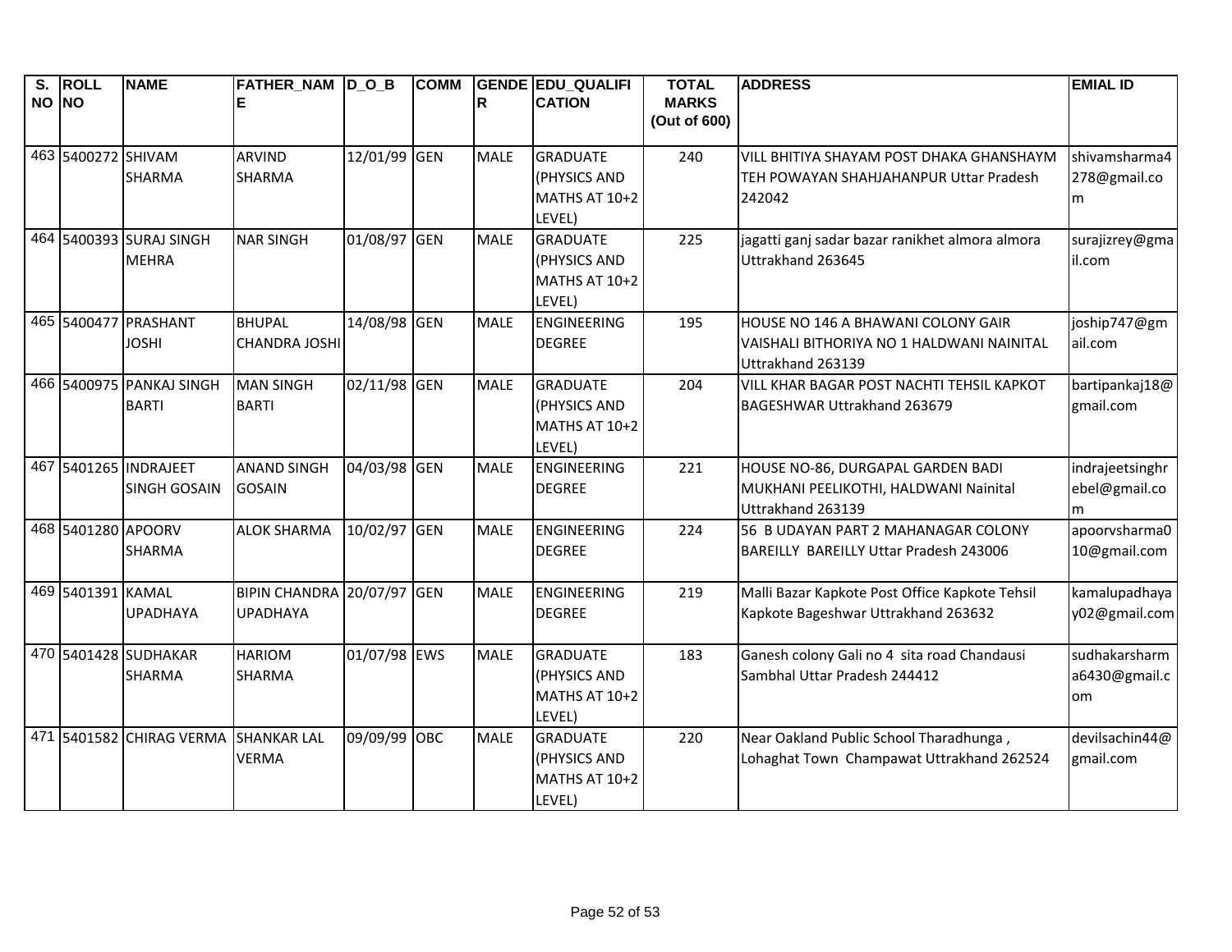| S. NO | ROLL NO | NAME | FATHER_NAME | D_O_B | COMM | GENDER | EDU_QUALIFICATION | TOTAL MARKS (Out of 600) | ADDRESS | EMIAL ID |
|---|---|---|---|---|---|---|---|---|---|---|
| 463 | 5400272 | SHIVAM SHARMA | ARVIND SHARMA | 12/01/99 | GEN | MALE | GRADUATE (PHYSICS AND MATHS AT 10+2 LEVEL) | 240 | VILL BHITIYA SHAYAM POST DHAKA GHANSHAYM TEH POWAYAN SHAHJAHANPUR Uttar Pradesh 242042 | shivamsharma4278@gmail.com |
| 464 | 5400393 | SURAJ SINGH MEHRA | NAR SINGH | 01/08/97 | GEN | MALE | GRADUATE (PHYSICS AND MATHS AT 10+2 LEVEL) | 225 | jagatti ganj sadar bazar ranikhet almora almora Uttrakhand 263645 | surajizrey@gmail.com |
| 465 | 5400477 | PRASHANT JOSHI | BHUPAL CHANDRA JOSHI | 14/08/98 | GEN | MALE | ENGINEERING DEGREE | 195 | HOUSE NO 146 A BHAWANI COLONY GAIR VAISHALI BITHORIYA NO 1 HALDWANI NAINITAL Uttrakhand 263139 | joship747@gmail.com |
| 466 | 5400975 | PANKAJ SINGH BARTI | MAN SINGH BARTI | 02/11/98 | GEN | MALE | GRADUATE (PHYSICS AND MATHS AT 10+2 LEVEL) | 204 | VILL KHAR BAGAR POST NACHTI TEHSIL KAPKOT BAGESHWAR Uttrakhand 263679 | bartipankaj18@gmail.com |
| 467 | 5401265 | INDRAJEET SINGH GOSAIN | ANAND SINGH GOSAIN | 04/03/98 | GEN | MALE | ENGINEERING DEGREE | 221 | HOUSE NO-86, DURGAPAL GARDEN BADI MUKHANI PEELIKOTHI, HALDWANI Nainital Uttrakhand 263139 | indrajeetsinghrebel@gmail.com |
| 468 | 5401280 | APOORV SHARMA | ALOK SHARMA | 10/02/97 | GEN | MALE | ENGINEERING DEGREE | 224 | 56 B UDAYAN PART 2 MAHANAGAR COLONY BAREILLY BAREILLY Uttar Pradesh 243006 | apoorvsharma010@gmail.com |
| 469 | 5401391 | KAMAL UPADHAYA | BIPIN CHANDRA UPADHAYA | 20/07/97 | GEN | MALE | ENGINEERING DEGREE | 219 | Malli Bazar Kapkote Post Office Kapkote Tehsil Kapkote Bageshwar Uttrakhand 263632 | kamalupadhayay02@gmail.com |
| 470 | 5401428 | SUDHAKAR SHARMA | HARIOM SHARMA | 01/07/98 | EWS | MALE | GRADUATE (PHYSICS AND MATHS AT 10+2 LEVEL) | 183 | Ganesh colony Gali no 4 sita road Chandausi Sambhal Uttar Pradesh 244412 | sudhakarsharma6430@gmail.com |
| 471 | 5401582 | CHIRAG VERMA | SHANKAR LAL VERMA | 09/09/99 | OBC | MALE | GRADUATE (PHYSICS AND MATHS AT 10+2 LEVEL) | 220 | Near Oakland Public School Tharadhunga , Lohaghat Town Champawat Uttrakhand 262524 | devilsachin44@gmail.com |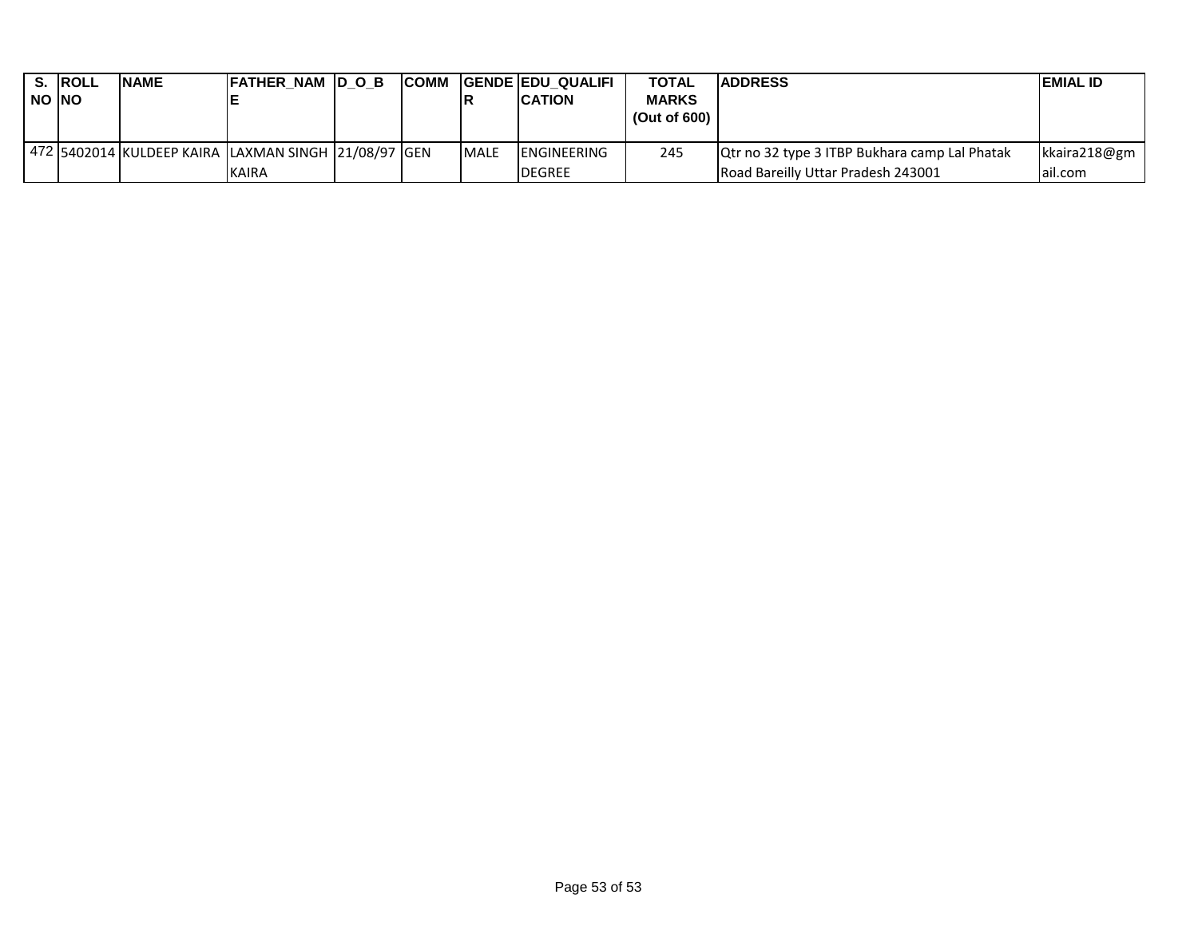| S. NO | ROLL NO | NAME | FATHER_NAME | D_O_B | COMM | GENDER | EDU_QUALIFICATION | TOTAL MARKS (Out of 600) | ADDRESS | EMIAL ID |
|---|---|---|---|---|---|---|---|---|---|---|
| 472 | 5402014 | KULDEEP KAIRA | LAXMAN SINGH KAIRA | 21/08/97 | GEN | MALE | ENGINEERING DEGREE | 245 | Qtr no 32 type 3 ITBP Bukhara camp Lal Phatak Road Bareilly Uttar Pradesh 243001 | kkaira218@gmail.com |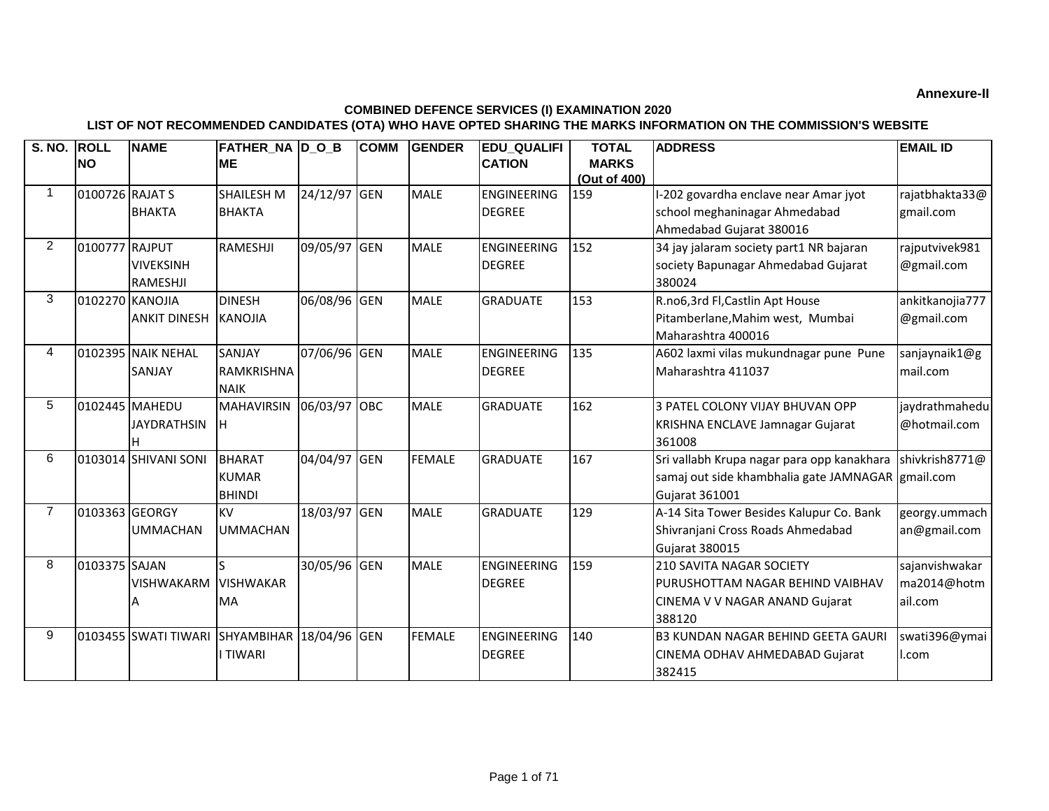**Annexure-II**

**COMBINED DEFENCE SERVICES (I) EXAMINATION 2020**

**LIST OF NOT RECOMMENDED CANDIDATES (OTA) WHO HAVE OPTED SHARING THE MARKS INFORMATION ON THE COMMISSION'S WEBSITE**

| S. NO. | ROLL NO | NAME | FATHER_NAME | D_O_B | COMM | GENDER | EDU_QUALIFICATION | TOTAL MARKS (Out of 400) | ADDRESS | EMAIL ID |
|---|---|---|---|---|---|---|---|---|---|---|
| 1 | 0100726 | RAJAT S BHAKTA | SHAILESH M BHAKTA | 24/12/97 | GEN | MALE | ENGINEERING DEGREE | 159 | I-202 govardha enclave near Amar jyot school meghaninagar Ahmedabad Ahmedabad Gujarat 380016 | rajatbhakta33@gmail.com |
| 2 | 0100777 | RAJPUT VIVEKSINH RAMESHJI | RAMESHJI | 09/05/97 | GEN | MALE | ENGINEERING DEGREE | 152 | 34 jay jalaram society part1 NR bajaran society Bapunagar Ahmedabad Gujarat 380024 | rajputvivek981@gmail.com |
| 3 | 0102270 | KANOJIA ANKIT DINESH | DINESH KANOJIA | 06/08/96 | GEN | MALE | GRADUATE | 153 | R.no6,3rd Fl,Castlin Apt House Pitamberlane,Mahim west, Mumbai Maharashtra 400016 | ankitkanojia777@gmail.com |
| 4 | 0102395 | NAIK NEHAL SANJAY | SANJAY RAMKRISHNA NAIK | 07/06/96 | GEN | MALE | ENGINEERING DEGREE | 135 | A602 laxmi vilas mukundnagar pune Pune Maharashtra 411037 | sanjaynaik1@gmail.com |
| 5 | 0102445 | MAHEDU JAYDRATHSINH | MAHAVIRSINH | 06/03/97 | OBC | MALE | GRADUATE | 162 | 3 PATEL COLONY VIJAY BHUVAN OPP KRISHNA ENCLAVE Jamnagar Gujarat 361008 | jaydrathmahedu@hotmail.com |
| 6 | 0103014 | SHIVANI SONI | BHARAT KUMAR BHINDI | 04/04/97 | GEN | FEMALE | GRADUATE | 167 | Sri vallabh Krupa nagar para opp kanakhara samaj out side khambhalia gate JAMNAGAR Gujarat 361001 | shivkrish8771@gmail.com |
| 7 | 0103363 | GEORGY UMMACHAN | KV UMMACHAN | 18/03/97 | GEN | MALE | GRADUATE | 129 | A-14 Sita Tower Besides Kalupur Co. Bank Shivranjani Cross Roads Ahmedabad Gujarat 380015 | georgy.ummachan@gmail.com |
| 8 | 0103375 | SAJAN VISHWAKARMA | S VISHWAKARMA | 30/05/96 | GEN | MALE | ENGINEERING DEGREE | 159 | 210 SAVITA NAGAR SOCIETY PURUSHOTTAM NAGAR BEHIND VAIBHAV CINEMA V V NAGAR ANAND Gujarat 388120 | sajanvishwakarma2014@hotmail.com |
| 9 | 0103455 | SWATI TIWARI | SHYAMBIHARI TIWARI | 18/04/96 | GEN | FEMALE | ENGINEERING DEGREE | 140 | B3 KUNDAN NAGAR BEHIND GEETA GAURI CINEMA ODHAV AHMEDABAD Gujarat 382415 | swati396@ymail.com |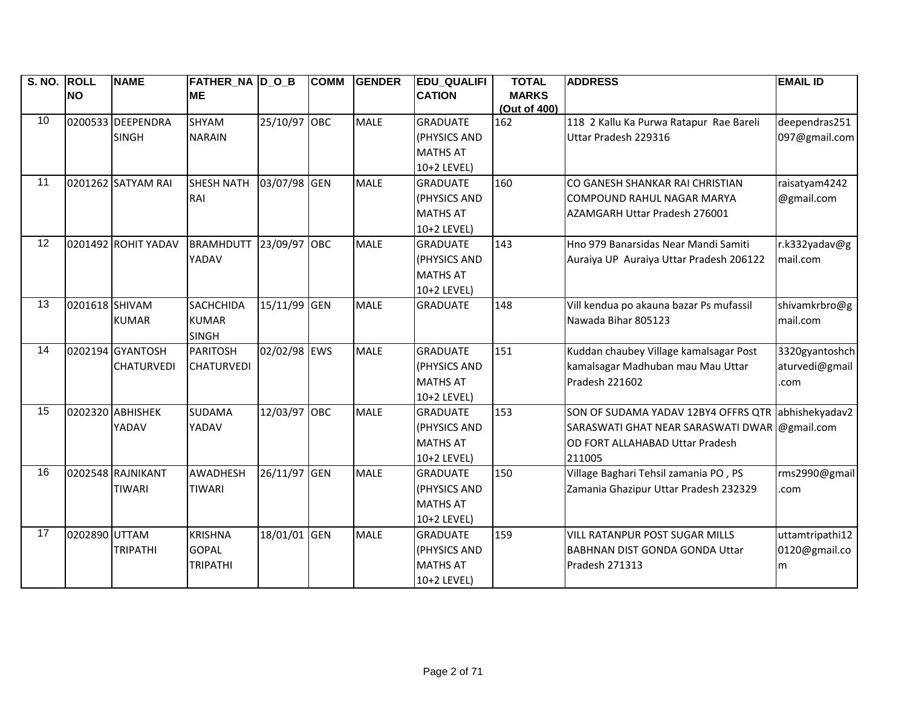| S. NO. | ROLL NO | NAME | FATHER_NAME | D_O_B | COMM | GENDER | EDU_QUALIFICATION | TOTAL MARKS (Out of 400) | ADDRESS | EMAIL ID |
|---|---|---|---|---|---|---|---|---|---|---|
| 10 | 0200533 | DEEPENDRA SINGH | SHYAM NARAIN | 25/10/97 | OBC | MALE | GRADUATE (PHYSICS AND MATHS AT 10+2 LEVEL) | 162 | 118 2 Kallu Ka Purwa Ratapur Rae Bareli Uttar Pradesh 229316 | deependras251097@gmail.com |
| 11 | 0201262 | SATYAM RAI | SHESH NATH RAI | 03/07/98 | GEN | MALE | GRADUATE (PHYSICS AND MATHS AT 10+2 LEVEL) | 160 | CO GANESH SHANKAR RAI CHRISTIAN COMPOUND RAHUL NAGAR MARYA AZAMGARH Uttar Pradesh 276001 | raisatyam4242@gmail.com |
| 12 | 0201492 | ROHIT YADAV | BRAMHDUTT YADAV | 23/09/97 | OBC | MALE | GRADUATE (PHYSICS AND MATHS AT 10+2 LEVEL) | 143 | Hno 979 Banarsidas Near Mandi Samiti Auraiya UP Auraiya Uttar Pradesh 206122 | r.k332yadav@gmail.com |
| 13 | 0201618 | SHIVAM KUMAR | SACHCHIDA KUMAR SINGH | 15/11/99 | GEN | MALE | GRADUATE | 148 | Vill kendua po akauna bazar Ps mufassil Nawada Bihar 805123 | shivamkrbro@gmail.com |
| 14 | 0202194 | GYANTOSH CHATURVEDI | PARITOSH CHATURVEDI | 02/02/98 | EWS | MALE | GRADUATE (PHYSICS AND MATHS AT 10+2 LEVEL) | 151 | Kuddan chaubey Village kamalsagar Post kamalsagar Madhuban mau Mau Uttar Pradesh 221602 | 3320gyantoshchaturvedi@gmail.com |
| 15 | 0202320 | ABHISHEK YADAV | SUDAMA YADAV | 12/03/97 | OBC | MALE | GRADUATE (PHYSICS AND MATHS AT 10+2 LEVEL) | 153 | SON OF SUDAMA YADAV 12BY4 OFFRS QTR SARASWATI GHAT NEAR SARASWATI DWAR OD FORT ALLAHABAD Uttar Pradesh 211005 | abhishekyadav2@gmail.com |
| 16 | 0202548 | RAJNIKANT TIWARI | AWADHESH TIWARI | 26/11/97 | GEN | MALE | GRADUATE (PHYSICS AND MATHS AT 10+2 LEVEL) | 150 | Village Baghari Tehsil zamania PO , PS Zamania Ghazipur Uttar Pradesh 232329 | rms2990@gmail.com |
| 17 | 0202890 | UTTAM TRIPATHI | KRISHNA GOPAL TRIPATHI | 18/01/01 | GEN | MALE | GRADUATE (PHYSICS AND MATHS AT 10+2 LEVEL) | 159 | VILL RATANPUR POST SUGAR MILLS BABHNAN DIST GONDA GONDA Uttar Pradesh 271313 | uttamtripathi120120@gmail.com |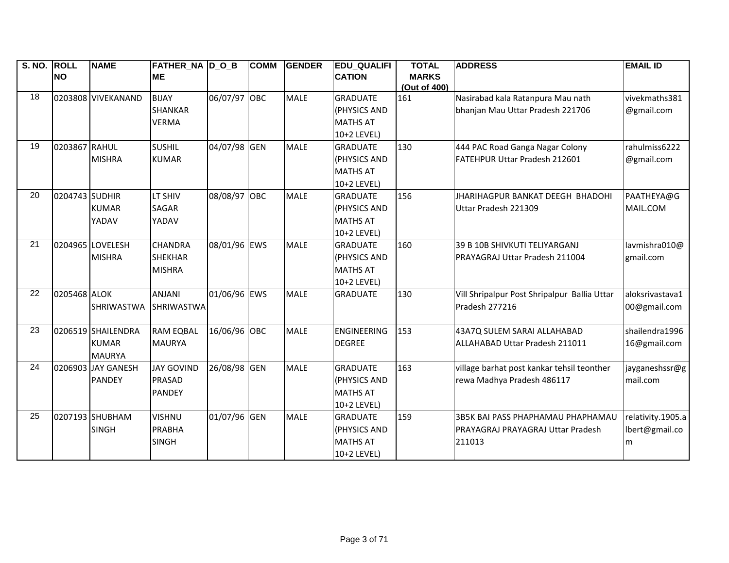| S. NO. | ROLL NO | NAME | FATHER_NAME | D_O_B | COMM | GENDER | EDU_QUALIFICATION | TOTAL MARKS (Out of 400) | ADDRESS | EMAIL ID |
|---|---|---|---|---|---|---|---|---|---|---|
| 18 | 0203808 | VIVEKANAND | BIJAY SHANKAR VERMA | 06/07/97 | OBC | MALE | GRADUATE (PHYSICS AND MATHS AT 10+2 LEVEL) | 161 | Nasirabad kala Ratanpura Mau nath bhanjan Mau Uttar Pradesh 221706 | vivekmaths381@gmail.com |
| 19 | 0203867 | RAHUL MISHRA | SUSHIL KUMAR | 04/07/98 | GEN | MALE | GRADUATE (PHYSICS AND MATHS AT 10+2 LEVEL) | 130 | 444 PAC Road Ganga Nagar Colony FATEHPUR Uttar Pradesh 212601 | rahulmiss6222@gmail.com |
| 20 | 0204743 | SUDHIR KUMAR YADAV | LT SHIV SAGAR YADAV | 08/08/97 | OBC | MALE | GRADUATE (PHYSICS AND MATHS AT 10+2 LEVEL) | 156 | JHARIHAGPUR BANKAT DEEGH BHADOHI Uttar Pradesh 221309 | PAATHEYA@GMAIL.COM |
| 21 | 0204965 | LOVELESH MISHRA | CHANDRA SHEKHAR MISHRA | 08/01/96 | EWS | MALE | GRADUATE (PHYSICS AND MATHS AT 10+2 LEVEL) | 160 | 39 B 10B SHIVKUTI TELIYARGANJ PRAYAGRAJ Uttar Pradesh 211004 | lavmishra010@gmail.com |
| 22 | 0205468 | ALOK SHRIWASTWA | ANJANI SHRIWASTWA | 01/06/96 | EWS | MALE | GRADUATE | 130 | Vill Shripalpur Post Shripalpur Ballia Uttar Pradesh 277216 | aloksrivastava100@gmail.com |
| 23 | 0206519 | SHAILENDRA KUMAR MAURYA | RAM EQBAL MAURYA | 16/06/96 | OBC | MALE | ENGINEERING DEGREE | 153 | 43A7Q SULEM SARAI ALLAHABAD ALLAHABAD Uttar Pradesh 211011 | shailendra199616@gmail.com |
| 24 | 0206903 | JAY GANESH PANDEY | JAY GOVIND PRASAD PANDEY | 26/08/98 | GEN | MALE | GRADUATE (PHYSICS AND MATHS AT 10+2 LEVEL) | 163 | village barhat post kankar tehsil teonther rewa Madhya Pradesh 486117 | jayganeshssr@gmail.com |
| 25 | 0207193 | SHUBHAM SINGH | VISHNU PRABHA SINGH | 01/07/96 | GEN | MALE | GRADUATE (PHYSICS AND MATHS AT 10+2 LEVEL) | 159 | 3B5K BAI PASS PHAPHAMAU PHAPHAMAU PRAYAGRAJ PRAYAGRAJ Uttar Pradesh 211013 | relativity.1905.albert@gmail.com |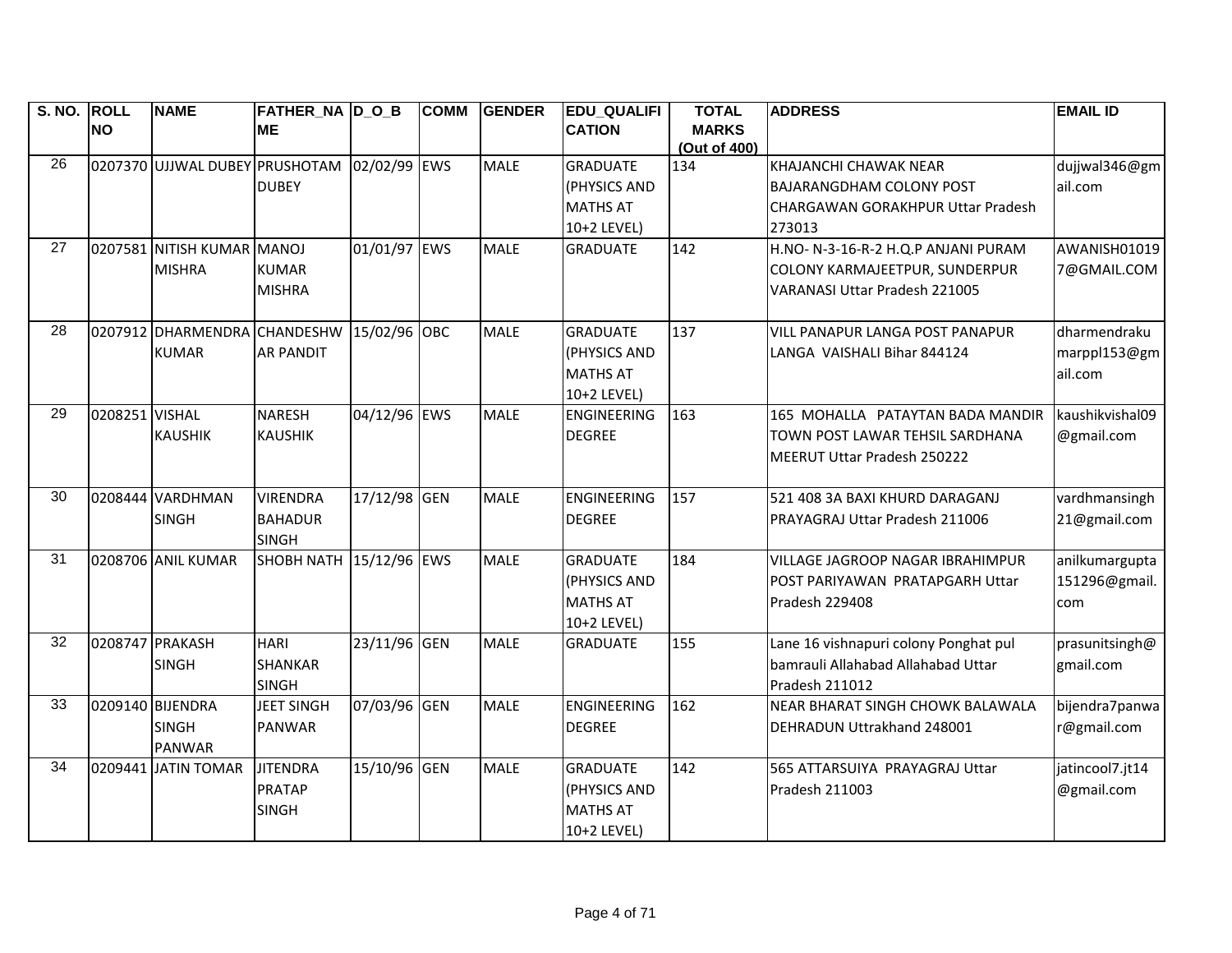| S. NO. | ROLL NO | NAME | FATHER_NAME | D_O_B | COMM | GENDER | EDU_QUALIFICATION | TOTAL MARKS (Out of 400) | ADDRESS | EMAIL ID |
|---|---|---|---|---|---|---|---|---|---|---|
| 26 | 0207370 | UJJWAL DUBEY | PRUSHOTAM DUBEY | 02/02/99 | EWS | MALE | GRADUATE (PHYSICS AND MATHS AT 10+2 LEVEL) | 134 | KHAJANCHI CHAWAK NEAR BAJARANGDHAM COLONY POST CHARGAWAN GORAKHPUR Uttar Pradesh 273013 | dujjwal346@gmail.com |
| 27 | 0207581 | NITISH KUMAR MISHRA | MANOJ KUMAR MISHRA | 01/01/97 | EWS | MALE | GRADUATE | 142 | H.NO- N-3-16-R-2 H.Q.P ANJANI PURAM COLONY KARMAJEETPUR, SUNDERPUR VARANASI Uttar Pradesh 221005 | AWANISH010197@GMAIL.COM |
| 28 | 0207912 | DHARMENDRA KUMAR | CHANDESHWAR PANDIT | 15/02/96 | OBC | MALE | GRADUATE (PHYSICS AND MATHS AT 10+2 LEVEL) | 137 | VILL PANAPUR LANGA POST PANAPUR LANGA VAISHALI Bihar 844124 | dharmendrakumarppl153@gmail.com |
| 29 | 0208251 | VISHAL KAUSHIK | NARESH KAUSHIK | 04/12/96 | EWS | MALE | ENGINEERING DEGREE | 163 | 165 MOHALLA PATAYTAN BADA MANDIR TOWN POST LAWAR TEHSIL SARDHANA MEERUT Uttar Pradesh 250222 | kaushikvishal09@gmail.com |
| 30 | 0208444 | VARDHMAN SINGH | VIRENDRA BAHADUR SINGH | 17/12/98 | GEN | MALE | ENGINEERING DEGREE | 157 | 521 408 3A BAXI KHURD DARAGANJ PRAYAGRAJ Uttar Pradesh 211006 | vardhmansingh21@gmail.com |
| 31 | 0208706 | ANIL KUMAR | SHOBH NATH | 15/12/96 | EWS | MALE | GRADUATE (PHYSICS AND MATHS AT 10+2 LEVEL) | 184 | VILLAGE JAGROOP NAGAR IBRAHIMPUR POST PARIYAWAN PRATAPGARH Uttar Pradesh 229408 | anilkumargupta151296@gmail.com |
| 32 | 0208747 | PRAKASH SINGH | HARI SHANKAR SINGH | 23/11/96 | GEN | MALE | GRADUATE | 155 | Lane 16 vishnapuri colony Ponghat pul bamrauli Allahabad Allahabad Uttar Pradesh 211012 | prasunitsingh@gmail.com |
| 33 | 0209140 | BIJENDRA SINGH PANWAR | JEET SINGH PANWAR | 07/03/96 | GEN | MALE | ENGINEERING DEGREE | 162 | NEAR BHARAT SINGH CHOWK BALAWALA DEHRADUN Uttrakhand 248001 | bijendra7panwar@gmail.com |
| 34 | 0209441 | JATIN TOMAR | JITENDRA PRATAP SINGH | 15/10/96 | GEN | MALE | GRADUATE (PHYSICS AND MATHS AT 10+2 LEVEL) | 142 | 565 ATTARSUIYA PRAYAGRAJ Uttar Pradesh 211003 | jatincool7.jt14@gmail.com |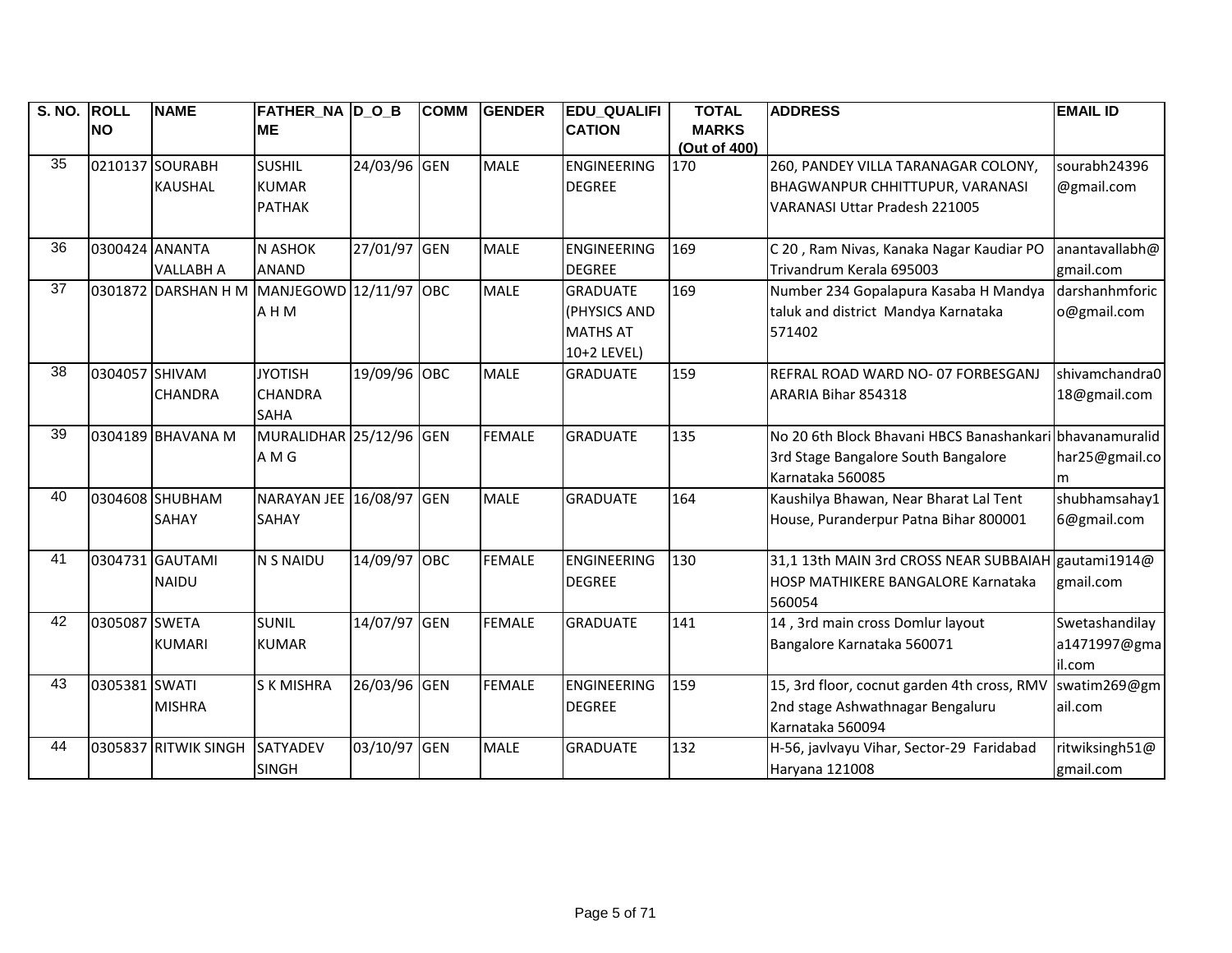| S. NO. | ROLL NO | NAME | FATHER_NAME | D_O_B | COMM | GENDER | EDU_QUALIFICATION | TOTAL MARKS (Out of 400) | ADDRESS | EMAIL ID |
|---|---|---|---|---|---|---|---|---|---|---|
| 35 | 0210137 | SOURABH KAUSHAL | SUSHIL KUMAR PATHAK | 24/03/96 | GEN | MALE | ENGINEERING DEGREE | 170 | 260, PANDEY VILLA TARANAGAR COLONY, BHAGWANPUR CHHITTUPUR, VARANASI VARANASI Uttar Pradesh 221005 | sourabh24396@gmail.com |
| 36 | 0300424 | ANANTA VALLABH A | N ASHOK ANAND | 27/01/97 | GEN | MALE | ENGINEERING DEGREE | 169 | C 20 , Ram Nivas, Kanaka Nagar Kaudiar PO Trivandrum Kerala 695003 | anantavallabh@gmail.com |
| 37 | 0301872 | DARSHAN H M | MANJEGOWDA H M | 12/11/97 | OBC | MALE | GRADUATE (PHYSICS AND MATHS AT 10+2 LEVEL) | 169 | Number 234 Gopalapura Kasaba H Mandya taluk and district Mandya Karnataka 571402 | darshanhmforico@gmail.com |
| 38 | 0304057 | SHIVAM CHANDRA | JYOTISH CHANDRA SAHA | 19/09/96 | OBC | MALE | GRADUATE | 159 | REFRAL ROAD WARD NO- 07 FORBESGANJ ARARIA Bihar 854318 | shivamchandra018@gmail.com |
| 39 | 0304189 | BHAVANA M | MURALIDHARA M G | 25/12/96 | GEN | FEMALE | GRADUATE | 135 | No 20 6th Block Bhavani HBCS Banashankari 3rd Stage Bangalore South Bangalore Karnataka 560085 | bhavanamuralidhar25@gmail.com |
| 40 | 0304608 | SHUBHAM SAHAY | NARAYAN JEE SAHAY | 16/08/97 | GEN | MALE | GRADUATE | 164 | Kaushilya Bhawan, Near Bharat Lal Tent House, Puranderpur Patna Bihar 800001 | shubhamsahay16@gmail.com |
| 41 | 0304731 | GAUTAMI NAIDU | N S NAIDU | 14/09/97 | OBC | FEMALE | ENGINEERING DEGREE | 130 | 31,1 13th MAIN 3rd CROSS NEAR SUBBAIAH HOSP MATHIKERE BANGALORE Karnataka 560054 | gautami1914@gmail.com |
| 42 | 0305087 | SWETA KUMARI | SUNIL KUMAR | 14/07/97 | GEN | FEMALE | GRADUATE | 141 | 14 , 3rd main cross Domlur layout Bangalore Karnataka 560071 | Swetashandilaya1471997@gmail.com |
| 43 | 0305381 | SWATI MISHRA | S K MISHRA | 26/03/96 | GEN | FEMALE | ENGINEERING DEGREE | 159 | 15, 3rd floor, cocnut garden 4th cross, RMV 2nd stage Ashwathnagar Bengaluru Karnataka 560094 | swatim269@gmail.com |
| 44 | 0305837 | RITWIK SINGH | SATYADEV SINGH | 03/10/97 | GEN | MALE | GRADUATE | 132 | H-56, javlvayu Vihar, Sector-29 Faridabad Haryana 121008 | ritwiksingh51@gmail.com |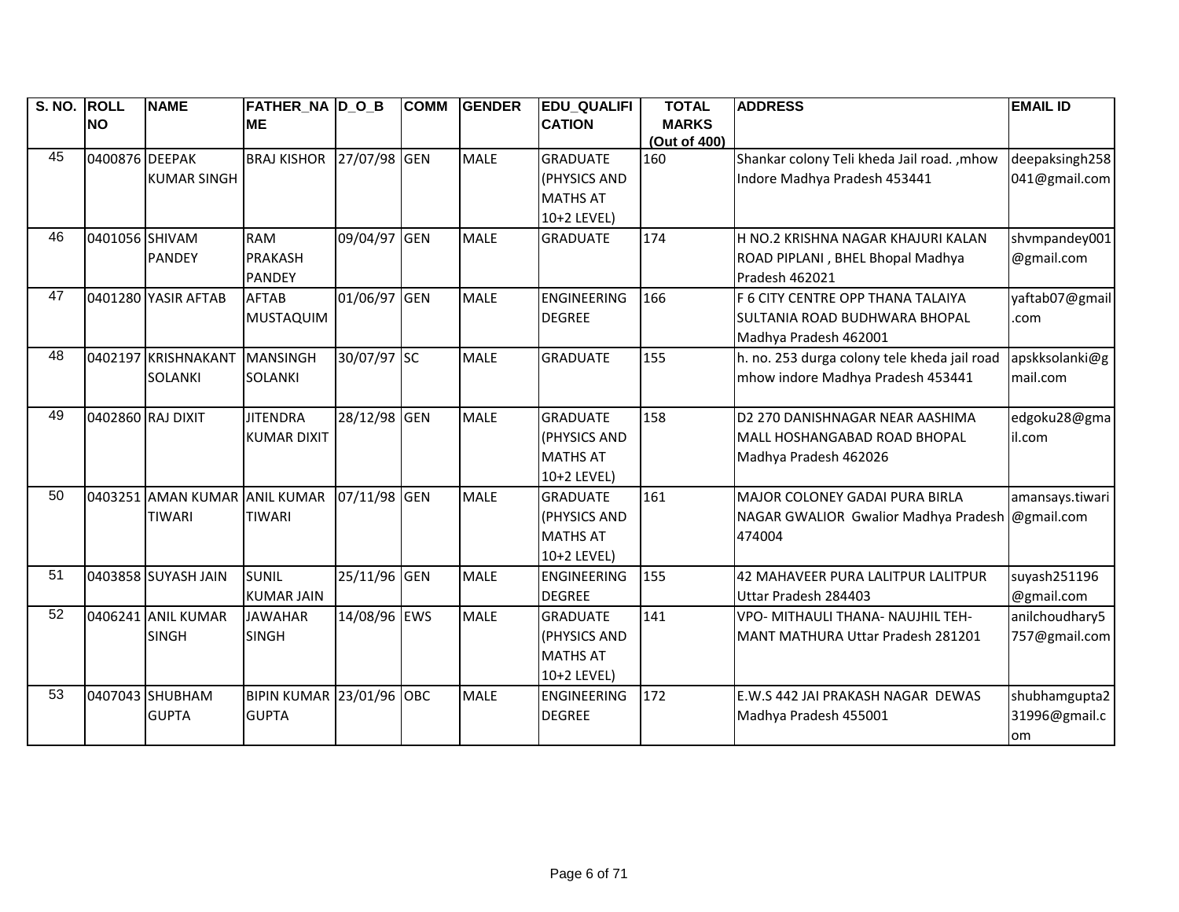| S. NO. | ROLL NO | NAME | FATHER_NAME | D_O_B | COMM | GENDER | EDU_QUALIFICATION | TOTAL MARKS (Out of 400) | ADDRESS | EMAIL ID |
|---|---|---|---|---|---|---|---|---|---|---|
| 45 | 0400876 | DEEPAK KUMAR SINGH | BRAJ KISHOR | 27/07/98 | GEN | MALE | GRADUATE (PHYSICS AND MATHS AT 10+2 LEVEL) | 160 | Shankar colony Teli kheda Jail road. ,mhow Indore Madhya Pradesh 453441 | deepaksingh258041@gmail.com |
| 46 | 0401056 | SHIVAM PANDEY | RAM PRAKASH PANDEY | 09/04/97 | GEN | MALE | GRADUATE | 174 | H NO.2 KRISHNA NAGAR KHAJURI KALAN ROAD PIPLANI , BHEL Bhopal Madhya Pradesh 462021 | shvmpandey001@gmail.com |
| 47 | 0401280 | YASIR AFTAB | AFTAB MUSTAQUIM | 01/06/97 | GEN | MALE | ENGINEERING DEGREE | 166 | F 6 CITY CENTRE OPP THANA TALAIYA SULTANIA ROAD BUDHWARA BHOPAL Madhya Pradesh 462001 | yaftab07@gmail.com |
| 48 | 0402197 | KRISHNAKANT SOLANKI | MANSINGH SOLANKI | 30/07/97 | SC | MALE | GRADUATE | 155 | h. no. 253 durga colony tele kheda jail road mhow indore Madhya Pradesh 453441 | apskksolanki@gmail.com |
| 49 | 0402860 | RAJ DIXIT | JITENDRA KUMAR DIXIT | 28/12/98 | GEN | MALE | GRADUATE (PHYSICS AND MATHS AT 10+2 LEVEL) | 158 | D2 270 DANISHNAGAR NEAR AASHIMA MALL HOSHANGABAD ROAD BHOPAL Madhya Pradesh 462026 | edgoku28@gmail.com |
| 50 | 0403251 | AMAN KUMAR TIWARI | ANIL KUMAR TIWARI | 07/11/98 | GEN | MALE | GRADUATE (PHYSICS AND MATHS AT 10+2 LEVEL) | 161 | MAJOR COLONEY GADAI PURA BIRLA NAGAR GWALIOR Gwalior Madhya Pradesh 474004 | amansays.tiwari@gmail.com |
| 51 | 0403858 | SUYASH JAIN | SUNIL KUMAR JAIN | 25/11/96 | GEN | MALE | ENGINEERING DEGREE | 155 | 42 MAHAVEER PURA LALITPUR LALITPUR Uttar Pradesh 284403 | suyash251196@gmail.com |
| 52 | 0406241 | ANIL KUMAR SINGH | JAWAHAR SINGH | 14/08/96 | EWS | MALE | GRADUATE (PHYSICS AND MATHS AT 10+2 LEVEL) | 141 | VPO- MITHAULI THANA- NAUJHIL TEH- MANT MATHURA Uttar Pradesh 281201 | anilchoudhary5757@gmail.com |
| 53 | 0407043 | SHUBHAM GUPTA | BIPIN KUMAR GUPTA | 23/01/96 | OBC | MALE | ENGINEERING DEGREE | 172 | E.W.S 442 JAI PRAKASH NAGAR DEWAS Madhya Pradesh 455001 | shubhamgupta231996@gmail.com |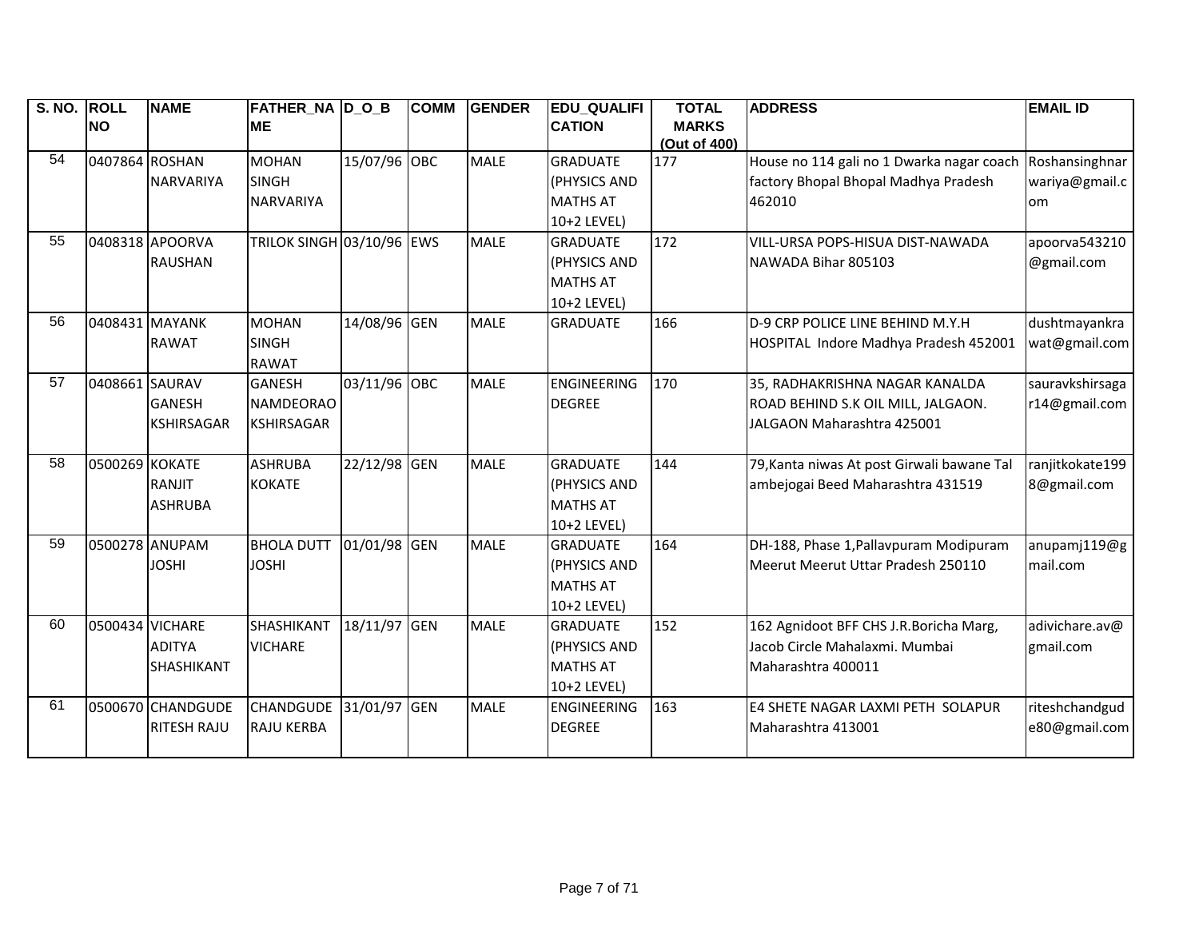| S. NO. | ROLL NO | NAME | FATHER_NAME | D_O_B | COMM | GENDER | EDU_QUALIFICATION | TOTAL MARKS (Out of 400) | ADDRESS | EMAIL ID |
|---|---|---|---|---|---|---|---|---|---|---|
| 54 | 0407864 | ROSHAN NARVARIYA | MOHAN SINGH NARVARIYA | 15/07/96 | OBC | MALE | GRADUATE (PHYSICS AND MATHS AT 10+2 LEVEL) | 177 | House no 114 gali no 1 Dwarka nagar coach factory Bhopal Bhopal Madhya Pradesh 462010 | Roshansinghnarwariya@gmail.com |
| 55 | 0408318 | APOORVA RAUSHAN | TRILOK SINGH | 03/10/96 | EWS | MALE | GRADUATE (PHYSICS AND MATHS AT 10+2 LEVEL) | 172 | VILL-URSA POPS-HISUA DIST-NAWADA NAWADA Bihar 805103 | apoorva543210@gmail.com |
| 56 | 0408431 | MAYANK RAWAT | MOHAN SINGH RAWAT | 14/08/96 | GEN | MALE | GRADUATE | 166 | D-9 CRP POLICE LINE BEHIND M.Y.H HOSPITAL Indore Madhya Pradesh 452001 | dushtmayankrawat@gmail.com |
| 57 | 0408661 | SAURAV GANESH KSHIRSAGAR | GANESH NAMDEORAO KSHIRSAGAR | 03/11/96 | OBC | MALE | ENGINEERING DEGREE | 170 | 35, RADHAKRISHNA NAGAR KANALDA ROAD BEHIND S.K OIL MILL, JALGAON. JALGAON Maharashtra 425001 | sauravkshirsagar14@gmail.com |
| 58 | 0500269 | KOKATE RANJIT ASHRUBA | ASHRUBA KOKATE | 22/12/98 | GEN | MALE | GRADUATE (PHYSICS AND MATHS AT 10+2 LEVEL) | 144 | 79,Kanta niwas At post Girwali bawane Tal ambejogai Beed Maharashtra 431519 | ranjitkokate1998@gmail.com |
| 59 | 0500278 | ANUPAM JOSHI | BHOLA DUTT JOSHI | 01/01/98 | GEN | MALE | GRADUATE (PHYSICS AND MATHS AT 10+2 LEVEL) | 164 | DH-188, Phase 1,Pallavpuram Modipuram Meerut Meerut Uttar Pradesh 250110 | anupamj119@gmail.com |
| 60 | 0500434 | VICHARE ADITYA SHASHIKANT | SHASHIKANT VICHARE | 18/11/97 | GEN | MALE | GRADUATE (PHYSICS AND MATHS AT 10+2 LEVEL) | 152 | 162 Agnidoot BFF CHS J.R.Boricha Marg, Jacob Circle Mahalaxmi. Mumbai Maharashtra 400011 | adivichare.av@gmail.com |
| 61 | 0500670 | CHANDGUDE RITESH RAJU | CHANDGUDE RAJU KERBA | 31/01/97 | GEN | MALE | ENGINEERING DEGREE | 163 | E4 SHETE NAGAR LAXMI PETH SOLAPUR Maharashtra 413001 | riteshchandgude80@gmail.com |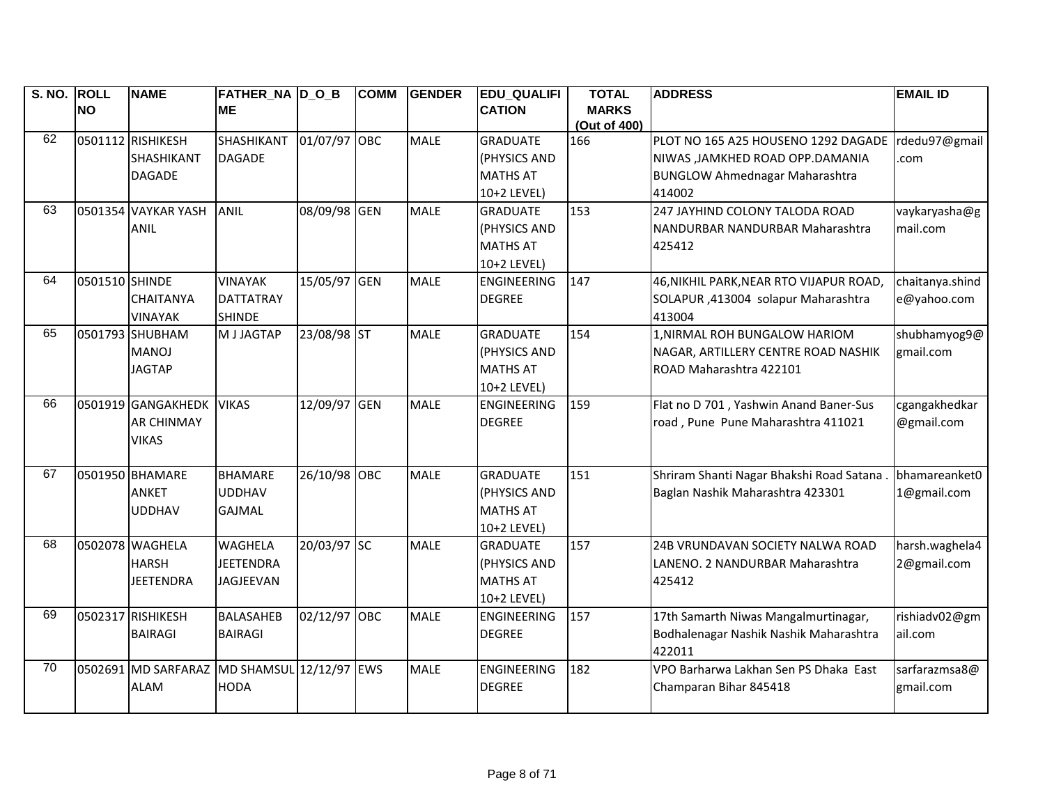| S. NO. | ROLL NO | NAME | FATHER_NAME | D_O_B | COMM | GENDER | EDU_QUALIFICATION | TOTAL MARKS (Out of 400) | ADDRESS | EMAIL ID |
|---|---|---|---|---|---|---|---|---|---|---|
| 62 | 0501112 | RISHIKESH SHASHIKANT DAGADE | SHASHIKANT DAGADE | 01/07/97 | OBC | MALE | GRADUATE (PHYSICS AND MATHS AT 10+2 LEVEL) | 166 | PLOT NO 165 A25 HOUSENO 1292 DAGADE NIWAS ,JAMKHED ROAD OPP.DAMANIA BUNGLOW Ahmednagar Maharashtra 414002 | rdedu97@gmail.com |
| 63 | 0501354 | VAYKAR YASH ANIL | ANIL | 08/09/98 | GEN | MALE | GRADUATE (PHYSICS AND MATHS AT 10+2 LEVEL) | 153 | 247 JAYHIND COLONY TALODA ROAD NANDURBAR NANDURBAR Maharashtra 425412 | vaykaryasha@gmail.com |
| 64 | 0501510 | SHINDE CHAITANYA VINAYAK | VINAYAK DATTATRAY SHINDE | 15/05/97 | GEN | MALE | ENGINEERING DEGREE | 147 | 46,NIKHIL PARK,NEAR RTO VIJAPUR ROAD, SOLAPUR ,413004 solapur Maharashtra 413004 | chaitanya.shinde@yahoo.com |
| 65 | 0501793 | SHUBHAM MANOJ JAGTAP | M J JAGTAP | 23/08/98 | ST | MALE | GRADUATE (PHYSICS AND MATHS AT 10+2 LEVEL) | 154 | 1,NIRMAL ROH BUNGALOW HARIOM NAGAR, ARTILLERY CENTRE ROAD NASHIK ROAD Maharashtra 422101 | shubhamyog9@gmail.com |
| 66 | 0501919 | GANGAKHEDKAR CHINMAY VIKAS | VIKAS | 12/09/97 | GEN | MALE | ENGINEERING DEGREE | 159 | Flat no D 701 , Yashwin Anand Baner-Sus road , Pune Pune Maharashtra 411021 | cgangakhedkar@gmail.com |
| 67 | 0501950 | BHAMARE ANKET UDDHAV | BHAMARE UDDHAV GAJMAL | 26/10/98 | OBC | MALE | GRADUATE (PHYSICS AND MATHS AT 10+2 LEVEL) | 151 | Shriram Shanti Nagar Bhakshi Road Satana . Baglan Nashik Maharashtra 423301 | bhamareanket01@gmail.com |
| 68 | 0502078 | WAGHELA HARSH JEETENDRA | WAGHELA JEETENDRA JAGJEEVAN | 20/03/97 | SC | MALE | GRADUATE (PHYSICS AND MATHS AT 10+2 LEVEL) | 157 | 24B VRUNDAVAN SOCIETY NALWA ROAD LANENO. 2 NANDURBAR Maharashtra 425412 | harsh.waghela42@gmail.com |
| 69 | 0502317 | RISHIKESH BAIRAGI | BALASAHEB BAIRAGI | 02/12/97 | OBC | MALE | ENGINEERING DEGREE | 157 | 17th Samarth Niwas Mangalmurtinagar, Bodhalenagar Nashik Nashik Maharashtra 422011 | rishiadv02@gmail.com |
| 70 | 0502691 | MD SARFARAZ ALAM | MD SHAMSUL HODA | 12/12/97 | EWS | MALE | ENGINEERING DEGREE | 182 | VPO Barharwa Lakhan Sen PS Dhaka East Champaran Bihar 845418 | sarfarazmsa8@gmail.com |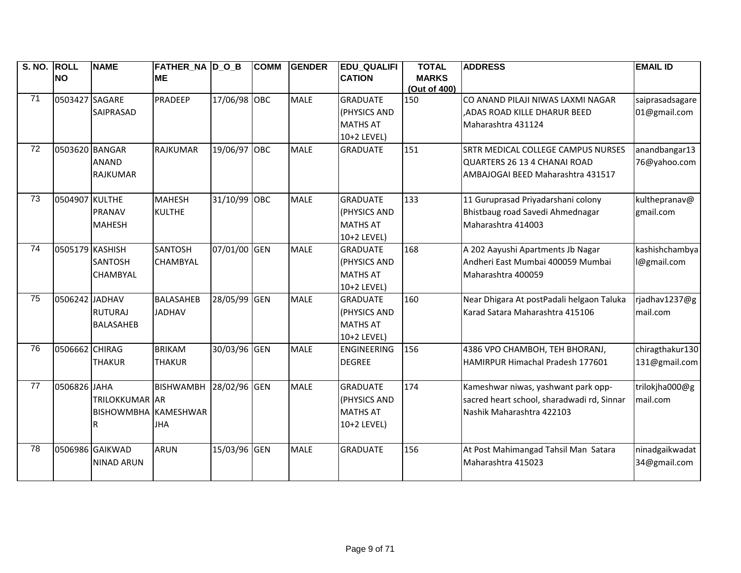| S. NO. | ROLL NO | NAME | FATHER_NAME | D_O_B | COMM | GENDER | EDU_QUALIFICATION | TOTAL MARKS (Out of 400) | ADDRESS | EMAIL ID |
|---|---|---|---|---|---|---|---|---|---|---|
| 71 | 0503427 | SAGARE SAIPRASAD | PRADEEP | 17/06/98 | OBC | MALE | GRADUATE (PHYSICS AND MATHS AT 10+2 LEVEL) | 150 | CO ANAND PILAJI NIWAS LAXMI NAGAR ,ADAS ROAD KILLE DHARUR BEED Maharashtra 431124 | saiprasadsagare01@gmail.com |
| 72 | 0503620 | BANGAR ANAND RAJKUMAR | RAJKUMAR | 19/06/97 | OBC | MALE | GRADUATE | 151 | SRTR MEDICAL COLLEGE CAMPUS NURSES QUARTERS 26 13 4 CHANAI ROAD AMBAJOGAI BEED Maharashtra 431517 | anandbangar1376@yahoo.com |
| 73 | 0504907 | KULTHE PRANAV MAHESH | MAHESH KULTHE | 31/10/99 | OBC | MALE | GRADUATE (PHYSICS AND MATHS AT 10+2 LEVEL) | 133 | 11 Guruprasad Priyadarshani colony Bhistbaug road Savedi Ahmednagar Maharashtra 414003 | kulthepranav@gmail.com |
| 74 | 0505179 | KASHISH SANTOSH CHAMBYAL | SANTOSH CHAMBYAL | 07/01/00 | GEN | MALE | GRADUATE (PHYSICS AND MATHS AT 10+2 LEVEL) | 168 | A 202 Aayushi Apartments Jb Nagar Andheri East Mumbai 400059 Mumbai Maharashtra 400059 | kashishchambyal@gmail.com |
| 75 | 0506242 | JADHAV RUTURAJ BALASAHEB | BALASAHEB JADHAV | 28/05/99 | GEN | MALE | GRADUATE (PHYSICS AND MATHS AT 10+2 LEVEL) | 160 | Near Dhigara At postPadali helgaon Taluka Karad Satara Maharashtra 415106 | rjadhav1237@gmail.com |
| 76 | 0506662 | CHIRAG THAKUR | BRIKAM THAKUR | 30/03/96 | GEN | MALE | ENGINEERING DEGREE | 156 | 4386 VPO CHAMBOH, TEH BHORANJ, HAMIRPUR Himachal Pradesh 177601 | chiragthakur130131@gmail.com |
| 77 | 0506826 | JAHA TRILOKKUMAR BISHOWMBHAR | BISHWAMBHAR KAMESHWAR JHA | 28/02/96 | GEN | MALE | GRADUATE (PHYSICS AND MATHS AT 10+2 LEVEL) | 174 | Kameshwar niwas, yashwant park opp-sacred heart school, sharadwadi rd, Sinnar Nashik Maharashtra 422103 | trilokjha000@gmail.com |
| 78 | 0506986 | GAIKWAD NINAD ARUN | ARUN | 15/03/96 | GEN | MALE | GRADUATE | 156 | At Post Mahimangad Tahsil Man Satara Maharashtra 415023 | ninadgaikwadat34@gmail.com |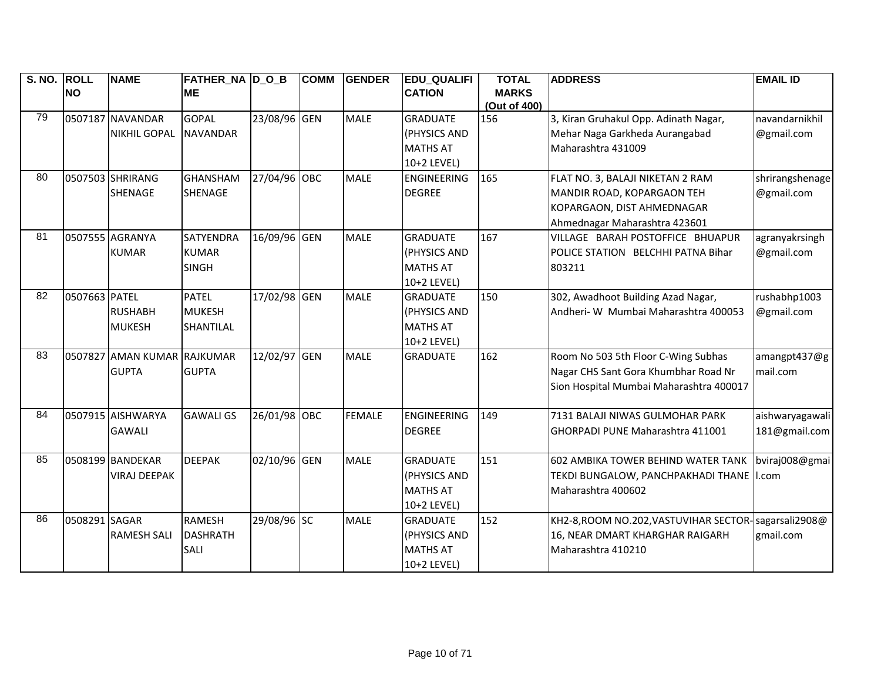| S. NO. | ROLL NO | NAME | FATHER_NAME | D_O_B | COMM | GENDER | EDU_QUALIFICATION | TOTAL MARKS (Out of 400) | ADDRESS | EMAIL ID |
|---|---|---|---|---|---|---|---|---|---|---|
| 79 | 0507187 | NAVANDAR NIKHIL GOPAL | GOPAL NAVANDAR | 23/08/96 | GEN | MALE | GRADUATE (PHYSICS AND MATHS AT 10+2 LEVEL) | 156 | 3, Kiran Gruhakul Opp. Adinath Nagar, Mehar Naga Garkheda Aurangabad Maharashtra 431009 | navandarnikhil@gmail.com |
| 80 | 0507503 | SHRIRANG SHENAGE | GHANSHAM SHENAGE | 27/04/96 | OBC | MALE | ENGINEERING DEGREE | 165 | FLAT NO. 3, BALAJI NIKETAN 2 RAM MANDIR ROAD, KOPARGAON TEH KOPARGAON, DIST AHMEDNAGAR Ahmednagar Maharashtra 423601 | shrirangshenage@gmail.com |
| 81 | 0507555 | AGRANYA KUMAR | SATYENDRA KUMAR SINGH | 16/09/96 | GEN | MALE | GRADUATE (PHYSICS AND MATHS AT 10+2 LEVEL) | 167 | VILLAGE BARAH POSTOFFICE BHUAPUR POLICE STATION BELCHHI PATNA Bihar 803211 | agranyakrsingh@gmail.com |
| 82 | 0507663 | PATEL RUSHABH MUKESH | PATEL MUKESH SHANTILAL | 17/02/98 | GEN | MALE | GRADUATE (PHYSICS AND MATHS AT 10+2 LEVEL) | 150 | 302, Awadhoot Building Azad Nagar, Andheri- W Mumbai Maharashtra 400053 | rushabhp1003@gmail.com |
| 83 | 0507827 | AMAN KUMAR GUPTA | RAJKUMAR GUPTA | 12/02/97 | GEN | MALE | GRADUATE | 162 | Room No 503 5th Floor C-Wing Subhas Nagar CHS Sant Gora Khumbhar Road Nr Sion Hospital Mumbai Maharashtra 400017 | amangpt437@gmail.com |
| 84 | 0507915 | AISHWARYA GAWALI | GAWALI GS | 26/01/98 | OBC | FEMALE | ENGINEERING DEGREE | 149 | 7131 BALAJI NIWAS GULMOHAR PARK GHORPADI PUNE Maharashtra 411001 | aishwaryagawali181@gmail.com |
| 85 | 0508199 | BANDEKAR VIRAJ DEEPAK | DEEPAK | 02/10/96 | GEN | MALE | GRADUATE (PHYSICS AND MATHS AT 10+2 LEVEL) | 151 | 602 AMBIKA TOWER BEHIND WATER TANK TEKDI BUNGALOW, PANCHPAKHADI THANE Maharashtra 400602 | bviraj008@gmail.com |
| 86 | 0508291 | SAGAR RAMESH SALI | RAMESH DASHRATH SALI | 29/08/96 | SC | MALE | GRADUATE (PHYSICS AND MATHS AT 10+2 LEVEL) | 152 | KH2-8,ROOM NO.202,VASTUVIHAR SECTOR-16, NEAR DMART KHARGHAR RAIGARH Maharashtra 410210 | sagarsali2908@gmail.com |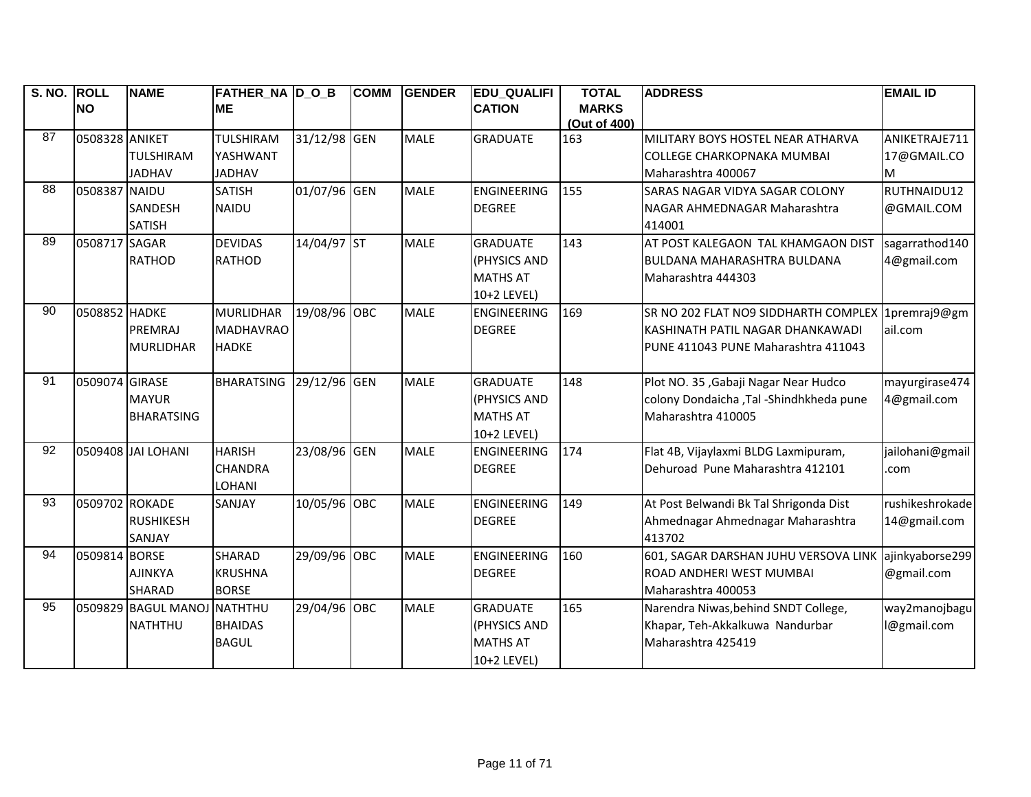| S. NO. | ROLL NO | NAME | FATHER_NAME | D_O_B | COMM | GENDER | EDU_QUALIFICATION | TOTAL MARKS (Out of 400) | ADDRESS | EMAIL ID |
|---|---|---|---|---|---|---|---|---|---|---|
| 87 | 0508328 | ANIKET TULSHIRAM JADHAV | TULSHIRAM YASHWANT JADHAV | 31/12/98 | GEN | MALE | GRADUATE | 163 | MILITARY BOYS HOSTEL NEAR ATHARVA COLLEGE CHARKOPNAKA MUMBAI Maharashtra 400067 | ANIKETRAJE71117@GMAIL.COM |
| 88 | 0508387 | NAIDU SANDESH SATISH | SATISH NAIDU | 01/07/96 | GEN | MALE | ENGINEERING DEGREE | 155 | SARAS NAGAR VIDYA SAGAR COLONY NAGAR AHMEDNAGAR Maharashtra 414001 | RUTHNAIDU12@GMAIL.COM |
| 89 | 0508717 | SAGAR RATHOD | DEVIDAS RATHOD | 14/04/97 | ST | MALE | GRADUATE (PHYSICS AND MATHS AT 10+2 LEVEL) | 143 | AT POST KALEGAON TAL KHAMGAON DIST BULDANA MAHARASHTRA BULDANA Maharashtra 444303 | sagarrathod1404@gmail.com |
| 90 | 0508852 | HADKE PREMRAJ MURLIDHAR | MURLIDHAR MADHAVRAO HADKE | 19/08/96 | OBC | MALE | ENGINEERING DEGREE | 169 | SR NO 202 FLAT NO9 SIDDHARTH COMPLEX KASHINATH PATIL NAGAR DHANKAWADI PUNE 411043 PUNE Maharashtra 411043 | 1premraj9@gmail.com |
| 91 | 0509074 | GIRASE MAYUR BHARATSING | BHARATSING | 29/12/96 | GEN | MALE | GRADUATE (PHYSICS AND MATHS AT 10+2 LEVEL) | 148 | Plot NO. 35 ,Gabaji Nagar Near Hudco colony Dondaicha ,Tal -Shindhkheda pune Maharashtra 410005 | mayurgirase4744@gmail.com |
| 92 | 0509408 | JAI LOHANI | HARISH CHANDRA LOHANI | 23/08/96 | GEN | MALE | ENGINEERING DEGREE | 174 | Flat 4B, Vijaylaxmi BLDG Laxmipuram, Dehuroad Pune Maharashtra 412101 | jailohani@gmail.com |
| 93 | 0509702 | ROKADE RUSHIKESH SANJAY | SANJAY | 10/05/96 | OBC | MALE | ENGINEERING DEGREE | 149 | At Post Belwandi Bk Tal Shrigonda Dist Ahmednagar Ahmednagar Maharashtra 413702 | rushikeshrokade14@gmail.com |
| 94 | 0509814 | BORSE AJINKYA SHARAD | SHARAD KRUSHNA BORSE | 29/09/96 | OBC | MALE | ENGINEERING DEGREE | 160 | 601, SAGAR DARSHAN JUHU VERSOVA LINK ROAD ANDHERI WEST MUMBAI Maharashtra 400053 | ajinkyaborse299@gmail.com |
| 95 | 0509829 | BAGUL MANOJ NATHTHU | NATHTHU BHAIDAS BAGUL | 29/04/96 | OBC | MALE | GRADUATE (PHYSICS AND MATHS AT 10+2 LEVEL) | 165 | Narendra Niwas,behind SNDT College, Khapar, Teh-Akkalkuwa Nandurbar Maharashtra 425419 | way2manojbagul@gmail.com |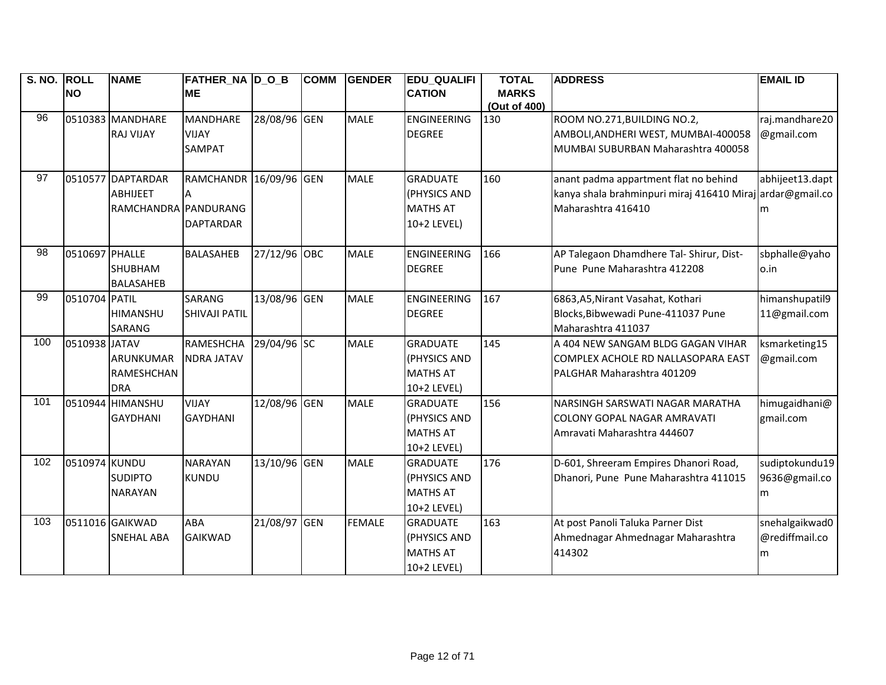| S. NO. | ROLL NO | NAME | FATHER_NAME | D_O_B | COMM | GENDER | EDU_QUALIFICATION | TOTAL MARKS (Out of 400) | ADDRESS | EMAIL ID |
|---|---|---|---|---|---|---|---|---|---|---|
| 96 | 0510383 | MANDHARE RAJ VIJAY | MANDHARE VIJAY SAMPAT | 28/08/96 | GEN | MALE | ENGINEERING DEGREE | 130 | ROOM NO.271,BUILDING NO.2, AMBOLI,ANDHERI WEST, MUMBAI-400058 MUMBAI SUBURBAN Maharashtra 400058 | raj.mandhare20@gmail.com |
| 97 | 0510577 | DAPTARDAR ABHIJEET RAMCHANDRA | RAMCHANDRA PANDURANG DAPTARDAR | 16/09/96 | GEN | MALE | GRADUATE (PHYSICS AND MATHS AT 10+2 LEVEL) | 160 | anant padma appartment flat no behind kanya shala brahminpuri miraj 416410 Miraj Maharashtra 416410 | abhijeet13.daptardar@gmail.com |
| 98 | 0510697 | PHALLE SHUBHAM BALASAHEB | BALASAHEB | 27/12/96 | OBC | MALE | ENGINEERING DEGREE | 166 | AP Talegaon Dhamdhere Tal- Shirur, Dist-Pune Pune Maharashtra 412208 | sbphalle@yahoo.in |
| 99 | 0510704 | PATIL HIMANSHU SARANG | SARANG SHIVAJI PATIL | 13/08/96 | GEN | MALE | ENGINEERING DEGREE | 167 | 6863,A5,Nirant Vasahat, Kothari Blocks,Bibwewadi Pune-411037 Pune Maharashtra 411037 | himanshupatil911@gmail.com |
| 100 | 0510938 | JATAV ARUNKUMAR RAMESHCHANDRA | RAMESHCHANDRA JATAV | 29/04/96 | SC | MALE | GRADUATE (PHYSICS AND MATHS AT 10+2 LEVEL) | 145 | A 404 NEW SANGAM BLDG GAGAN VIHAR COMPLEX ACHOLE RD NALLASOPARA EAST PALGHAR Maharashtra 401209 | ksmarketing15@gmail.com |
| 101 | 0510944 | HIMANSHU GAYDHANI | VIJAY GAYDHANI | 12/08/96 | GEN | MALE | GRADUATE (PHYSICS AND MATHS AT 10+2 LEVEL) | 156 | NARSINGH SARSWATI NAGAR MARATHA COLONY GOPAL NAGAR AMRAVATI Amravati Maharashtra 444607 | himugaidhani@gmail.com |
| 102 | 0510974 | KUNDU SUDIPTO NARAYAN | NARAYAN KUNDU | 13/10/96 | GEN | MALE | GRADUATE (PHYSICS AND MATHS AT 10+2 LEVEL) | 176 | D-601, Shreeram Empires Dhanori Road, Dhanori, Pune Pune Maharashtra 411015 | sudiptokundu199636@gmail.com |
| 103 | 0511016 | GAIKWAD SNEHAL ABA | ABA GAIKWAD | 21/08/97 | GEN | FEMALE | GRADUATE (PHYSICS AND MATHS AT 10+2 LEVEL) | 163 | At post Panoli Taluka Parner Dist Ahmednagar Ahmednagar Maharashtra 414302 | snehalgaikwad0@rediffmail.com |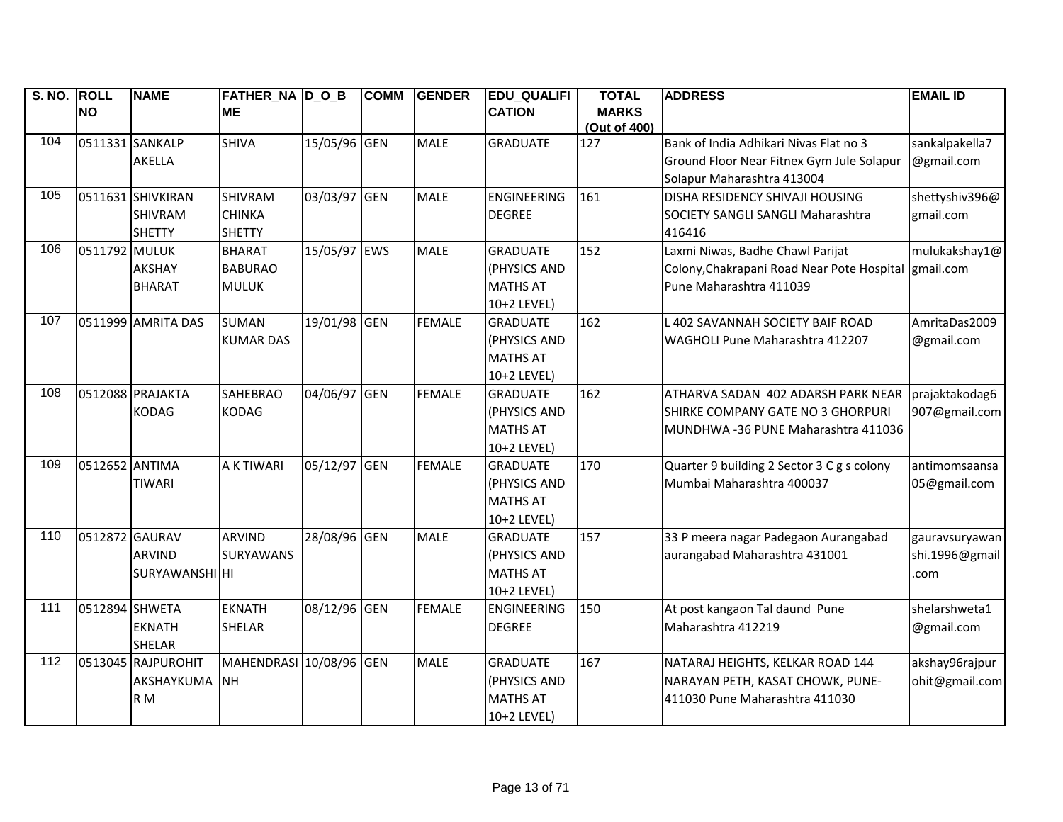| S. NO. | ROLL NO | NAME | FATHER_NAME | D_O_B | COMM | GENDER | EDU_QUALIFICATION | TOTAL MARKS (Out of 400) | ADDRESS | EMAIL ID |
|---|---|---|---|---|---|---|---|---|---|---|
| 104 | 0511331 | SANKALP AKELLA | SHIVA | 15/05/96 | GEN | MALE | GRADUATE | 127 | Bank of India Adhikari Nivas Flat no 3 Ground Floor Near Fitnex Gym Jule Solapur Solapur Maharashtra 413004 | sankalpakella7@gmail.com |
| 105 | 0511631 | SHIVKIRAN SHIVRAM SHETTY | SHIVRAM CHINKA SHETTY | 03/03/97 | GEN | MALE | ENGINEERING DEGREE | 161 | DISHA RESIDENCY SHIVAJI HOUSING SOCIETY SANGLI SANGLI Maharashtra 416416 | shettyshiv396@gmail.com |
| 106 | 0511792 | MULUK AKSHAY BHARAT | BHARAT BABURAO MULUK | 15/05/97 | EWS | MALE | GRADUATE (PHYSICS AND MATHS AT 10+2 LEVEL) | 152 | Laxmi Niwas, Badhe Chawl Parijat Colony,Chakrapani Road Near Pote Hospital Pune Maharashtra 411039 | mulukakshay1@gmail.com |
| 107 | 0511999 | AMRITA DAS | SUMAN KUMAR DAS | 19/01/98 | GEN | FEMALE | GRADUATE (PHYSICS AND MATHS AT 10+2 LEVEL) | 162 | L 402 SAVANNAH SOCIETY BAIF ROAD WAGHOLI Pune Maharashtra 412207 | AmritaDas2009@gmail.com |
| 108 | 0512088 | PRAJAKTA KODAG | SAHEBRAO KODAG | 04/06/97 | GEN | FEMALE | GRADUATE (PHYSICS AND MATHS AT 10+2 LEVEL) | 162 | ATHARVA SADAN 402 ADARSH PARK NEAR SHIRKE COMPANY GATE NO 3 GHORPURI MUNDHWA -36 PUNE Maharashtra 411036 | prajaktakodag6907@gmail.com |
| 109 | 0512652 | ANTIMA TIWARI | A K TIWARI | 05/12/97 | GEN | FEMALE | GRADUATE (PHYSICS AND MATHS AT 10+2 LEVEL) | 170 | Quarter 9 building 2 Sector 3 C g s colony Mumbai Maharashtra 400037 | antimomsaansa05@gmail.com |
| 110 | 0512872 | GAURAV ARVIND SURYAWANSHI | ARVIND SURYAWANSHI | 28/08/96 | GEN | MALE | GRADUATE (PHYSICS AND MATHS AT 10+2 LEVEL) | 157 | 33 P meera nagar Padegaon Aurangabad aurangabad Maharashtra 431001 | gauravsuryawanshi.1996@gmail.com |
| 111 | 0512894 | SHWETA EKNATH SHELAR | EKNATH SHELAR | 08/12/96 | GEN | FEMALE | ENGINEERING DEGREE | 150 | At post kangaon Tal daund Pune Maharashtra 412219 | shelarshweta1@gmail.com |
| 112 | 0513045 | RAJPUROHIT AKSHAYKUMAR M | MAHENDRASINH | 10/08/96 | GEN | MALE | GRADUATE (PHYSICS AND MATHS AT 10+2 LEVEL) | 167 | NATARAJ HEIGHTS, KELKAR ROAD 144 NARAYAN PETH, KASAT CHOWK, PUNE-411030 Pune Maharashtra 411030 | akshay96rajpurohit@gmail.com |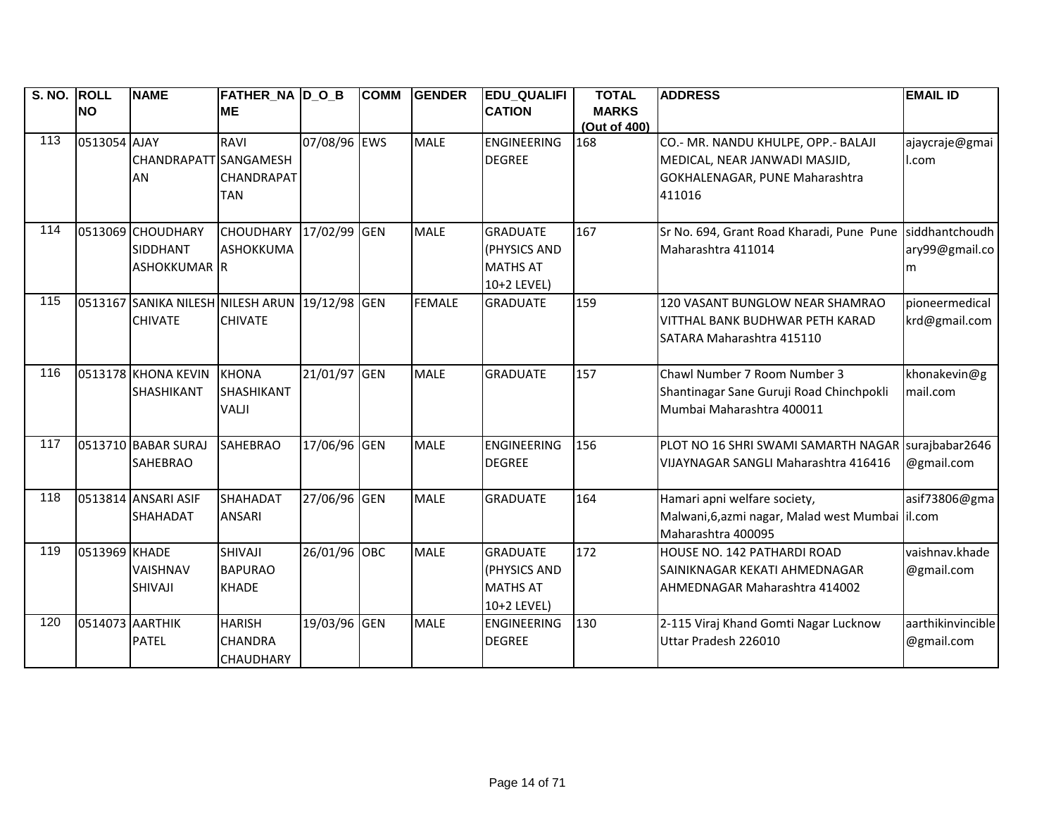| S. NO. | ROLL NO | NAME | FATHER_NAME | D_O_B | COMM | GENDER | EDU_QUALIFICATION | TOTAL MARKS (Out of 400) | ADDRESS | EMAIL ID |
|---|---|---|---|---|---|---|---|---|---|---|
| 113 | 0513054 | AJAY CHANDRAPATTAN | RAVI SANGAMESH CHANDRAPATTAN | 07/08/96 | EWS | MALE | ENGINEERING DEGREE | 168 | CO.- MR. NANDU KHULPE, OPP.- BALAJI MEDICAL, NEAR JANWADI MASJID, GOKHALENAGAR, PUNE Maharashtra 411016 | ajaycraje@gmail.com |
| 114 | 0513069 | CHOUDHARY SIDDHANT ASHOKKUMAR | CHOUDHARY ASHOKKUMAR | 17/02/99 | GEN | MALE | GRADUATE (PHYSICS AND MATHS AT 10+2 LEVEL) | 167 | Sr No. 694, Grant Road Kharadi, Pune Pune Maharashtra 411014 | siddhantchoudhary99@gmail.com |
| 115 | 0513167 | SANIKA NILESH CHIVATE | NILESH ARUN CHIVATE | 19/12/98 | GEN | FEMALE | GRADUATE | 159 | 120 VASANT BUNGLOW NEAR SHAMRAO VITTHAL BANK BUDHWAR PETH KARAD SATARA Maharashtra 415110 | pioneermedicalkrd@gmail.com |
| 116 | 0513178 | KHONA KEVIN SHASHIKANT | KHONA SHASHIKANT VALJI | 21/01/97 | GEN | MALE | GRADUATE | 157 | Chawl Number 7 Room Number 3 Shantinagar Sane Guruji Road Chinchpokli Mumbai Maharashtra 400011 | khonakevin@gmail.com |
| 117 | 0513710 | BABAR SURAJ SAHEBRAO | SAHEBRAO | 17/06/96 | GEN | MALE | ENGINEERING DEGREE | 156 | PLOT NO 16 SHRI SWAMI SAMARTH NAGAR VIJAYNAGAR SANGLI Maharashtra 416416 | surajbabar2646@gmail.com |
| 118 | 0513814 | ANSARI ASIF SHAHADAT | SHAHADAT ANSARI | 27/06/96 | GEN | MALE | GRADUATE | 164 | Hamari apni welfare society, Malwani,6,azmi nagar, Malad west Mumbai Maharashtra 400095 | asif73806@gmail.com |
| 119 | 0513969 | KHADE VAISHNAV SHIVAJI | SHIVAJI BAPURAO KHADE | 26/01/96 | OBC | MALE | GRADUATE (PHYSICS AND MATHS AT 10+2 LEVEL) | 172 | HOUSE NO. 142 PATHARDI ROAD SAINIKNAGAR KEKATI AHMEDNAGAR AHMEDNAGAR Maharashtra 414002 | vaishnav.khade@gmail.com |
| 120 | 0514073 | AARTHIK PATEL | HARISH CHANDRA CHAUDHARY | 19/03/96 | GEN | MALE | ENGINEERING DEGREE | 130 | 2-115 Viraj Khand Gomti Nagar Lucknow Uttar Pradesh 226010 | aarthikinvincible@gmail.com |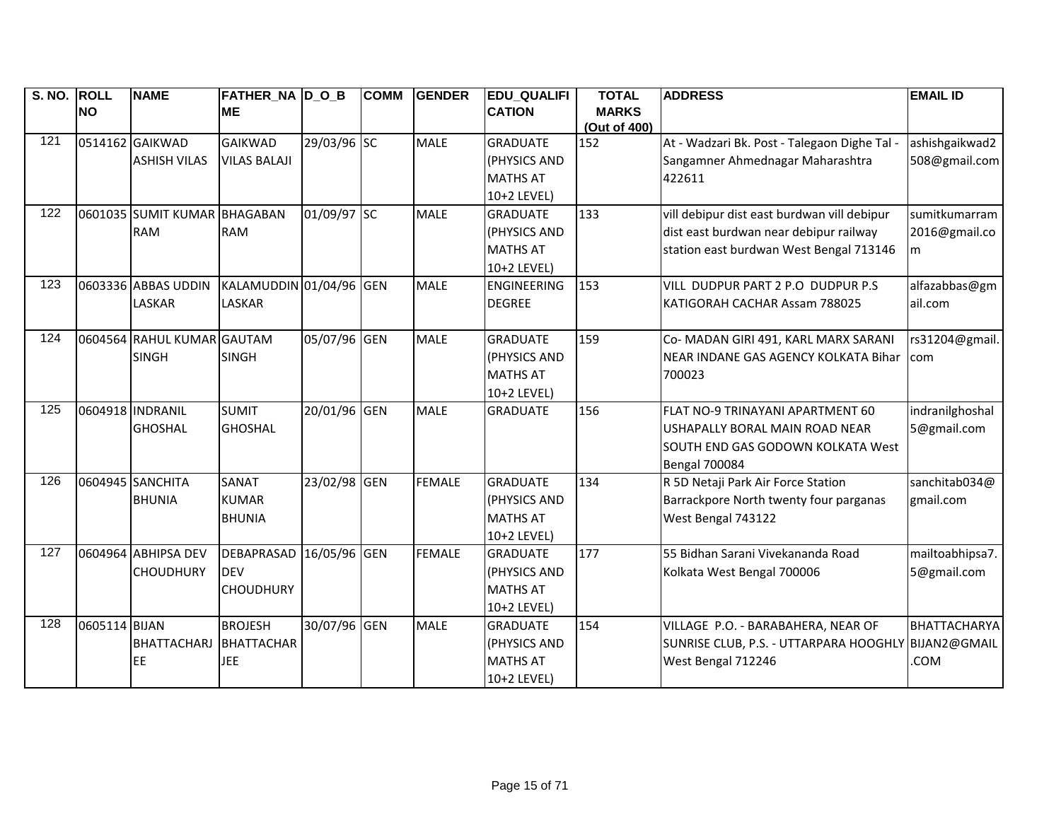| S. NO. | ROLL NO | NAME | FATHER_NAME | D_O_B | COMM | GENDER | EDU_QUALIFICATION | TOTAL MARKS (Out of 400) | ADDRESS | EMAIL ID |
|---|---|---|---|---|---|---|---|---|---|---|
| 121 | 0514162 | GAIKWAD ASHISH VILAS | GAIKWAD VILAS BALAJI | 29/03/96 | SC | MALE | GRADUATE (PHYSICS AND MATHS AT 10+2 LEVEL) | 152 | At - Wadzari Bk. Post - Talegaon Dighe Tal - Sangamner Ahmednagar Maharashtra 422611 | ashishgaikwad2508@gmail.com |
| 122 | 0601035 | SUMIT KUMAR RAM | BHAGABAN RAM | 01/09/97 | SC | MALE | GRADUATE (PHYSICS AND MATHS AT 10+2 LEVEL) | 133 | vill debipur dist east burdwan vill debipur dist east burdwan near debipur railway station east burdwan West Bengal 713146 | sumitkumarram2016@gmail.com |
| 123 | 0603336 | ABBAS UDDIN LASKAR | KALAMUDDIN LASKAR | 01/04/96 | GEN | MALE | ENGINEERING DEGREE | 153 | VILL DUDPUR PART 2 P.O DUDPUR P.S KATIGORAH CACHAR Assam 788025 | alfazabbas@gmail.com |
| 124 | 0604564 | RAHUL KUMAR SINGH | GAUTAM SINGH | 05/07/96 | GEN | MALE | GRADUATE (PHYSICS AND MATHS AT 10+2 LEVEL) | 159 | Co- MADAN GIRI 491, KARL MARX SARANI NEAR INDANE GAS AGENCY KOLKATA Bihar 700023 | rs31204@gmail.com |
| 125 | 0604918 | INDRANIL GHOSHAL | SUMIT GHOSHAL | 20/01/96 | GEN | MALE | GRADUATE | 156 | FLAT NO-9 TRINAYANI APARTMENT 60 USHAPALLY BORAL MAIN ROAD NEAR SOUTH END GAS GODOWN KOLKATA West Bengal 700084 | indranilghoshal5@gmail.com |
| 126 | 0604945 | SANCHITA BHUNIA | SANAT KUMAR BHUNIA | 23/02/98 | GEN | FEMALE | GRADUATE (PHYSICS AND MATHS AT 10+2 LEVEL) | 134 | R 5D Netaji Park Air Force Station Barrackpore North twenty four parganas West Bengal 743122 | sanchitab034@gmail.com |
| 127 | 0604964 | ABHIPSA DEV CHOUDHURY | DEBAPRASAD DEV CHOUDHURY | 16/05/96 | GEN | FEMALE | GRADUATE (PHYSICS AND MATHS AT 10+2 LEVEL) | 177 | 55 Bidhan Sarani Vivekananda Road Kolkata West Bengal 700006 | mailtoabhipsa7.5@gmail.com |
| 128 | 0605114 | BIJAN BHATTACHARJEE | BROJESH BHATTACHARJEE | 30/07/96 | GEN | MALE | GRADUATE (PHYSICS AND MATHS AT 10+2 LEVEL) | 154 | VILLAGE P.O. - BARABAHERA, NEAR OF SUNRISE CLUB, P.S. - UTTARPARA HOOGHLY West Bengal 712246 | BHATTACHARYABIJAN2@GMAIL.COM |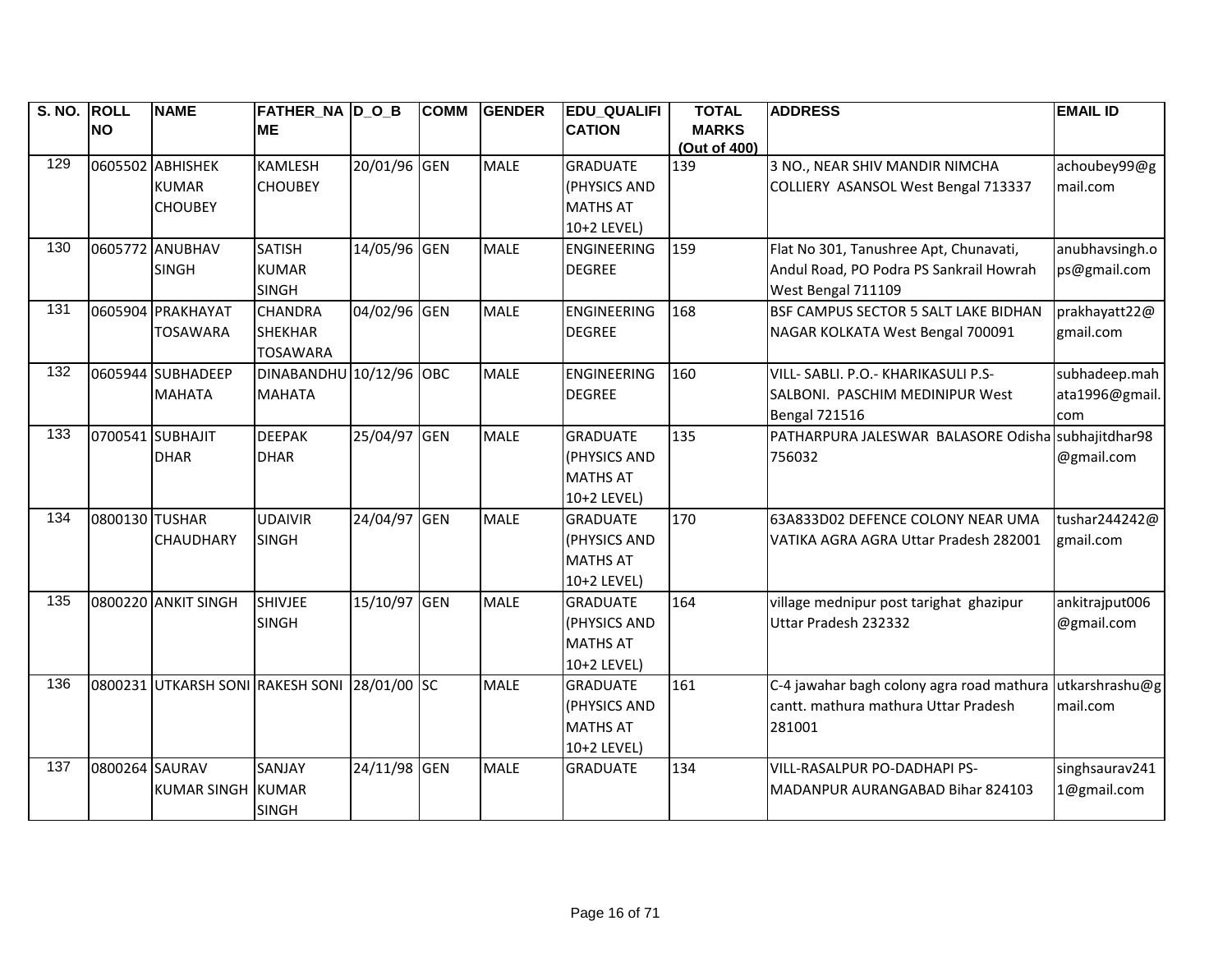| S. NO. | ROLL NO | NAME | FATHER_NAME | D_O_B | COMM | GENDER | EDU_QUALIFICATION | TOTAL MARKS (Out of 400) | ADDRESS | EMAIL ID |
|---|---|---|---|---|---|---|---|---|---|---|
| 129 | 0605502 | ABHISHEK KUMAR CHOUBEY | KAMLESH CHOUBEY | 20/01/96 | GEN | MALE | GRADUATE (PHYSICS AND MATHS AT 10+2 LEVEL) | 139 | 3 NO., NEAR SHIV MANDIR NIMCHA COLLIERY ASANSOL West Bengal 713337 | achoubey99@gmail.com |
| 130 | 0605772 | ANUBHAV SINGH | SATISH KUMAR SINGH | 14/05/96 | GEN | MALE | ENGINEERING DEGREE | 159 | Flat No 301, Tanushree Apt, Chunavati, Andul Road, PO Podra PS Sankrail Howrah West Bengal 711109 | anubhavsingh.ops@gmail.com |
| 131 | 0605904 | PRAKHAYAT TOSAWARA | CHANDRA SHEKHAR TOSAWARA | 04/02/96 | GEN | MALE | ENGINEERING DEGREE | 168 | BSF CAMPUS SECTOR 5 SALT LAKE BIDHAN NAGAR KOLKATA West Bengal 700091 | prakhayatt22@gmail.com |
| 132 | 0605944 | SUBHADEEP MAHATA | DINABANDHU MAHATA | 10/12/96 | OBC | MALE | ENGINEERING DEGREE | 160 | VILL- SABLI. P.O.- KHARIKASULI P.S- SALBONI. PASCHIM MEDINIPUR West Bengal 721516 | subhadeep.mahata1996@gmail.com |
| 133 | 0700541 | SUBHAJIT DHAR | DEEPAK DHAR | 25/04/97 | GEN | MALE | GRADUATE (PHYSICS AND MATHS AT 10+2 LEVEL) | 135 | PATHARPURA JALESWAR BALASORE Odisha 756032 | subhajitdhar98@gmail.com |
| 134 | 0800130 | TUSHAR CHAUDHARY | UDAIVIR SINGH | 24/04/97 | GEN | MALE | GRADUATE (PHYSICS AND MATHS AT 10+2 LEVEL) | 170 | 63A833D02 DEFENCE COLONY NEAR UMA VATIKA AGRA AGRA Uttar Pradesh 282001 | tushar244242@gmail.com |
| 135 | 0800220 | ANKIT SINGH | SHIVJEE SINGH | 15/10/97 | GEN | MALE | GRADUATE (PHYSICS AND MATHS AT 10+2 LEVEL) | 164 | village mednipur post tarighat ghazipur Uttar Pradesh 232332 | ankitrajput006@gmail.com |
| 136 | 0800231 | UTKARSH SONI | RAKESH SONI | 28/01/00 | SC | MALE | GRADUATE (PHYSICS AND MATHS AT 10+2 LEVEL) | 161 | C-4 jawahar bagh colony agra road mathura cantt. mathura mathura Uttar Pradesh 281001 | utkarshrashu@gmail.com |
| 137 | 0800264 | SAURAV KUMAR SINGH | SANJAY KUMAR SINGH | 24/11/98 | GEN | MALE | GRADUATE | 134 | VILL-RASALPUR PO-DADHAPI PS-MADANPUR AURANGABAD Bihar 824103 | singhsaurav2411@gmail.com |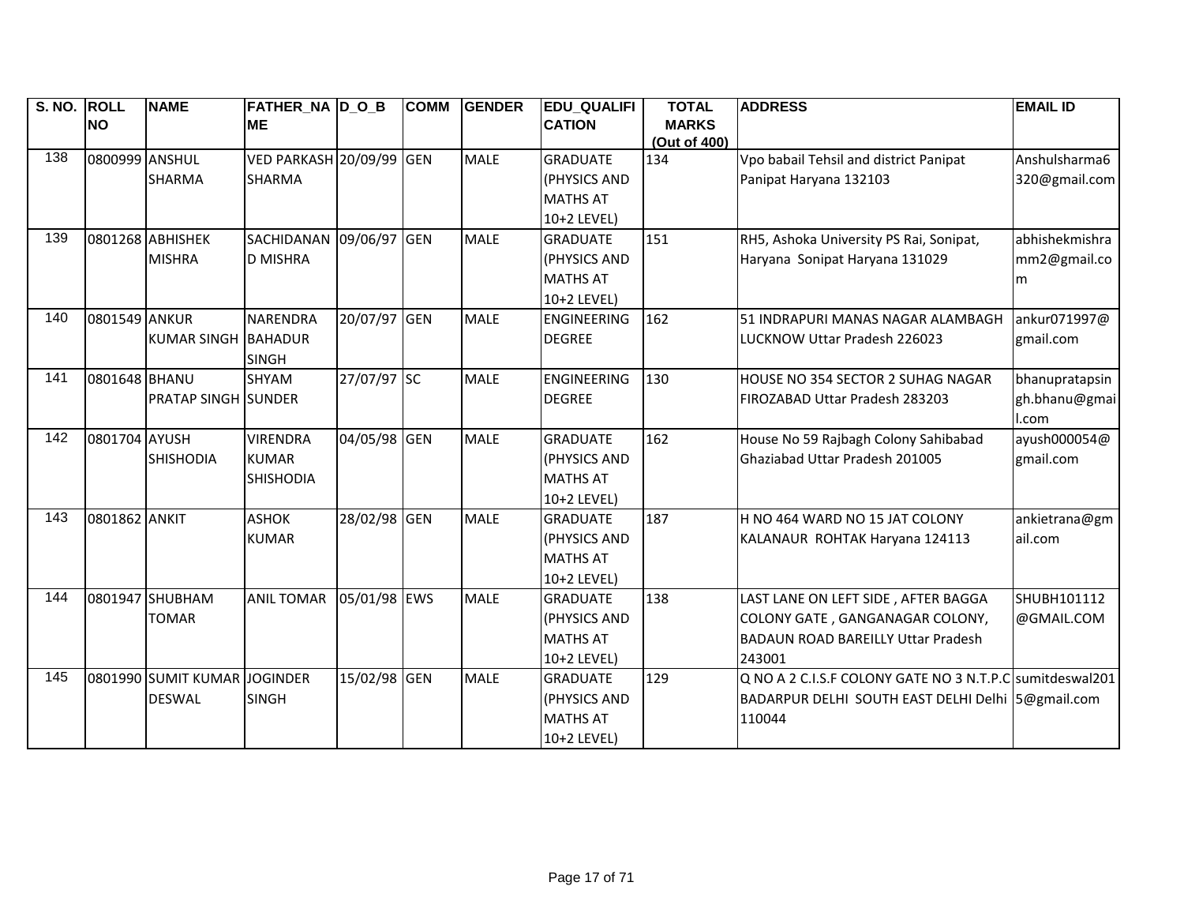| S. NO. | ROLL NO | NAME | FATHER_NAME | D_O_B | COMM | GENDER | EDU_QUALIFICATION | TOTAL MARKS (Out of 400) | ADDRESS | EMAIL ID |
|---|---|---|---|---|---|---|---|---|---|---|
| 138 | 0800999 | ANSHUL SHARMA | VED PARKASH SHARMA | 20/09/99 | GEN | MALE | GRADUATE (PHYSICS AND MATHS AT 10+2 LEVEL) | 134 | Vpo babail Tehsil and district Panipat Panipat Haryana 132103 | Anshulsharma6320@gmail.com |
| 139 | 0801268 | ABHISHEK MISHRA | SACHIDANAND MISHRA | 09/06/97 | GEN | MALE | GRADUATE (PHYSICS AND MATHS AT 10+2 LEVEL) | 151 | RH5, Ashoka University PS Rai, Sonipat, Haryana Sonipat Haryana 131029 | abhishekmishramm2@gmail.com |
| 140 | 0801549 | ANKUR KUMAR SINGH | NARENDRA BAHADUR SINGH | 20/07/97 | GEN | MALE | ENGINEERING DEGREE | 162 | 51 INDRAPURI MANAS NAGAR ALAMBAGH LUCKNOW Uttar Pradesh 226023 | ankur071997@gmail.com |
| 141 | 0801648 | BHANU PRATAP SINGH | SHYAM SUNDER | 27/07/97 | SC | MALE | ENGINEERING DEGREE | 130 | HOUSE NO 354 SECTOR 2 SUHAG NAGAR FIROZABAD Uttar Pradesh 283203 | bhanupratapsingh.bhanu@gmail.com |
| 142 | 0801704 | AYUSH SHISHODIA | VIRENDRA KUMAR SHISHODIA | 04/05/98 | GEN | MALE | GRADUATE (PHYSICS AND MATHS AT 10+2 LEVEL) | 162 | House No 59 Rajbagh Colony Sahibabad Ghaziabad Uttar Pradesh 201005 | ayush000054@gmail.com |
| 143 | 0801862 | ANKIT | ASHOK KUMAR | 28/02/98 | GEN | MALE | GRADUATE (PHYSICS AND MATHS AT 10+2 LEVEL) | 187 | H NO 464 WARD NO 15 JAT COLONY KALANAUR ROHTAK Haryana 124113 | ankietrana@gmail.com |
| 144 | 0801947 | SHUBHAM TOMAR | ANIL TOMAR | 05/01/98 | EWS | MALE | GRADUATE (PHYSICS AND MATHS AT 10+2 LEVEL) | 138 | LAST LANE ON LEFT SIDE , AFTER BAGGA COLONY GATE , GANGANAGAR COLONY, BADAUN ROAD BAREILLY Uttar Pradesh 243001 | SHUBH101112@GMAIL.COM |
| 145 | 0801990 | SUMIT KUMAR DESWAL | JOGINDER SINGH | 15/02/98 | GEN | MALE | GRADUATE (PHYSICS AND MATHS AT 10+2 LEVEL) | 129 | Q NO A 2 C.I.S.F COLONY GATE NO 3 N.T.P.C BADARPUR DELHI SOUTH EAST DELHI Delhi 110044 | sumitdeswal2015@gmail.com |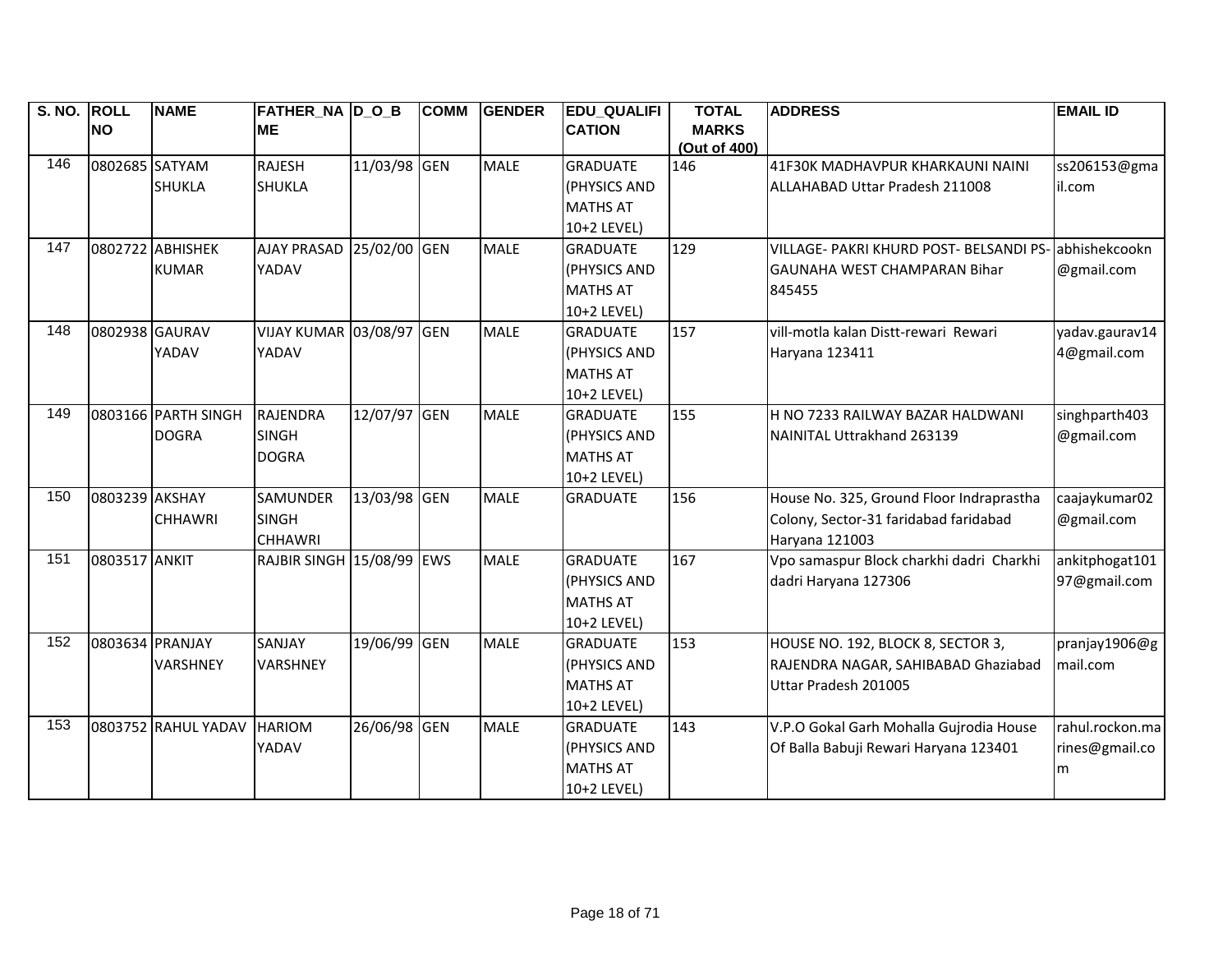| S. NO. | ROLL NO | NAME | FATHER_NAME | D_O_B | COMM | GENDER | EDU_QUALIFICATION | TOTAL MARKS (Out of 400) | ADDRESS | EMAIL ID |
|---|---|---|---|---|---|---|---|---|---|---|
| 146 | 0802685 | SATYAM SHUKLA | RAJESH SHUKLA | 11/03/98 | GEN | MALE | GRADUATE (PHYSICS AND MATHS AT 10+2 LEVEL) | 146 | 41F30K MADHAVPUR KHARKAUNI NAINI ALLAHABAD Uttar Pradesh 211008 | ss206153@gmail.com |
| 147 | 0802722 | ABHISHEK KUMAR | AJAY PRASAD YADAV | 25/02/00 | GEN | MALE | GRADUATE (PHYSICS AND MATHS AT 10+2 LEVEL) | 129 | VILLAGE- PAKRI KHURD POST- BELSANDI PS-GAUNAHA WEST CHAMPARAN Bihar 845455 | abhishekcookn@gmail.com |
| 148 | 0802938 | GAURAV YADAV | VIJAY KUMAR YADAV | 03/08/97 | GEN | MALE | GRADUATE (PHYSICS AND MATHS AT 10+2 LEVEL) | 157 | vill-motla kalan Distt-rewari Rewari Haryana 123411 | yadav.gaurav144@gmail.com |
| 149 | 0803166 | PARTH SINGH DOGRA | RAJENDRA SINGH DOGRA | 12/07/97 | GEN | MALE | GRADUATE (PHYSICS AND MATHS AT 10+2 LEVEL) | 155 | H NO 7233 RAILWAY BAZAR HALDWANI NAINITAL Uttrakhand 263139 | singhparth403@gmail.com |
| 150 | 0803239 | AKSHAY CHHAWRI | SAMUNDER SINGH CHHAWRI | 13/03/98 | GEN | MALE | GRADUATE | 156 | House No. 325, Ground Floor Indraprastha Colony, Sector-31 faridabad faridabad Haryana 121003 | caajaykumar02@gmail.com |
| 151 | 0803517 | ANKIT | RAJBIR SINGH | 15/08/99 | EWS | MALE | GRADUATE (PHYSICS AND MATHS AT 10+2 LEVEL) | 167 | Vpo samaspur Block charkhi dadri Charkhi dadri Haryana 127306 | ankitphogat10197@gmail.com |
| 152 | 0803634 | PRANJAY VARSHNEY | SANJAY VARSHNEY | 19/06/99 | GEN | MALE | GRADUATE (PHYSICS AND MATHS AT 10+2 LEVEL) | 153 | HOUSE NO. 192, BLOCK 8, SECTOR 3, RAJENDRA NAGAR, SAHIBABAD Ghaziabad Uttar Pradesh 201005 | pranjay1906@gmail.com |
| 153 | 0803752 | RAHUL YADAV | HARIOM YADAV | 26/06/98 | GEN | MALE | GRADUATE (PHYSICS AND MATHS AT 10+2 LEVEL) | 143 | V.P.O Gokal Garh Mohalla Gujrodia House Of Balla Babuji Rewari Haryana 123401 | rahul.rockon.marines@gmail.com |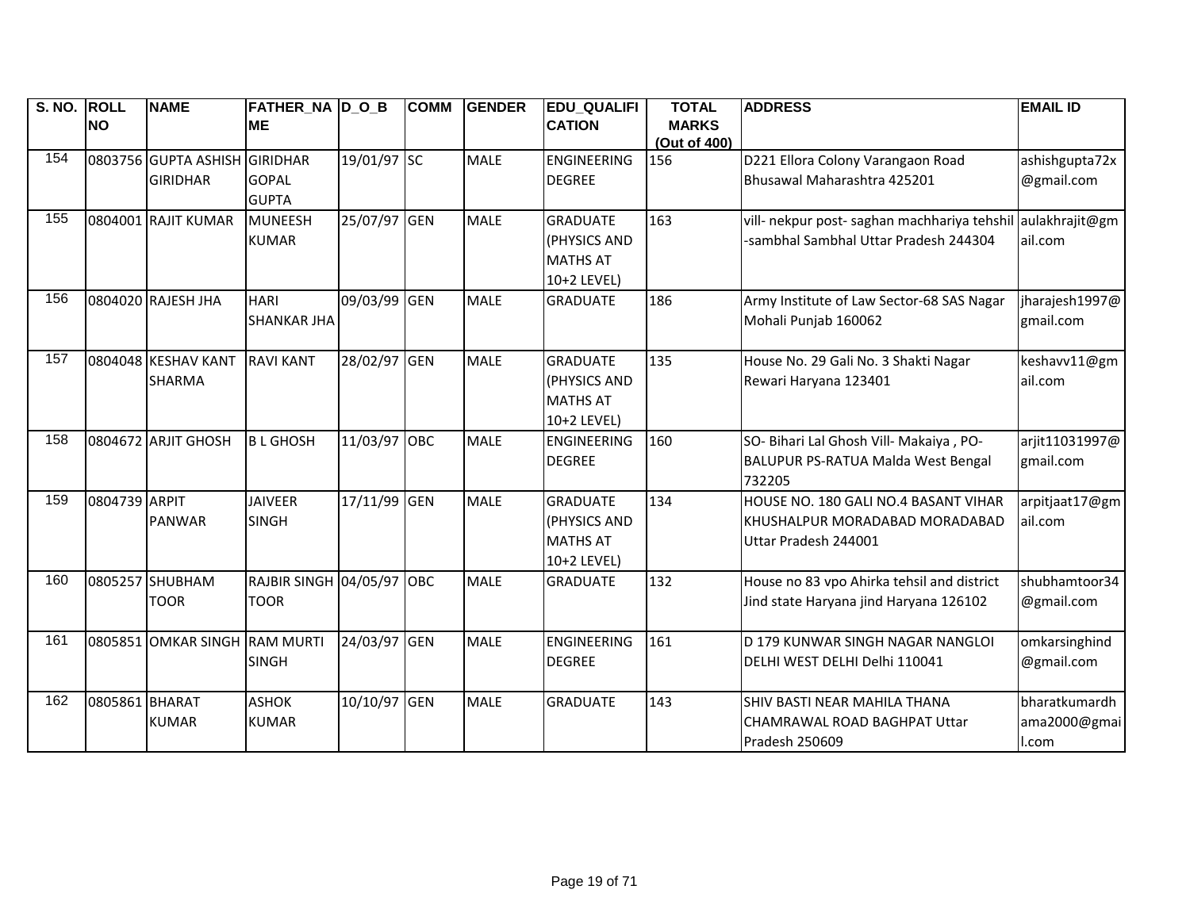| S. NO. | ROLL NO | NAME | FATHER_NAME | D_O_B | COMM | GENDER | EDU_QUALIFICATION | TOTAL MARKS (Out of 400) | ADDRESS | EMAIL ID |
|---|---|---|---|---|---|---|---|---|---|---|
| 154 | 0803756 | GUPTA ASHISH GIRIDHAR | GIRIDHAR GOPAL GUPTA | 19/01/97 | SC | MALE | ENGINEERING DEGREE | 156 | D221 Ellora Colony Varangaon Road Bhusawal Maharashtra 425201 | ashishgupta72x@gmail.com |
| 155 | 0804001 | RAJIT KUMAR | MUNEESH KUMAR | 25/07/97 | GEN | MALE | GRADUATE (PHYSICS AND MATHS AT 10+2 LEVEL) | 163 | vill- nekpur post- saghan machhariya tehshil -sambhal Sambhal Uttar Pradesh 244304 | aulakhrajit@gmail.com |
| 156 | 0804020 | RAJESH JHA | HARI SHANKAR JHA | 09/03/99 | GEN | MALE | GRADUATE | 186 | Army Institute of Law Sector-68 SAS Nagar Mohali Punjab 160062 | jharajesh1997@gmail.com |
| 157 | 0804048 | KESHAV KANT SHARMA | RAVI KANT | 28/02/97 | GEN | MALE | GRADUATE (PHYSICS AND MATHS AT 10+2 LEVEL) | 135 | House No. 29 Gali No. 3 Shakti Nagar Rewari Haryana 123401 | keshavv11@gmail.com |
| 158 | 0804672 | ARJIT GHOSH | B L GHOSH | 11/03/97 | OBC | MALE | ENGINEERING DEGREE | 160 | SO- Bihari Lal Ghosh Vill- Makaiya , PO-BALUPUR PS-RATUA Malda West Bengal 732205 | arjit11031997@gmail.com |
| 159 | 0804739 | ARPIT PANWAR | JAIVEER SINGH | 17/11/99 | GEN | MALE | GRADUATE (PHYSICS AND MATHS AT 10+2 LEVEL) | 134 | HOUSE NO. 180 GALI NO.4 BASANT VIHAR KHUSHALPUR MORADABAD MORADABAD Uttar Pradesh 244001 | arpitjaat17@gmail.com |
| 160 | 0805257 | SHUBHAM TOOR | RAJBIR SINGH TOOR | 04/05/97 | OBC | MALE | GRADUATE | 132 | House no 83 vpo Ahirka tehsil and district Jind state Haryana jind Haryana 126102 | shubhamtoor34@gmail.com |
| 161 | 0805851 | OMKAR SINGH | RAM MURTI SINGH | 24/03/97 | GEN | MALE | ENGINEERING DEGREE | 161 | D 179 KUNWAR SINGH NAGAR NANGLOI DELHI WEST DELHI Delhi 110041 | omkarsinghind@gmail.com |
| 162 | 0805861 | BHARAT KUMAR | ASHOK KUMAR | 10/10/97 | GEN | MALE | GRADUATE | 143 | SHIV BASTI NEAR MAHILA THANA CHAMRAWAL ROAD BAGHPAT Uttar Pradesh 250609 | bharatkumardhama2000@gmail.com |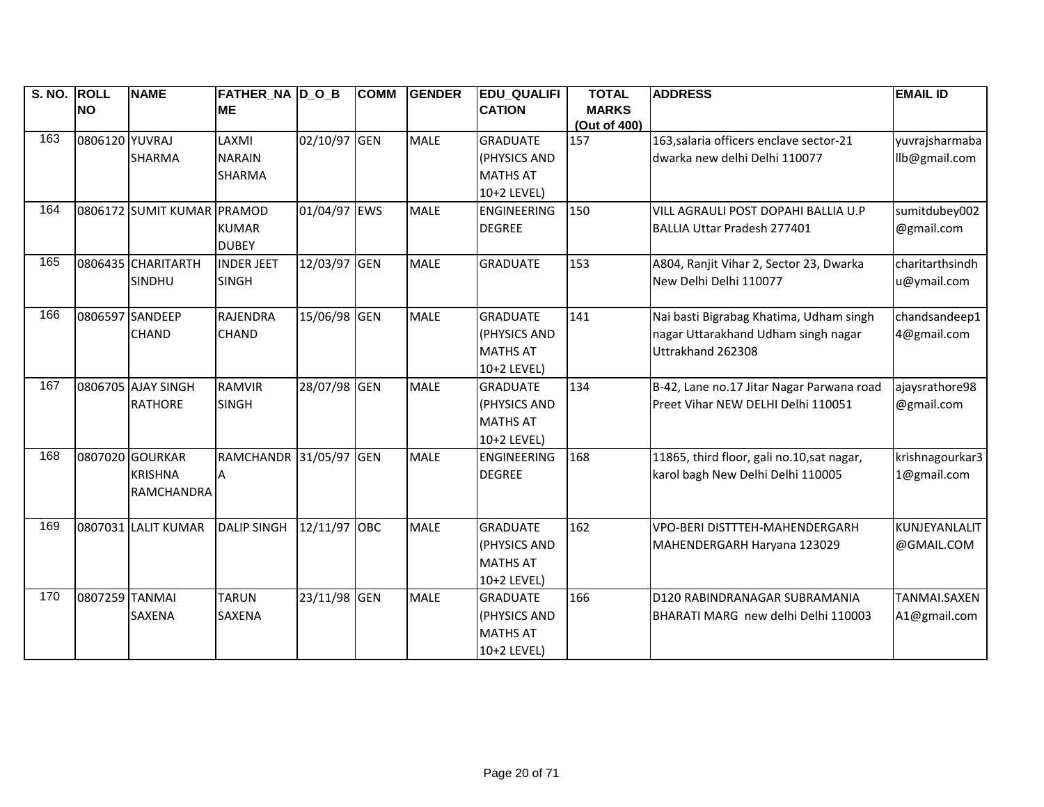| S. NO. | ROLL NO | NAME | FATHER_NAME | D_O_B | COMM | GENDER | EDU_QUALIFICATION | TOTAL MARKS (Out of 400) | ADDRESS | EMAIL ID |
|---|---|---|---|---|---|---|---|---|---|---|
| 163 | 0806120 | YUVRAJ SHARMA | LAXMI NARAIN SHARMA | 02/10/97 | GEN | MALE | GRADUATE (PHYSICS AND MATHS AT 10+2 LEVEL) | 157 | 163,salaria officers enclave sector-21 dwarka new delhi Delhi 110077 | yuvrajsharmaballb@gmail.com |
| 164 | 0806172 | SUMIT KUMAR | PRAMOD KUMAR DUBEY | 01/04/97 | EWS | MALE | ENGINEERING DEGREE | 150 | VILL AGRAULI POST DOPAHI BALLIA U.P BALLIA Uttar Pradesh 277401 | sumitdubey002@gmail.com |
| 165 | 0806435 | CHARITARTH SINDHU | INDER JEET SINGH | 12/03/97 | GEN | MALE | GRADUATE | 153 | A804, Ranjit Vihar 2, Sector 23, Dwarka New Delhi Delhi 110077 | charitarthsindhu@ymail.com |
| 166 | 0806597 | SANDEEP CHAND | RAJENDRA CHAND | 15/06/98 | GEN | MALE | GRADUATE (PHYSICS AND MATHS AT 10+2 LEVEL) | 141 | Nai basti Bigrabag Khatima, Udham singh nagar Uttarakhand Udham singh nagar Uttrakhand 262308 | chandsandeep14@gmail.com |
| 167 | 0806705 | AJAY SINGH RATHORE | RAMVIR SINGH | 28/07/98 | GEN | MALE | GRADUATE (PHYSICS AND MATHS AT 10+2 LEVEL) | 134 | B-42, Lane no.17 Jitar Nagar Parwana road Preet Vihar NEW DELHI Delhi 110051 | ajaysrathore98@gmail.com |
| 168 | 0807020 | GOURKAR KRISHNA RAMCHANDRA | RAMCHANDRA | 31/05/97 | GEN | MALE | ENGINEERING DEGREE | 168 | 11865, third floor, gali no.10,sat nagar, karol bagh New Delhi Delhi 110005 | krishnagourkar31@gmail.com |
| 169 | 0807031 | LALIT KUMAR | DALIP SINGH | 12/11/97 | OBC | MALE | GRADUATE (PHYSICS AND MATHS AT 10+2 LEVEL) | 162 | VPO-BERI DISTTTEH-MAHENDERGARH MAHENDERGARH Haryana 123029 | KUNJEYANLALIT@GMAIL.COM |
| 170 | 0807259 | TANMAI SAXENA | TARUN SAXENA | 23/11/98 | GEN | MALE | GRADUATE (PHYSICS AND MATHS AT 10+2 LEVEL) | 166 | D120 RABINDRANAGAR SUBRAMANIA BHARATI MARG new delhi Delhi 110003 | TANMAI.SAXENA1@gmail.com |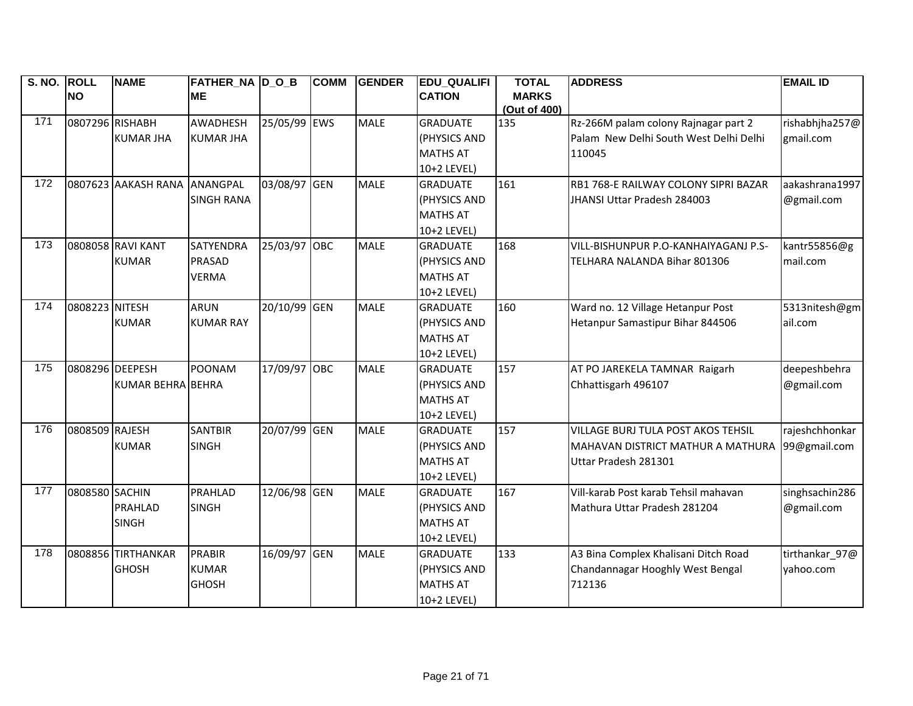| S. NO. | ROLL NO | NAME | FATHER_NAME | D_O_B | COMM | GENDER | EDU_QUALIFICATION | TOTAL MARKS (Out of 400) | ADDRESS | EMAIL ID |
|---|---|---|---|---|---|---|---|---|---|---|
| 171 | 0807296 | RISHABH KUMAR JHA | AWADHESH KUMAR JHA | 25/05/99 | EWS | MALE | GRADUATE (PHYSICS AND MATHS AT 10+2 LEVEL) | 135 | Rz-266M palam colony Rajnagar part 2 Palam New Delhi South West Delhi Delhi 110045 | rishabhjha257@gmail.com |
| 172 | 0807623 | AAKASH RANA | ANANGPAL SINGH RANA | 03/08/97 | GEN | MALE | GRADUATE (PHYSICS AND MATHS AT 10+2 LEVEL) | 161 | RB1 768-E RAILWAY COLONY SIPRI BAZAR JHANSI Uttar Pradesh 284003 | aakashrana1997@gmail.com |
| 173 | 0808058 | RAVI KANT KUMAR | SATYENDRA PRASAD VERMA | 25/03/97 | OBC | MALE | GRADUATE (PHYSICS AND MATHS AT 10+2 LEVEL) | 168 | VILL-BISHUNPUR P.O-KANHAIYAGANJ P.S-TELHARA NALANDA Bihar 801306 | kantr55856@gmail.com |
| 174 | 0808223 | NITESH KUMAR | ARUN KUMAR RAY | 20/10/99 | GEN | MALE | GRADUATE (PHYSICS AND MATHS AT 10+2 LEVEL) | 160 | Ward no. 12 Village Hetanpur Post Hetanpur Samastipur Bihar 844506 | 5313nitesh@gmail.com |
| 175 | 0808296 | DEEPESH KUMAR BEHRA | POONAM BEHRA | 17/09/97 | OBC | MALE | GRADUATE (PHYSICS AND MATHS AT 10+2 LEVEL) | 157 | AT PO JAREKELA TAMNAR Raigarh Chhattisgarh 496107 | deepeshbehra@gmail.com |
| 176 | 0808509 | RAJESH KUMAR | SANTBIR SINGH | 20/07/99 | GEN | MALE | GRADUATE (PHYSICS AND MATHS AT 10+2 LEVEL) | 157 | VILLAGE BURJ TULA POST AKOS TEHSIL MAHAVAN DISTRICT MATHUR A MATHURA Uttar Pradesh 281301 | rajeshchhonkar99@gmail.com |
| 177 | 0808580 | SACHIN PRAHLAD SINGH | PRAHLAD SINGH | 12/06/98 | GEN | MALE | GRADUATE (PHYSICS AND MATHS AT 10+2 LEVEL) | 167 | Vill-karab Post karab Tehsil mahavan Mathura Uttar Pradesh 281204 | singhsachin286@gmail.com |
| 178 | 0808856 | TIRTHANKAR GHOSH | PRABIR KUMAR GHOSH | 16/09/97 | GEN | MALE | GRADUATE (PHYSICS AND MATHS AT 10+2 LEVEL) | 133 | A3 Bina Complex Khalisani Ditch Road Chandannagar Hooghly West Bengal 712136 | tirthankar_97@yahoo.com |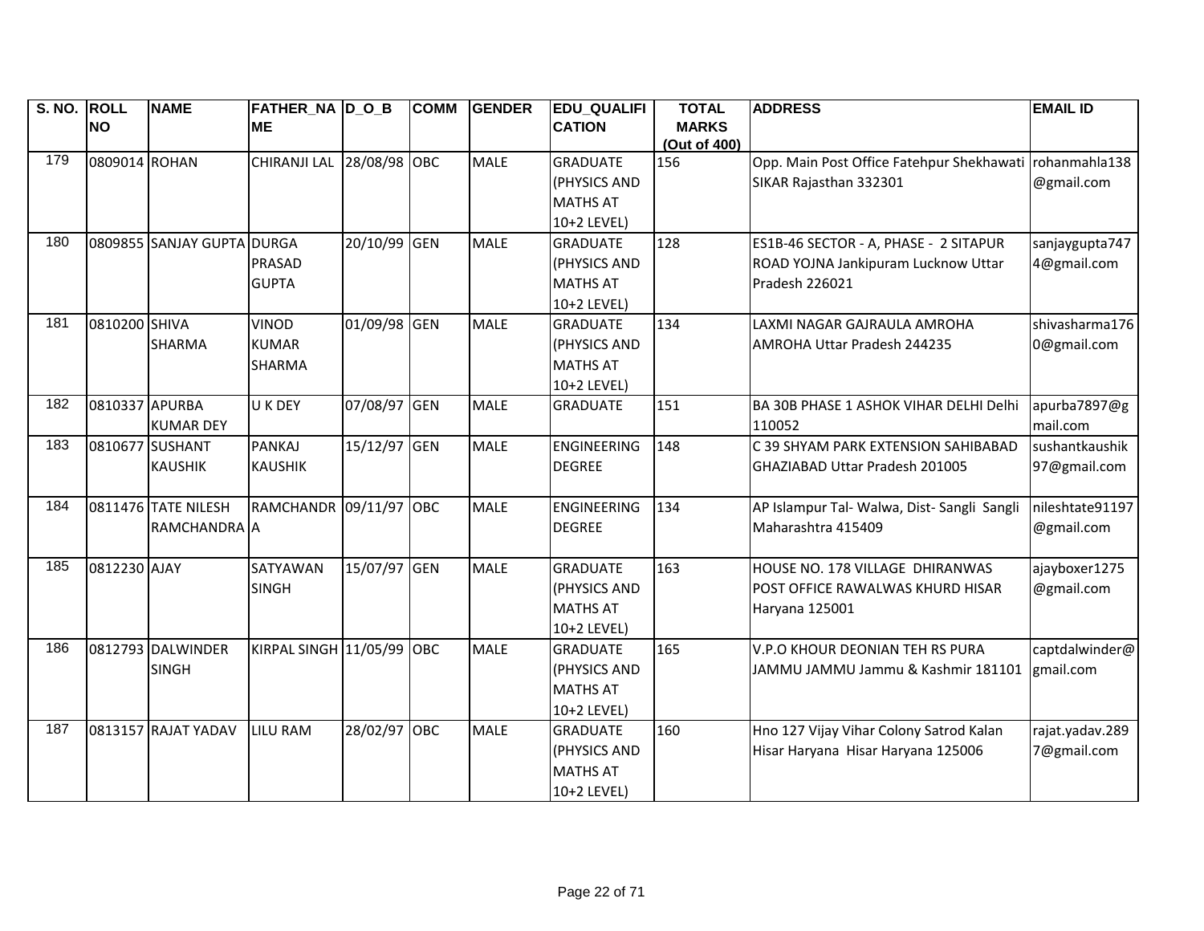| S. NO. | ROLL NO | NAME | FATHER_NAME | D_O_B | COMM | GENDER | EDU_QUALIFICATION | TOTAL MARKS (Out of 400) | ADDRESS | EMAIL ID |
|---|---|---|---|---|---|---|---|---|---|---|
| 179 | 0809014 | ROHAN | CHIRANJI LAL | 28/08/98 | OBC | MALE | GRADUATE (PHYSICS AND MATHS AT 10+2 LEVEL) | 156 | Opp. Main Post Office Fatehpur Shekhawati SIKAR Rajasthan 332301 | rohanmahla138@gmail.com |
| 180 | 0809855 | SANJAY GUPTA | DURGA PRASAD GUPTA | 20/10/99 | GEN | MALE | GRADUATE (PHYSICS AND MATHS AT 10+2 LEVEL) | 128 | ES1B-46 SECTOR - A, PHASE - 2 SITAPUR ROAD YOJNA Jankipuram Lucknow Uttar Pradesh 226021 | sanjaygupta7474@gmail.com |
| 181 | 0810200 | SHIVA SHARMA | VINOD KUMAR SHARMA | 01/09/98 | GEN | MALE | GRADUATE (PHYSICS AND MATHS AT 10+2 LEVEL) | 134 | LAXMI NAGAR GAJRAULA AMROHA AMROHA Uttar Pradesh 244235 | shivasharma1760@gmail.com |
| 182 | 0810337 | APURBA KUMAR DEY | U K DEY | 07/08/97 | GEN | MALE | GRADUATE | 151 | BA 30B PHASE 1 ASHOK VIHAR DELHI Delhi 110052 | apurba7897@gmail.com |
| 183 | 0810677 | SUSHANT KAUSHIK | PANKAJ KAUSHIK | 15/12/97 | GEN | MALE | ENGINEERING DEGREE | 148 | C 39 SHYAM PARK EXTENSION SAHIBABAD GHAZIABAD Uttar Pradesh 201005 | sushantkaushik97@gmail.com |
| 184 | 0811476 | TATE NILESH RAMCHANDRA | RAMCHANDRA | 09/11/97 | OBC | MALE | ENGINEERING DEGREE | 134 | AP Islampur Tal- Walwa, Dist- Sangli Sangli Maharashtra 415409 | nileshtate91197@gmail.com |
| 185 | 0812230 | AJAY | SATYAWAN SINGH | 15/07/97 | GEN | MALE | GRADUATE (PHYSICS AND MATHS AT 10+2 LEVEL) | 163 | HOUSE NO. 178 VILLAGE DHIRANWAS POST OFFICE RAWALWAS KHURD HISAR Haryana 125001 | ajayboxer1275@gmail.com |
| 186 | 0812793 | DALWINDER SINGH | KIRPAL SINGH | 11/05/99 | OBC | MALE | GRADUATE (PHYSICS AND MATHS AT 10+2 LEVEL) | 165 | V.P.O KHOUR DEONIAN TEH RS PURA JAMMU JAMMU Jammu & Kashmir 181101 | captdalwinder@gmail.com |
| 187 | 0813157 | RAJAT YADAV | LILU RAM | 28/02/97 | OBC | MALE | GRADUATE (PHYSICS AND MATHS AT 10+2 LEVEL) | 160 | Hno 127 Vijay Vihar Colony Satrod Kalan Hisar Haryana Hisar Haryana 125006 | rajat.yadav.2897@gmail.com |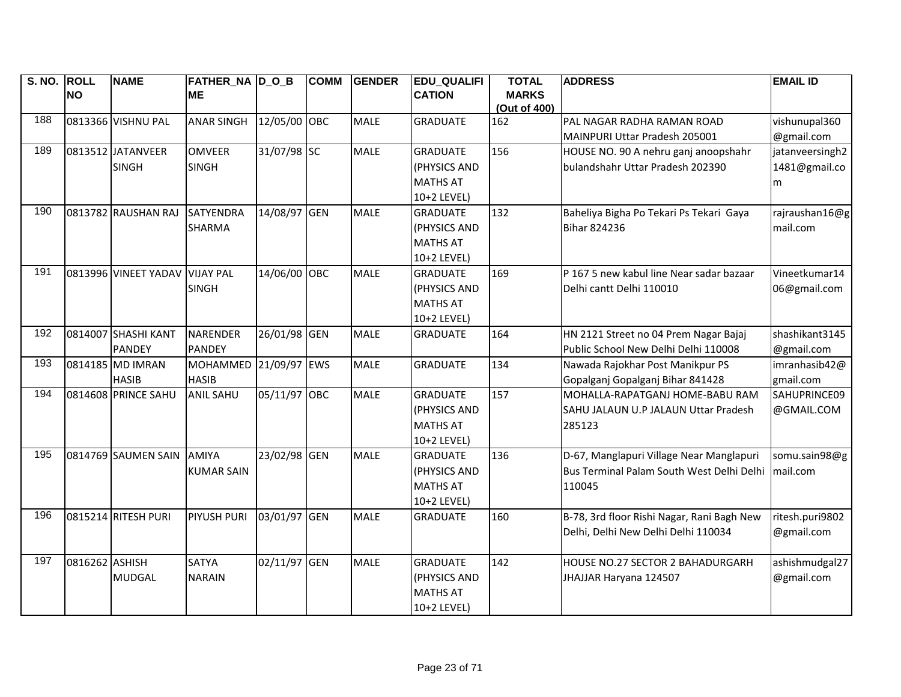| S. NO. | ROLL NO | NAME | FATHER_NAME | D_O_B | COMM | GENDER | EDU_QUALIFICATION | TOTAL MARKS (Out of 400) | ADDRESS | EMAIL ID |
|---|---|---|---|---|---|---|---|---|---|---|
| 188 | 0813366 | VISHNU PAL | ANAR SINGH | 12/05/00 | OBC | MALE | GRADUATE | 162 | PAL NAGAR RADHA RAMAN ROAD MAINPURI Uttar Pradesh 205001 | vishunupal360@gmail.com |
| 189 | 0813512 | JATANVEER SINGH | OMVEER SINGH | 31/07/98 | SC | MALE | GRADUATE (PHYSICS AND MATHS AT 10+2 LEVEL) | 156 | HOUSE NO. 90 A nehru ganj anoopshahr bulandshahr Uttar Pradesh 202390 | jatanveersingh21481@gmail.com |
| 190 | 0813782 | RAUSHAN RAJ | SATYENDRA SHARMA | 14/08/97 | GEN | MALE | GRADUATE (PHYSICS AND MATHS AT 10+2 LEVEL) | 132 | Baheliya Bigha Po Tekari Ps Tekari Gaya Bihar 824236 | rajraushan16@gmail.com |
| 191 | 0813996 | VINEET YADAV | VIJAY PAL SINGH | 14/06/00 | OBC | MALE | GRADUATE (PHYSICS AND MATHS AT 10+2 LEVEL) | 169 | P 167 5 new kabul line Near sadar bazaar Delhi cantt Delhi 110010 | Vineetkumar1406@gmail.com |
| 192 | 0814007 | SHASHI KANT PANDEY | NARENDER PANDEY | 26/01/98 | GEN | MALE | GRADUATE | 164 | HN 2121 Street no 04 Prem Nagar Bajaj Public School New Delhi Delhi 110008 | shashikant3145@gmail.com |
| 193 | 0814185 | MD IMRAN HASIB | MOHAMMED HASIB | 21/09/97 | EWS | MALE | GRADUATE | 134 | Nawada Rajokhar Post Manikpur PS Gopalganj Gopalganj Bihar 841428 | imranhasib42@gmail.com |
| 194 | 0814608 | PRINCE SAHU | ANIL SAHU | 05/11/97 | OBC | MALE | GRADUATE (PHYSICS AND MATHS AT 10+2 LEVEL) | 157 | MOHALLA-RAPATGANJ HOME-BABU RAM SAHU JALAUN U.P JALAUN Uttar Pradesh 285123 | SAHUPRINCE09@GMAIL.COM |
| 195 | 0814769 | SAUMEN SAIN | AMIYA KUMAR SAIN | 23/02/98 | GEN | MALE | GRADUATE (PHYSICS AND MATHS AT 10+2 LEVEL) | 136 | D-67, Manglapuri Village Near Manglapuri Bus Terminal Palam South West Delhi Delhi 110045 | somu.sain98@gmail.com |
| 196 | 0815214 | RITESH PURI | PIYUSH PURI | 03/01/97 | GEN | MALE | GRADUATE | 160 | B-78, 3rd floor Rishi Nagar, Rani Bagh New Delhi, Delhi New Delhi Delhi 110034 | ritesh.puri9802@gmail.com |
| 197 | 0816262 | ASHISH MUDGAL | SATYA NARAIN | 02/11/97 | GEN | MALE | GRADUATE (PHYSICS AND MATHS AT 10+2 LEVEL) | 142 | HOUSE NO.27 SECTOR 2 BAHADURGARH JHAJJAR Haryana 124507 | ashishmudgal27@gmail.com |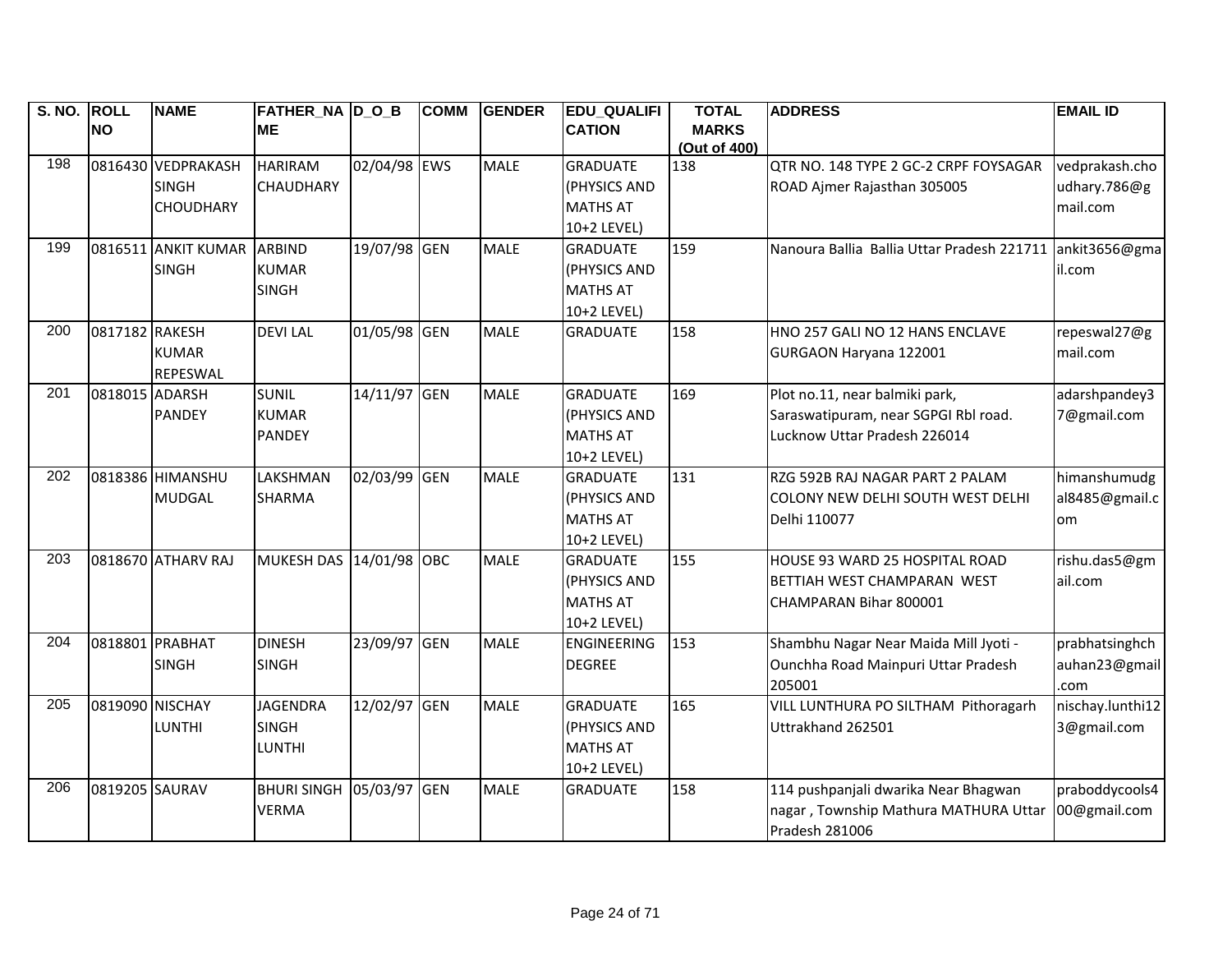| S. NO. | ROLL NO | NAME | FATHER_NAME | D_O_B | COMM | GENDER | EDU_QUALIFICATION | TOTAL MARKS (Out of 400) | ADDRESS | EMAIL ID |
|---|---|---|---|---|---|---|---|---|---|---|
| 198 | 0816430 | VEDPRAKASH SINGH CHOUDHARY | HARIRAM CHAUDHARY | 02/04/98 | EWS | MALE | GRADUATE (PHYSICS AND MATHS AT 10+2 LEVEL) | 138 | QTR NO. 148 TYPE 2 GC-2 CRPF FOYSAGAR ROAD Ajmer Rajasthan 305005 | vedprakash.choudhary.786@gmail.com |
| 199 | 0816511 | ANKIT KUMAR SINGH | ARBIND KUMAR SINGH | 19/07/98 | GEN | MALE | GRADUATE (PHYSICS AND MATHS AT 10+2 LEVEL) | 159 | Nanoura Ballia Ballia Uttar Pradesh 221711 | ankit3656@gmail.com |
| 200 | 0817182 | RAKESH KUMAR REPESWAL | DEVI LAL | 01/05/98 | GEN | MALE | GRADUATE | 158 | HNO 257 GALI NO 12 HANS ENCLAVE GURGAON Haryana 122001 | repeswal27@gmail.com |
| 201 | 0818015 | ADARSH PANDEY | SUNIL KUMAR PANDEY | 14/11/97 | GEN | MALE | GRADUATE (PHYSICS AND MATHS AT 10+2 LEVEL) | 169 | Plot no.11, near balmiki park, Saraswatipuram, near SGPGI Rbl road. Lucknow Uttar Pradesh 226014 | adarshpandey37@gmail.com |
| 202 | 0818386 | HIMANSHU MUDGAL | LAKSHMAN SHARMA | 02/03/99 | GEN | MALE | GRADUATE (PHYSICS AND MATHS AT 10+2 LEVEL) | 131 | RZG 592B RAJ NAGAR PART 2 PALAM COLONY NEW DELHI SOUTH WEST DELHI Delhi 110077 | himanshumudgal8485@gmail.com |
| 203 | 0818670 | ATHARV RAJ | MUKESH DAS | 14/01/98 | OBC | MALE | GRADUATE (PHYSICS AND MATHS AT 10+2 LEVEL) | 155 | HOUSE 93 WARD 25 HOSPITAL ROAD BETTIAH WEST CHAMPARAN WEST CHAMPARAN Bihar 800001 | rishu.das5@gmail.com |
| 204 | 0818801 | PRABHAT SINGH | DINESH SINGH | 23/09/97 | GEN | MALE | ENGINEERING DEGREE | 153 | Shambhu Nagar Near Maida Mill Jyoti - Ounchha Road Mainpuri Uttar Pradesh 205001 | prabhatsinghchauhan23@gmail.com |
| 205 | 0819090 | NISCHAY LUNTHI | JAGENDRA SINGH LUNTHI | 12/02/97 | GEN | MALE | GRADUATE (PHYSICS AND MATHS AT 10+2 LEVEL) | 165 | VILL LUNTHURA PO SILTHAM Pithoragarh Uttrakhand 262501 | nischay.lunthi123@gmail.com |
| 206 | 0819205 | SAURAV | BHURI SINGH VERMA | 05/03/97 | GEN | MALE | GRADUATE | 158 | 114 pushpanjali dwarika Near Bhagwan nagar , Township Mathura MATHURA Uttar Pradesh 281006 | praboddycools400@gmail.com |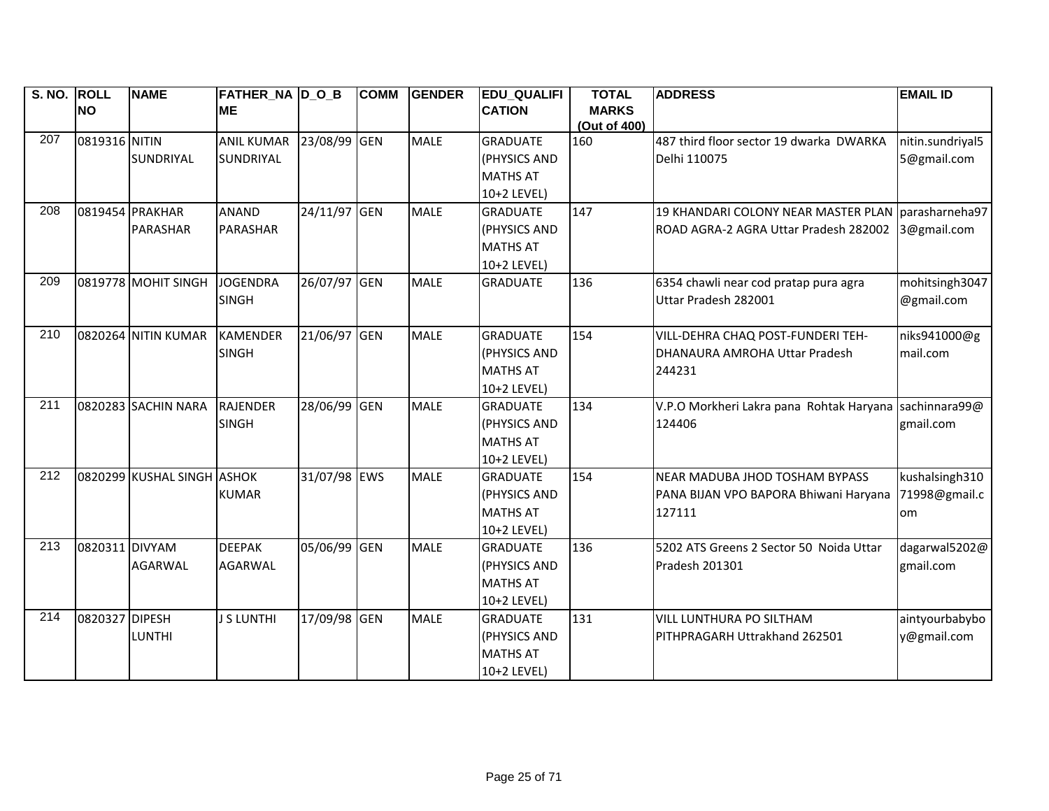| S. NO. | ROLL NO | NAME | FATHER_NAME | D_O_B | COMM | GENDER | EDU_QUALIFICATION | TOTAL MARKS (Out of 400) | ADDRESS | EMAIL ID |
|---|---|---|---|---|---|---|---|---|---|---|
| 207 | 0819316 | NITIN SUNDRIYAL | ANIL KUMAR SUNDRIYAL | 23/08/99 | GEN | MALE | GRADUATE (PHYSICS AND MATHS AT 10+2 LEVEL) | 160 | 487 third floor sector 19 dwarka DWARKA Delhi 110075 | nitin.sundriyal55@gmail.com |
| 208 | 0819454 | PRAKHAR PARASHAR | ANAND PARASHAR | 24/11/97 | GEN | MALE | GRADUATE (PHYSICS AND MATHS AT 10+2 LEVEL) | 147 | 19 KHANDARI COLONY NEAR MASTER PLAN ROAD AGRA-2 AGRA Uttar Pradesh 282002 | parasharneha973@gmail.com |
| 209 | 0819778 | MOHIT SINGH | JOGENDRA SINGH | 26/07/97 | GEN | MALE | GRADUATE | 136 | 6354 chawli near cod pratap pura agra Uttar Pradesh 282001 | mohitsingh3047@gmail.com |
| 210 | 0820264 | NITIN KUMAR | KAMENDER SINGH | 21/06/97 | GEN | MALE | GRADUATE (PHYSICS AND MATHS AT 10+2 LEVEL) | 154 | VILL-DEHRA CHAQ POST-FUNDERI TEH-DHANAURA AMROHA Uttar Pradesh 244231 | niks941000@gmail.com |
| 211 | 0820283 | SACHIN NARA | RAJENDER SINGH | 28/06/99 | GEN | MALE | GRADUATE (PHYSICS AND MATHS AT 10+2 LEVEL) | 134 | V.P.O Morkheri Lakra pana Rohtak Haryana 124406 | sachinnara99@gmail.com |
| 212 | 0820299 | KUSHAL SINGH | ASHOK KUMAR | 31/07/98 | EWS | MALE | GRADUATE (PHYSICS AND MATHS AT 10+2 LEVEL) | 154 | NEAR MADUBA JHOD TOSHAM BYPASS PANA BIJAN VPO BAPORA Bhiwani Haryana 127111 | kushalsingh31071998@gmail.com |
| 213 | 0820311 | DIVYAM AGARWAL | DEEPAK AGARWAL | 05/06/99 | GEN | MALE | GRADUATE (PHYSICS AND MATHS AT 10+2 LEVEL) | 136 | 5202 ATS Greens 2 Sector 50 Noida Uttar Pradesh 201301 | dagarwal5202@gmail.com |
| 214 | 0820327 | DIPESH LUNTHI | J S LUNTHI | 17/09/98 | GEN | MALE | GRADUATE (PHYSICS AND MATHS AT 10+2 LEVEL) | 131 | VILL LUNTHURA PO SILTHAM PITHPRAGARH Uttrakhand 262501 | aintyourbabyboy@gmail.com |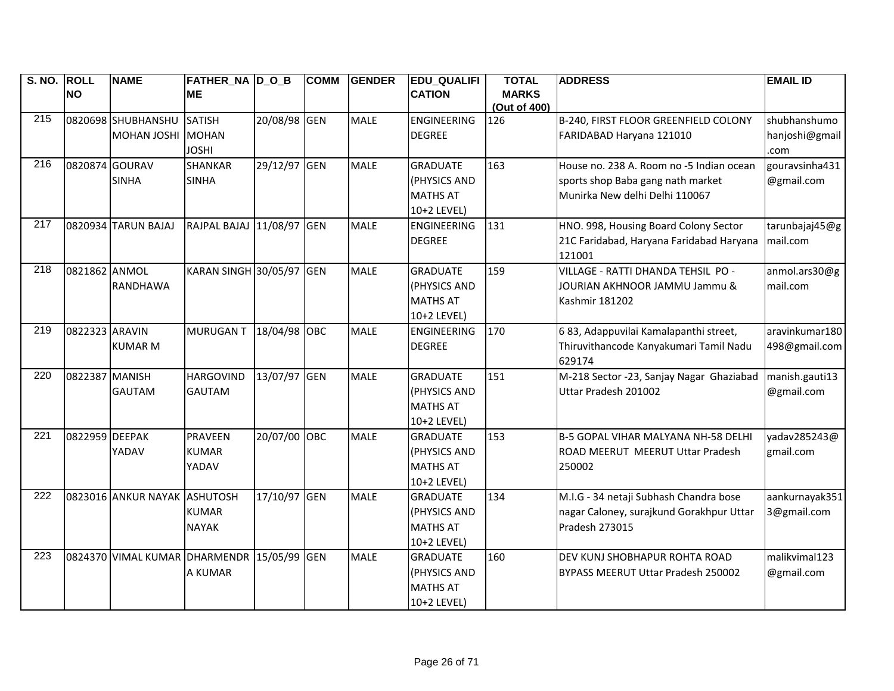| S. NO. | ROLL NO | NAME | FATHER_NAME | D_O_B | COMM | GENDER | EDU_QUALIFICATION | TOTAL MARKS (Out of 400) | ADDRESS | EMAIL ID |
|---|---|---|---|---|---|---|---|---|---|---|
| 215 | 0820698 | SHUBHANSHU MOHAN JOSHI | SATISH MOHAN JOSHI | 20/08/98 | GEN | MALE | ENGINEERING DEGREE | 126 | B-240, FIRST FLOOR GREENFIELD COLONY FARIDABAD Haryana 121010 | shubhanshumohanjoshi@gmail.com |
| 216 | 0820874 | GOURAV SINHA | SHANKAR SINHA | 29/12/97 | GEN | MALE | GRADUATE (PHYSICS AND MATHS AT 10+2 LEVEL) | 163 | House no. 238 A. Room no -5 Indian ocean sports shop Baba gang nath market Munirka New delhi Delhi 110067 | gouravsinha431@gmail.com |
| 217 | 0820934 | TARUN BAJAJ | RAJPAL BAJAJ | 11/08/97 | GEN | MALE | ENGINEERING DEGREE | 131 | HNO. 998, Housing Board Colony Sector 21C Faridabad, Haryana Faridabad Haryana 121001 | tarunbajaj45@gmail.com |
| 218 | 0821862 | ANMOL RANDHAWA | KARAN SINGH | 30/05/97 | GEN | MALE | GRADUATE (PHYSICS AND MATHS AT 10+2 LEVEL) | 159 | VILLAGE - RATTI DHANDA TEHSIL PO - JOURIAN AKHNOOR JAMMU Jammu & Kashmir 181202 | anmol.ars30@gmail.com |
| 219 | 0822323 | ARAVIN KUMAR M | MURUGAN T | 18/04/98 | OBC | MALE | ENGINEERING DEGREE | 170 | 6 83, Adappuvilai Kamalapanthi street, Thiruvithancode Kanyakumari Tamil Nadu 629174 | aravinkumar180498@gmail.com |
| 220 | 0822387 | MANISH GAUTAM | HARGOVIND GAUTAM | 13/07/97 | GEN | MALE | GRADUATE (PHYSICS AND MATHS AT 10+2 LEVEL) | 151 | M-218 Sector -23, Sanjay Nagar Ghaziabad Uttar Pradesh 201002 | manish.gauti13@gmail.com |
| 221 | 0822959 | DEEPAK YADAV | PRAVEEN KUMAR YADAV | 20/07/00 | OBC | MALE | GRADUATE (PHYSICS AND MATHS AT 10+2 LEVEL) | 153 | B-5 GOPAL VIHAR MALYANA NH-58 DELHI ROAD MEERUT MEERUT Uttar Pradesh 250002 | yadav285243@gmail.com |
| 222 | 0823016 | ANKUR NAYAK | ASHUTOSH KUMAR NAYAK | 17/10/97 | GEN | MALE | GRADUATE (PHYSICS AND MATHS AT 10+2 LEVEL) | 134 | M.I.G - 34 netaji Subhash Chandra bose nagar Caloney, surajkund Gorakhpur Uttar Pradesh 273015 | aankurnayak3513@gmail.com |
| 223 | 0824370 | VIMAL KUMAR | DHARMENDRA KUMAR | 15/05/99 | GEN | MALE | GRADUATE (PHYSICS AND MATHS AT 10+2 LEVEL) | 160 | DEV KUNJ SHOBHAPUR ROHTA ROAD BYPASS MEERUT Uttar Pradesh 250002 | malikvimal123@gmail.com |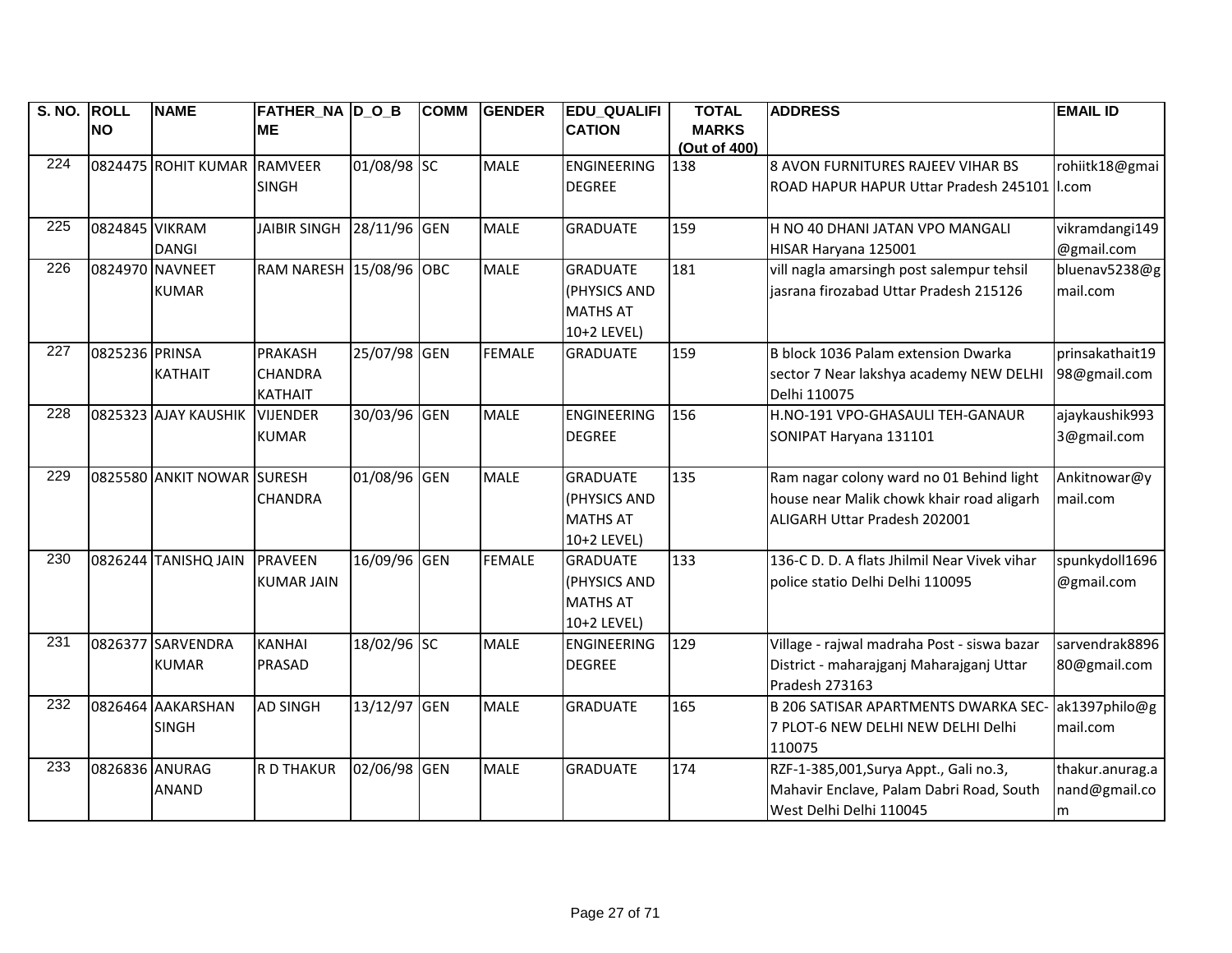| S. NO. | ROLL NO | NAME | FATHER_NAME | D_O_B | COMM | GENDER | EDU_QUALIFICATION | TOTAL MARKS (Out of 400) | ADDRESS | EMAIL ID |
|---|---|---|---|---|---|---|---|---|---|---|
| 224 | 0824475 | ROHIT KUMAR | RAMVEER SINGH | 01/08/98 | SC | MALE | ENGINEERING DEGREE | 138 | 8 AVON FURNITURES RAJEEV VIHAR BS ROAD HAPUR HAPUR Uttar Pradesh 245101 | rohiitk18@gmail.com |
| 225 | 0824845 | VIKRAM DANGI | JAIBIR SINGH | 28/11/96 | GEN | MALE | GRADUATE | 159 | H NO 40 DHANI JATAN VPO MANGALI HISAR Haryana 125001 | vikramdangi149@gmail.com |
| 226 | 0824970 | NAVNEET KUMAR | RAM NARESH | 15/08/96 | OBC | MALE | GRADUATE (PHYSICS AND MATHS AT 10+2 LEVEL) | 181 | vill nagla amarsingh post salempur tehsil jasrana firozabad Uttar Pradesh 215126 | bluenav5238@gmail.com |
| 227 | 0825236 | PRINSA KATHAIT | PRAKASH CHANDRA KATHAIT | 25/07/98 | GEN | FEMALE | GRADUATE | 159 | B block 1036 Palam extension Dwarka sector 7 Near lakshya academy NEW DELHI Delhi 110075 | prinsakathait1998@gmail.com |
| 228 | 0825323 | AJAY KAUSHIK | VIJENDER KUMAR | 30/03/96 | GEN | MALE | ENGINEERING DEGREE | 156 | H.NO-191 VPO-GHASAULI TEH-GANAUR SONIPAT Haryana 131101 | ajaykaushik9933@gmail.com |
| 229 | 0825580 | ANKIT NOWAR | SURESH CHANDRA | 01/08/96 | GEN | MALE | GRADUATE (PHYSICS AND MATHS AT 10+2 LEVEL) | 135 | Ram nagar colony ward no 01 Behind light house near Malik chowk khair road aligarh ALIGARH Uttar Pradesh 202001 | Ankitnowar@ymail.com |
| 230 | 0826244 | TANISHQ JAIN | PRAVEEN KUMAR JAIN | 16/09/96 | GEN | FEMALE | GRADUATE (PHYSICS AND MATHS AT 10+2 LEVEL) | 133 | 136-C D. D. A flats Jhilmil Near Vivek vihar police statio Delhi Delhi 110095 | spunkydoll1696@gmail.com |
| 231 | 0826377 | SARVENDRA KUMAR | KANHAI PRASAD | 18/02/96 | SC | MALE | ENGINEERING DEGREE | 129 | Village - rajwal madraha Post - siswa bazar District - maharajganj Maharajganj Uttar Pradesh 273163 | sarvendrak889680@gmail.com |
| 232 | 0826464 | AAKARSHAN SINGH | AD SINGH | 13/12/97 | GEN | MALE | GRADUATE | 165 | B 206 SATISAR APARTMENTS DWARKA SEC-7 PLOT-6 NEW DELHI NEW DELHI Delhi 110075 | ak1397philo@gmail.com |
| 233 | 0826836 | ANURAG ANAND | R D THAKUR | 02/06/98 | GEN | MALE | GRADUATE | 174 | RZF-1-385,001,Surya Appt., Gali no.3, Mahavir Enclave, Palam Dabri Road, South West Delhi Delhi 110045 | thakur.anurag.anand@gmail.com |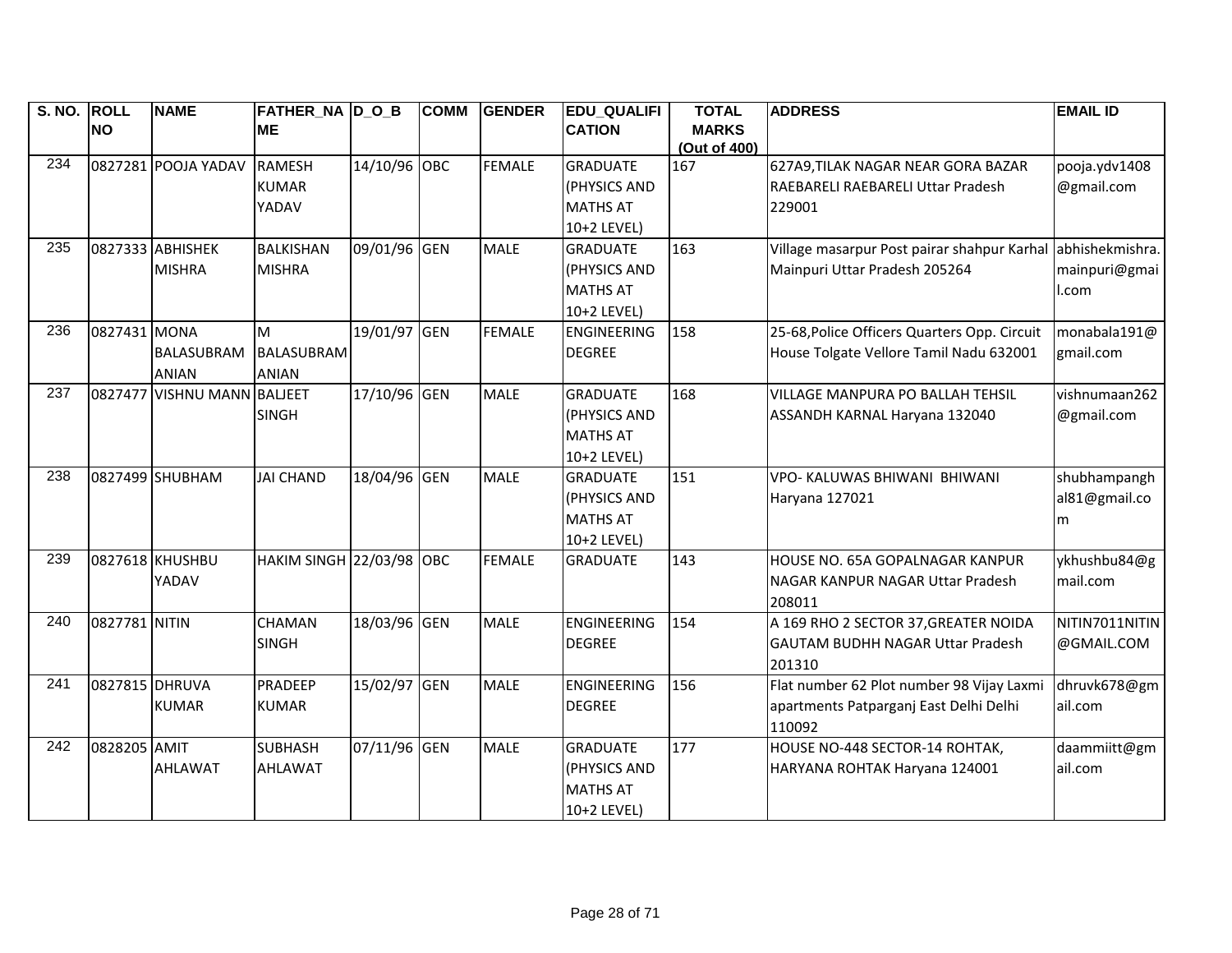| S. NO. | ROLL NO | NAME | FATHER_NAME | D_O_B | COMM | GENDER | EDU_QUALIFICATION | TOTAL MARKS (Out of 400) | ADDRESS | EMAIL ID |
|---|---|---|---|---|---|---|---|---|---|---|
| 234 | 0827281 | POOJA YADAV | RAMESH KUMAR YADAV | 14/10/96 | OBC | FEMALE | GRADUATE (PHYSICS AND MATHS AT 10+2 LEVEL) | 167 | 627A9,TILAK NAGAR NEAR GORA BAZAR RAEBARELI RAEBARELI Uttar Pradesh 229001 | pooja.ydv1408@gmail.com |
| 235 | 0827333 | ABHISHEK MISHRA | BALKISHAN MISHRA | 09/01/96 | GEN | MALE | GRADUATE (PHYSICS AND MATHS AT 10+2 LEVEL) | 163 | Village masarpur Post pairar shahpur Karhal Mainpuri Uttar Pradesh 205264 | abhishekmishra.mainpuri@gmail.com |
| 236 | 0827431 | MONA BALASUBRAMANIAN | M BALASUBRAMANIAN | 19/01/97 | GEN | FEMALE | ENGINEERING DEGREE | 158 | 25-68,Police Officers Quarters Opp. Circuit House Tolgate Vellore Tamil Nadu 632001 | monabala191@gmail.com |
| 237 | 0827477 | VISHNU MANN | BALJEET SINGH | 17/10/96 | GEN | MALE | GRADUATE (PHYSICS AND MATHS AT 10+2 LEVEL) | 168 | VILLAGE MANPURA PO BALLAH TEHSIL ASSANDH KARNAL Haryana 132040 | vishnumaan262@gmail.com |
| 238 | 0827499 | SHUBHAM | JAI CHAND | 18/04/96 | GEN | MALE | GRADUATE (PHYSICS AND MATHS AT 10+2 LEVEL) | 151 | VPO- KALUWAS BHIWANI BHIWANI Haryana 127021 | shubhampanghal81@gmail.com |
| 239 | 0827618 | KHUSHBU YADAV | HAKIM SINGH | 22/03/98 | OBC | FEMALE | GRADUATE | 143 | HOUSE NO. 65A GOPALNAGAR KANPUR NAGAR KANPUR NAGAR Uttar Pradesh 208011 | ykhushbu84@gmail.com |
| 240 | 0827781 | NITIN | CHAMAN SINGH | 18/03/96 | GEN | MALE | ENGINEERING DEGREE | 154 | A 169 RHO 2 SECTOR 37,GREATER NOIDA GAUTAM BUDHH NAGAR Uttar Pradesh 201310 | NITIN7011NITIN@GMAIL.COM |
| 241 | 0827815 | DHRUVA KUMAR | PRADEEP KUMAR | 15/02/97 | GEN | MALE | ENGINEERING DEGREE | 156 | Flat number 62 Plot number 98 Vijay Laxmi apartments Patparganj East Delhi Delhi 110092 | dhruvk678@gmail.com |
| 242 | 0828205 | AMIT AHLAWAT | SUBHASH AHLAWAT | 07/11/96 | GEN | MALE | GRADUATE (PHYSICS AND MATHS AT 10+2 LEVEL) | 177 | HOUSE NO-448 SECTOR-14 ROHTAK, HARYANA ROHTAK Haryana 124001 | daammiitt@gmail.com |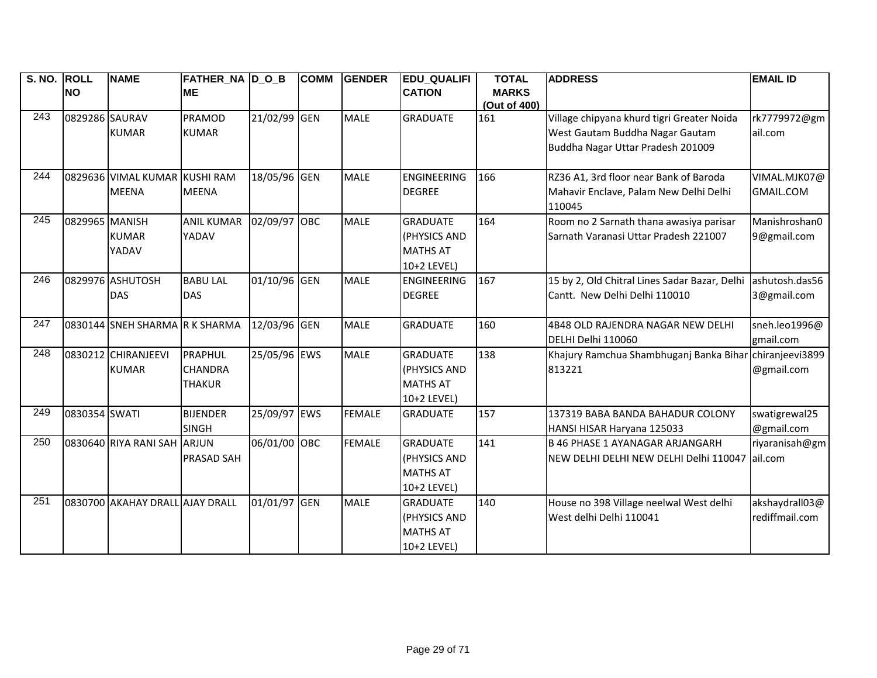| S. NO. | ROLL NO | NAME | FATHER_NAME | D_O_B | COMM | GENDER | EDU_QUALIFICATION | TOTAL MARKS (Out of 400) | ADDRESS | EMAIL ID |
|---|---|---|---|---|---|---|---|---|---|---|
| 243 | 0829286 | SAURAV KUMAR | PRAMOD KUMAR | 21/02/99 | GEN | MALE | GRADUATE | 161 | Village chipyana khurd tigri Greater Noida West Gautam Buddha Nagar Gautam Buddha Nagar Uttar Pradesh 201009 | rk7779972@gmail.com |
| 244 | 0829636 | VIMAL KUMAR MEENA | KUSHI RAM MEENA | 18/05/96 | GEN | MALE | ENGINEERING DEGREE | 166 | RZ36 A1, 3rd floor near Bank of Baroda Mahavir Enclave, Palam New Delhi Delhi 110045 | VIMAL.MJK07@GMAIL.COM |
| 245 | 0829965 | MANISH KUMAR YADAV | ANIL KUMAR YADAV | 02/09/97 | OBC | MALE | GRADUATE (PHYSICS AND MATHS AT 10+2 LEVEL) | 164 | Room no 2 Sarnath thana awasiya parisar Sarnath Varanasi Uttar Pradesh 221007 | Manishroshan09@gmail.com |
| 246 | 0829976 | ASHUTOSH DAS | BABU LAL DAS | 01/10/96 | GEN | MALE | ENGINEERING DEGREE | 167 | 15 by 2, Old Chitral Lines Sadar Bazar, Delhi Cantt. New Delhi Delhi 110010 | ashutosh.das563@gmail.com |
| 247 | 0830144 | SNEH SHARMA | R K SHARMA | 12/03/96 | GEN | MALE | GRADUATE | 160 | 4B48 OLD RAJENDRA NAGAR NEW DELHI DELHI Delhi 110060 | sneh.leo1996@gmail.com |
| 248 | 0830212 | CHIRANJEEVI KUMAR | PRAPHUL CHANDRA THAKUR | 25/05/96 | EWS | MALE | GRADUATE (PHYSICS AND MATHS AT 10+2 LEVEL) | 138 | Khajury Ramchua Shambhuganj Banka Bihar 813221 | chiranjeevi3899@gmail.com |
| 249 | 0830354 | SWATI | BIJENDER SINGH | 25/09/97 | EWS | FEMALE | GRADUATE | 157 | 137319 BABA BANDA BAHADUR COLONY HANSI HISAR Haryana 125033 | swatigrewal25@gmail.com |
| 250 | 0830640 | RIYA RANI SAH | ARJUN PRASAD SAH | 06/01/00 | OBC | FEMALE | GRADUATE (PHYSICS AND MATHS AT 10+2 LEVEL) | 141 | B 46 PHASE 1 AYANAGAR ARJANGARH NEW DELHI DELHI NEW DELHI Delhi 110047 | riyaranisah@gmail.com |
| 251 | 0830700 | AKAHAY DRALL | AJAY DRALL | 01/01/97 | GEN | MALE | GRADUATE (PHYSICS AND MATHS AT 10+2 LEVEL) | 140 | House no 398 Village neelwal West delhi West delhi Delhi 110041 | akshaydrall03@rediffmail.com |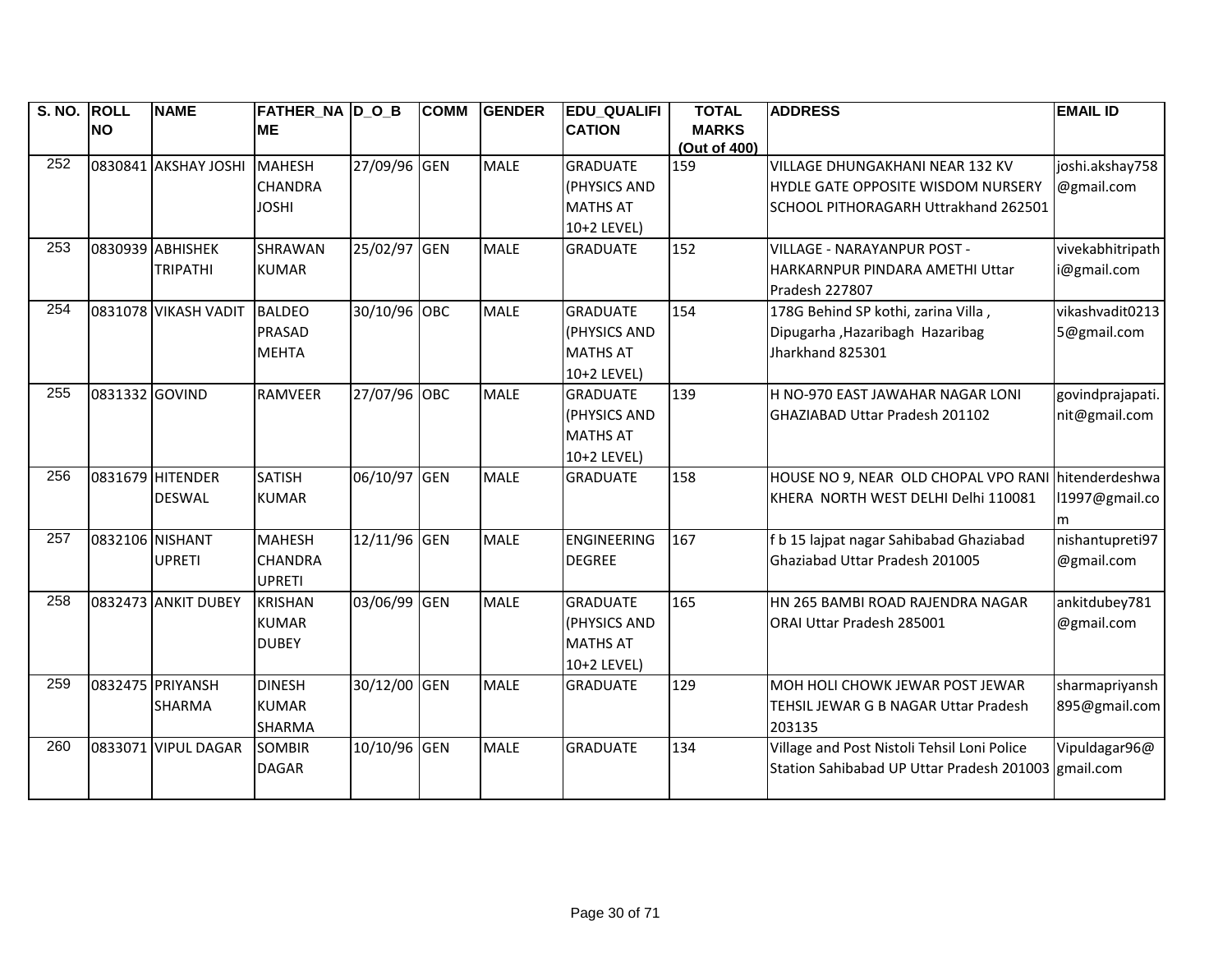| S. NO. | ROLL NO | NAME | FATHER_NAME | D_O_B | COMM | GENDER | EDU_QUALIFICATION | TOTAL MARKS (Out of 400) | ADDRESS | EMAIL ID |
|---|---|---|---|---|---|---|---|---|---|---|
| 252 | 0830841 | AKSHAY JOSHI | MAHESH CHANDRA JOSHI | 27/09/96 | GEN | MALE | GRADUATE (PHYSICS AND MATHS AT 10+2 LEVEL) | 159 | VILLAGE DHUNGAKHANI NEAR 132 KV HYDLE GATE OPPOSITE WISDOM NURSERY SCHOOL PITHORAGARH Uttrakhand 262501 | joshi.akshay758@gmail.com |
| 253 | 0830939 | ABHISHEK TRIPATHI | SHRAWAN KUMAR | 25/02/97 | GEN | MALE | GRADUATE | 152 | VILLAGE - NARAYANPUR POST - HARKARNPUR PINDARA AMETHI Uttar Pradesh 227807 | vivekabhitripathi@gmail.com |
| 254 | 0831078 | VIKASH VADIT | BALDEO PRASAD MEHTA | 30/10/96 | OBC | MALE | GRADUATE (PHYSICS AND MATHS AT 10+2 LEVEL) | 154 | 178G Behind SP kothi, zarina Villa , Dipugarha ,Hazaribagh Hazaribag Jharkhand 825301 | vikashvadit02135@gmail.com |
| 255 | 0831332 | GOVIND | RAMVEER | 27/07/96 | OBC | MALE | GRADUATE (PHYSICS AND MATHS AT 10+2 LEVEL) | 139 | H NO-970 EAST JAWAHAR NAGAR LONI GHAZIABAD Uttar Pradesh 201102 | govindprajapati.nit@gmail.com |
| 256 | 0831679 | HITENDER DESWAL | SATISH KUMAR | 06/10/97 | GEN | MALE | GRADUATE | 158 | HOUSE NO 9, NEAR OLD CHOPAL VPO RANI KHERA NORTH WEST DELHI Delhi 110081 | hitenderdeshwal1997@gmail.com |
| 257 | 0832106 | NISHANT UPRETI | MAHESH CHANDRA UPRETI | 12/11/96 | GEN | MALE | ENGINEERING DEGREE | 167 | f b 15 lajpat nagar Sahibabad Ghaziabad Ghaziabad Uttar Pradesh 201005 | nishantupreti97@gmail.com |
| 258 | 0832473 | ANKIT DUBEY | KRISHAN KUMAR DUBEY | 03/06/99 | GEN | MALE | GRADUATE (PHYSICS AND MATHS AT 10+2 LEVEL) | 165 | HN 265 BAMBI ROAD RAJENDRA NAGAR ORAI Uttar Pradesh 285001 | ankitdubey781@gmail.com |
| 259 | 0832475 | PRIYANSH SHARMA | DINESH KUMAR SHARMA | 30/12/00 | GEN | MALE | GRADUATE | 129 | MOH HOLI CHOWK JEWAR POST JEWAR TEHSIL JEWAR G B NAGAR Uttar Pradesh 203135 | sharmapriyansh895@gmail.com |
| 260 | 0833071 | VIPUL DAGAR | SOMBIR DAGAR | 10/10/96 | GEN | MALE | GRADUATE | 134 | Village and Post Nistoli Tehsil Loni Police Station Sahibabad UP Uttar Pradesh 201003 | Vipuldagar96@gmail.com |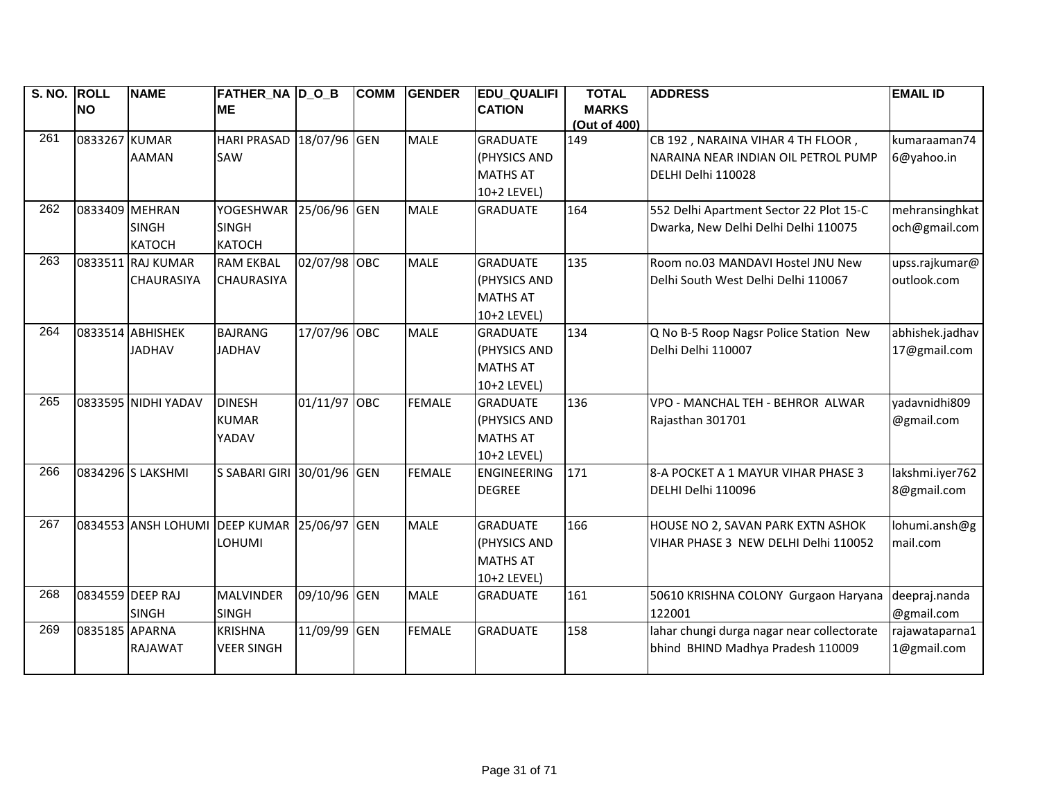| S. NO. | ROLL NO | NAME | FATHER_NAME | D_O_B | COMM | GENDER | EDU_QUALIFICATION | TOTAL MARKS (Out of 400) | ADDRESS | EMAIL ID |
|---|---|---|---|---|---|---|---|---|---|---|
| 261 | 0833267 | KUMAR AAMAN | HARI PRASAD SAW | 18/07/96 | GEN | MALE | GRADUATE (PHYSICS AND MATHS AT 10+2 LEVEL) | 149 | CB 192 , NARAINA VIHAR 4 TH FLOOR , NARAINA NEAR INDIAN OIL PETROL PUMP DELHI Delhi 110028 | kumaraaman746@yahoo.in |
| 262 | 0833409 | MEHRAN SINGH KATOCH | YOGESHWAR SINGH KATOCH | 25/06/96 | GEN | MALE | GRADUATE | 164 | 552 Delhi Apartment Sector 22 Plot 15-C Dwarka, New Delhi Delhi Delhi 110075 | mehransinghkatoch@gmail.com |
| 263 | 0833511 | RAJ KUMAR CHAURASIYA | RAM EKBAL CHAURASIYA | 02/07/98 | OBC | MALE | GRADUATE (PHYSICS AND MATHS AT 10+2 LEVEL) | 135 | Room no.03 MANDAVI Hostel JNU New Delhi South West Delhi Delhi 110067 | upss.rajkumar@outlook.com |
| 264 | 0833514 | ABHISHEK JADHAV | BAJRANG JADHAV | 17/07/96 | OBC | MALE | GRADUATE (PHYSICS AND MATHS AT 10+2 LEVEL) | 134 | Q No B-5 Roop Nagsr Police Station New Delhi Delhi 110007 | abhishek.jadhav17@gmail.com |
| 265 | 0833595 | NIDHI YADAV | DINESH KUMAR YADAV | 01/11/97 | OBC | FEMALE | GRADUATE (PHYSICS AND MATHS AT 10+2 LEVEL) | 136 | VPO - MANCHAL TEH - BEHROR ALWAR Rajasthan 301701 | yadavnidhi809@gmail.com |
| 266 | 0834296 | S LAKSHMI | S SABARI GIRI | 30/01/96 | GEN | FEMALE | ENGINEERING DEGREE | 171 | 8-A POCKET A 1 MAYUR VIHAR PHASE 3 DELHI Delhi 110096 | lakshmi.iyer7628@gmail.com |
| 267 | 0834553 | ANSH LOHUMI | DEEP KUMAR LOHUMI | 25/06/97 | GEN | MALE | GRADUATE (PHYSICS AND MATHS AT 10+2 LEVEL) | 166 | HOUSE NO 2, SAVAN PARK EXTN ASHOK VIHAR PHASE 3 NEW DELHI Delhi 110052 | lohumi.ansh@gmail.com |
| 268 | 0834559 | DEEP RAJ SINGH | MALVINDER SINGH | 09/10/96 | GEN | MALE | GRADUATE | 161 | 50610 KRISHNA COLONY Gurgaon Haryana 122001 | deepraj.nanda@gmail.com |
| 269 | 0835185 | APARNA RAJAWAT | KRISHNA VEER SINGH | 11/09/99 | GEN | FEMALE | GRADUATE | 158 | lahar chungi durga nagar near collectorate bhind BHIND Madhya Pradesh 110009 | rajawataparna11@gmail.com |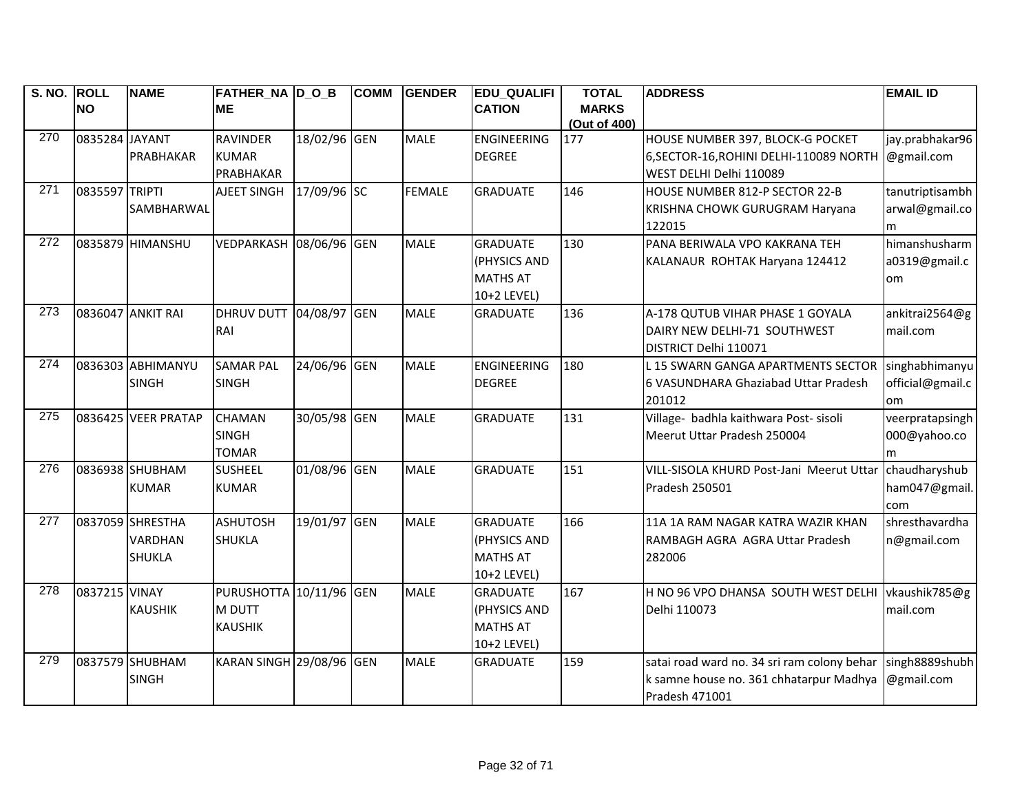| S. NO. | ROLL NO | NAME | FATHER_NAME | D_O_B | COMM | GENDER | EDU_QUALIFICATION | TOTAL MARKS (Out of 400) | ADDRESS | EMAIL ID |
|---|---|---|---|---|---|---|---|---|---|---|
| 270 | 0835284 | JAYANT PRABHAKAR | RAVINDER KUMAR PRABHAKAR | 18/02/96 | GEN | MALE | ENGINEERING DEGREE | 177 | HOUSE NUMBER 397, BLOCK-G POCKET 6,SECTOR-16,ROHINI DELHI-110089 NORTH WEST DELHI Delhi 110089 | jay.prabhakar96@gmail.com |
| 271 | 0835597 | TRIPTI SAMBHARWAL | AJEET SINGH | 17/09/96 | SC | FEMALE | GRADUATE | 146 | HOUSE NUMBER 812-P SECTOR 22-B KRISHNA CHOWK GURUGRAM Haryana 122015 | tanutriptisambharwal@gmail.com |
| 272 | 0835879 | HIMANSHU | VEDPARKASH | 08/06/96 | GEN | MALE | GRADUATE (PHYSICS AND MATHS AT 10+2 LEVEL) | 130 | PANA BERIWALA VPO KAKRANA TEH KALANAUR ROHTAK Haryana 124412 | himanshusharma0319@gmail.com |
| 273 | 0836047 | ANKIT RAI | DHRUV DUTT RAI | 04/08/97 | GEN | MALE | GRADUATE | 136 | A-178 QUTUB VIHAR PHASE 1 GOYALA DAIRY NEW DELHI-71 SOUTHWEST DISTRICT Delhi 110071 | ankitrai2564@gmail.com |
| 274 | 0836303 | ABHIMANYU SINGH | SAMAR PAL SINGH | 24/06/96 | GEN | MALE | ENGINEERING DEGREE | 180 | L 15 SWARN GANGA APARTMENTS SECTOR 6 VASUNDHARA Ghaziabad Uttar Pradesh 201012 | singhabhimanyuofficial@gmail.com |
| 275 | 0836425 | VEER PRATAP | CHAMAN SINGH TOMAR | 30/05/98 | GEN | MALE | GRADUATE | 131 | Village- badhla kaithwara Post- sisoli Meerut Uttar Pradesh 250004 | veerpratapsingh000@yahoo.com |
| 276 | 0836938 | SHUBHAM KUMAR | SUSHEEL KUMAR | 01/08/96 | GEN | MALE | GRADUATE | 151 | VILL-SISOLA KHURD Post-Jani Meerut Uttar Pradesh 250501 | chaudharyshubham047@gmail.com |
| 277 | 0837059 | SHRESTHA VARDHAN SHUKLA | ASHUTOSH SHUKLA | 19/01/97 | GEN | MALE | GRADUATE (PHYSICS AND MATHS AT 10+2 LEVEL) | 166 | 11A 1A RAM NAGAR KATRA WAZIR KHAN RAMBAGH AGRA AGRA Uttar Pradesh 282006 | shresthavardhan@gmail.com |
| 278 | 0837215 | VINAY KAUSHIK | PURUSHOTTAM DUTT KAUSHIK | 10/11/96 | GEN | MALE | GRADUATE (PHYSICS AND MATHS AT 10+2 LEVEL) | 167 | H NO 96 VPO DHANSA SOUTH WEST DELHI Delhi 110073 | vkaushik785@gmail.com |
| 279 | 0837579 | SHUBHAM SINGH | KARAN SINGH | 29/08/96 | GEN | MALE | GRADUATE | 159 | satai road ward no. 34 sri ram colony behar k samne house no. 361 chhatarpur Madhya Pradesh 471001 | singh8889shubh@gmail.com |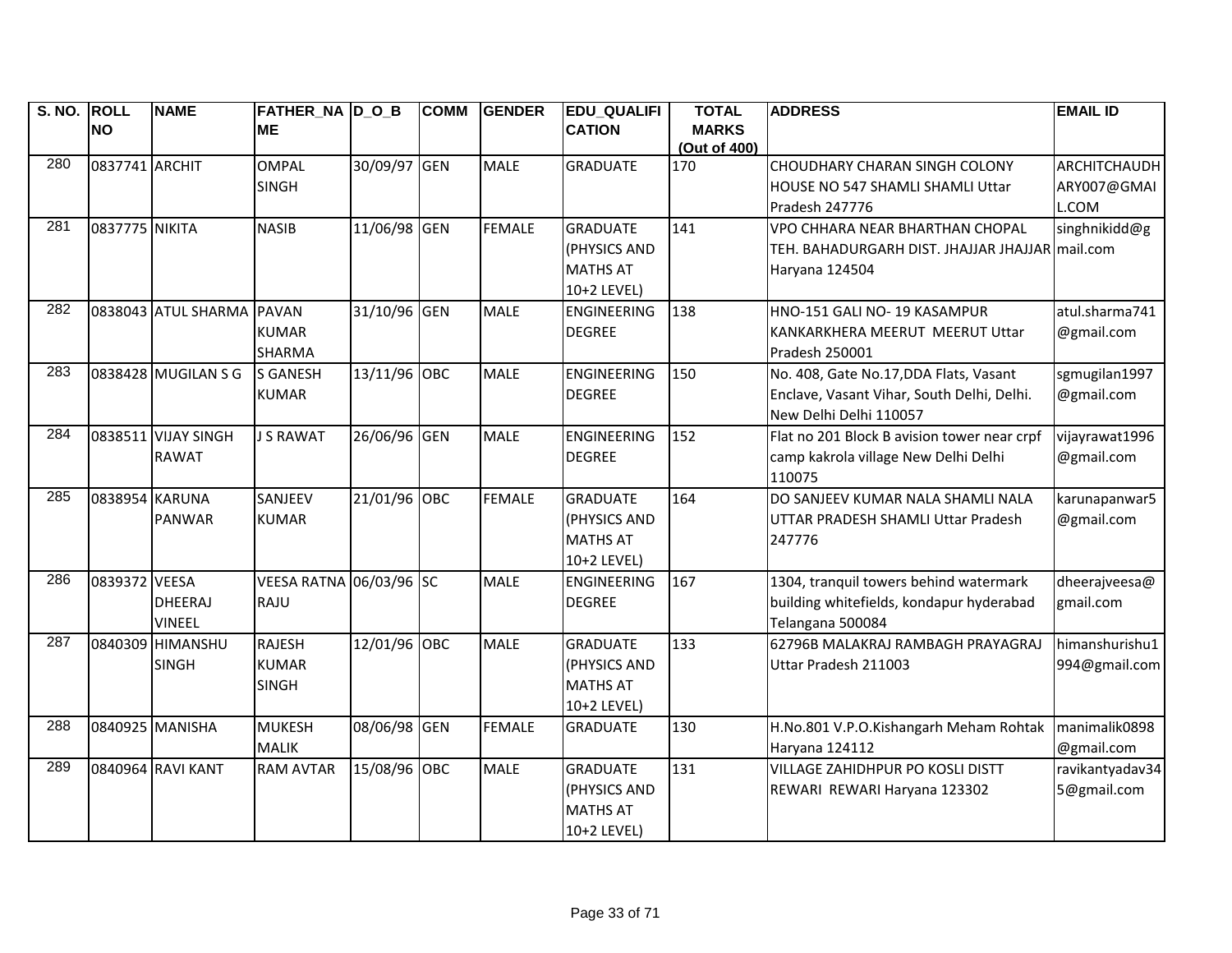| S. NO. | ROLL NO | NAME | FATHER_NAME | D_O_B | COMM | GENDER | EDU_QUALIFICATION | TOTAL MARKS (Out of 400) | ADDRESS | EMAIL ID |
|---|---|---|---|---|---|---|---|---|---|---|
| 280 | 0837741 | ARCHIT | OMPAL SINGH | 30/09/97 | GEN | MALE | GRADUATE | 170 | CHOUDHARY CHARAN SINGH COLONY HOUSE NO 547 SHAMLI SHAMLI Uttar Pradesh 247776 | ARCHITCHAUDHARY007@GMAIL.COM |
| 281 | 0837775 | NIKITA | NASIB | 11/06/98 | GEN | FEMALE | GRADUATE (PHYSICS AND MATHS AT 10+2 LEVEL) | 141 | VPO CHHARA NEAR BHARTHAN CHOPAL TEH. BAHADURGARH DIST. JHAJJAR JHAJJAR Haryana 124504 | singhnikidd@gmail.com |
| 282 | 0838043 | ATUL SHARMA | PAVAN KUMAR SHARMA | 31/10/96 | GEN | MALE | ENGINEERING DEGREE | 138 | HNO-151 GALI NO- 19 KASAMPUR KANKARKHERA MEERUT MEERUT Uttar Pradesh 250001 | atul.sharma741@gmail.com |
| 283 | 0838428 | MUGILAN S G | S GANESH KUMAR | 13/11/96 | OBC | MALE | ENGINEERING DEGREE | 150 | No. 408, Gate No.17,DDA Flats, Vasant Enclave, Vasant Vihar, South Delhi, Delhi. New Delhi Delhi 110057 | sgmugilan1997@gmail.com |
| 284 | 0838511 | VIJAY SINGH RAWAT | J S RAWAT | 26/06/96 | GEN | MALE | ENGINEERING DEGREE | 152 | Flat no 201 Block B avision tower near crpf camp kakrola village New Delhi Delhi 110075 | vijayrawat1996@gmail.com |
| 285 | 0838954 | KARUNA PANWAR | SANJEEV KUMAR | 21/01/96 | OBC | FEMALE | GRADUATE (PHYSICS AND MATHS AT 10+2 LEVEL) | 164 | DO SANJEEV KUMAR NALA SHAMLI NALA UTTAR PRADESH SHAMLI Uttar Pradesh 247776 | karunapanwar5@gmail.com |
| 286 | 0839372 | VEESA DHEERAJ VINEEL | VEESA RATNA RAJU | 06/03/96 | SC | MALE | ENGINEERING DEGREE | 167 | 1304, tranquil towers behind watermark building whitefields, kondapur hyderabad Telangana 500084 | dheerajveesa@gmail.com |
| 287 | 0840309 | HIMANSHU SINGH | RAJESH KUMAR SINGH | 12/01/96 | OBC | MALE | GRADUATE (PHYSICS AND MATHS AT 10+2 LEVEL) | 133 | 62796B MALAKRAJ RAMBAGH PRAYAGRAJ Uttar Pradesh 211003 | himanshurishu1994@gmail.com |
| 288 | 0840925 | MANISHA | MUKESH MALIK | 08/06/98 | GEN | FEMALE | GRADUATE | 130 | H.No.801 V.P.O.Kishangarh Meham Rohtak Haryana 124112 | manimalik0898@gmail.com |
| 289 | 0840964 | RAVI KANT | RAM AVTAR | 15/08/96 | OBC | MALE | GRADUATE (PHYSICS AND MATHS AT 10+2 LEVEL) | 131 | VILLAGE ZAHIDHPUR PO KOSLI DISTT REWARI REWARI Haryana 123302 | ravikantyadav345@gmail.com |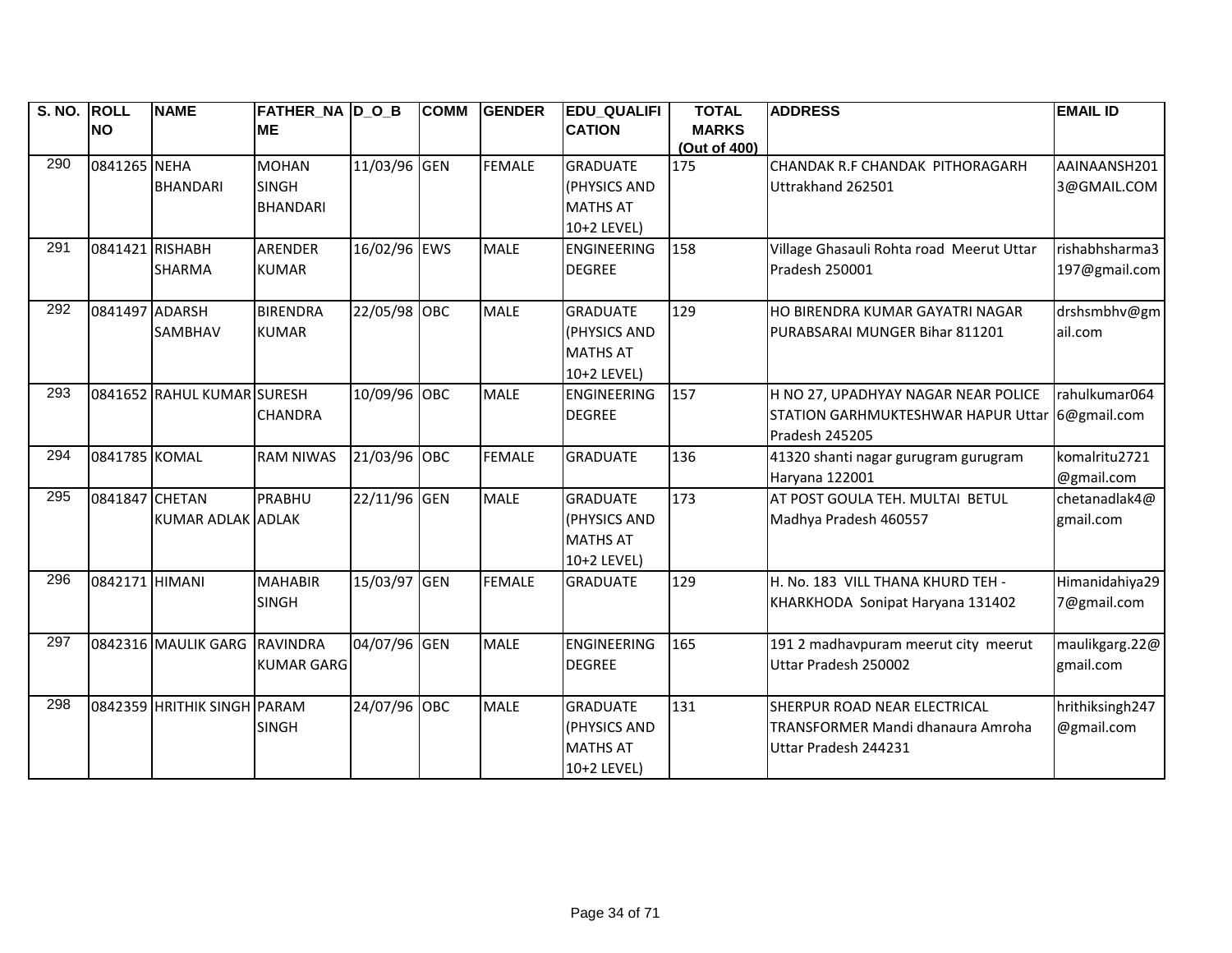| S. NO. | ROLL NO | NAME | FATHER_NAME | D_O_B | COMM | GENDER | EDU_QUALIFICATION | TOTAL MARKS (Out of 400) | ADDRESS | EMAIL ID |
|---|---|---|---|---|---|---|---|---|---|---|
| 290 | 0841265 | NEHA BHANDARI | MOHAN SINGH BHANDARI | 11/03/96 | GEN | FEMALE | GRADUATE (PHYSICS AND MATHS AT 10+2 LEVEL) | 175 | CHANDAK R.F CHANDAK PITHORAGARH Uttrakhand 262501 | AAINAANSH2013@GMAIL.COM |
| 291 | 0841421 | RISHABH SHARMA | ARENDER KUMAR | 16/02/96 | EWS | MALE | ENGINEERING DEGREE | 158 | Village Ghasauli Rohta road Meerut Uttar Pradesh 250001 | rishabhsharma3197@gmail.com |
| 292 | 0841497 | ADARSH SAMBHAV | BIRENDRA KUMAR | 22/05/98 | OBC | MALE | GRADUATE (PHYSICS AND MATHS AT 10+2 LEVEL) | 129 | HO BIRENDRA KUMAR GAYATRI NAGAR PURABSARAI MUNGER Bihar 811201 | drshsmbhv@gmail.com |
| 293 | 0841652 | RAHUL KUMAR | SURESH CHANDRA | 10/09/96 | OBC | MALE | ENGINEERING DEGREE | 157 | H NO 27, UPADHYAY NAGAR NEAR POLICE STATION GARHMUKTESHWAR HAPUR Uttar Pradesh 245205 | rahulkumar0646@gmail.com |
| 294 | 0841785 | KOMAL | RAM NIWAS | 21/03/96 | OBC | FEMALE | GRADUATE | 136 | 41320 shanti nagar gurugram gurugram Haryana 122001 | komalritu2721@gmail.com |
| 295 | 0841847 | CHETAN KUMAR ADLAK | PRABHU ADLAK | 22/11/96 | GEN | MALE | GRADUATE (PHYSICS AND MATHS AT 10+2 LEVEL) | 173 | AT POST GOULA TEH. MULTAI BETUL Madhya Pradesh 460557 | chetanadlak4@gmail.com |
| 296 | 0842171 | HIMANI | MAHABIR SINGH | 15/03/97 | GEN | FEMALE | GRADUATE | 129 | H. No. 183 VILL THANA KHURD TEH - KHARKHODA Sonipat Haryana 131402 | Himanidahiya297@gmail.com |
| 297 | 0842316 | MAULIK GARG | RAVINDRA KUMAR GARG | 04/07/96 | GEN | MALE | ENGINEERING DEGREE | 165 | 191 2 madhavpuram meerut city meerut Uttar Pradesh 250002 | maulikgarg.22@gmail.com |
| 298 | 0842359 | HRITHIK SINGH | PARAM SINGH | 24/07/96 | OBC | MALE | GRADUATE (PHYSICS AND MATHS AT 10+2 LEVEL) | 131 | SHERPUR ROAD NEAR ELECTRICAL TRANSFORMER Mandi dhanaura Amroha Uttar Pradesh 244231 | hrithiksingh247@gmail.com |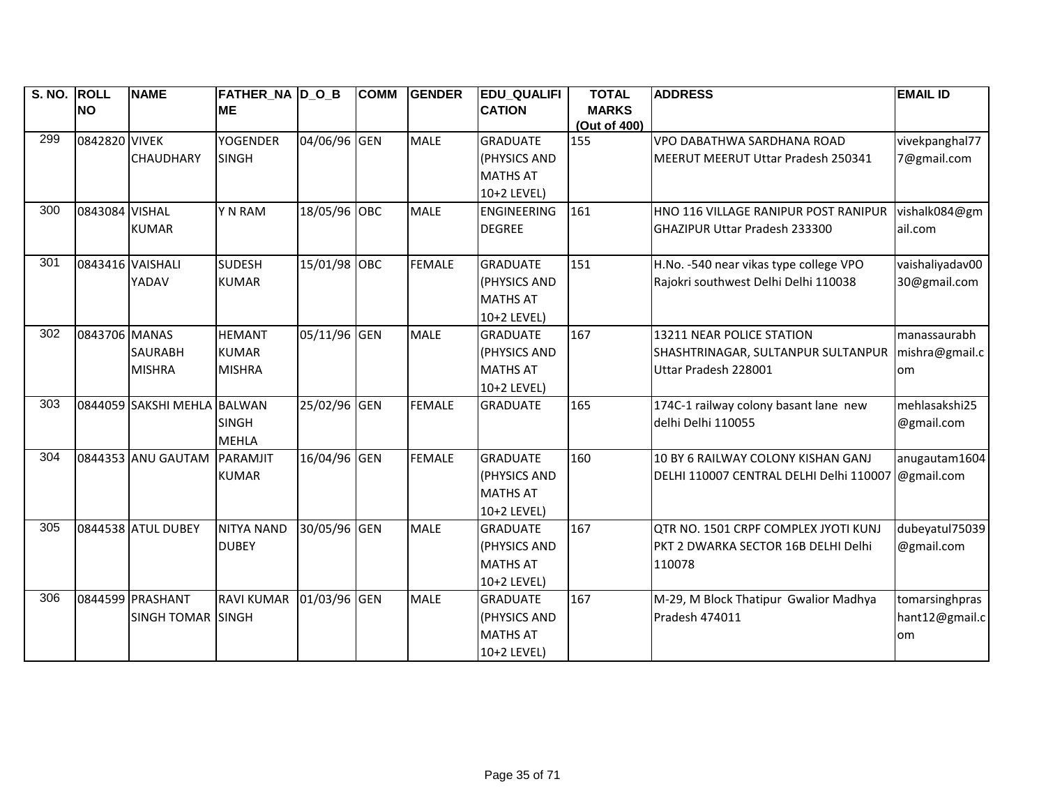| S. NO. | ROLL NO | NAME | FATHER_NAME | D_O_B | COMM | GENDER | EDU_QUALIFICATION | TOTAL MARKS (Out of 400) | ADDRESS | EMAIL ID |
|---|---|---|---|---|---|---|---|---|---|---|
| 299 | 0842820 | VIVEK CHAUDHARY | YOGENDER SINGH | 04/06/96 | GEN | MALE | GRADUATE (PHYSICS AND MATHS AT 10+2 LEVEL) | 155 | VPO DABATHWA SARDHANA ROAD MEERUT MEERUT Uttar Pradesh 250341 | vivekpanghal777@gmail.com |
| 300 | 0843084 | VISHAL KUMAR | Y N RAM | 18/05/96 | OBC | MALE | ENGINEERING DEGREE | 161 | HNO 116 VILLAGE RANIPUR POST RANIPUR GHAZIPUR Uttar Pradesh 233300 | vishalk084@gmail.com |
| 301 | 0843416 | VAISHALI YADAV | SUDESH KUMAR | 15/01/98 | OBC | FEMALE | GRADUATE (PHYSICS AND MATHS AT 10+2 LEVEL) | 151 | H.No. -540 near vikas type college VPO Rajokri southwest Delhi Delhi 110038 | vaishaliyadav0030@gmail.com |
| 302 | 0843706 | MANAS SAURABH MISHRA | HEMANT KUMAR MISHRA | 05/11/96 | GEN | MALE | GRADUATE (PHYSICS AND MATHS AT 10+2 LEVEL) | 167 | 13211 NEAR POLICE STATION SHASHTRINAGAR, SULTANPUR SULTANPUR Uttar Pradesh 228001 | manassaurabhmishra@gmail.com |
| 303 | 0844059 | SAKSHI MEHLA | BALWAN SINGH MEHLA | 25/02/96 | GEN | FEMALE | GRADUATE | 165 | 174C-1 railway colony basant lane new delhi Delhi 110055 | mehlasakshi25@gmail.com |
| 304 | 0844353 | ANU GAUTAM | PARAMJIT KUMAR | 16/04/96 | GEN | FEMALE | GRADUATE (PHYSICS AND MATHS AT 10+2 LEVEL) | 160 | 10 BY 6 RAILWAY COLONY KISHAN GANJ DELHI 110007 CENTRAL DELHI Delhi 110007 | anugautam1604@gmail.com |
| 305 | 0844538 | ATUL DUBEY | NITYA NAND DUBEY | 30/05/96 | GEN | MALE | GRADUATE (PHYSICS AND MATHS AT 10+2 LEVEL) | 167 | QTR NO. 1501 CRPF COMPLEX JYOTI KUNJ PKT 2 DWARKA SECTOR 16B DELHI Delhi 110078 | dubeyatul75039@gmail.com |
| 306 | 0844599 | PRASHANT SINGH TOMAR | RAVI KUMAR SINGH | 01/03/96 | GEN | MALE | GRADUATE (PHYSICS AND MATHS AT 10+2 LEVEL) | 167 | M-29, M Block Thatipur Gwalior Madhya Pradesh 474011 | tomarsinghprashant12@gmail.com |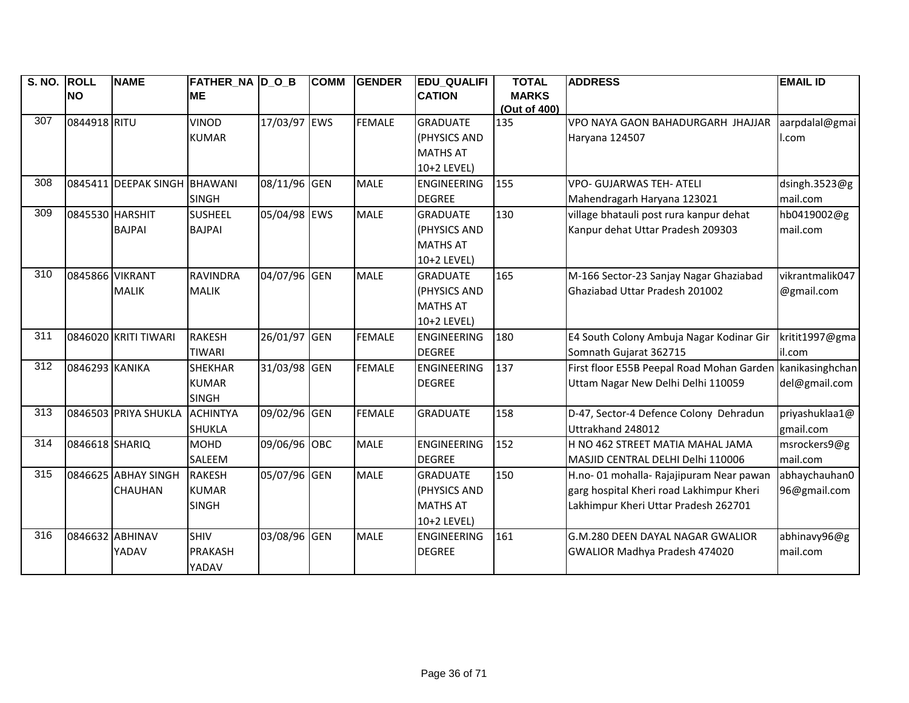| S. NO. | ROLL NO | NAME | FATHER_NAME | D_O_B | COMM | GENDER | EDU_QUALIFICATION | TOTAL MARKS (Out of 400) | ADDRESS | EMAIL ID |
|---|---|---|---|---|---|---|---|---|---|---|
| 307 | 0844918 | RITU | VINOD KUMAR | 17/03/97 | EWS | FEMALE | GRADUATE (PHYSICS AND MATHS AT 10+2 LEVEL) | 135 | VPO NAYA GAON BAHADURGARH JHAJJAR Haryana 124507 | aarpdalal@gmail.com |
| 308 | 0845411 | DEEPAK SINGH | BHAWANI SINGH | 08/11/96 | GEN | MALE | ENGINEERING DEGREE | 155 | VPO- GUJARWAS TEH- ATELI Mahendragarh Haryana 123021 | dsingh.3523@gmail.com |
| 309 | 0845530 | HARSHIT BAJPAI | SUSHEEL BAJPAI | 05/04/98 | EWS | MALE | GRADUATE (PHYSICS AND MATHS AT 10+2 LEVEL) | 130 | village bhatauli post rura kanpur dehat Kanpur dehat Uttar Pradesh 209303 | hb0419002@gmail.com |
| 310 | 0845866 | VIKRANT MALIK | RAVINDRA MALIK | 04/07/96 | GEN | MALE | GRADUATE (PHYSICS AND MATHS AT 10+2 LEVEL) | 165 | M-166 Sector-23 Sanjay Nagar Ghaziabad Ghaziabad Uttar Pradesh 201002 | vikrantmalik047@gmail.com |
| 311 | 0846020 | KRITI TIWARI | RAKESH TIWARI | 26/01/97 | GEN | FEMALE | ENGINEERING DEGREE | 180 | E4 South Colony Ambuja Nagar Kodinar Gir Somnath Gujarat 362715 | kritit1997@gmail.com |
| 312 | 0846293 | KANIKA | SHEKHAR KUMAR SINGH | 31/03/98 | GEN | FEMALE | ENGINEERING DEGREE | 137 | First floor E55B Peepal Road Mohan Garden Uttam Nagar New Delhi Delhi 110059 | kanikasinghchandel@gmail.com |
| 313 | 0846503 | PRIYA SHUKLA | ACHINTYA SHUKLA | 09/02/96 | GEN | FEMALE | GRADUATE | 158 | D-47, Sector-4 Defence Colony Dehradun Uttrakhand 248012 | priyashuklaa1@gmail.com |
| 314 | 0846618 | SHARIQ | MOHD SALEEM | 09/06/96 | OBC | MALE | ENGINEERING DEGREE | 152 | H NO 462 STREET MATIA MAHAL JAMA MASJID CENTRAL DELHI Delhi 110006 | msrockers9@gmail.com |
| 315 | 0846625 | ABHAY SINGH CHAUHAN | RAKESH KUMAR SINGH | 05/07/96 | GEN | MALE | GRADUATE (PHYSICS AND MATHS AT 10+2 LEVEL) | 150 | H.no- 01 mohalla- Rajajipuram Near pawan garg hospital Kheri road Lakhimpur Kheri Lakhimpur Kheri Uttar Pradesh 262701 | abhaychauhan096@gmail.com |
| 316 | 0846632 | ABHINAV YADAV | SHIV PRAKASH YADAV | 03/08/96 | GEN | MALE | ENGINEERING DEGREE | 161 | G.M.280 DEEN DAYAL NAGAR GWALIOR GWALIOR Madhya Pradesh 474020 | abhinavy96@gmail.com |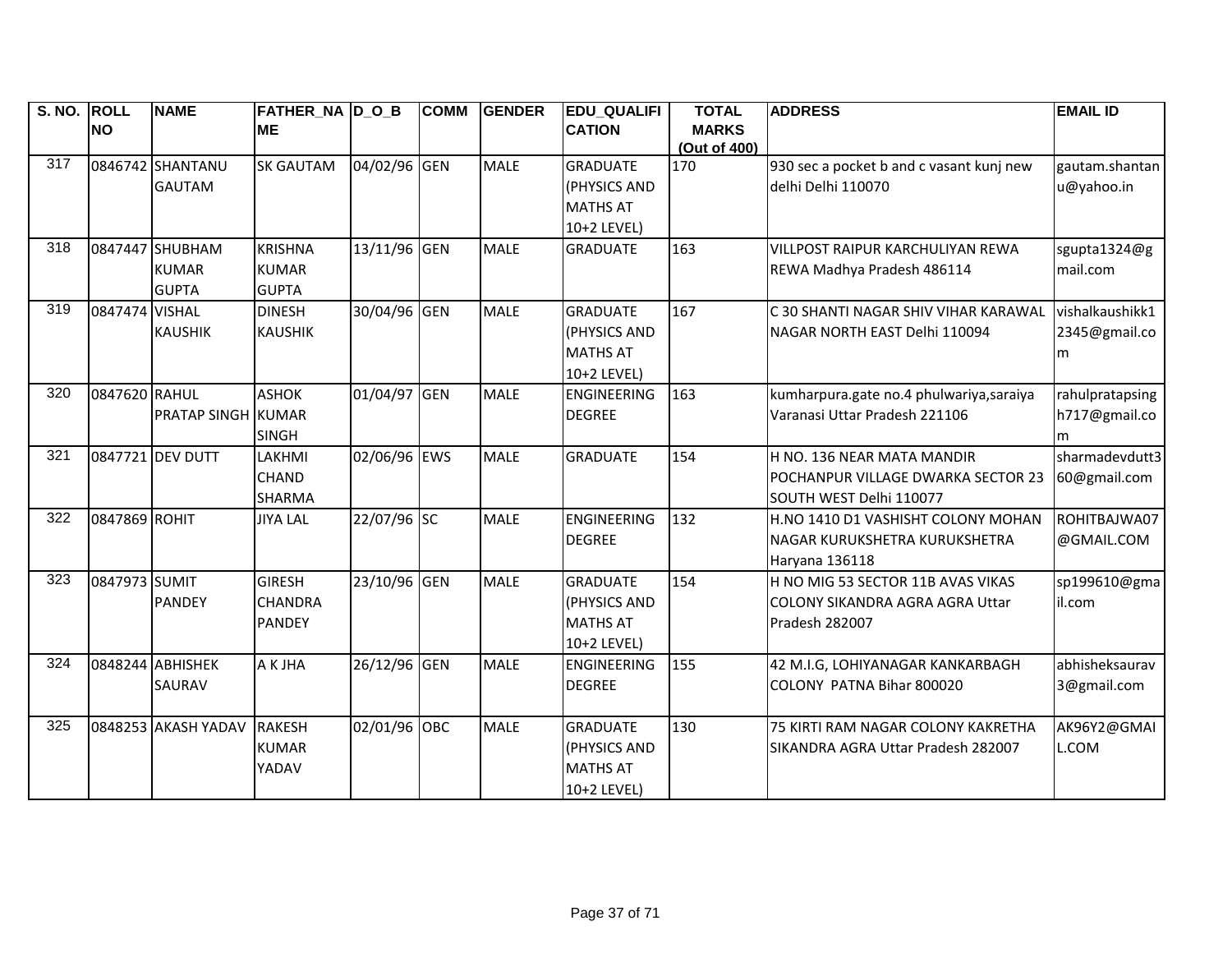| S. NO. | ROLL NO | NAME | FATHER_NAME | D_O_B | COMM | GENDER | EDU_QUALIFICATION | TOTAL MARKS (Out of 400) | ADDRESS | EMAIL ID |
|---|---|---|---|---|---|---|---|---|---|---|
| 317 | 0846742 | SHANTANU GAUTAM | SK GAUTAM | 04/02/96 | GEN | MALE | GRADUATE (PHYSICS AND MATHS AT 10+2 LEVEL) | 170 | 930 sec a pocket b and c vasant kunj new delhi Delhi 110070 | gautam.shantanu@yahoo.in |
| 318 | 0847447 | SHUBHAM KUMAR GUPTA | KRISHNA KUMAR GUPTA | 13/11/96 | GEN | MALE | GRADUATE | 163 | VILLPOST RAIPUR KARCHULIYAN REWA REWA Madhya Pradesh 486114 | sgupta1324@gmail.com |
| 319 | 0847474 | VISHAL KAUSHIK | DINESH KAUSHIK | 30/04/96 | GEN | MALE | GRADUATE (PHYSICS AND MATHS AT 10+2 LEVEL) | 167 | C 30 SHANTI NAGAR SHIV VIHAR KARAWAL NAGAR NORTH EAST Delhi 110094 | vishalkaushikk12345@gmail.com |
| 320 | 0847620 | RAHUL PRATAP SINGH | ASHOK KUMAR SINGH | 01/04/97 | GEN | MALE | ENGINEERING DEGREE | 163 | kumharpura.gate no.4 phulwariya,saraiya Varanasi Uttar Pradesh 221106 | rahulpratapsingh717@gmail.com |
| 321 | 0847721 | DEV DUTT | LAKHMI CHAND SHARMA | 02/06/96 | EWS | MALE | GRADUATE | 154 | H NO. 136 NEAR MATA MANDIR POCHANPUR VILLAGE DWARKA SECTOR 23 SOUTH WEST Delhi 110077 | sharmadevdutt360@gmail.com |
| 322 | 0847869 | ROHIT | JIYA LAL | 22/07/96 | SC | MALE | ENGINEERING DEGREE | 132 | H.NO 1410 D1 VASHISHT COLONY MOHAN NAGAR KURUKSHETRA KURUKSHETRA Haryana 136118 | ROHITBAJWA07@GMAIL.COM |
| 323 | 0847973 | SUMIT PANDEY | GIRESH CHANDRA PANDEY | 23/10/96 | GEN | MALE | GRADUATE (PHYSICS AND MATHS AT 10+2 LEVEL) | 154 | H NO MIG 53 SECTOR 11B AVAS VIKAS COLONY SIKANDRA AGRA AGRA Uttar Pradesh 282007 | sp199610@gmail.com |
| 324 | 0848244 | ABHISHEK SAURAV | A K JHA | 26/12/96 | GEN | MALE | ENGINEERING DEGREE | 155 | 42 M.I.G, LOHIYANAGAR KANKARBAGH COLONY PATNA Bihar 800020 | abhisheksaurav3@gmail.com |
| 325 | 0848253 | AKASH YADAV | RAKESH KUMAR YADAV | 02/01/96 | OBC | MALE | GRADUATE (PHYSICS AND MATHS AT 10+2 LEVEL) | 130 | 75 KIRTI RAM NAGAR COLONY KAKRETHA SIKANDRA AGRA Uttar Pradesh 282007 | AK96Y2@GMAIL.COM |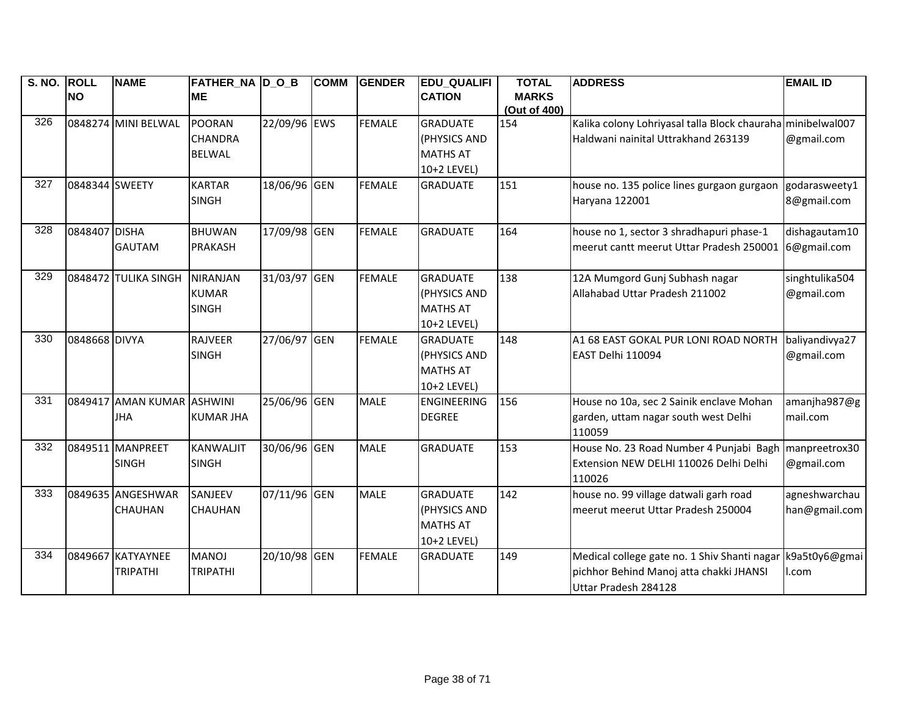| S. NO. | ROLL NO | NAME | FATHER_NAME | D_O_B | COMM | GENDER | EDU_QUALIFICATION | TOTAL MARKS (Out of 400) | ADDRESS | EMAIL ID |
|---|---|---|---|---|---|---|---|---|---|---|
| 326 | 0848274 | MINI BELWAL | POORAN CHANDRA BELWAL | 22/09/96 | EWS | FEMALE | GRADUATE (PHYSICS AND MATHS AT 10+2 LEVEL) | 154 | Kalika colony Lohriyasal talla Block chauraha Haldwani nainital Uttrakhand 263139 | minibelwal007@gmail.com |
| 327 | 0848344 | SWEETY | KARTAR SINGH | 18/06/96 | GEN | FEMALE | GRADUATE | 151 | house no. 135 police lines gurgaon gurgaon Haryana 122001 | godarasweety18@gmail.com |
| 328 | 0848407 | DISHA GAUTAM | BHUWAN PRAKASH | 17/09/98 | GEN | FEMALE | GRADUATE | 164 | house no 1, sector 3 shradhapuri phase-1 meerut cantt meerut Uttar Pradesh 250001 | dishagautam106@gmail.com |
| 329 | 0848472 | TULIKA SINGH | NIRANJAN KUMAR SINGH | 31/03/97 | GEN | FEMALE | GRADUATE (PHYSICS AND MATHS AT 10+2 LEVEL) | 138 | 12A Mumgord Gunj Subhash nagar Allahabad Uttar Pradesh 211002 | singhtulika504@gmail.com |
| 330 | 0848668 | DIVYA | RAJVEER SINGH | 27/06/97 | GEN | FEMALE | GRADUATE (PHYSICS AND MATHS AT 10+2 LEVEL) | 148 | A1 68 EAST GOKAL PUR LONI ROAD NORTH EAST Delhi 110094 | baliyandivya27@gmail.com |
| 331 | 0849417 | AMAN KUMAR JHA | ASHWINI KUMAR JHA | 25/06/96 | GEN | MALE | ENGINEERING DEGREE | 156 | House no 10a, sec 2 Sainik enclave Mohan garden, uttam nagar south west Delhi 110059 | amanjha987@gmail.com |
| 332 | 0849511 | MANPREET SINGH | KANWALJIT SINGH | 30/06/96 | GEN | MALE | GRADUATE | 153 | House No. 23 Road Number 4 Punjabi Bagh Extension NEW DELHI 110026 Delhi Delhi 110026 | manpreetrox30@gmail.com |
| 333 | 0849635 | ANGESHWAR CHAUHAN | SANJEEV CHAUHAN | 07/11/96 | GEN | MALE | GRADUATE (PHYSICS AND MATHS AT 10+2 LEVEL) | 142 | house no. 99 village datwali garh road meerut meerut Uttar Pradesh 250004 | agneshwarchauhan@gmail.com |
| 334 | 0849667 | KATYAYNEE TRIPATHI | MANOJ TRIPATHI | 20/10/98 | GEN | FEMALE | GRADUATE | 149 | Medical college gate no. 1 Shiv Shanti nagar pichhor Behind Manoj atta chakki JHANSI Uttar Pradesh 284128 | k9a5t0y6@gmail.com |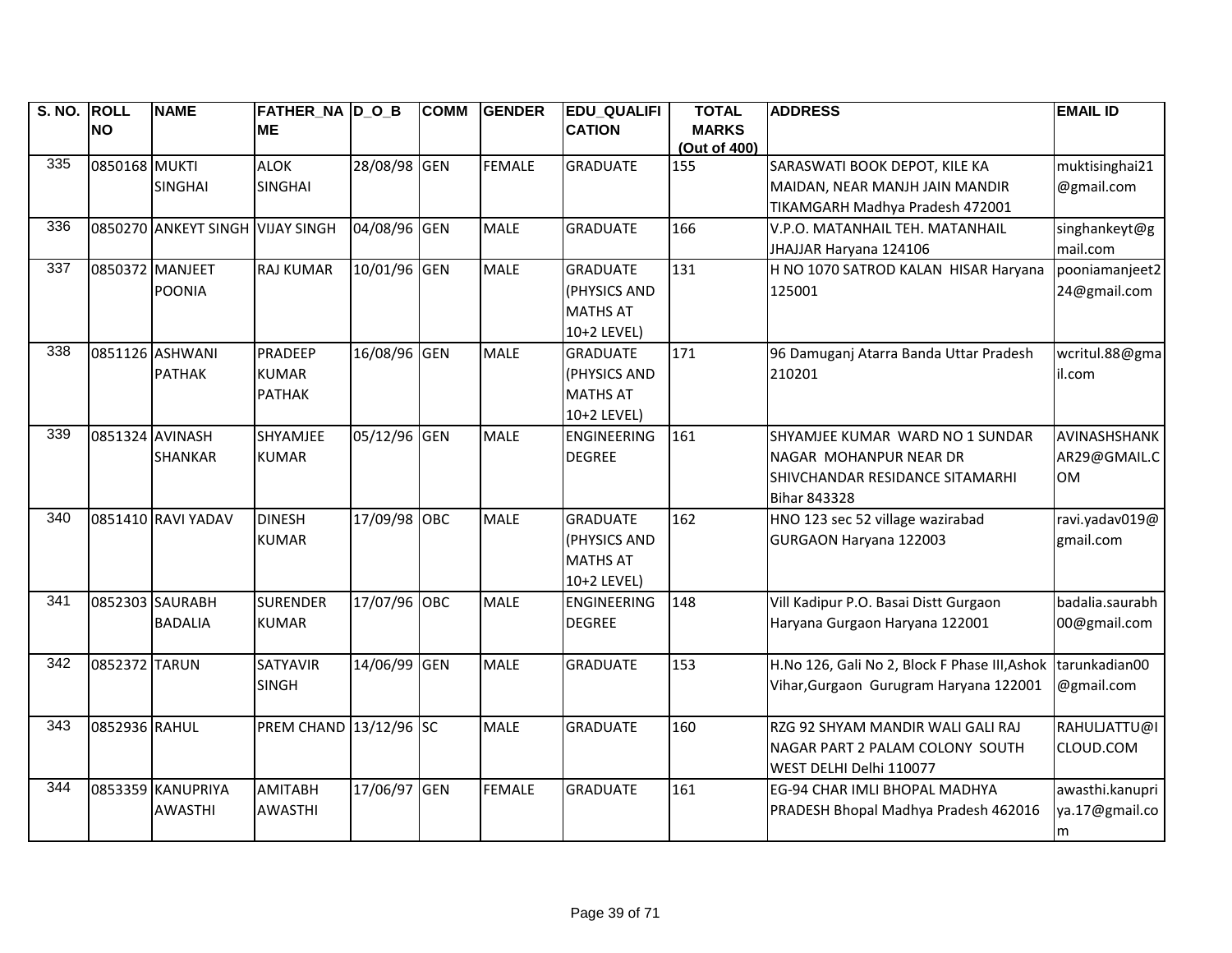| S. NO. | ROLL NO | NAME | FATHER_NAME | D_O_B | COMM | GENDER | EDU_QUALIFICATION | TOTAL MARKS (Out of 400) | ADDRESS | EMAIL ID |
|---|---|---|---|---|---|---|---|---|---|---|
| 335 | 0850168 | MUKTI SINGHAI | ALOK SINGHAI | 28/08/98 | GEN | FEMALE | GRADUATE | 155 | SARASWATI BOOK DEPOT, KILE KA MAIDAN, NEAR MANJH JAIN MANDIR TIKAMGARH Madhya Pradesh 472001 | muktisinghai21@gmail.com |
| 336 | 0850270 | ANKEYT SINGH | VIJAY SINGH | 04/08/96 | GEN | MALE | GRADUATE | 166 | V.P.O. MATANHAIL TEH. MATANHAIL JHAJJAR Haryana 124106 | singhankeyt@gmail.com |
| 337 | 0850372 | MANJEET POONIA | RAJ KUMAR | 10/01/96 | GEN | MALE | GRADUATE (PHYSICS AND MATHS AT 10+2 LEVEL) | 131 | H NO 1070 SATROD KALAN HISAR Haryana 125001 | pooniamanjeet224@gmail.com |
| 338 | 0851126 | ASHWANI PATHAK | PRADEEP KUMAR PATHAK | 16/08/96 | GEN | MALE | GRADUATE (PHYSICS AND MATHS AT 10+2 LEVEL) | 171 | 96 Damuganj Atarra Banda Uttar Pradesh 210201 | wcritul.88@gmail.com |
| 339 | 0851324 | AVINASH SHANKAR | SHYAMJEE KUMAR | 05/12/96 | GEN | MALE | ENGINEERING DEGREE | 161 | SHYAMJEE KUMAR WARD NO 1 SUNDAR NAGAR MOHANPUR NEAR DR SHIVCHANDAR RESIDANCE SITAMARHI Bihar 843328 | AVINASHSHANKAR29@GMAIL.COM |
| 340 | 0851410 | RAVI YADAV | DINESH KUMAR | 17/09/98 | OBC | MALE | GRADUATE (PHYSICS AND MATHS AT 10+2 LEVEL) | 162 | HNO 123 sec 52 village wazirabad GURGAON Haryana 122003 | ravi.yadav019@gmail.com |
| 341 | 0852303 | SAURABH BADALIA | SURENDER KUMAR | 17/07/96 | OBC | MALE | ENGINEERING DEGREE | 148 | Vill Kadipur P.O. Basai Distt Gurgaon Haryana Gurgaon Haryana 122001 | badalia.saurabh00@gmail.com |
| 342 | 0852372 | TARUN | SATYAVIR SINGH | 14/06/99 | GEN | MALE | GRADUATE | 153 | H.No 126, Gali No 2, Block F Phase III,Ashok Vihar,Gurgaon Gurugram Haryana 122001 | tarunkadian00@gmail.com |
| 343 | 0852936 | RAHUL | PREM CHAND | 13/12/96 | SC | MALE | GRADUATE | 160 | RZG 92 SHYAM MANDIR WALI GALI RAJ NAGAR PART 2 PALAM COLONY SOUTH WEST DELHI Delhi 110077 | RAHULJATTU@ICLOUD.COM |
| 344 | 0853359 | KANUPRIYA AWASTHI | AMITABH AWASTHI | 17/06/97 | GEN | FEMALE | GRADUATE | 161 | EG-94 CHAR IMLI BHOPAL MADHYA PRADESH Bhopal Madhya Pradesh 462016 | awasthi.kanupriya.17@gmail.com |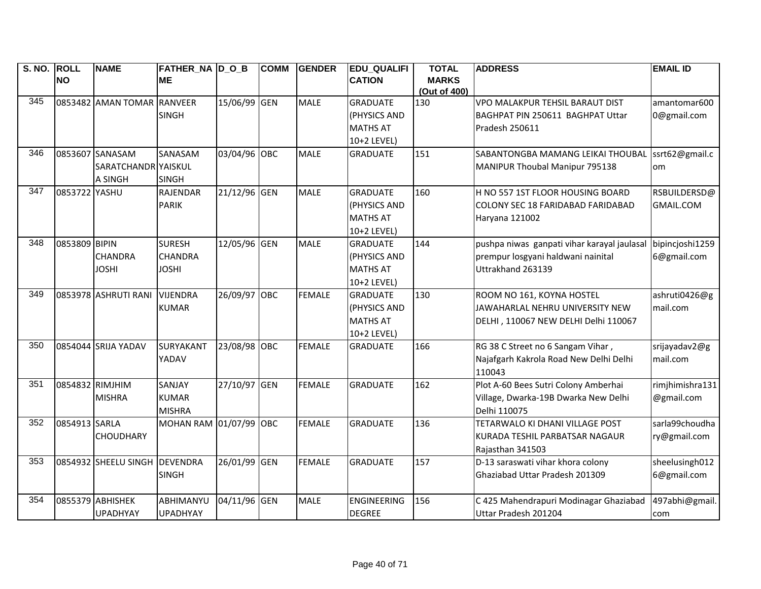| S. NO. | ROLL NO | NAME | FATHER_NAME | D_O_B | COMM | GENDER | EDU_QUALIFICATION | TOTAL MARKS (Out of 400) | ADDRESS | EMAIL ID |
|---|---|---|---|---|---|---|---|---|---|---|
| 345 | 0853482 | AMAN TOMAR | RANVEER SINGH | 15/06/99 | GEN | MALE | GRADUATE (PHYSICS AND MATHS AT 10+2 LEVEL) | 130 | VPO MALAKPUR TEHSIL BARAUT DIST BAGHPAT PIN 250611 BAGHPAT Uttar Pradesh 250611 | amantomar6000@gmail.com |
| 346 | 0853607 | SANASAM SARATCHANDRA SINGH | SANASAM YAISKUL SINGH | 03/04/96 | OBC | MALE | GRADUATE | 151 | SABANTONGBA MAMANG LEIKAI THOUBAL MANIPUR Thoubal Manipur 795138 | ssrt62@gmail.com |
| 347 | 0853722 | YASHU | RAJENDAR PARIK | 21/12/96 | GEN | MALE | GRADUATE (PHYSICS AND MATHS AT 10+2 LEVEL) | 160 | H NO 557 1ST FLOOR HOUSING BOARD COLONY SEC 18 FARIDABAD FARIDABAD Haryana 121002 | RSBUILDERSD@GMAIL.COM |
| 348 | 0853809 | BIPIN CHANDRA JOSHI | SURESH CHANDRA JOSHI | 12/05/96 | GEN | MALE | GRADUATE (PHYSICS AND MATHS AT 10+2 LEVEL) | 144 | pushpa niwas ganpati vihar karayal jaulasal prempur losgyani haldwani nainital Uttrakhand 263139 | bipincjoshi12596@gmail.com |
| 349 | 0853978 | ASHRUTI RANI | VIJENDRA KUMAR | 26/09/97 | OBC | FEMALE | GRADUATE (PHYSICS AND MATHS AT 10+2 LEVEL) | 130 | ROOM NO 161, KOYNA HOSTEL JAWAHARLAL NEHRU UNIVERSITY NEW DELHI , 110067 NEW DELHI Delhi 110067 | ashruti0426@gmail.com |
| 350 | 0854044 | SRIJA YADAV | SURYAKANT YADAV | 23/08/98 | OBC | FEMALE | GRADUATE | 166 | RG 38 C Street no 6 Sangam Vihar , Najafgarh Kakrola Road New Delhi Delhi 110043 | srijayadav2@gmail.com |
| 351 | 0854832 | RIMJHIM MISHRA | SANJAY KUMAR MISHRA | 27/10/97 | GEN | FEMALE | GRADUATE | 162 | Plot A-60 Bees Sutri Colony Amberhai Village, Dwarka-19B Dwarka New Delhi Delhi 110075 | rimjhimishra131@gmail.com |
| 352 | 0854913 | SARLA CHOUDHARY | MOHAN RAM | 01/07/99 | OBC | FEMALE | GRADUATE | 136 | TETARWALO KI DHANI VILLAGE POST KURADA TESHIL PARBATSAR NAGAUR Rajasthan 341503 | sarla99choudhary@gmail.com |
| 353 | 0854932 | SHEELU SINGH | DEVENDRA SINGH | 26/01/99 | GEN | FEMALE | GRADUATE | 157 | D-13 saraswati vihar khora colony Ghaziabad Uttar Pradesh 201309 | sheelusingh0126@gmail.com |
| 354 | 0855379 | ABHISHEK UPADHYAY | ABHIMANYU UPADHYAY | 04/11/96 | GEN | MALE | ENGINEERING DEGREE | 156 | C 425 Mahendrapuri Modinagar Ghaziabad Uttar Pradesh 201204 | 497abhi@gmail.com |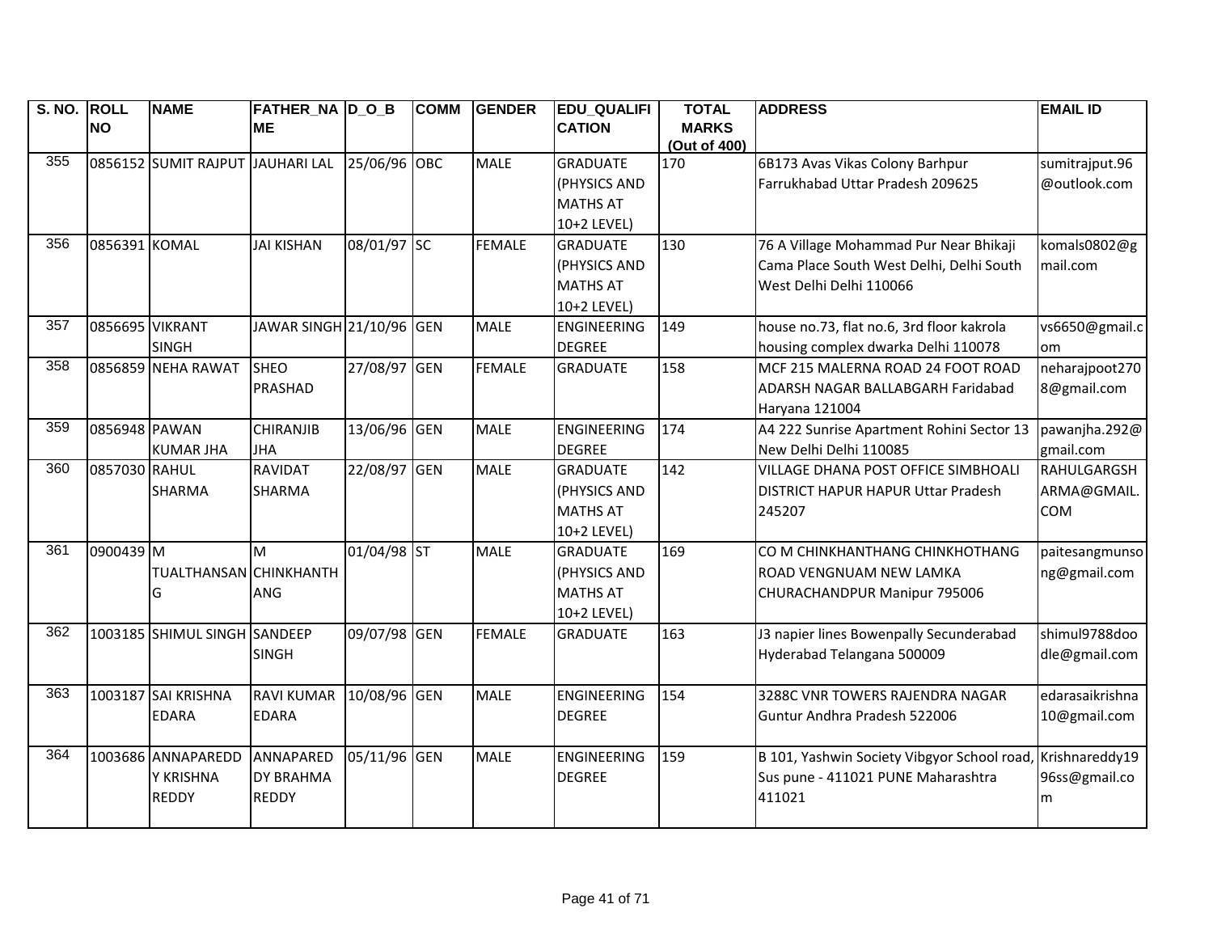| S. NO. | ROLL NO | NAME | FATHER_NAME | D_O_B | COMM | GENDER | EDU_QUALIFICATION | TOTAL MARKS (Out of 400) | ADDRESS | EMAIL ID |
|---|---|---|---|---|---|---|---|---|---|---|
| 355 | 0856152 | SUMIT RAJPUT | JAUHARI LAL | 25/06/96 | OBC | MALE | GRADUATE (PHYSICS AND MATHS AT 10+2 LEVEL) | 170 | 6B173 Avas Vikas Colony Barhpur Farrukhabad Uttar Pradesh 209625 | sumitrajput.96@outlook.com |
| 356 | 0856391 | KOMAL | JAI KISHAN | 08/01/97 | SC | FEMALE | GRADUATE (PHYSICS AND MATHS AT 10+2 LEVEL) | 130 | 76 A Village Mohammad Pur Near Bhikaji Cama Place South West Delhi, Delhi South West Delhi Delhi 110066 | komals0802@gmail.com |
| 357 | 0856695 | VIKRANT SINGH | JAWAR SINGH | 21/10/96 | GEN | MALE | ENGINEERING DEGREE | 149 | house no.73, flat no.6, 3rd floor kakrola housing complex dwarka Delhi 110078 | vs6650@gmail.com |
| 358 | 0856859 | NEHA RAWAT | SHEO PRASHAD | 27/08/97 | GEN | FEMALE | GRADUATE | 158 | MCF 215 MALERNA ROAD 24 FOOT ROAD ADARSH NAGAR BALLABGARH Faridabad Haryana 121004 | neharajpoot2708@gmail.com |
| 359 | 0856948 | PAWAN KUMAR JHA | CHIRANJIB JHA | 13/06/96 | GEN | MALE | ENGINEERING DEGREE | 174 | A4 222 Sunrise Apartment Rohini Sector 13 New Delhi Delhi 110085 | pawanjha.292@gmail.com |
| 360 | 0857030 | RAHUL SHARMA | RAVIDAT SHARMA | 22/08/97 | GEN | MALE | GRADUATE (PHYSICS AND MATHS AT 10+2 LEVEL) | 142 | VILLAGE DHANA POST OFFICE SIMBHOALI DISTRICT HAPUR HAPUR Uttar Pradesh 245207 | RAHULGARGSHARMA@GMAIL.COM |
| 361 | 0900439 | M TUALTHANSANG | M CHINKHANTHANG | 01/04/98 | ST | MALE | GRADUATE (PHYSICS AND MATHS AT 10+2 LEVEL) | 169 | CO M CHINKHANTHANG CHINKHOTHANG ROAD VENGNUAM NEW LAMKA CHURACHANDPUR Manipur 795006 | paitesangmunsong@gmail.com |
| 362 | 1003185 | SHIMUL SINGH | SANDEEP SINGH | 09/07/98 | GEN | FEMALE | GRADUATE | 163 | J3 napier lines Bowenpally Secunderabad Hyderabad Telangana 500009 | shimul9788doodle@gmail.com |
| 363 | 1003187 | SAI KRISHNA EDARA | RAVI KUMAR EDARA | 10/08/96 | GEN | MALE | ENGINEERING DEGREE | 154 | 3288C VNR TOWERS RAJENDRA NAGAR Guntur Andhra Pradesh 522006 | edarasaikrishna10@gmail.com |
| 364 | 1003686 | ANNAPAREDDY KRISHNA REDDY | ANNAPAREDDY BRAHMA REDDY | 05/11/96 | GEN | MALE | ENGINEERING DEGREE | 159 | B 101, Yashwin Society Vibgyor School road, Sus pune - 411021 PUNE Maharashtra 411021 | Krishnareddy1996ss@gmail.com |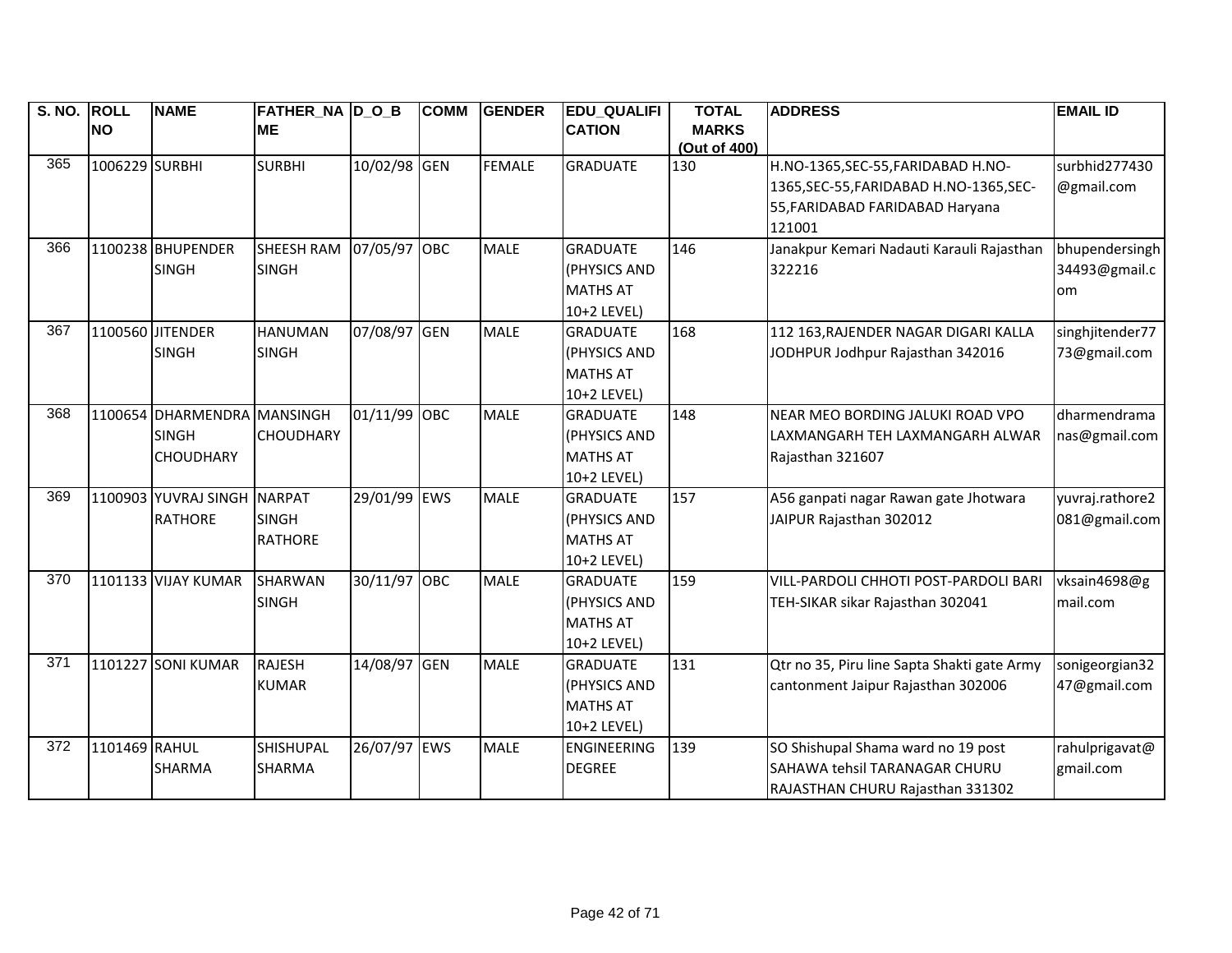| S. NO. | ROLL NO | NAME | FATHER_NAME | D_O_B | COMM | GENDER | EDU_QUALIFICATION | TOTAL MARKS (Out of 400) | ADDRESS | EMAIL ID |
|---|---|---|---|---|---|---|---|---|---|---|
| 365 | 1006229 | SURBHI | SURBHI | 10/02/98 | GEN | FEMALE | GRADUATE | 130 | H.NO-1365,SEC-55,FARIDABAD H.NO-1365,SEC-55,FARIDABAD H.NO-1365,SEC-55,FARIDABAD FARIDABAD Haryana 121001 | surbhid277430@gmail.com |
| 366 | 1100238 | BHUPENDER SINGH | SHEESH RAM SINGH | 07/05/97 | OBC | MALE | GRADUATE (PHYSICS AND MATHS AT 10+2 LEVEL) | 146 | Janakpur Kemari Nadauti Karauli Rajasthan 322216 | bhupendersingh34493@gmail.com |
| 367 | 1100560 | JITENDER SINGH | HANUMAN SINGH | 07/08/97 | GEN | MALE | GRADUATE (PHYSICS AND MATHS AT 10+2 LEVEL) | 168 | 112 163,RAJENDER NAGAR DIGARI KALLA JODHPUR Jodhpur Rajasthan 342016 | singhjitender7773@gmail.com |
| 368 | 1100654 | DHARMENDRA SINGH CHOUDHARY | MANSINGH CHOUDHARY | 01/11/99 | OBC | MALE | GRADUATE (PHYSICS AND MATHS AT 10+2 LEVEL) | 148 | NEAR MEO BORDING JALUKI ROAD VPO LAXMANGARH TEH LAXMANGARH ALWAR Rajasthan 321607 | dharmendramanas@gmail.com |
| 369 | 1100903 | YUVRAJ SINGH RATHORE | NARPAT SINGH RATHORE | 29/01/99 | EWS | MALE | GRADUATE (PHYSICS AND MATHS AT 10+2 LEVEL) | 157 | A56 ganpati nagar Rawan gate Jhotwara JAIPUR Rajasthan 302012 | yuvraj.rathore2081@gmail.com |
| 370 | 1101133 | VIJAY KUMAR | SHARWAN SINGH | 30/11/97 | OBC | MALE | GRADUATE (PHYSICS AND MATHS AT 10+2 LEVEL) | 159 | VILL-PARDOLI CHHOTI POST-PARDOLI BARI TEH-SIKAR sikar Rajasthan 302041 | vksain4698@gmail.com |
| 371 | 1101227 | SONI KUMAR | RAJESH KUMAR | 14/08/97 | GEN | MALE | GRADUATE (PHYSICS AND MATHS AT 10+2 LEVEL) | 131 | Qtr no 35, Piru line Sapta Shakti gate Army cantonment Jaipur Rajasthan 302006 | sonigeorgian3247@gmail.com |
| 372 | 1101469 | RAHUL SHARMA | SHISHUPAL SHARMA | 26/07/97 | EWS | MALE | ENGINEERING DEGREE | 139 | SO Shishupal Shama ward no 19 post SAHAWA tehsil TARANAGAR CHURU RAJASTHAN CHURU Rajasthan 331302 | rahulprigavat@gmail.com |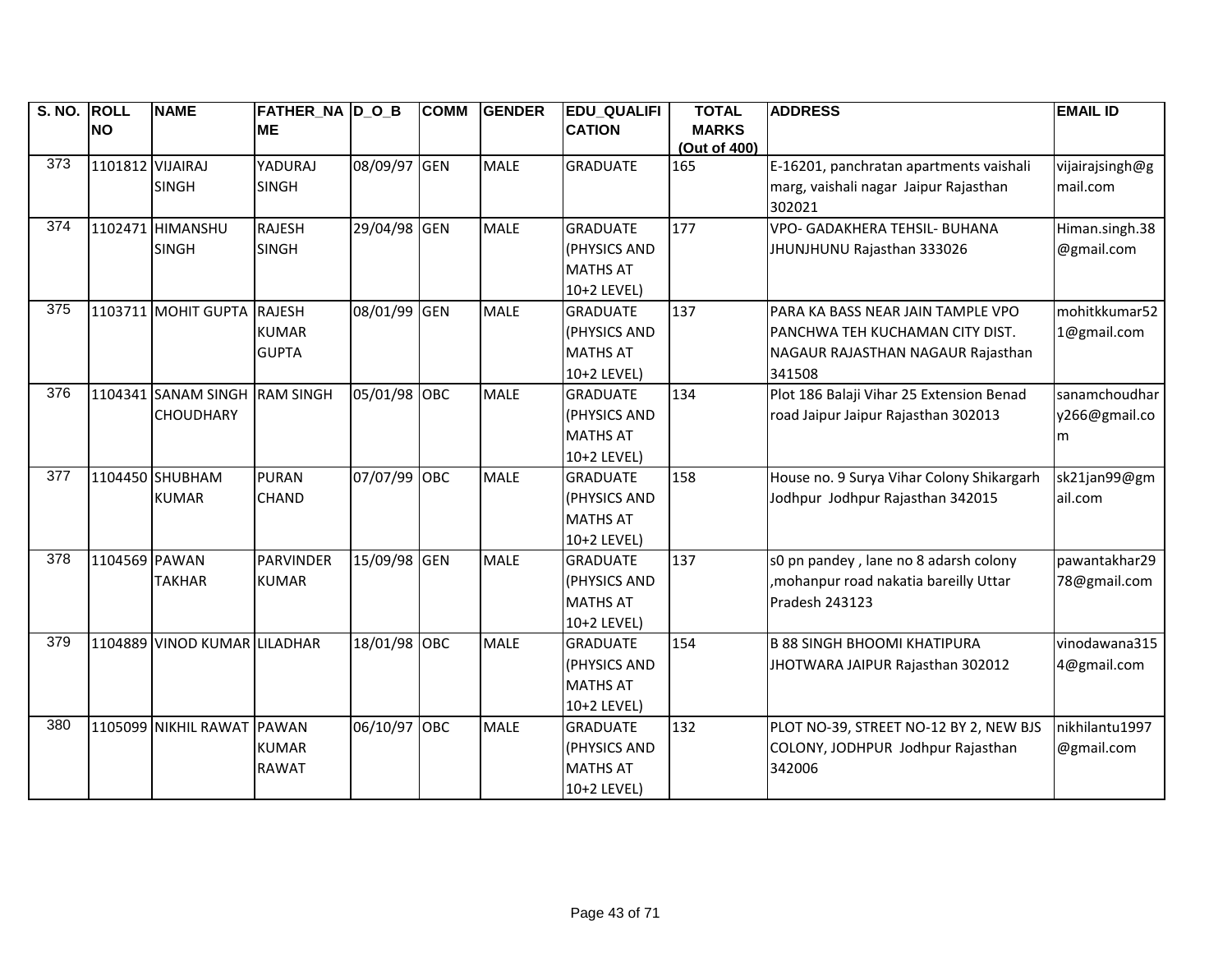| S. NO. | ROLL NO | NAME | FATHER_NAME | D_O_B | COMM | GENDER | EDU_QUALIFICATION | TOTAL MARKS (Out of 400) | ADDRESS | EMAIL ID |
|---|---|---|---|---|---|---|---|---|---|---|
| 373 | 1101812 | VIJAIRAJ SINGH | YADURAJ SINGH | 08/09/97 | GEN | MALE | GRADUATE | 165 | E-16201, panchratan apartments vaishali marg, vaishali nagar Jaipur Rajasthan 302021 | vijairajsingh@gmail.com |
| 374 | 1102471 | HIMANSHU SINGH | RAJESH SINGH | 29/04/98 | GEN | MALE | GRADUATE (PHYSICS AND MATHS AT 10+2 LEVEL) | 177 | VPO- GADAKHERA TEHSIL- BUHANA JHUNJHUNU Rajasthan 333026 | Himan.singh.38@gmail.com |
| 375 | 1103711 | MOHIT GUPTA | RAJESH KUMAR GUPTA | 08/01/99 | GEN | MALE | GRADUATE (PHYSICS AND MATHS AT 10+2 LEVEL) | 137 | PARA KA BASS NEAR JAIN TAMPLE VPO PANCHWA TEH KUCHAMAN CITY DIST. NAGAUR RAJASTHAN NAGAUR Rajasthan 341508 | mohitkkumar521@gmail.com |
| 376 | 1104341 | SANAM SINGH CHOUDHARY | RAM SINGH | 05/01/98 | OBC | MALE | GRADUATE (PHYSICS AND MATHS AT 10+2 LEVEL) | 134 | Plot 186 Balaji Vihar 25 Extension Benad road Jaipur Jaipur Rajasthan 302013 | sanamchoudhary266@gmail.com |
| 377 | 1104450 | SHUBHAM KUMAR | PURAN CHAND | 07/07/99 | OBC | MALE | GRADUATE (PHYSICS AND MATHS AT 10+2 LEVEL) | 158 | House no. 9 Surya Vihar Colony Shikargarh Jodhpur Jodhpur Rajasthan 342015 | sk21jan99@gmail.com |
| 378 | 1104569 | PAWAN TAKHAR | PARVINDER KUMAR | 15/09/98 | GEN | MALE | GRADUATE (PHYSICS AND MATHS AT 10+2 LEVEL) | 137 | s0 pn pandey , lane no 8 adarsh colony ,mohanpur road nakatia bareilly Uttar Pradesh 243123 | pawantakhar2978@gmail.com |
| 379 | 1104889 | VINOD KUMAR | LILADHAR | 18/01/98 | OBC | MALE | GRADUATE (PHYSICS AND MATHS AT 10+2 LEVEL) | 154 | B 88 SINGH BHOOMI KHATIPURA JHOTWARA JAIPUR Rajasthan 302012 | vinodawana3154@gmail.com |
| 380 | 1105099 | NIKHIL RAWAT | PAWAN KUMAR RAWAT | 06/10/97 | OBC | MALE | GRADUATE (PHYSICS AND MATHS AT 10+2 LEVEL) | 132 | PLOT NO-39, STREET NO-12 BY 2, NEW BJS COLONY, JODHPUR Jodhpur Rajasthan 342006 | nikhilantu1997@gmail.com |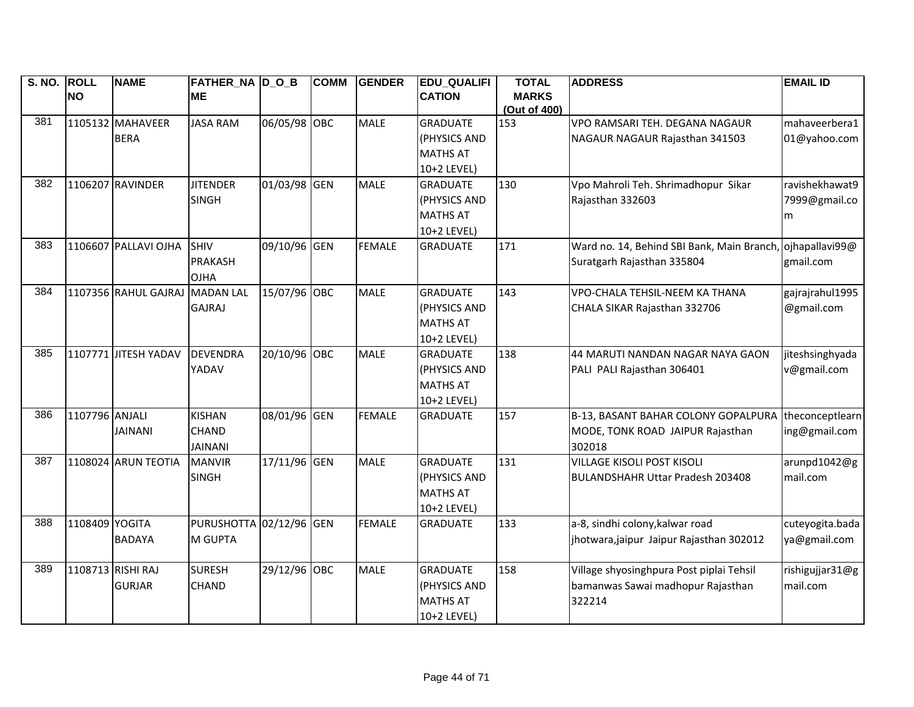| S. NO. | ROLL NO | NAME | FATHER_NAME | D_O_B | COMM | GENDER | EDU_QUALIFICATION | TOTAL MARKS (Out of 400) | ADDRESS | EMAIL ID |
|---|---|---|---|---|---|---|---|---|---|---|
| 381 | 1105132 | MAHAVEER BERA | JASA RAM | 06/05/98 | OBC | MALE | GRADUATE (PHYSICS AND MATHS AT 10+2 LEVEL) | 153 | VPO RAMSARI TEH. DEGANA NAGAUR NAGAUR NAGAUR Rajasthan 341503 | mahaveerbera101@yahoo.com |
| 382 | 1106207 | RAVINDER | JITENDER SINGH | 01/03/98 | GEN | MALE | GRADUATE (PHYSICS AND MATHS AT 10+2 LEVEL) | 130 | Vpo Mahroli Teh. Shrimadhopur Sikar Rajasthan 332603 | ravishekhawat97999@gmail.com |
| 383 | 1106607 | PALLAVI OJHA | SHIV PRAKASH OJHA | 09/10/96 | GEN | FEMALE | GRADUATE | 171 | Ward no. 14, Behind SBI Bank, Main Branch, Suratgarh Rajasthan 335804 | ojhapallavi99@gmail.com |
| 384 | 1107356 | RAHUL GAJRAJ | MADAN LAL GAJRAJ | 15/07/96 | OBC | MALE | GRADUATE (PHYSICS AND MATHS AT 10+2 LEVEL) | 143 | VPO-CHALA TEHSIL-NEEM KA THANA CHALA SIKAR Rajasthan 332706 | gajrajrahul1995@gmail.com |
| 385 | 1107771 | JITESH YADAV | DEVENDRA YADAV | 20/10/96 | OBC | MALE | GRADUATE (PHYSICS AND MATHS AT 10+2 LEVEL) | 138 | 44 MARUTI NANDAN NAGAR NAYA GAON PALI PALI Rajasthan 306401 | jiteshsinghyadav@gmail.com |
| 386 | 1107796 | ANJALI JAINANI | KISHAN CHAND JAINANI | 08/01/96 | GEN | FEMALE | GRADUATE | 157 | B-13, BASANT BAHAR COLONY GOPALPURA MODE, TONK ROAD JAIPUR Rajasthan 302018 | theconceptlearning@gmail.com |
| 387 | 1108024 | ARUN TEOTIA | MANVIR SINGH | 17/11/96 | GEN | MALE | GRADUATE (PHYSICS AND MATHS AT 10+2 LEVEL) | 131 | VILLAGE KISOLI POST KISOLI BULANDSHAHR Uttar Pradesh 203408 | arunpd1042@gmail.com |
| 388 | 1108409 | YOGITA BADAYA | PURUSHOTTAM GUPTA | 02/12/96 | GEN | FEMALE | GRADUATE | 133 | a-8, sindhi colony,kalwar road jhotwara,jaipur Jaipur Rajasthan 302012 | cuteyogita.badaya@gmail.com |
| 389 | 1108713 | RISHI RAJ GURJAR | SURESH CHAND | 29/12/96 | OBC | MALE | GRADUATE (PHYSICS AND MATHS AT 10+2 LEVEL) | 158 | Village shyosinghpura Post piplai Tehsil bamanwas Sawai madhopur Rajasthan 322214 | rishigujjar31@gmail.com |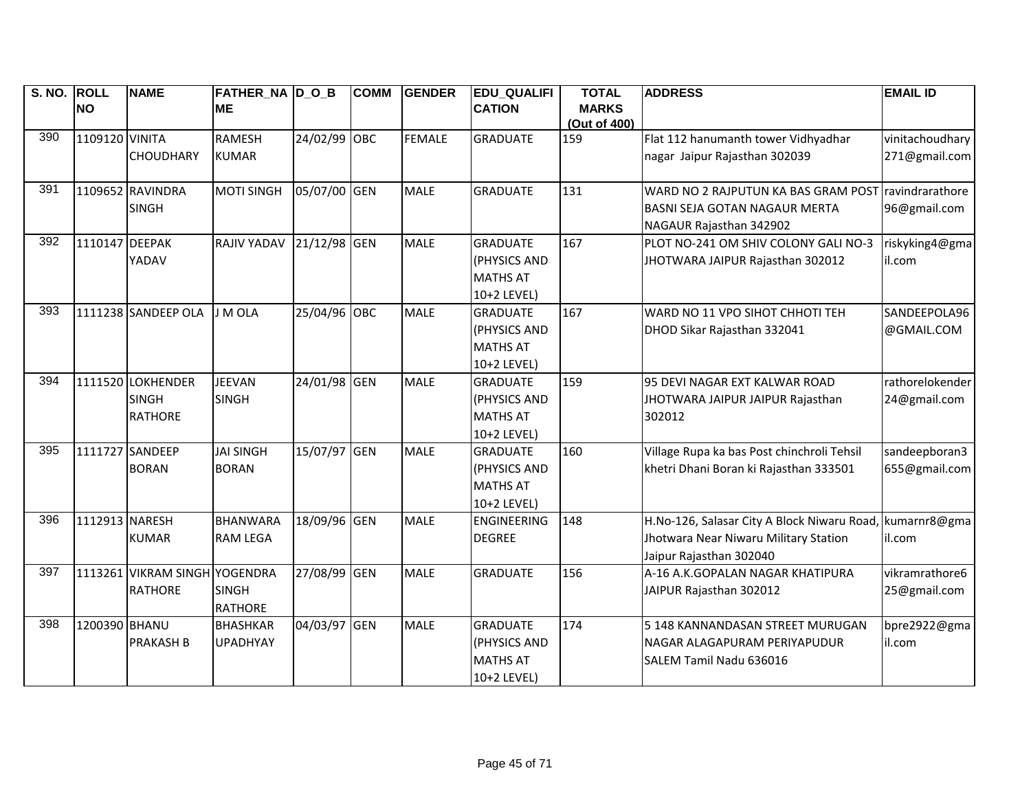| S. NO. | ROLL NO | NAME | FATHER_NAME | D_O_B | COMM | GENDER | EDU_QUALIFICATION | TOTAL MARKS (Out of 400) | ADDRESS | EMAIL ID |
|---|---|---|---|---|---|---|---|---|---|---|
| 390 | 1109120 | VINITA CHOUDHARY | RAMESH KUMAR | 24/02/99 | OBC | FEMALE | GRADUATE | 159 | Flat 112 hanumanth tower Vidhyadhar nagar Jaipur Rajasthan 302039 | vinitachoudhary271@gmail.com |
| 391 | 1109652 | RAVINDRA SINGH | MOTI SINGH | 05/07/00 | GEN | MALE | GRADUATE | 131 | WARD NO 2 RAJPUTUN KA BAS GRAM POST BASNI SEJA GOTAN NAGAUR MERTA NAGAUR Rajasthan 342902 | ravindrarathore96@gmail.com |
| 392 | 1110147 | DEEPAK YADAV | RAJIV YADAV | 21/12/98 | GEN | MALE | GRADUATE (PHYSICS AND MATHS AT 10+2 LEVEL) | 167 | PLOT NO-241 OM SHIV COLONY GALI NO-3 JHOTWARA JAIPUR Rajasthan 302012 | riskyking4@gmail.com |
| 393 | 1111238 | SANDEEP OLA | J M OLA | 25/04/96 | OBC | MALE | GRADUATE (PHYSICS AND MATHS AT 10+2 LEVEL) | 167 | WARD NO 11 VPO SIHOT CHHOTI TEH DHOD Sikar Rajasthan 332041 | SANDEEPOLA96@GMAIL.COM |
| 394 | 1111520 | LOKHENDER SINGH RATHORE | JEEVAN SINGH | 24/01/98 | GEN | MALE | GRADUATE (PHYSICS AND MATHS AT 10+2 LEVEL) | 159 | 95 DEVI NAGAR EXT KALWAR ROAD JHOTWARA JAIPUR JAIPUR Rajasthan 302012 | rathorelokender24@gmail.com |
| 395 | 1111727 | SANDEEP BORAN | JAI SINGH BORAN | 15/07/97 | GEN | MALE | GRADUATE (PHYSICS AND MATHS AT 10+2 LEVEL) | 160 | Village Rupa ka bas Post chinchroli Tehsil khetri Dhani Boran ki Rajasthan 333501 | sandeepboran3655@gmail.com |
| 396 | 1112913 | NARESH KUMAR | BHANWARA RAM LEGA | 18/09/96 | GEN | MALE | ENGINEERING DEGREE | 148 | H.No-126, Salasar City A Block Niwaru Road, Jhotwara Near Niwaru Military Station Jaipur Rajasthan 302040 | kumarnr8@gmail.com |
| 397 | 1113261 | VIKRAM SINGH RATHORE | YOGENDRA SINGH RATHORE | 27/08/99 | GEN | MALE | GRADUATE | 156 | A-16 A.K.GOPALAN NAGAR KHATIPURA JAIPUR Rajasthan 302012 | vikramrathore625@gmail.com |
| 398 | 1200390 | BHANU PRAKASH B | BHASHKAR UPADHYAY | 04/03/97 | GEN | MALE | GRADUATE (PHYSICS AND MATHS AT 10+2 LEVEL) | 174 | 5 148 KANNANDASAN STREET MURUGAN NAGAR ALAGAPURAM PERIYAPUDUR SALEM Tamil Nadu 636016 | bpre2922@gmail.com |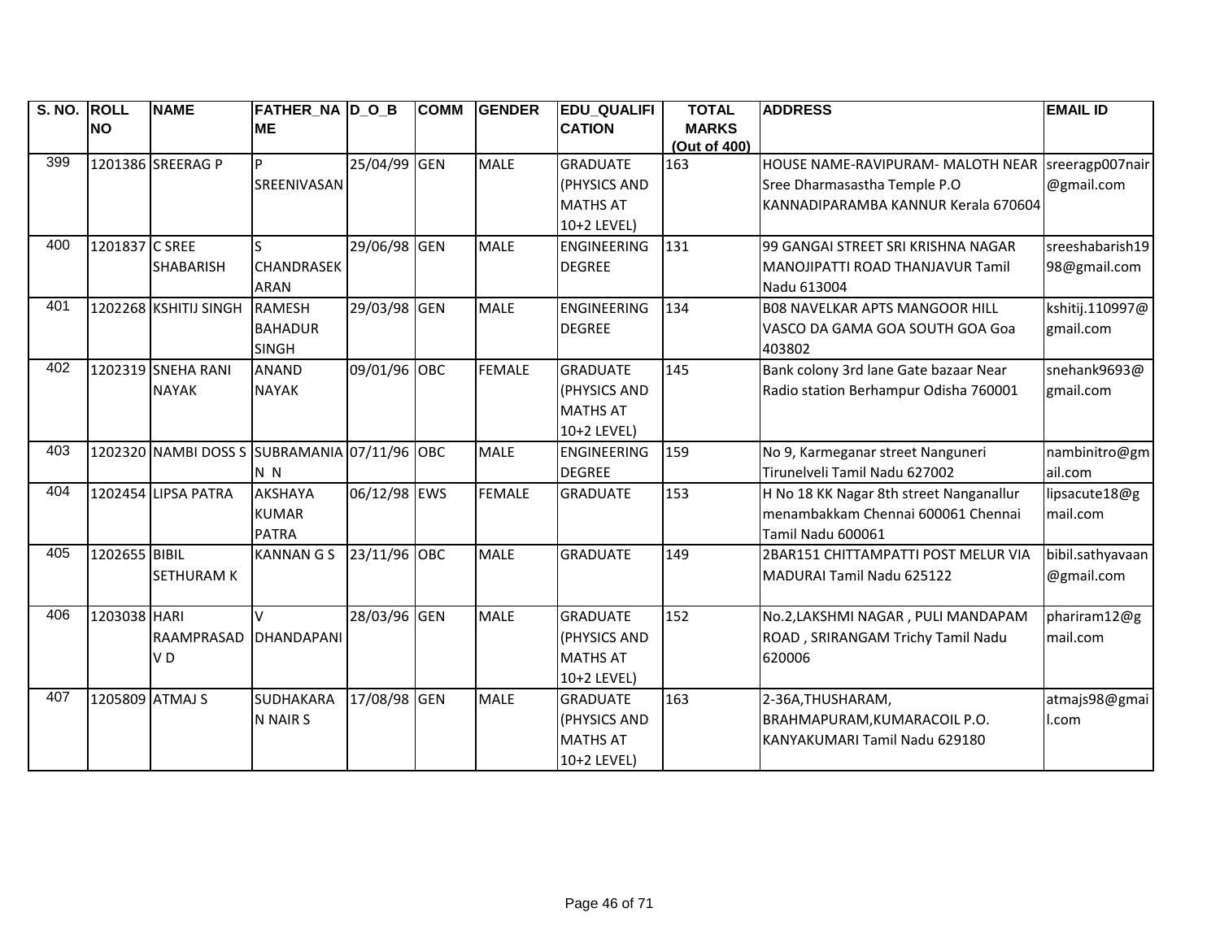| S. NO. | ROLL NO | NAME | FATHER_NAME | D_O_B | COMM | GENDER | EDU_QUALIFICATION | TOTAL MARKS (Out of 400) | ADDRESS | EMAIL ID |
|---|---|---|---|---|---|---|---|---|---|---|
| 399 | 1201386 | SREERAG P | P SREENIVASAN | 25/04/99 | GEN | MALE | GRADUATE (PHYSICS AND MATHS AT 10+2 LEVEL) | 163 | HOUSE NAME-RAVIPURAM- MALOTH NEAR Sree Dharmasastha Temple P.O KANNADIPARAMBA KANNUR Kerala 670604 | sreeragp007nair@gmail.com |
| 400 | 1201837 | C SREE SHABARISH | S CHANDRASEKARAN | 29/06/98 | GEN | MALE | ENGINEERING DEGREE | 131 | 99 GANGAI STREET SRI KRISHNA NAGAR MANOJIPATTI ROAD THANJAVUR Tamil Nadu 613004 | sreeshabarish1998@gmail.com |
| 401 | 1202268 | KSHITIJ SINGH | RAMESH BAHADUR SINGH | 29/03/98 | GEN | MALE | ENGINEERING DEGREE | 134 | B08 NAVELKAR APTS MANGOOR HILL VASCO DA GAMA GOA SOUTH GOA Goa 403802 | kshitij.110997@gmail.com |
| 402 | 1202319 | SNEHA RANI NAYAK | ANAND NAYAK | 09/01/96 | OBC | FEMALE | GRADUATE (PHYSICS AND MATHS AT 10+2 LEVEL) | 145 | Bank colony 3rd lane Gate bazaar Near Radio station Berhampur Odisha 760001 | snehank9693@gmail.com |
| 403 | 1202320 | NAMBI DOSS S | SUBRAMANIAN N | 07/11/96 | OBC | MALE | ENGINEERING DEGREE | 159 | No 9, Karmeganar street Nanguneri Tirunelveli Tamil Nadu 627002 | nambinitro@gmail.com |
| 404 | 1202454 | LIPSA PATRA | AKSHAYA KUMAR PATRA | 06/12/98 | EWS | FEMALE | GRADUATE | 153 | H No 18 KK Nagar 8th street Nanganallur menambakkam Chennai 600061 Chennai Tamil Nadu 600061 | lipsacute18@gmail.com |
| 405 | 1202655 | BIBIL SETHURAM K | KANNAN G S | 23/11/96 | OBC | MALE | GRADUATE | 149 | 2BAR151 CHITTAMPATTI POST MELUR VIA MADURAI Tamil Nadu 625122 | bibil.sathyavaan@gmail.com |
| 406 | 1203038 | HARI RAAMPRASAD V D | V DHANDAPANI | 28/03/96 | GEN | MALE | GRADUATE (PHYSICS AND MATHS AT 10+2 LEVEL) | 152 | No.2,LAKSHMI NAGAR , PULI MANDAPAM ROAD , SRIRANGAM Trichy Tamil Nadu 620006 | phariram12@gmail.com |
| 407 | 1205809 | ATMAJ S | SUDHAKARAN NAIR S | 17/08/98 | GEN | MALE | GRADUATE (PHYSICS AND MATHS AT 10+2 LEVEL) | 163 | 2-36A,THUSHARAM, BRAHMAPURAM,KUMARACOIL P.O. KANYAKUMARI Tamil Nadu 629180 | atmajs98@gmail.com |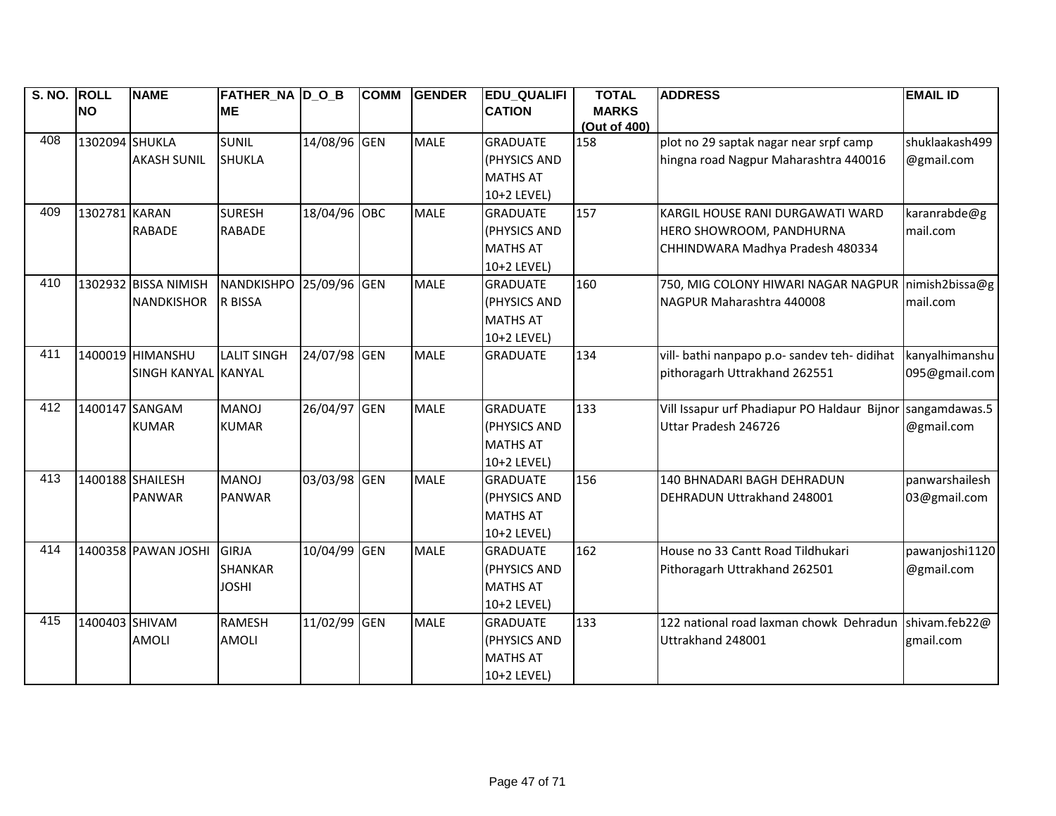| S. NO. | ROLL NO | NAME | FATHER_NAME | D_O_B | COMM | GENDER | EDU_QUALIFICATION | TOTAL MARKS (Out of 400) | ADDRESS | EMAIL ID |
|---|---|---|---|---|---|---|---|---|---|---|
| 408 | 1302094 | SHUKLA AKASH SUNIL | SUNIL SHUKLA | 14/08/96 | GEN | MALE | GRADUATE (PHYSICS AND MATHS AT 10+2 LEVEL) | 158 | plot no 29 saptak nagar near srpf camp hingna road Nagpur Maharashtra 440016 | shuklaakash499@gmail.com |
| 409 | 1302781 | KARAN RABADE | SURESH RABADE | 18/04/96 | OBC | MALE | GRADUATE (PHYSICS AND MATHS AT 10+2 LEVEL) | 157 | KARGIL HOUSE RANI DURGAWATI WARD HERO SHOWROOM, PANDHURNA CHHINDWARA Madhya Pradesh 480334 | karanrabde@gmail.com |
| 410 | 1302932 | BISSA NIMISH NANDKISHOR | NANDKISHPOR BISSA | 25/09/96 | GEN | MALE | GRADUATE (PHYSICS AND MATHS AT 10+2 LEVEL) | 160 | 750, MIG COLONY HIWARI NAGAR NAGPUR NAGPUR Maharashtra 440008 | nimish2bissa@gmail.com |
| 411 | 1400019 | HIMANSHU SINGH KANYAL | LALIT SINGH KANYAL | 24/07/98 | GEN | MALE | GRADUATE | 134 | vill- bathi nanpapo p.o- sandev teh- didihat pithoragarh Uttrakhand 262551 | kanyalhimanshu095@gmail.com |
| 412 | 1400147 | SANGAM KUMAR | MANOJ KUMAR | 26/04/97 | GEN | MALE | GRADUATE (PHYSICS AND MATHS AT 10+2 LEVEL) | 133 | Vill Issapur urf Phadiapur PO Haldaur Bijnor Uttar Pradesh 246726 | sangamdawas.5@gmail.com |
| 413 | 1400188 | SHAILESH PANWAR | MANOJ PANWAR | 03/03/98 | GEN | MALE | GRADUATE (PHYSICS AND MATHS AT 10+2 LEVEL) | 156 | 140 BHNADARI BAGH DEHRADUN DEHRADUN Uttrakhand 248001 | panwarshailesh03@gmail.com |
| 414 | 1400358 | PAWAN JOSHI | GIRJA SHANKAR JOSHI | 10/04/99 | GEN | MALE | GRADUATE (PHYSICS AND MATHS AT 10+2 LEVEL) | 162 | House no 33 Cantt Road Tildhukari Pithoragarh Uttrakhand 262501 | pawanjoshi1120@gmail.com |
| 415 | 1400403 | SHIVAM AMOLI | RAMESH AMOLI | 11/02/99 | GEN | MALE | GRADUATE (PHYSICS AND MATHS AT 10+2 LEVEL) | 133 | 122 national road laxman chowk Dehradun Uttrakhand 248001 | shivam.feb22@gmail.com |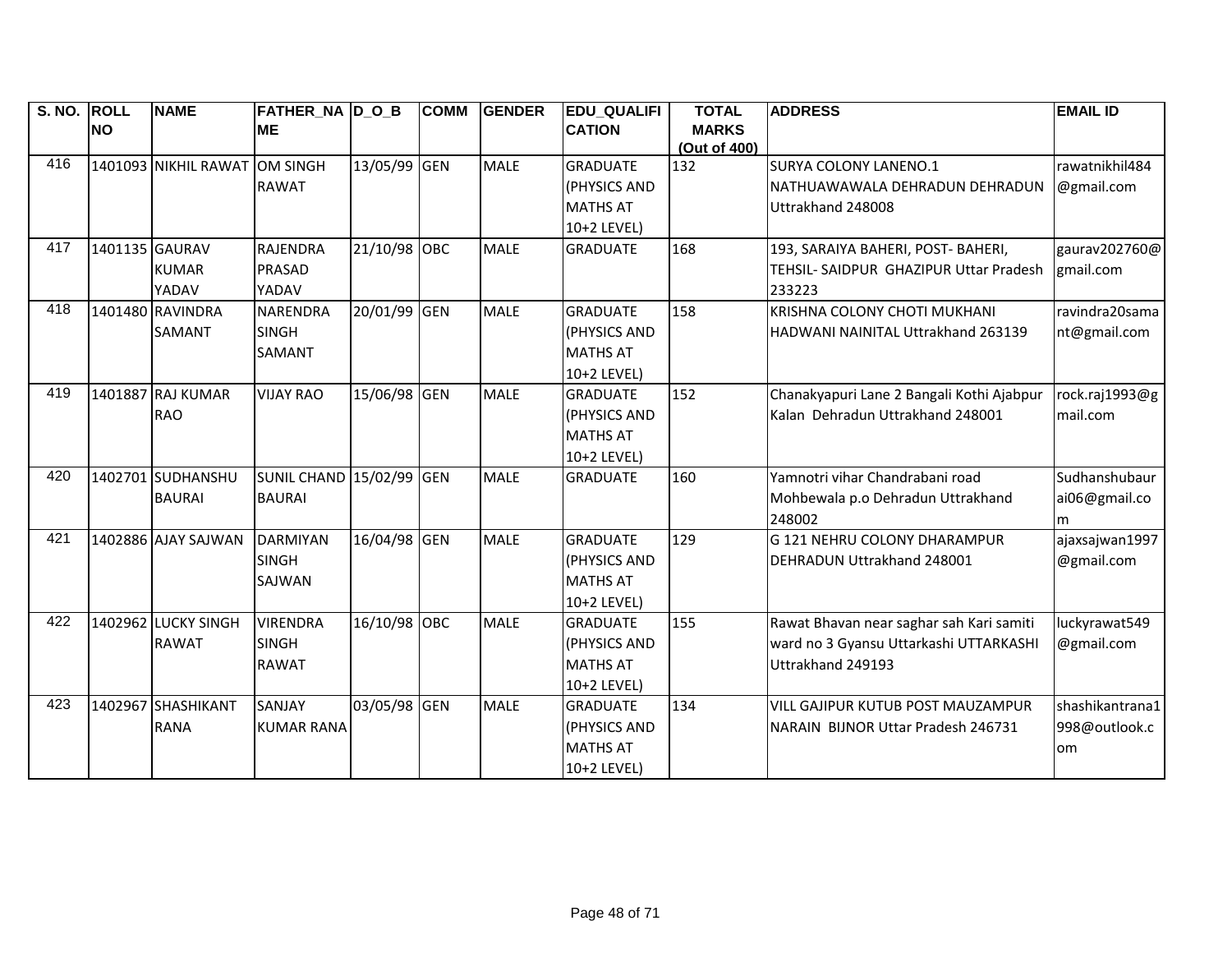| S. NO. | ROLL NO | NAME | FATHER_NAME | D_O_B | COMM | GENDER | EDU_QUALIFICATION | TOTAL MARKS (Out of 400) | ADDRESS | EMAIL ID |
|---|---|---|---|---|---|---|---|---|---|---|
| 416 | 1401093 | NIKHIL RAWAT | OM SINGH RAWAT | 13/05/99 | GEN | MALE | GRADUATE (PHYSICS AND MATHS AT 10+2 LEVEL) | 132 | SURYA COLONY LANENO.1 NATHUAWAWALA DEHRADUN DEHRADUN Uttrakhand 248008 | rawatnikhil484@gmail.com |
| 417 | 1401135 | GAURAV KUMAR YADAV | RAJENDRA PRASAD YADAV | 21/10/98 | OBC | MALE | GRADUATE | 168 | 193, SARAIYA BAHERI, POST- BAHERI, TEHSIL- SAIDPUR GHAZIPUR Uttar Pradesh 233223 | gaurav202760@gmail.com |
| 418 | 1401480 | RAVINDRA SAMANT | NARENDRA SINGH SAMANT | 20/01/99 | GEN | MALE | GRADUATE (PHYSICS AND MATHS AT 10+2 LEVEL) | 158 | KRISHNA COLONY CHOTI MUKHANI HADWANI NAINITAL Uttrakhand 263139 | ravindra20samant@gmail.com |
| 419 | 1401887 | RAJ KUMAR RAO | VIJAY RAO | 15/06/98 | GEN | MALE | GRADUATE (PHYSICS AND MATHS AT 10+2 LEVEL) | 152 | Chanakyapuri Lane 2 Bangali Kothi Ajabpur Kalan Dehradun Uttrakhand 248001 | rock.raj1993@gmail.com |
| 420 | 1402701 | SUDHANSHU BAURAI | SUNIL CHAND BAURAI | 15/02/99 | GEN | MALE | GRADUATE | 160 | Yamnotri vihar Chandrabani road Mohbewala p.o Dehradun Uttrakhand 248002 | Sudhanshubaurai06@gmail.com |
| 421 | 1402886 | AJAY SAJWAN | DARMIYAN SINGH SAJWAN | 16/04/98 | GEN | MALE | GRADUATE (PHYSICS AND MATHS AT 10+2 LEVEL) | 129 | G 121 NEHRU COLONY DHARAMPUR DEHRADUN Uttrakhand 248001 | ajaxsajwan1997@gmail.com |
| 422 | 1402962 | LUCKY SINGH RAWAT | VIRENDRA SINGH RAWAT | 16/10/98 | OBC | MALE | GRADUATE (PHYSICS AND MATHS AT 10+2 LEVEL) | 155 | Rawat Bhavan near saghar sah Kari samiti ward no 3 Gyansu Uttarkashi UTTARKASHI Uttrakhand 249193 | luckyrawat549@gmail.com |
| 423 | 1402967 | SHASHIKANT RANA | SANJAY KUMAR RANA | 03/05/98 | GEN | MALE | GRADUATE (PHYSICS AND MATHS AT 10+2 LEVEL) | 134 | VILL GAJIPUR KUTUB POST MAUZAMPUR NARAIN BIJNOR Uttar Pradesh 246731 | shashikantrana1998@outlook.com |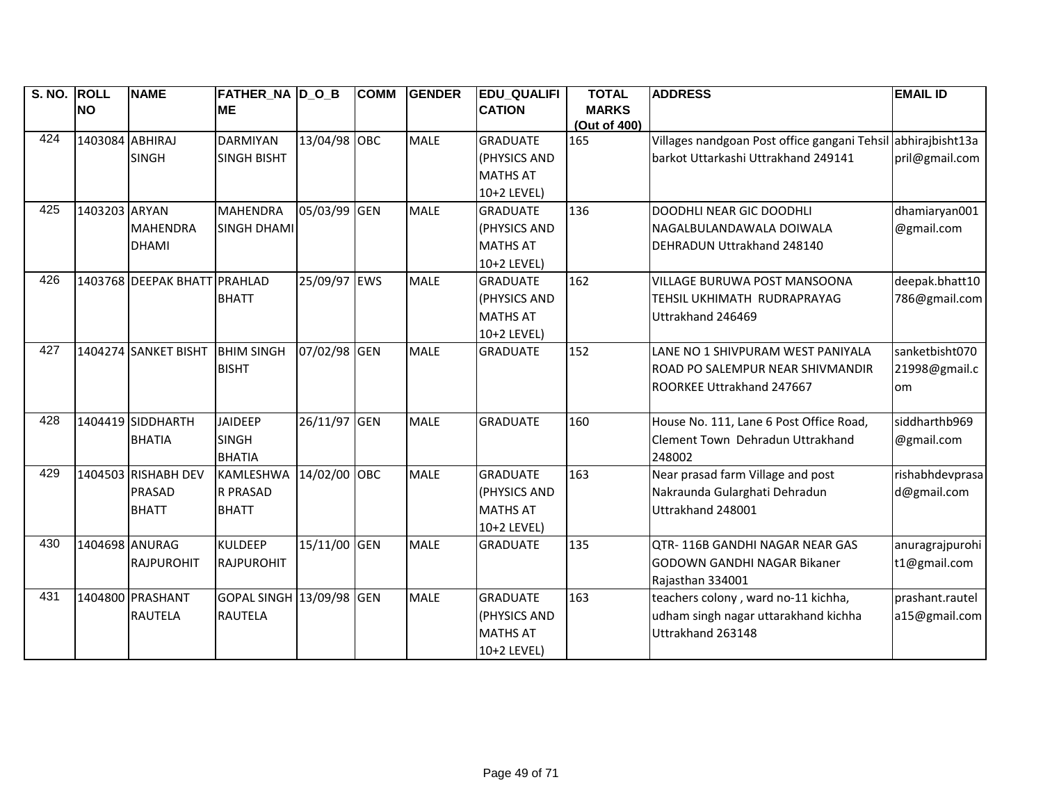| S. NO. | ROLL NO | NAME | FATHER_NAME | D_O_B | COMM | GENDER | EDU_QUALIFICATION | TOTAL MARKS (Out of 400) | ADDRESS | EMAIL ID |
|---|---|---|---|---|---|---|---|---|---|---|
| 424 | 1403084 | ABHIRAJ SINGH | DARMIYAN SINGH BISHT | 13/04/98 | OBC | MALE | GRADUATE (PHYSICS AND MATHS AT 10+2 LEVEL) | 165 | Villages nandgoan Post office gangani Tehsil barkot Uttarkashi Uttrakhand 249141 | abhirajbisht13april@gmail.com |
| 425 | 1403203 | ARYAN MAHENDRA DHAMI | MAHENDRA SINGH DHAMI | 05/03/99 | GEN | MALE | GRADUATE (PHYSICS AND MATHS AT 10+2 LEVEL) | 136 | DOODHLI NEAR GIC DOODHLI NAGALBULANDAWALA DOIWALA DEHRADUN Uttrakhand 248140 | dhamiaryan001@gmail.com |
| 426 | 1403768 | DEEPAK BHATT | PRAHLAD BHATT | 25/09/97 | EWS | MALE | GRADUATE (PHYSICS AND MATHS AT 10+2 LEVEL) | 162 | VILLAGE BURUWA POST MANSOONA TEHSIL UKHIMATH RUDRAPRAYAG Uttrakhand 246469 | deepak.bhatt10786@gmail.com |
| 427 | 1404274 | SANKET BISHT | BHIM SINGH BISHT | 07/02/98 | GEN | MALE | GRADUATE | 152 | LANE NO 1 SHIVPURAM WEST PANIYALA ROAD PO SALEMPUR NEAR SHIVMANDIR ROORKEE Uttrakhand 247667 | sanketbisht07021998@gmail.com |
| 428 | 1404419 | SIDDHARTH BHATIA | JAIDEEP SINGH BHATIA | 26/11/97 | GEN | MALE | GRADUATE | 160 | House No. 111, Lane 6 Post Office Road, Clement Town Dehradun Uttrakhand 248002 | siddharthb969@gmail.com |
| 429 | 1404503 | RISHABH DEV PRASAD BHATT | KAMLESHWAR PRASAD BHATT | 14/02/00 | OBC | MALE | GRADUATE (PHYSICS AND MATHS AT 10+2 LEVEL) | 163 | Near prasad farm Village and post Nakraunda Gularghati Dehradun Uttrakhand 248001 | rishabhdevprasad@gmail.com |
| 430 | 1404698 | ANURAG RAJPUROHIT | KULDEEP RAJPUROHIT | 15/11/00 | GEN | MALE | GRADUATE | 135 | QTR- 116B GANDHI NAGAR NEAR GAS GODOWN GANDHI NAGAR Bikaner Rajasthan 334001 | anuragrajpurohit1@gmail.com |
| 431 | 1404800 | PRASHANT RAUTELA | GOPAL SINGH RAUTELA | 13/09/98 | GEN | MALE | GRADUATE (PHYSICS AND MATHS AT 10+2 LEVEL) | 163 | teachers colony , ward no-11 kichha, udham singh nagar uttarakhand kichha Uttrakhand 263148 | prashant.rautela15@gmail.com |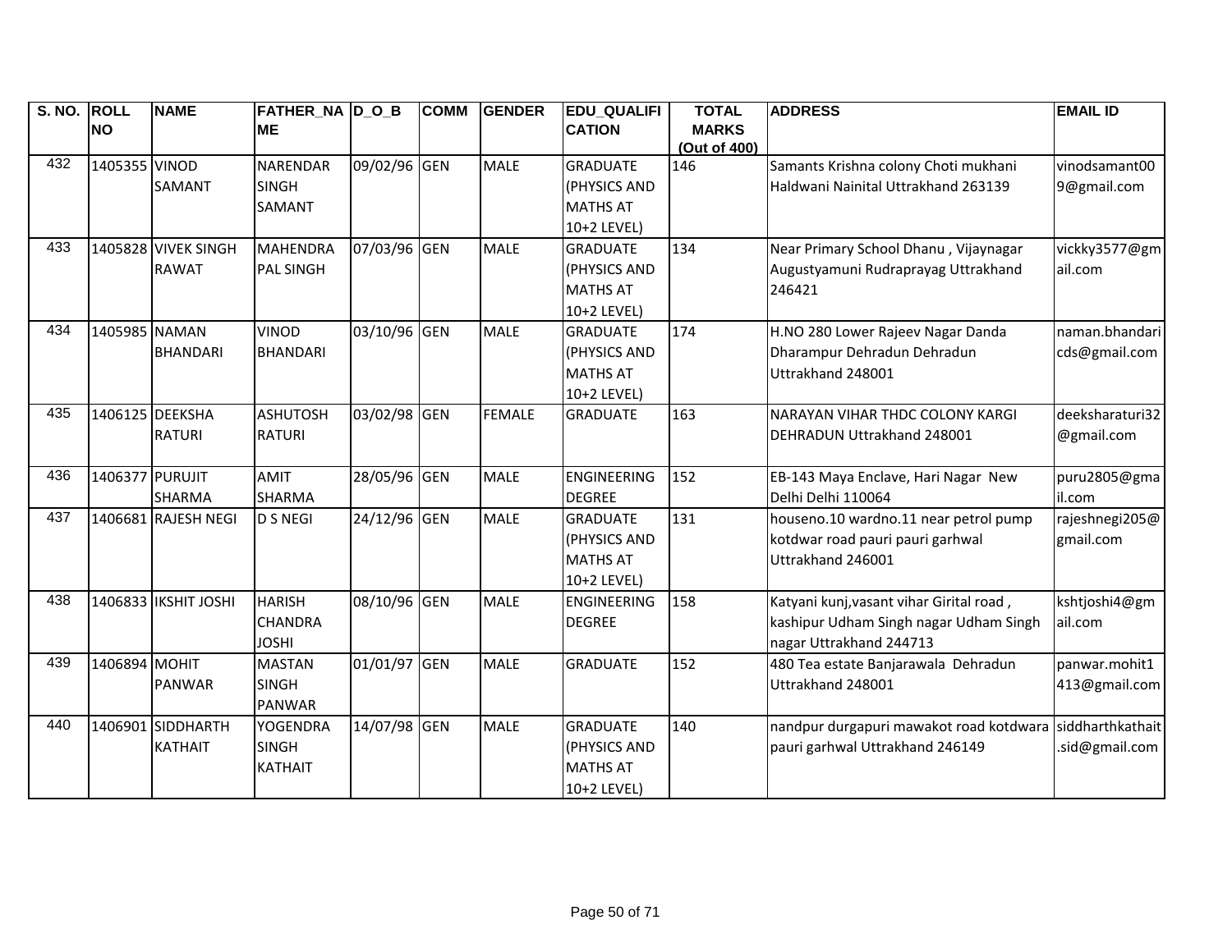| S. NO. | ROLL NO | NAME | FATHER_NAME | D_O_B | COMM | GENDER | EDU_QUALIFICATION | TOTAL MARKS (Out of 400) | ADDRESS | EMAIL ID |
|---|---|---|---|---|---|---|---|---|---|---|
| 432 | 1405355 | VINOD SAMANT | NARENDAR SINGH SAMANT | 09/02/96 | GEN | MALE | GRADUATE (PHYSICS AND MATHS AT 10+2 LEVEL) | 146 | Samants Krishna colony Choti mukhani Haldwani Nainital Uttrakhand 263139 | vinodsamant009@gmail.com |
| 433 | 1405828 | VIVEK SINGH RAWAT | MAHENDRA PAL SINGH | 07/03/96 | GEN | MALE | GRADUATE (PHYSICS AND MATHS AT 10+2 LEVEL) | 134 | Near Primary School Dhanu , Vijaynagar Augustyamuni Rudraprayag Uttrakhand 246421 | vickky3577@gmail.com |
| 434 | 1405985 | NAMAN BHANDARI | VINOD BHANDARI | 03/10/96 | GEN | MALE | GRADUATE (PHYSICS AND MATHS AT 10+2 LEVEL) | 174 | H.NO 280 Lower Rajeev Nagar Danda Dharampur Dehradun Dehradun Uttrakhand 248001 | naman.bhandaricds@gmail.com |
| 435 | 1406125 | DEEKSHA RATURI | ASHUTOSH RATURI | 03/02/98 | GEN | FEMALE | GRADUATE | 163 | NARAYAN VIHAR THDC COLONY KARGI DEHRADUN Uttrakhand 248001 | deeksharaturi32@gmail.com |
| 436 | 1406377 | PURUJIT SHARMA | AMIT SHARMA | 28/05/96 | GEN | MALE | ENGINEERING DEGREE | 152 | EB-143 Maya Enclave, Hari Nagar New Delhi Delhi 110064 | puru2805@gmail.com |
| 437 | 1406681 | RAJESH NEGI | D S NEGI | 24/12/96 | GEN | MALE | GRADUATE (PHYSICS AND MATHS AT 10+2 LEVEL) | 131 | houseno.10 wardno.11 near petrol pump kotdwar road pauri pauri garhwal Uttrakhand 246001 | rajeshnegi205@gmail.com |
| 438 | 1406833 | IKSHIT JOSHI | HARISH CHANDRA JOSHI | 08/10/96 | GEN | MALE | ENGINEERING DEGREE | 158 | Katyani kunj,vasant vihar Girital road , kashipur Udham Singh nagar Udham Singh nagar Uttrakhand 244713 | kshtjoshi4@gmail.com |
| 439 | 1406894 | MOHIT PANWAR | MASTAN SINGH PANWAR | 01/01/97 | GEN | MALE | GRADUATE | 152 | 480 Tea estate Banjarawala Dehradun Uttrakhand 248001 | panwar.mohit1413@gmail.com |
| 440 | 1406901 | SIDDHARTH KATHAIT | YOGENDRA SINGH KATHAIT | 14/07/98 | GEN | MALE | GRADUATE (PHYSICS AND MATHS AT 10+2 LEVEL) | 140 | nandpur durgapuri mawakot road kotdwara pauri garhwal Uttrakhand 246149 | siddharthkathait.sid@gmail.com |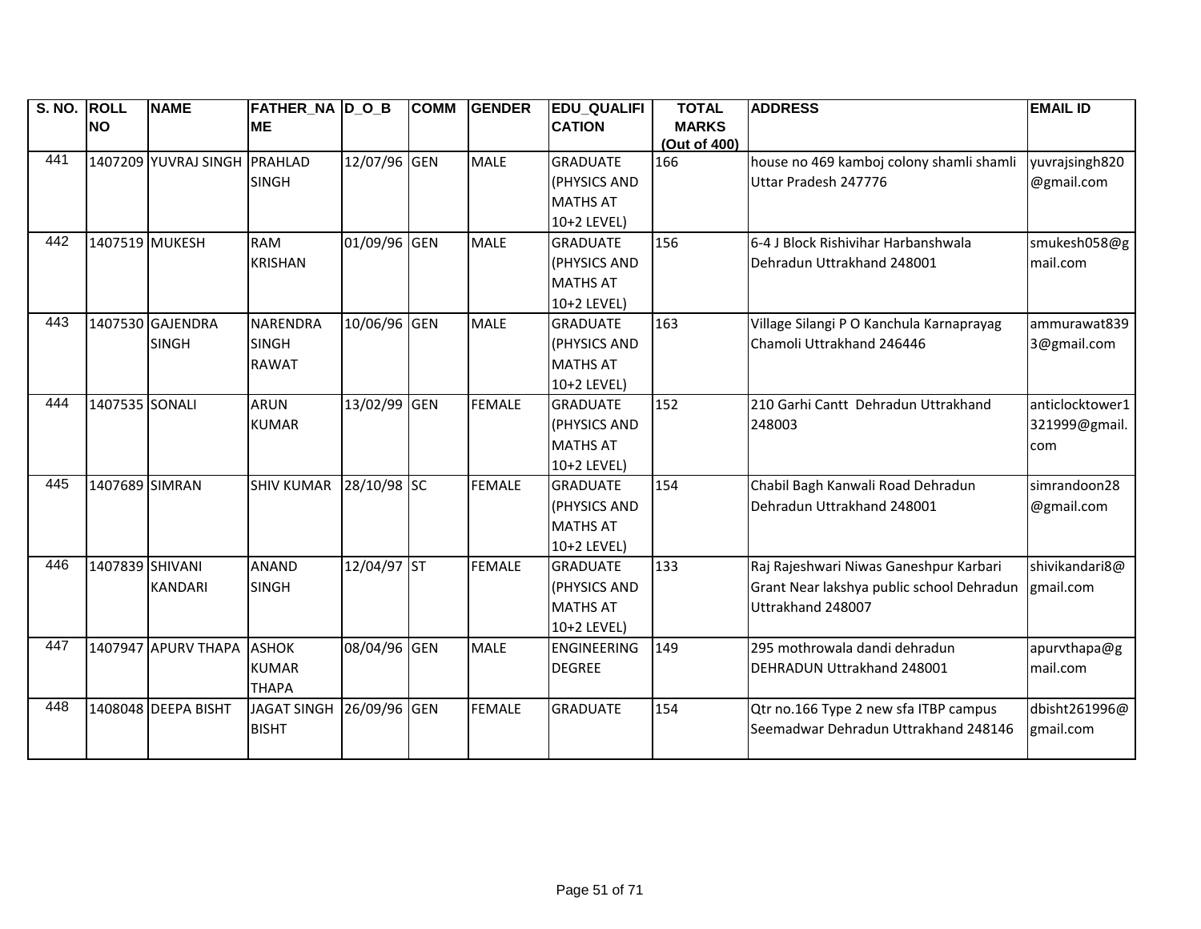| S. NO. | ROLL NO | NAME | FATHER_NAME | D_O_B | COMM | GENDER | EDU_QUALIFICATION | TOTAL MARKS (Out of 400) | ADDRESS | EMAIL ID |
|---|---|---|---|---|---|---|---|---|---|---|
| 441 | 1407209 | YUVRAJ SINGH | PRAHLAD SINGH | 12/07/96 | GEN | MALE | GRADUATE (PHYSICS AND MATHS AT 10+2 LEVEL) | 166 | house no 469 kamboj colony shamli shamli Uttar Pradesh 247776 | yuvrajsingh820@gmail.com |
| 442 | 1407519 | MUKESH | RAM KRISHAN | 01/09/96 | GEN | MALE | GRADUATE (PHYSICS AND MATHS AT 10+2 LEVEL) | 156 | 6-4 J Block Rishivihar Harbanshwala Dehradun Uttrakhand 248001 | smukesh058@gmail.com |
| 443 | 1407530 | GAJENDRA SINGH | NARENDRA SINGH RAWAT | 10/06/96 | GEN | MALE | GRADUATE (PHYSICS AND MATHS AT 10+2 LEVEL) | 163 | Village Silangi P O Kanchula Karnaprayag Chamoli Uttrakhand 246446 | ammurawat8393@gmail.com |
| 444 | 1407535 | SONALI | ARUN KUMAR | 13/02/99 | GEN | FEMALE | GRADUATE (PHYSICS AND MATHS AT 10+2 LEVEL) | 152 | 210 Garhi Cantt Dehradun Uttrakhand 248003 | anticlocktower1321999@gmail.com |
| 445 | 1407689 | SIMRAN | SHIV KUMAR | 28/10/98 | SC | FEMALE | GRADUATE (PHYSICS AND MATHS AT 10+2 LEVEL) | 154 | Chabil Bagh Kanwali Road Dehradun Dehradun Uttrakhand 248001 | simrandoon28@gmail.com |
| 446 | 1407839 | SHIVANI KANDARI | ANAND SINGH | 12/04/97 | ST | FEMALE | GRADUATE (PHYSICS AND MATHS AT 10+2 LEVEL) | 133 | Raj Rajeshwari Niwas Ganeshpur Karbari Grant Near lakshya public school Dehradun Uttrakhand 248007 | shivikandari8@gmail.com |
| 447 | 1407947 | APURV THAPA | ASHOK KUMAR THAPA | 08/04/96 | GEN | MALE | ENGINEERING DEGREE | 149 | 295 mothrowala dandi dehradun DEHRADUN Uttrakhand 248001 | apurvthapa@gmail.com |
| 448 | 1408048 | DEEPA BISHT | JAGAT SINGH BISHT | 26/09/96 | GEN | FEMALE | GRADUATE | 154 | Qtr no.166 Type 2 new sfa ITBP campus Seemadwar Dehradun Uttrakhand 248146 | dbisht261996@gmail.com |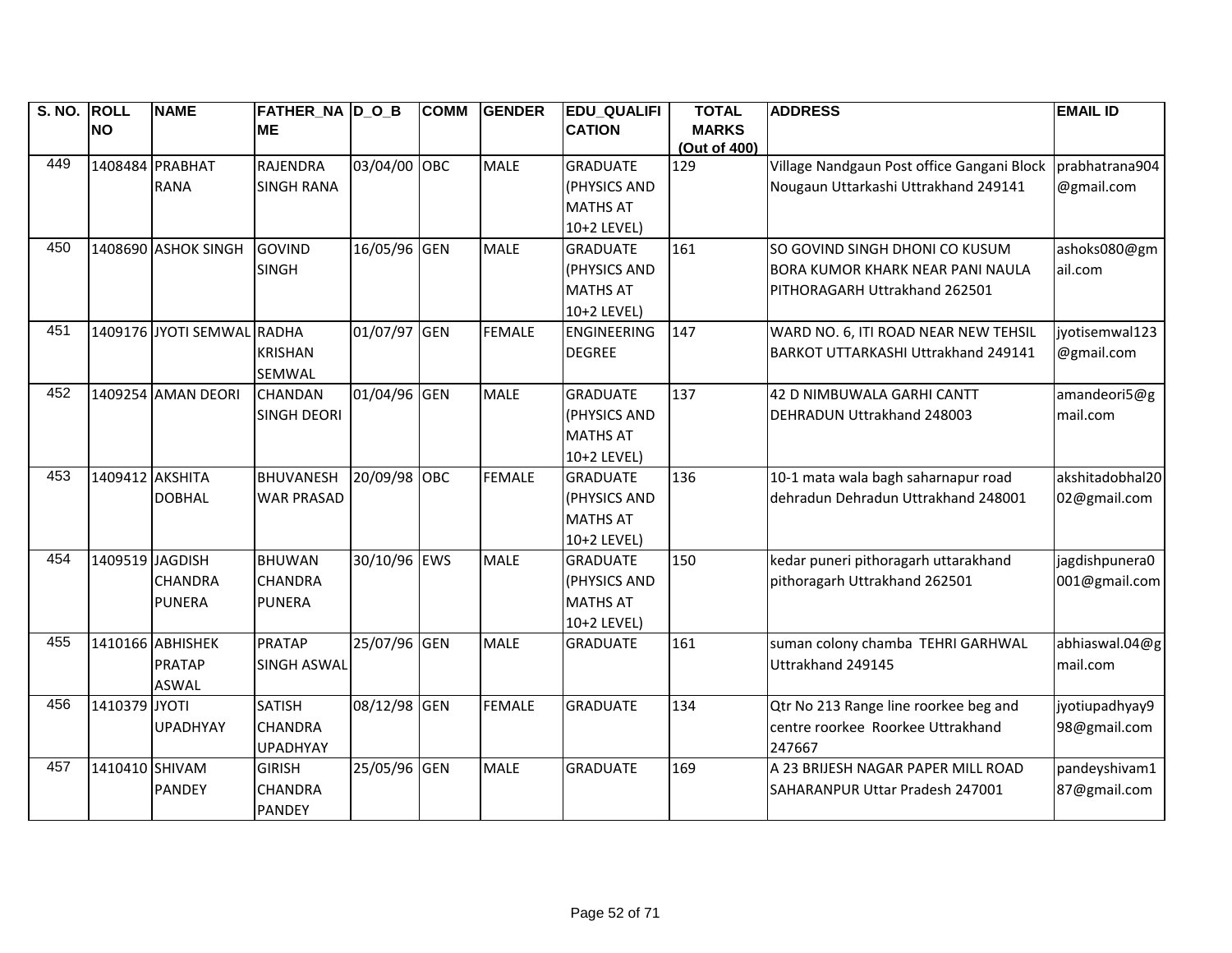| S. NO. | ROLL NO | NAME | FATHER_NAME | D_O_B | COMM | GENDER | EDU_QUALIFICATION | TOTAL MARKS (Out of 400) | ADDRESS | EMAIL ID |
|---|---|---|---|---|---|---|---|---|---|---|
| 449 | 1408484 | PRABHAT RANA | RAJENDRA SINGH RANA | 03/04/00 | OBC | MALE | GRADUATE (PHYSICS AND MATHS AT 10+2 LEVEL) | 129 | Village Nandgaun Post office Gangani Block Nougaun Uttarkashi Uttrakhand 249141 | prabhatrana904@gmail.com |
| 450 | 1408690 | ASHOK SINGH | GOVIND SINGH | 16/05/96 | GEN | MALE | GRADUATE (PHYSICS AND MATHS AT 10+2 LEVEL) | 161 | SO GOVIND SINGH DHONI CO KUSUM BORA KUMOR KHARK NEAR PANI NAULA PITHORAGARH Uttrakhand 262501 | ashoks080@gmail.com |
| 451 | 1409176 | JYOTI SEMWAL | RADHA KRISHAN SEMWAL | 01/07/97 | GEN | FEMALE | ENGINEERING DEGREE | 147 | WARD NO. 6, ITI ROAD NEAR NEW TEHSIL BARKOT UTTARKASHI Uttrakhand 249141 | jyotisemwal123@gmail.com |
| 452 | 1409254 | AMAN DEORI | CHANDAN SINGH DEORI | 01/04/96 | GEN | MALE | GRADUATE (PHYSICS AND MATHS AT 10+2 LEVEL) | 137 | 42 D NIMBUWALA GARHI CANTT DEHRADUN Uttrakhand 248003 | amandeori5@gmail.com |
| 453 | 1409412 | AKSHITA DOBHAL | BHUVANESHWAR PRASAD | 20/09/98 | OBC | FEMALE | GRADUATE (PHYSICS AND MATHS AT 10+2 LEVEL) | 136 | 10-1 mata wala bagh saharnapur road dehradun Dehradun Uttrakhand 248001 | akshitadobhal2002@gmail.com |
| 454 | 1409519 | JAGDISH CHANDRA PUNERA | BHUWAN CHANDRA PUNERA | 30/10/96 | EWS | MALE | GRADUATE (PHYSICS AND MATHS AT 10+2 LEVEL) | 150 | kedar puneri pithoragarh uttarakhand pithoragarh Uttrakhand 262501 | jagdishpunera0001@gmail.com |
| 455 | 1410166 | ABHISHEK PRATAP ASWAL | PRATAP SINGH ASWAL | 25/07/96 | GEN | MALE | GRADUATE | 161 | suman colony chamba TEHRI GARHWAL Uttrakhand 249145 | abhiaswal.04@gmail.com |
| 456 | 1410379 | JYOTI UPADHYAY | SATISH CHANDRA UPADHYAY | 08/12/98 | GEN | FEMALE | GRADUATE | 134 | Qtr No 213 Range line roorkee beg and centre roorkee Roorkee Uttrakhand 247667 | jyotiupadhyay998@gmail.com |
| 457 | 1410410 | SHIVAM PANDEY | GIRISH CHANDRA PANDEY | 25/05/96 | GEN | MALE | GRADUATE | 169 | A 23 BRIJESH NAGAR PAPER MILL ROAD SAHARANPUR Uttar Pradesh 247001 | pandeyshivam187@gmail.com |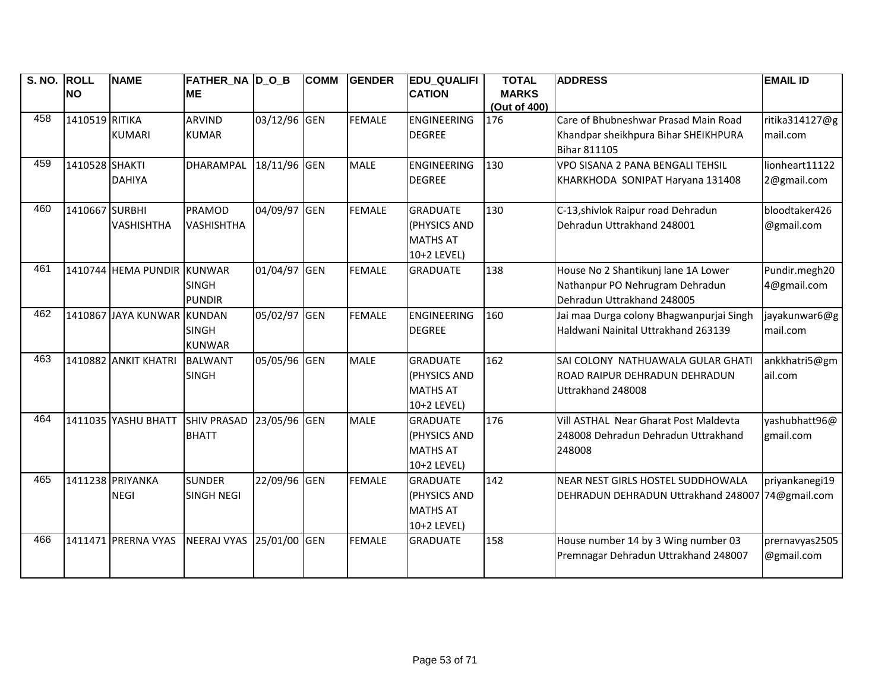| S. NO. | ROLL NO | NAME | FATHER_NAME | D_O_B | COMM | GENDER | EDU_QUALIFICATION | TOTAL MARKS (Out of 400) | ADDRESS | EMAIL ID |
|---|---|---|---|---|---|---|---|---|---|---|
| 458 | 1410519 | RITIKA KUMARI | ARVIND KUMAR | 03/12/96 | GEN | FEMALE | ENGINEERING DEGREE | 176 | Care of Bhubneshwar Prasad Main Road Khandpar sheikhpura Bihar SHEIKHPURA Bihar 811105 | ritika314127@gmail.com |
| 459 | 1410528 | SHAKTI DAHIYA | DHARAMPAL | 18/11/96 | GEN | MALE | ENGINEERING DEGREE | 130 | VPO SISANA 2 PANA BENGALI TEHSIL KHARKHODA SONIPAT Haryana 131408 | lionheart111222@gmail.com |
| 460 | 1410667 | SURBHI VASHISHTHA | PRAMOD VASHISHTHA | 04/09/97 | GEN | FEMALE | GRADUATE (PHYSICS AND MATHS AT 10+2 LEVEL) | 130 | C-13,shivlok Raipur road Dehradun Dehradun Uttrakhand 248001 | bloodtaker426@gmail.com |
| 461 | 1410744 | HEMA PUNDIR | KUNWAR SINGH PUNDIR | 01/04/97 | GEN | FEMALE | GRADUATE | 138 | House No 2 Shantikunj lane 1A Lower Nathanpur PO Nehrugram Dehradun Dehradun Uttrakhand 248005 | Pundir.megh204@gmail.com |
| 462 | 1410867 | JAYA KUNWAR | KUNDAN SINGH KUNWAR | 05/02/97 | GEN | FEMALE | ENGINEERING DEGREE | 160 | Jai maa Durga colony Bhagwanpurjai Singh Haldwani Nainital Uttrakhand 263139 | jayakunwar6@gmail.com |
| 463 | 1410882 | ANKIT KHATRI | BALWANT SINGH | 05/05/96 | GEN | MALE | GRADUATE (PHYSICS AND MATHS AT 10+2 LEVEL) | 162 | SAI COLONY NATHUAWALA GULAR GHATI ROAD RAIPUR DEHRADUN DEHRADUN Uttrakhand 248008 | ankkhatri5@gmail.com |
| 464 | 1411035 | YASHU BHATT | SHIV PRASAD BHATT | 23/05/96 | GEN | MALE | GRADUATE (PHYSICS AND MATHS AT 10+2 LEVEL) | 176 | Vill ASTHAL Near Gharat Post Maldevta 248008 Dehradun Dehradun Uttrakhand 248008 | yashubhatt96@gmail.com |
| 465 | 1411238 | PRIYANKA NEGI | SUNDER SINGH NEGI | 22/09/96 | GEN | FEMALE | GRADUATE (PHYSICS AND MATHS AT 10+2 LEVEL) | 142 | NEAR NEST GIRLS HOSTEL SUDDHOWALA DEHRADUN DEHRADUN Uttrakhand 248007 | priyankanegi1974@gmail.com |
| 466 | 1411471 | PRERNA VYAS | NEERAJ VYAS | 25/01/00 | GEN | FEMALE | GRADUATE | 158 | House number 14 by 3 Wing number 03 Premnagar Dehradun Uttrakhand 248007 | prernavyas2505@gmail.com |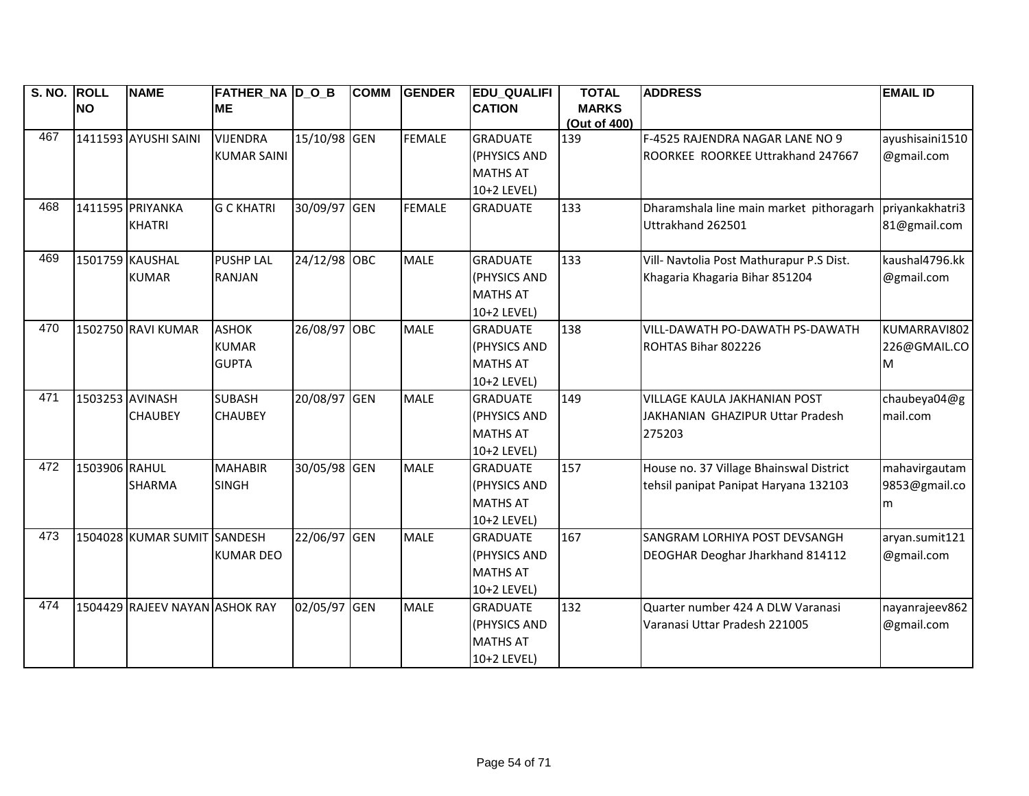| S. NO. | ROLL NO | NAME | FATHER_NAME | D_O_B | COMM | GENDER | EDU_QUALIFICATION | TOTAL MARKS (Out of 400) | ADDRESS | EMAIL ID |
|---|---|---|---|---|---|---|---|---|---|---|
| 467 | 1411593 | AYUSHI SAINI | VIJENDRA KUMAR SAINI | 15/10/98 | GEN | FEMALE | GRADUATE (PHYSICS AND MATHS AT 10+2 LEVEL) | 139 | F-4525 RAJENDRA NAGAR LANE NO 9 ROORKEE ROORKEE Uttrakhand 247667 | ayushisaini1510@gmail.com |
| 468 | 1411595 | PRIYANKA KHATRI | G C KHATRI | 30/09/97 | GEN | FEMALE | GRADUATE | 133 | Dharamshala line main market pithoragarh Uttrakhand 262501 | priyankakhatri381@gmail.com |
| 469 | 1501759 | KAUSHAL KUMAR | PUSHP LAL RANJAN | 24/12/98 | OBC | MALE | GRADUATE (PHYSICS AND MATHS AT 10+2 LEVEL) | 133 | Vill- Navtolia Post Mathurapur P.S Dist. Khagaria Khagaria Bihar 851204 | kaushal4796.kk@gmail.com |
| 470 | 1502750 | RAVI KUMAR | ASHOK KUMAR GUPTA | 26/08/97 | OBC | MALE | GRADUATE (PHYSICS AND MATHS AT 10+2 LEVEL) | 138 | VILL-DAWATH PO-DAWATH PS-DAWATH ROHTAS Bihar 802226 | KUMARRAVI802226@GMAIL.COM |
| 471 | 1503253 | AVINASH CHAUBEY | SUBASH CHAUBEY | 20/08/97 | GEN | MALE | GRADUATE (PHYSICS AND MATHS AT 10+2 LEVEL) | 149 | VILLAGE KAULA JAKHANIAN POST JAKHANIAN GHAZIPUR Uttar Pradesh 275203 | chaubeya04@gmail.com |
| 472 | 1503906 | RAHUL SHARMA | MAHABIR SINGH | 30/05/98 | GEN | MALE | GRADUATE (PHYSICS AND MATHS AT 10+2 LEVEL) | 157 | House no. 37 Village Bhainswal District tehsil panipat Panipat Haryana 132103 | mahavirgautam9853@gmail.com |
| 473 | 1504028 | KUMAR SUMIT | SANDESH KUMAR DEO | 22/06/97 | GEN | MALE | GRADUATE (PHYSICS AND MATHS AT 10+2 LEVEL) | 167 | SANGRAM LORHIYA POST DEVSANGH DEOGHAR Deoghar Jharkhand 814112 | aryan.sumit121@gmail.com |
| 474 | 1504429 | RAJEEV NAYAN | ASHOK RAY | 02/05/97 | GEN | MALE | GRADUATE (PHYSICS AND MATHS AT 10+2 LEVEL) | 132 | Quarter number 424 A DLW Varanasi Varanasi Uttar Pradesh 221005 | nayanrajeev862@gmail.com |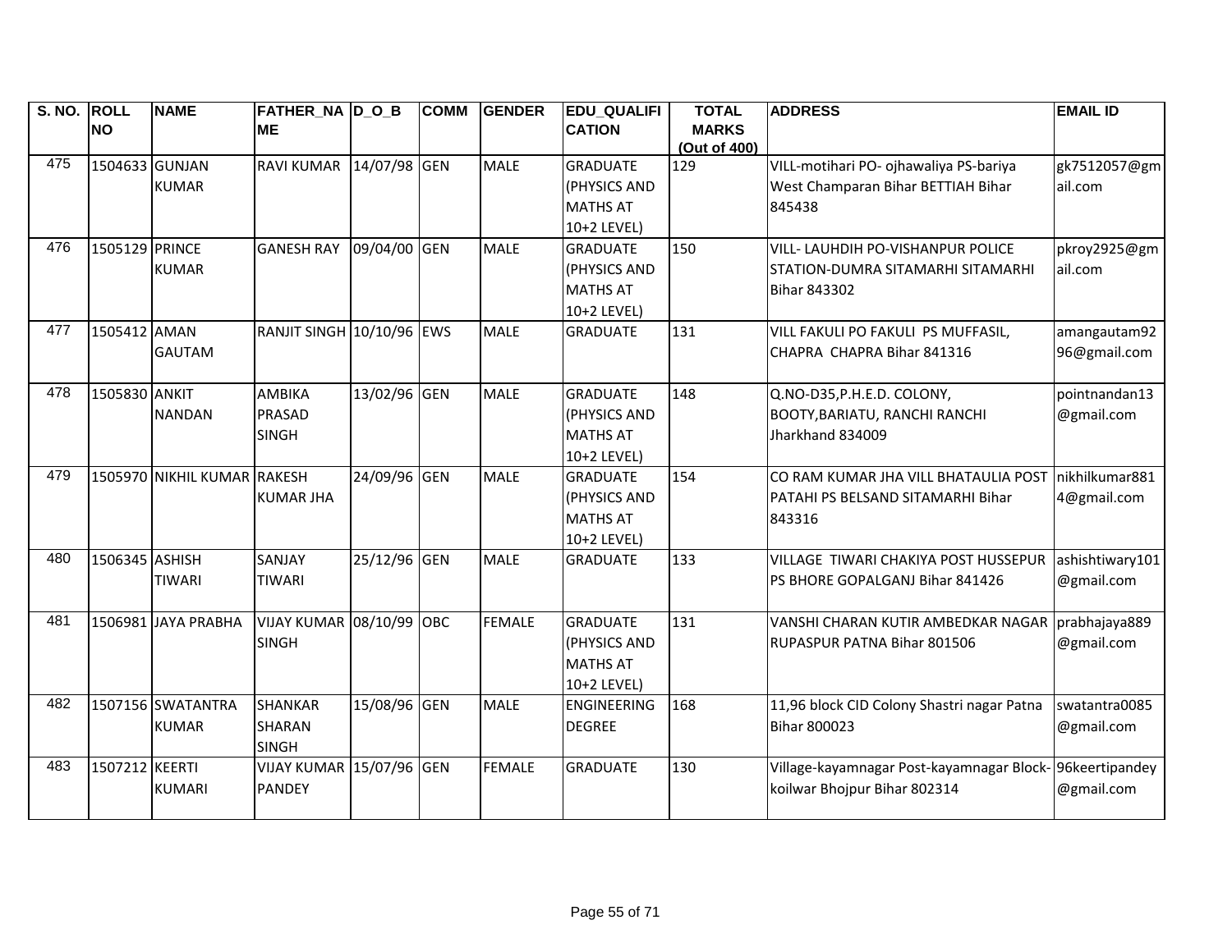| S. NO. | ROLL NO | NAME | FATHER_NAME | D_O_B | COMM | GENDER | EDU_QUALIFICATION | TOTAL MARKS (Out of 400) | ADDRESS | EMAIL ID |
|---|---|---|---|---|---|---|---|---|---|---|
| 475 | 1504633 | GUNJAN KUMAR | RAVI KUMAR | 14/07/98 | GEN | MALE | GRADUATE (PHYSICS AND MATHS AT 10+2 LEVEL) | 129 | VILL-motihari PO- ojhawaliya PS-bariya West Champaran Bihar BETTIAH Bihar 845438 | gk7512057@gmail.com |
| 476 | 1505129 | PRINCE KUMAR | GANESH RAY | 09/04/00 | GEN | MALE | GRADUATE (PHYSICS AND MATHS AT 10+2 LEVEL) | 150 | VILL- LAUHDIH PO-VISHANPUR POLICE STATION-DUMRA SITAMARHI SITAMARHI Bihar 843302 | pkroy2925@gmail.com |
| 477 | 1505412 | AMAN GAUTAM | RANJIT SINGH | 10/10/96 | EWS | MALE | GRADUATE | 131 | VILL FAKULI PO FAKULI PS MUFFASIL, CHAPRA CHAPRA Bihar 841316 | amangautam9296@gmail.com |
| 478 | 1505830 | ANKIT NANDAN | AMBIKA PRASAD SINGH | 13/02/96 | GEN | MALE | GRADUATE (PHYSICS AND MATHS AT 10+2 LEVEL) | 148 | Q.NO-D35,P.H.E.D. COLONY, BOOTY,BARIATU, RANCHI RANCHI Jharkhand 834009 | pointnandan13@gmail.com |
| 479 | 1505970 | NIKHIL KUMAR | RAKESH KUMAR JHA | 24/09/96 | GEN | MALE | GRADUATE (PHYSICS AND MATHS AT 10+2 LEVEL) | 154 | CO RAM KUMAR JHA VILL BHATAULIA POST PATAHI PS BELSAND SITAMARHI Bihar 843316 | nikhilkumar8814@gmail.com |
| 480 | 1506345 | ASHISH TIWARI | SANJAY TIWARI | 25/12/96 | GEN | MALE | GRADUATE | 133 | VILLAGE TIWARI CHAKIYA POST HUSSEPUR PS BHORE GOPALGANJ Bihar 841426 | ashishtiwary101@gmail.com |
| 481 | 1506981 | JAYA PRABHA | VIJAY KUMAR SINGH | 08/10/99 | OBC | FEMALE | GRADUATE (PHYSICS AND MATHS AT 10+2 LEVEL) | 131 | VANSHI CHARAN KUTIR AMBEDKAR NAGAR RUPASPUR PATNA Bihar 801506 | prabhajaya889@gmail.com |
| 482 | 1507156 | SWATANTRA KUMAR | SHANKAR SHARAN SINGH | 15/08/96 | GEN | MALE | ENGINEERING DEGREE | 168 | 11,96 block CID Colony Shastri nagar Patna Bihar 800023 | swatantra0085@gmail.com |
| 483 | 1507212 | KEERTI KUMARI | VIJAY KUMAR PANDEY | 15/07/96 | GEN | FEMALE | GRADUATE | 130 | Village-kayamnagar Post-kayamnagar Block-koilwar Bhojpur Bihar 802314 | 96keertipandey@gmail.com |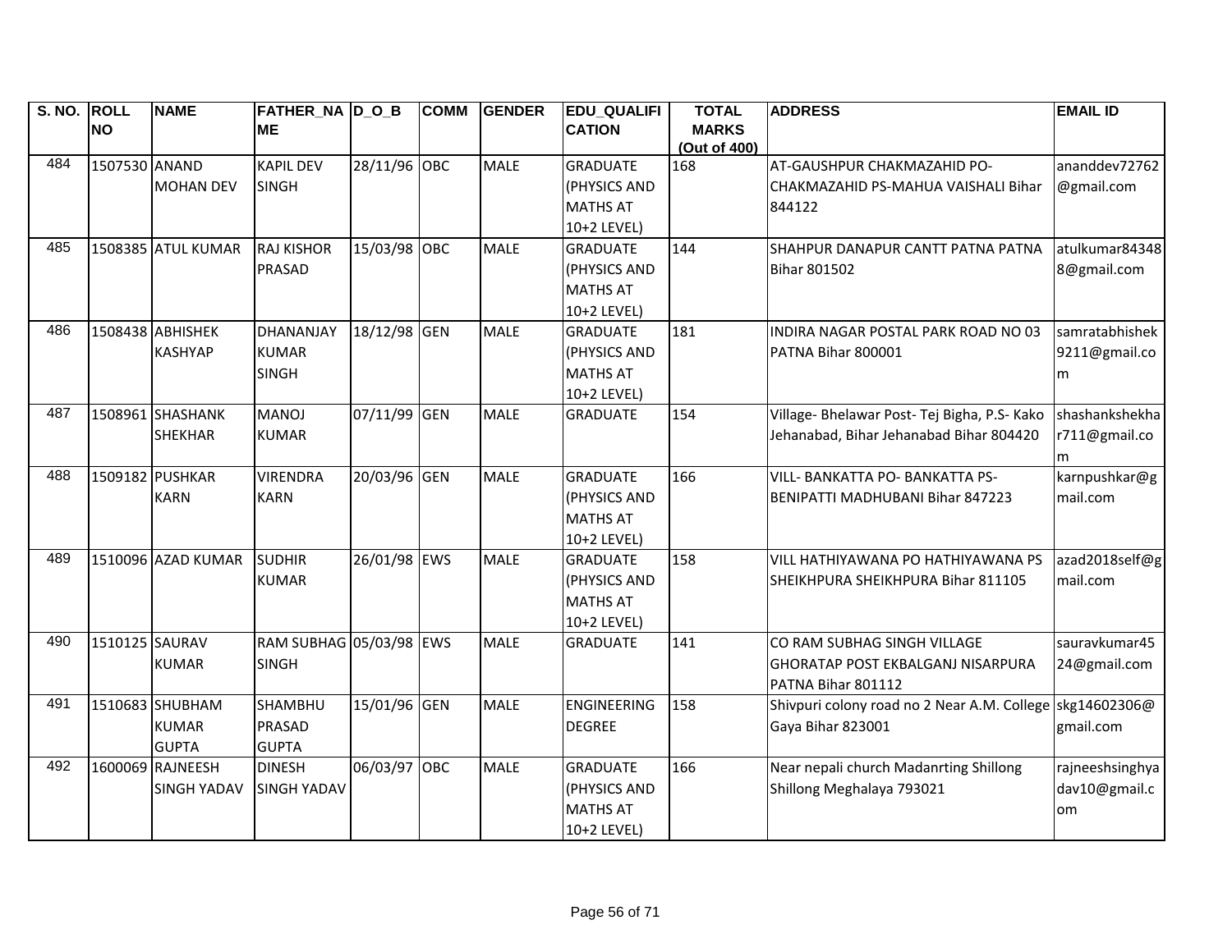| S. NO. | ROLL NO | NAME | FATHER_NAME | D_O_B | COMM | GENDER | EDU_QUALIFICATION | TOTAL MARKS (Out of 400) | ADDRESS | EMAIL ID |
|---|---|---|---|---|---|---|---|---|---|---|
| 484 | 1507530 | ANAND MOHAN DEV | KAPIL DEV SINGH | 28/11/96 | OBC | MALE | GRADUATE (PHYSICS AND MATHS AT 10+2 LEVEL) | 168 | AT-GAUSHPUR CHAKMAZAHID PO-CHAKMAZAHID PS-MAHUA VAISHALI Bihar 844122 | ananddev72762@gmail.com |
| 485 | 1508385 | ATUL KUMAR | RAJ KISHOR PRASAD | 15/03/98 | OBC | MALE | GRADUATE (PHYSICS AND MATHS AT 10+2 LEVEL) | 144 | SHAHPUR DANAPUR CANTT PATNA PATNA Bihar 801502 | atulkumar843488@gmail.com |
| 486 | 1508438 | ABHISHEK KASHYAP | DHANANJAY KUMAR SINGH | 18/12/98 | GEN | MALE | GRADUATE (PHYSICS AND MATHS AT 10+2 LEVEL) | 181 | INDIRA NAGAR POSTAL PARK ROAD NO 03 PATNA Bihar 800001 | samratabhishek9211@gmail.com |
| 487 | 1508961 | SHASHANK SHEKHAR | MANOJ KUMAR | 07/11/99 | GEN | MALE | GRADUATE | 154 | Village- Bhelawar Post- Tej Bigha, P.S- Kako Jehanabad, Bihar Jehanabad Bihar 804420 | shashankshekhar711@gmail.com |
| 488 | 1509182 | PUSHKAR KARN | VIRENDRA KARN | 20/03/96 | GEN | MALE | GRADUATE (PHYSICS AND MATHS AT 10+2 LEVEL) | 166 | VILL- BANKATTA PO- BANKATTA PS-BENIPATTI MADHUBANI Bihar 847223 | karnpushkar@gmail.com |
| 489 | 1510096 | AZAD KUMAR | SUDHIR KUMAR | 26/01/98 | EWS | MALE | GRADUATE (PHYSICS AND MATHS AT 10+2 LEVEL) | 158 | VILL HATHIYAWANA PO HATHIYAWANA PS SHEIKHPURA SHEIKHPURA Bihar 811105 | azad2018self@gmail.com |
| 490 | 1510125 | SAURAV KUMAR | RAM SUBHAG SINGH | 05/03/98 | EWS | MALE | GRADUATE | 141 | CO RAM SUBHAG SINGH VILLAGE GHORATAP POST EKBALGANJ NISARPURA PATNA Bihar 801112 | sauravkumar4524@gmail.com |
| 491 | 1510683 | SHUBHAM KUMAR GUPTA | SHAMBHU PRASAD GUPTA | 15/01/96 | GEN | MALE | ENGINEERING DEGREE | 158 | Shivpuri colony road no 2 Near A.M. College Gaya Bihar 823001 | skg14602306@gmail.com |
| 492 | 1600069 | RAJNEESH SINGH YADAV | DINESH SINGH YADAV | 06/03/97 | OBC | MALE | GRADUATE (PHYSICS AND MATHS AT 10+2 LEVEL) | 166 | Near nepali church Madanrting Shillong Shillong Meghalaya 793021 | rajneeshsinghyadav10@gmail.com |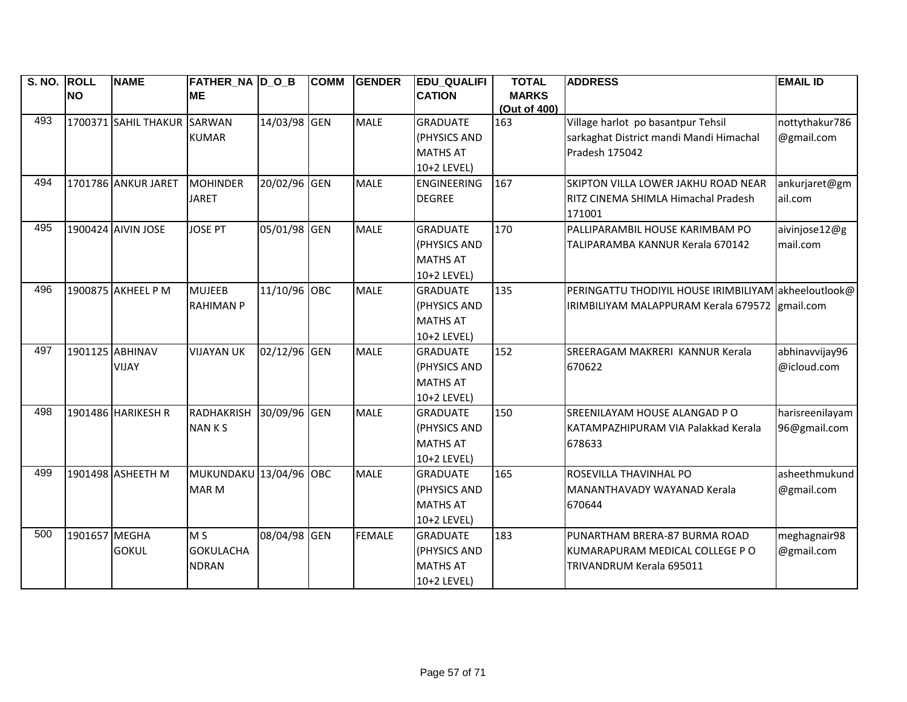| S. NO. | ROLL NO | NAME | FATHER_NAME | D_O_B | COMM | GENDER | EDU_QUALIFICATION | TOTAL MARKS (Out of 400) | ADDRESS | EMAIL ID |
|---|---|---|---|---|---|---|---|---|---|---|
| 493 | 1700371 | SAHIL THAKUR | SARWAN KUMAR | 14/03/98 | GEN | MALE | GRADUATE (PHYSICS AND MATHS AT 10+2 LEVEL) | 163 | Village harlot po basantpur Tehsil sarkaghat District mandi Mandi Himachal Pradesh 175042 | nottythakur786@gmail.com |
| 494 | 1701786 | ANKUR JARET | MOHINDER JARET | 20/02/96 | GEN | MALE | ENGINEERING DEGREE | 167 | SKIPTON VILLA LOWER JAKHU ROAD NEAR RITZ CINEMA SHIMLA Himachal Pradesh 171001 | ankurjaret@gmail.com |
| 495 | 1900424 | AIVIN JOSE | JOSE PT | 05/01/98 | GEN | MALE | GRADUATE (PHYSICS AND MATHS AT 10+2 LEVEL) | 170 | PALLIPARAMBIL HOUSE KARIMBAM PO TALIPARAMBA KANNUR Kerala 670142 | aivinjose12@gmail.com |
| 496 | 1900875 | AKHEEL P M | MUJEEB RAHIMAN P | 11/10/96 | OBC | MALE | GRADUATE (PHYSICS AND MATHS AT 10+2 LEVEL) | 135 | PERINGATTU THODIYIL HOUSE IRIMBILIYAM IRIMBILIYAM MALAPPURAM Kerala 679572 | akheeloutlook@gmail.com |
| 497 | 1901125 | ABHINAV VIJAY | VIJAYAN UK | 02/12/96 | GEN | MALE | GRADUATE (PHYSICS AND MATHS AT 10+2 LEVEL) | 152 | SREERAGAM MAKRERI KANNUR Kerala 670622 | abhinavvijay96@icloud.com |
| 498 | 1901486 | HARIKESH R | RADHAKRISHNAN K S | 30/09/96 | GEN | MALE | GRADUATE (PHYSICS AND MATHS AT 10+2 LEVEL) | 150 | SREENILAYAM HOUSE ALANGAD P O KATAMPAZHIPURAM VIA Palakkad Kerala 678633 | harisreenilayam96@gmail.com |
| 499 | 1901498 | ASHEETH M | MUKUNDAKUMAR M | 13/04/96 | OBC | MALE | GRADUATE (PHYSICS AND MATHS AT 10+2 LEVEL) | 165 | ROSEVILLA THAVINHAL PO MANANTHAVADY WAYANAD Kerala 670644 | asheethmukund@gmail.com |
| 500 | 1901657 | MEGHA GOKUL | M S GOKULACHANDRAN | 08/04/98 | GEN | FEMALE | GRADUATE (PHYSICS AND MATHS AT 10+2 LEVEL) | 183 | PUNARTHAM BRERA-87 BURMA ROAD KUMARAPURAM MEDICAL COLLEGE P O TRIVANDRUM Kerala 695011 | meghagnair98@gmail.com |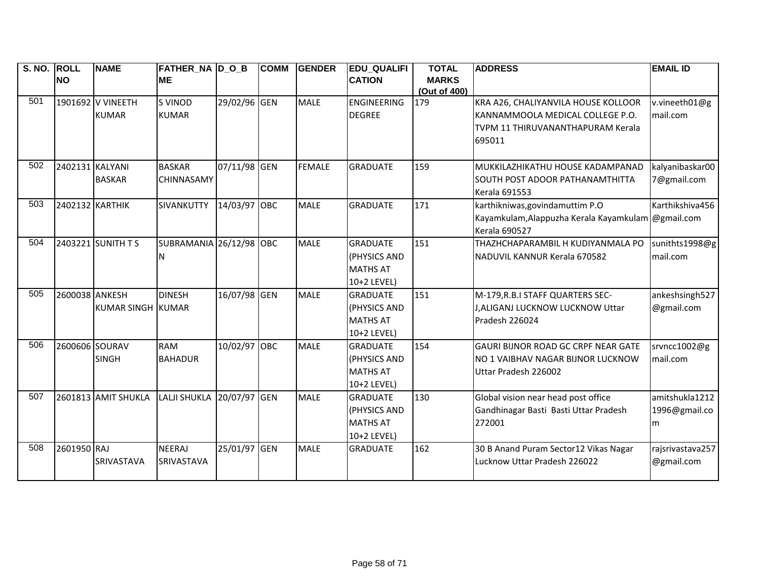| S. NO. | ROLL NO | NAME | FATHER_NAME | D_O_B | COMM | GENDER | EDU_QUALIFICATION | TOTAL MARKS (Out of 400) | ADDRESS | EMAIL ID |
|---|---|---|---|---|---|---|---|---|---|---|
| 501 | 1901692 | V VINEETH KUMAR | S VINOD KUMAR | 29/02/96 | GEN | MALE | ENGINEERING DEGREE | 179 | KRA A26, CHALIYANVILA HOUSE KOLLOOR KANNAMMOOLA MEDICAL COLLEGE P.O. TVPM 11 THIRUVANANTHAPURAM Kerala 695011 | v.vineeth01@gmail.com |
| 502 | 2402131 | KALYANI BASKAR | BASKAR CHINNASAMY | 07/11/98 | GEN | FEMALE | GRADUATE | 159 | MUKKILAZHIKATHU HOUSE KADAMPANAD SOUTH POST ADOOR PATHANAMTHITTA Kerala 691553 | kalyanibaskar007@gmail.com |
| 503 | 2402132 | KARTHIK | SIVANKUTTY | 14/03/97 | OBC | MALE | GRADUATE | 171 | karthikniwas,govindamuttim P.O Kayamkulam,Alappuzha Kerala Kayamkulam Kerala 690527 | Karthikshiva456@gmail.com |
| 504 | 2403221 | SUNITH T S | SUBRAMANIAN | 26/12/98 | OBC | MALE | GRADUATE (PHYSICS AND MATHS AT 10+2 LEVEL) | 151 | THAZHCHAPARAMBIL H KUDIYANMALA PO NADUVIL KANNUR Kerala 670582 | suniths1998@gmail.com |
| 505 | 2600038 | ANKESH KUMAR SINGH | DINESH KUMAR | 16/07/98 | GEN | MALE | GRADUATE (PHYSICS AND MATHS AT 10+2 LEVEL) | 151 | M-179,R.B.I STAFF QUARTERS SEC-J,ALIGANJ LUCKNOW LUCKNOW Uttar Pradesh 226024 | ankeshsingh527@gmail.com |
| 506 | 2600606 | SOURAV SINGH | RAM BAHADUR | 10/02/97 | OBC | MALE | GRADUATE (PHYSICS AND MATHS AT 10+2 LEVEL) | 154 | GAURI BIJNOR ROAD GC CRPF NEAR GATE NO 1 VAIBHAV NAGAR BIJNOR LUCKNOW Uttar Pradesh 226002 | srvncc1002@gmail.com |
| 507 | 2601813 | AMIT SHUKLA | LALJI SHUKLA | 20/07/97 | GEN | MALE | GRADUATE (PHYSICS AND MATHS AT 10+2 LEVEL) | 130 | Global vision near head post office Gandhinagar Basti Basti Uttar Pradesh 272001 | amitshukla12121996@gmail.com |
| 508 | 2601950 | RAJ SRIVASTAVA | NEERAJ SRIVASTAVA | 25/01/97 | GEN | MALE | GRADUATE | 162 | 30 B Anand Puram Sector12 Vikas Nagar Lucknow Uttar Pradesh 226022 | rajsrivastava257@gmail.com |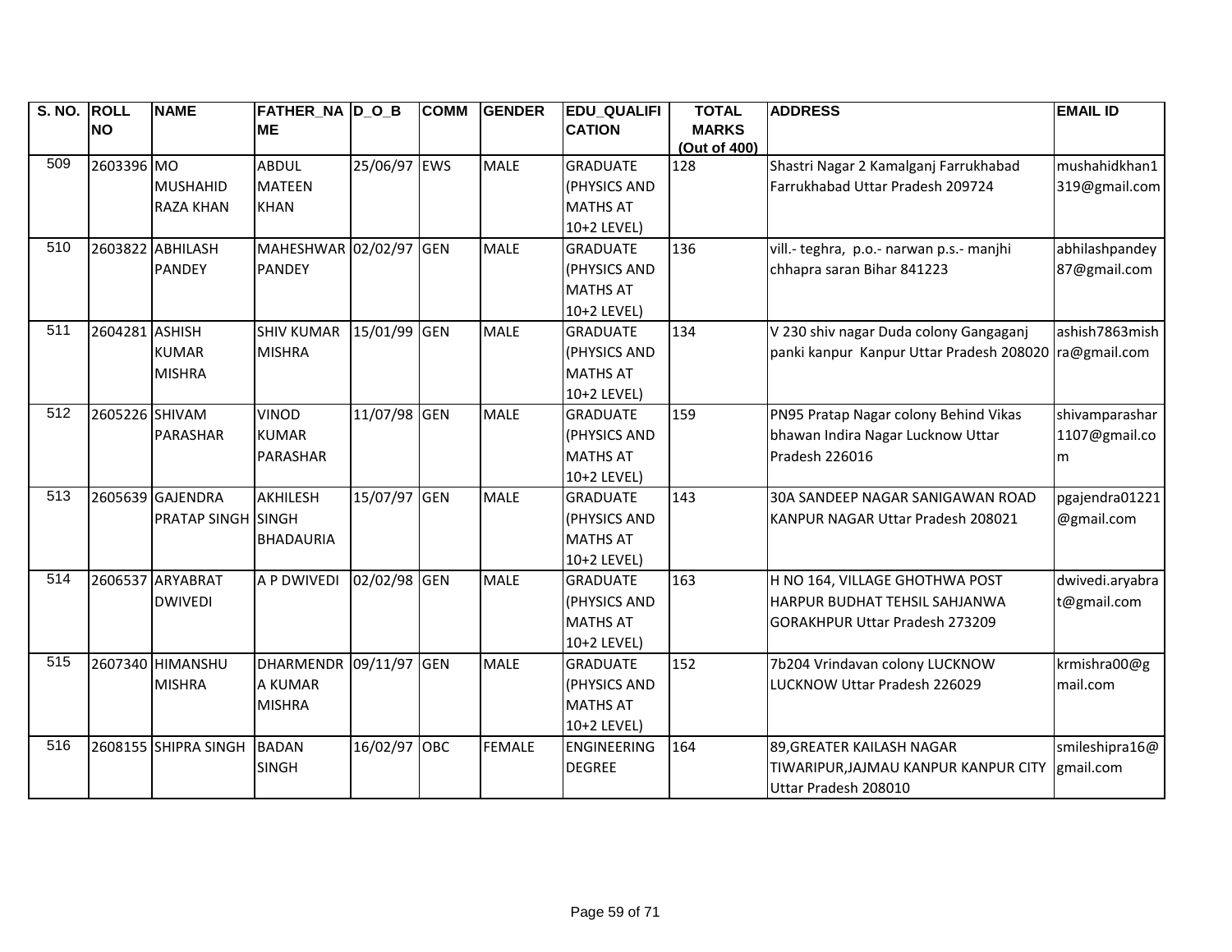| S. NO. | ROLL NO | NAME | FATHER_NAME | D_O_B | COMM | GENDER | EDU_QUALIFICATION | TOTAL MARKS (Out of 400) | ADDRESS | EMAIL ID |
|---|---|---|---|---|---|---|---|---|---|---|
| 509 | 2603396 | MO MUSHAHID RAZA KHAN | ABDUL MATEEN KHAN | 25/06/97 | EWS | MALE | GRADUATE (PHYSICS AND MATHS AT 10+2 LEVEL) | 128 | Shastri Nagar 2 Kamalganj Farrukhabad Farrukhabad Uttar Pradesh 209724 | mushahidkhan1319@gmail.com |
| 510 | 2603822 | ABHILASH PANDEY | MAHESHWAR PANDEY | 02/02/97 | GEN | MALE | GRADUATE (PHYSICS AND MATHS AT 10+2 LEVEL) | 136 | vill.- teghra, p.o.- narwan p.s.- manjhi chhapra saran Bihar 841223 | abhilashpandey87@gmail.com |
| 511 | 2604281 | ASHISH KUMAR MISHRA | SHIV KUMAR MISHRA | 15/01/99 | GEN | MALE | GRADUATE (PHYSICS AND MATHS AT 10+2 LEVEL) | 134 | V 230 shiv nagar Duda colony Gangaganj panki kanpur Kanpur Uttar Pradesh 208020 | ashish7863mishra@gmail.com |
| 512 | 2605226 | SHIVAM PARASHAR | VINOD KUMAR PARASHAR | 11/07/98 | GEN | MALE | GRADUATE (PHYSICS AND MATHS AT 10+2 LEVEL) | 159 | PN95 Pratap Nagar colony Behind Vikas bhawan Indira Nagar Lucknow Uttar Pradesh 226016 | shivamparashar1107@gmail.com |
| 513 | 2605639 | GAJENDRA PRATAP SINGH | AKHILESH SINGH BHADAURIA | 15/07/97 | GEN | MALE | GRADUATE (PHYSICS AND MATHS AT 10+2 LEVEL) | 143 | 30A SANDEEP NAGAR SANIGAWAN ROAD KANPUR NAGAR Uttar Pradesh 208021 | pgajendra01221@gmail.com |
| 514 | 2606537 | ARYABRAT DWIVEDI | A P DWIVEDI | 02/02/98 | GEN | MALE | GRADUATE (PHYSICS AND MATHS AT 10+2 LEVEL) | 163 | H NO 164, VILLAGE GHOTHWA POST HARPUR BUDHAT TEHSIL SAHJANWA GORAKHPUR Uttar Pradesh 273209 | dwivedi.aryabrat@gmail.com |
| 515 | 2607340 | HIMANSHU MISHRA | DHARMENDRA KUMAR MISHRA | 09/11/97 | GEN | MALE | GRADUATE (PHYSICS AND MATHS AT 10+2 LEVEL) | 152 | 7b204 Vrindavan colony LUCKNOW LUCKNOW Uttar Pradesh 226029 | krmishra00@gmail.com |
| 516 | 2608155 | SHIPRA SINGH | BADAN SINGH | 16/02/97 | OBC | FEMALE | ENGINEERING DEGREE | 164 | 89,GREATER KAILASH NAGAR TIWARIPUR,JAJMAU KANPUR KANPUR CITY Uttar Pradesh 208010 | smileshipra16@gmail.com |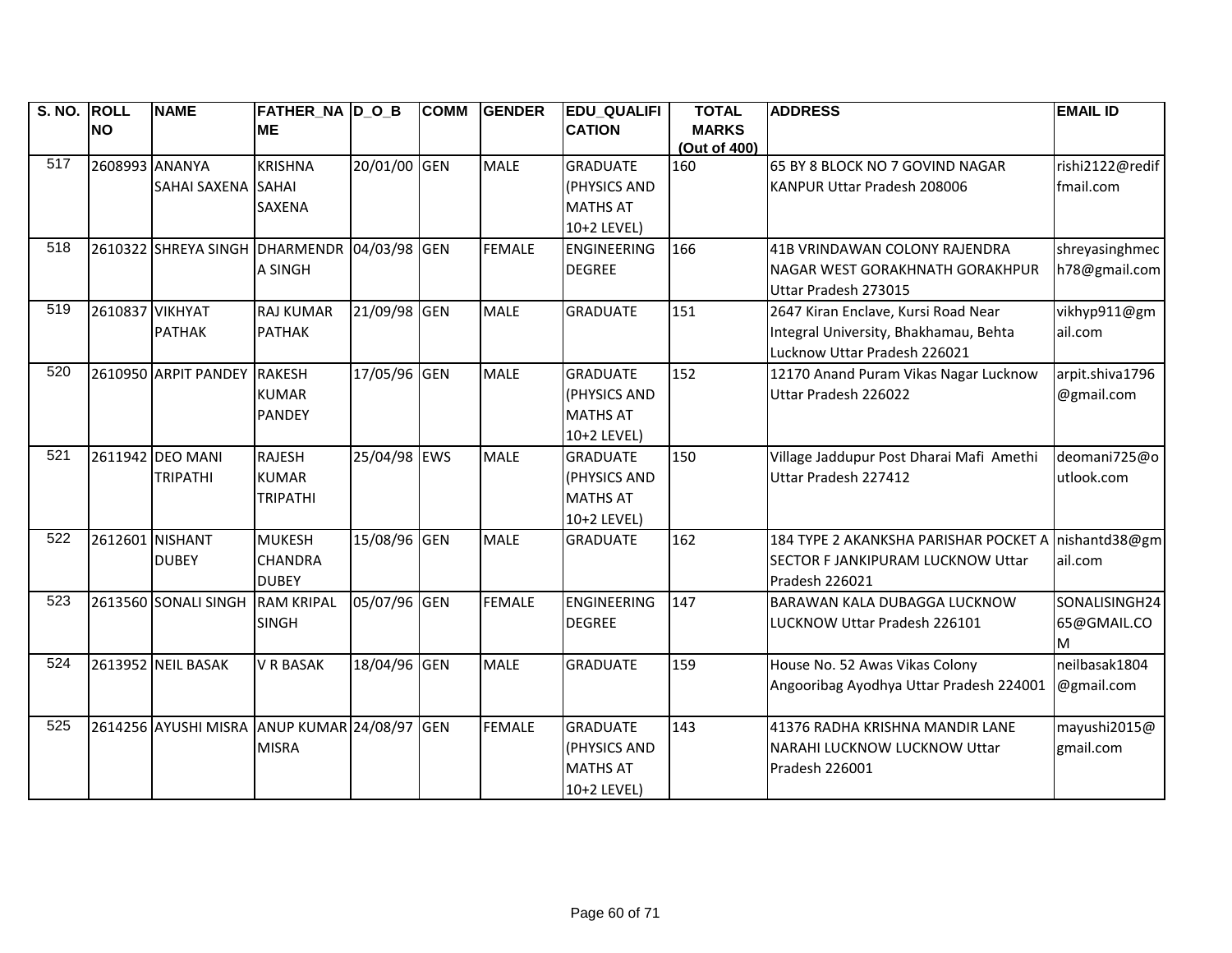| S. NO. | ROLL NO | NAME | FATHER_NAME | D_O_B | COMM | GENDER | EDU_QUALIFICATION | TOTAL MARKS (Out of 400) | ADDRESS | EMAIL ID |
|---|---|---|---|---|---|---|---|---|---|---|
| 517 | 2608993 | ANANYA SAHAI SAXENA | KRISHNA SAHAI SAXENA | 20/01/00 | GEN | MALE | GRADUATE (PHYSICS AND MATHS AT 10+2 LEVEL) | 160 | 65 BY 8 BLOCK NO 7 GOVIND NAGAR KANPUR Uttar Pradesh 208006 | rishi2122@rediffmail.com |
| 518 | 2610322 | SHREYA SINGH | DHARMENDRA SINGH | 04/03/98 | GEN | FEMALE | ENGINEERING DEGREE | 166 | 41B VRINDAWAN COLONY RAJENDRA NAGAR WEST GORAKHNATH GORAKHPUR Uttar Pradesh 273015 | shreyasinghmech78@gmail.com |
| 519 | 2610837 | VIKHYAT PATHAK | RAJ KUMAR PATHAK | 21/09/98 | GEN | MALE | GRADUATE | 151 | 2647 Kiran Enclave, Kursi Road Near Integral University, Bhakhamau, Behta Lucknow Uttar Pradesh 226021 | vikhyp911@gmail.com |
| 520 | 2610950 | ARPIT PANDEY | RAKESH KUMAR PANDEY | 17/05/96 | GEN | MALE | GRADUATE (PHYSICS AND MATHS AT 10+2 LEVEL) | 152 | 12170 Anand Puram Vikas Nagar Lucknow Uttar Pradesh 226022 | arpit.shiva1796@gmail.com |
| 521 | 2611942 | DEO MANI TRIPATHI | RAJESH KUMAR TRIPATHI | 25/04/98 | EWS | MALE | GRADUATE (PHYSICS AND MATHS AT 10+2 LEVEL) | 150 | Village Jaddupur Post Dharai Mafi Amethi Uttar Pradesh 227412 | deomani725@outlook.com |
| 522 | 2612601 | NISHANT DUBEY | MUKESH CHANDRA DUBEY | 15/08/96 | GEN | MALE | GRADUATE | 162 | 184 TYPE 2 AKANKSHA PARISHAR POCKET A SECTOR F JANKIPURAM LUCKNOW Uttar Pradesh 226021 | nishantd38@gmail.com |
| 523 | 2613560 | SONALI SINGH | RAM KRIPAL SINGH | 05/07/96 | GEN | FEMALE | ENGINEERING DEGREE | 147 | BARAWAN KALA DUBAGGA LUCKNOW LUCKNOW Uttar Pradesh 226101 | SONALISINGH2465@GMAIL.COM |
| 524 | 2613952 | NEIL BASAK | V R BASAK | 18/04/96 | GEN | MALE | GRADUATE | 159 | House No. 52 Awas Vikas Colony Angooribag Ayodhya Uttar Pradesh 224001 | neilbasak1804@gmail.com |
| 525 | 2614256 | AYUSHI MISRA | ANUP KUMAR MISRA | 24/08/97 | GEN | FEMALE | GRADUATE (PHYSICS AND MATHS AT 10+2 LEVEL) | 143 | 41376 RADHA KRISHNA MANDIR LANE NARAHI LUCKNOW LUCKNOW Uttar Pradesh 226001 | mayushi2015@gmail.com |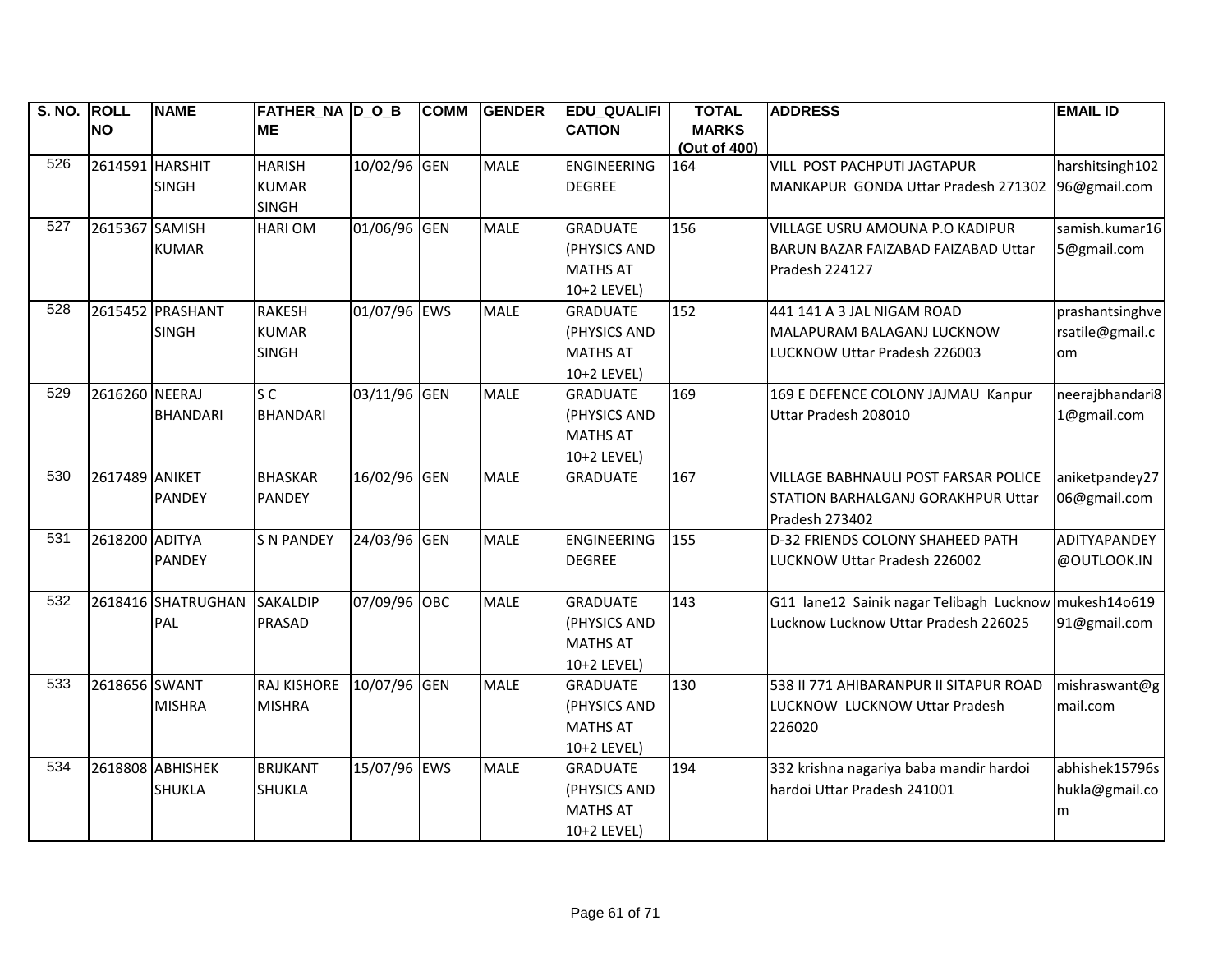| S. NO. | ROLL NO | NAME | FATHER_NAME | D_O_B | COMM | GENDER | EDU_QUALIFICATION | TOTAL MARKS (Out of 400) | ADDRESS | EMAIL ID |
|---|---|---|---|---|---|---|---|---|---|---|
| 526 | 2614591 | HARSHIT SINGH | HARISH KUMAR SINGH | 10/02/96 | GEN | MALE | ENGINEERING DEGREE | 164 | VILL POST PACHPUTI JAGTAPUR MANKAPUR GONDA Uttar Pradesh 271302 | harshitsingh10296@gmail.com |
| 527 | 2615367 | SAMISH KUMAR | HARI OM | 01/06/96 | GEN | MALE | GRADUATE (PHYSICS AND MATHS AT 10+2 LEVEL) | 156 | VILLAGE USRU AMOUNA P.O KADIPUR BARUN BAZAR FAIZABAD FAIZABAD Uttar Pradesh 224127 | samish.kumar165@gmail.com |
| 528 | 2615452 | PRASHANT SINGH | RAKESH KUMAR SINGH | 01/07/96 | EWS | MALE | GRADUATE (PHYSICS AND MATHS AT 10+2 LEVEL) | 152 | 441 141 A 3 JAL NIGAM ROAD MALAPURAM BALAGANJ LUCKNOW LUCKNOW Uttar Pradesh 226003 | prashantsinghversatile@gmail.com |
| 529 | 2616260 | NEERAJ BHANDARI | S C BHANDARI | 03/11/96 | GEN | MALE | GRADUATE (PHYSICS AND MATHS AT 10+2 LEVEL) | 169 | 169 E DEFENCE COLONY JAJMAU Kanpur Uttar Pradesh 208010 | neerajbhandari81@gmail.com |
| 530 | 2617489 | ANIKET PANDEY | BHASKAR PANDEY | 16/02/96 | GEN | MALE | GRADUATE | 167 | VILLAGE BABHNAULI POST FARSAR POLICE STATION BARHALGANJ GORAKHPUR Uttar Pradesh 273402 | aniketpandey2706@gmail.com |
| 531 | 2618200 | ADITYA PANDEY | S N PANDEY | 24/03/96 | GEN | MALE | ENGINEERING DEGREE | 155 | D-32 FRIENDS COLONY SHAHEED PATH LUCKNOW Uttar Pradesh 226002 | ADITYAPANDEY@OUTLOOK.IN |
| 532 | 2618416 | SHATRUGHAN PAL | SAKALDIP PRASAD | 07/09/96 | OBC | MALE | GRADUATE (PHYSICS AND MATHS AT 10+2 LEVEL) | 143 | G11 lane12 Sainik nagar Telibagh Lucknow Lucknow Lucknow Uttar Pradesh 226025 | mukesh14o61991@gmail.com |
| 533 | 2618656 | SWANT MISHRA | RAJ KISHORE MISHRA | 10/07/96 | GEN | MALE | GRADUATE (PHYSICS AND MATHS AT 10+2 LEVEL) | 130 | 538 II 771 AHIBARANPUR II SITAPUR ROAD LUCKNOW LUCKNOW Uttar Pradesh 226020 | mishraswant@gmail.com |
| 534 | 2618808 | ABHISHEK SHUKLA | BRIJKANT SHUKLA | 15/07/96 | EWS | MALE | GRADUATE (PHYSICS AND MATHS AT 10+2 LEVEL) | 194 | 332 krishna nagariya baba mandir hardoi hardoi Uttar Pradesh 241001 | abhishek15796shukla@gmail.com |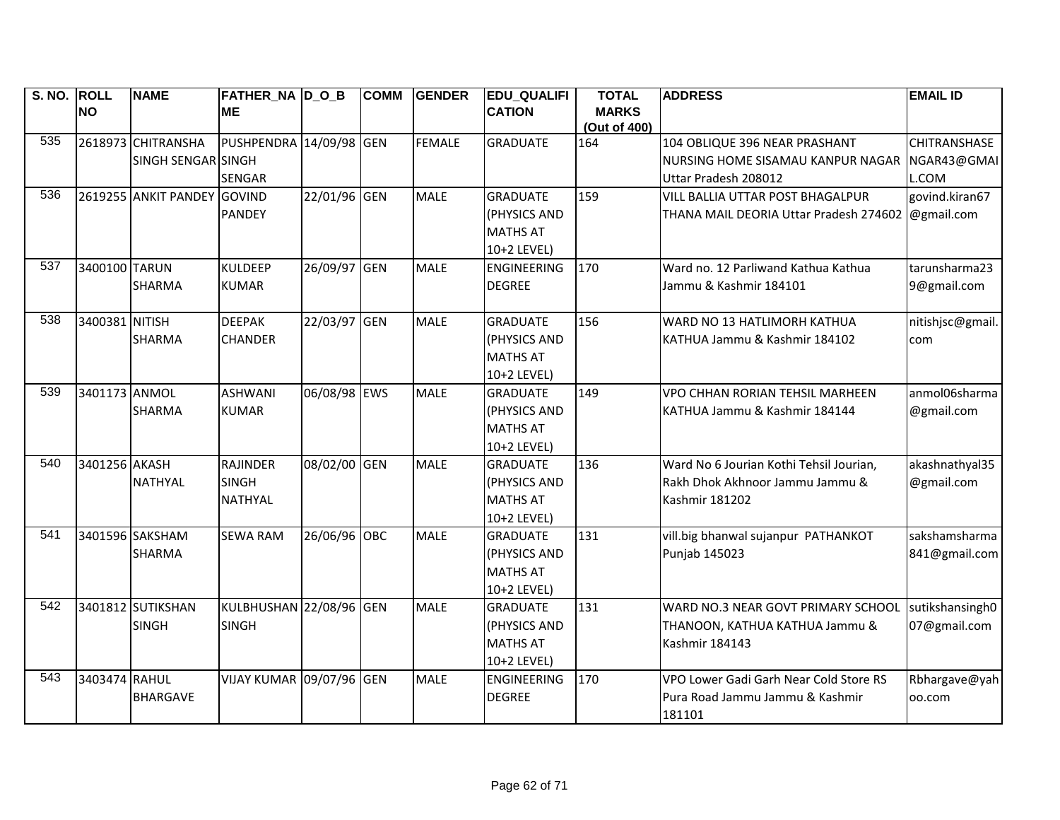| S. NO. | ROLL NO | NAME | FATHER_NAME | D_O_B | COMM | GENDER | EDU_QUALIFICATION | TOTAL MARKS (Out of 400) | ADDRESS | EMAIL ID |
|---|---|---|---|---|---|---|---|---|---|---|
| 535 | 2618973 | CHITRANSHA SINGH SENGAR | PUSHPENDRA SINGH SENGAR | 14/09/98 | GEN | FEMALE | GRADUATE | 164 | 104 OBLIQUE 396 NEAR PRASHANT NURSING HOME SISAMAU KANPUR NAGAR Uttar Pradesh 208012 | CHITRANSHASENGAR43@GMAIL.COM |
| 536 | 2619255 | ANKIT PANDEY | GOVIND PANDEY | 22/01/96 | GEN | MALE | GRADUATE (PHYSICS AND MATHS AT 10+2 LEVEL) | 159 | VILL BALLIA UTTAR POST BHAGALPUR THANA MAIL DEORIA Uttar Pradesh 274602 | govind.kiran67@gmail.com |
| 537 | 3400100 | TARUN SHARMA | KULDEEP KUMAR | 26/09/97 | GEN | MALE | ENGINEERING DEGREE | 170 | Ward no. 12 Parliwand Kathua Kathua Jammu & Kashmir 184101 | tarunsharma239@gmail.com |
| 538 | 3400381 | NITISH SHARMA | DEEPAK CHANDER | 22/03/97 | GEN | MALE | GRADUATE (PHYSICS AND MATHS AT 10+2 LEVEL) | 156 | WARD NO 13 HATLIMORH KATHUA KATHUA Jammu & Kashmir 184102 | nitishjsc@gmail.com |
| 539 | 3401173 | ANMOL SHARMA | ASHWANI KUMAR | 06/08/98 | EWS | MALE | GRADUATE (PHYSICS AND MATHS AT 10+2 LEVEL) | 149 | VPO CHHAN RORIAN TEHSIL MARHEEN KATHUA Jammu & Kashmir 184144 | anmol06sharma@gmail.com |
| 540 | 3401256 | AKASH NATHYAL | RAJINDER SINGH NATHYAL | 08/02/00 | GEN | MALE | GRADUATE (PHYSICS AND MATHS AT 10+2 LEVEL) | 136 | Ward No 6 Jourian Kothi Tehsil Jourian, Rakh Dhok Akhnoor Jammu Jammu & Kashmir 181202 | akashnathyal35@gmail.com |
| 541 | 3401596 | SAKSHAM SHARMA | SEWA RAM | 26/06/96 | OBC | MALE | GRADUATE (PHYSICS AND MATHS AT 10+2 LEVEL) | 131 | vill.big bhanwal sujanpur PATHANKOT Punjab 145023 | sakshamsharma841@gmail.com |
| 542 | 3401812 | SUTIKSHAN SINGH | KULBHUSHAN SINGH | 22/08/96 | GEN | MALE | GRADUATE (PHYSICS AND MATHS AT 10+2 LEVEL) | 131 | WARD NO.3 NEAR GOVT PRIMARY SCHOOL THANOON, KATHUA KATHUA Jammu & Kashmir 184143 | sutikshansingh007@gmail.com |
| 543 | 3403474 | RAHUL BHARGAVE | VIJAY KUMAR | 09/07/96 | GEN | MALE | ENGINEERING DEGREE | 170 | VPO Lower Gadi Garh Near Cold Store RS Pura Road Jammu Jammu & Kashmir 181101 | Rbhargave@yahoo.com |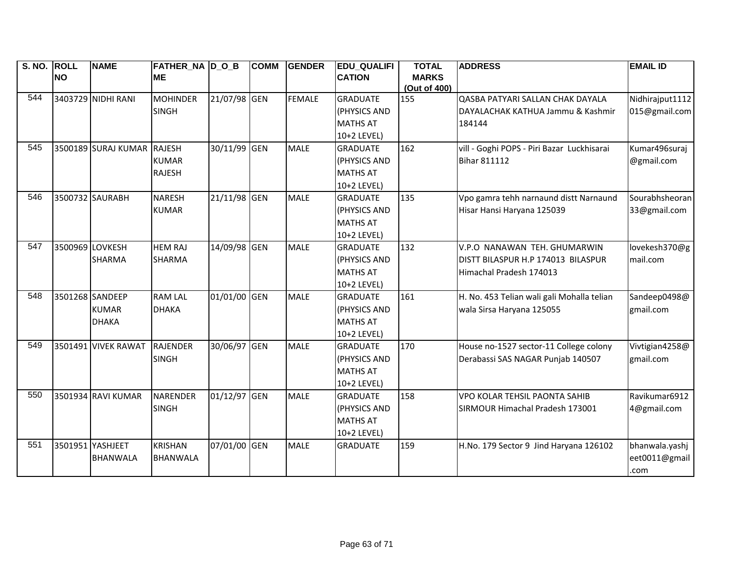| S. NO. | ROLL NO | NAME | FATHER_NAME | D_O_B | COMM | GENDER | EDU_QUALIFICATION | TOTAL MARKS (Out of 400) | ADDRESS | EMAIL ID |
|---|---|---|---|---|---|---|---|---|---|---|
| 544 | 3403729 | NIDHI RANI | MOHINDER SINGH | 21/07/98 | GEN | FEMALE | GRADUATE (PHYSICS AND MATHS AT 10+2 LEVEL) | 155 | QASBA PATYARI SALLAN CHAK DAYALA DAYALACHAK KATHUA Jammu & Kashmir 184144 | Nidhirajput1112015@gmail.com |
| 545 | 3500189 | SURAJ KUMAR | RAJESH KUMAR RAJESH | 30/11/99 | GEN | MALE | GRADUATE (PHYSICS AND MATHS AT 10+2 LEVEL) | 162 | vill - Goghi POPS - Piri Bazar Luckhisarai Bihar 811112 | Kumar496suraj@gmail.com |
| 546 | 3500732 | SAURABH | NARESH KUMAR | 21/11/98 | GEN | MALE | GRADUATE (PHYSICS AND MATHS AT 10+2 LEVEL) | 135 | Vpo gamra tehh narnaund distt Narnaund Hisar Hansi Haryana 125039 | Sourabhsheoran33@gmail.com |
| 547 | 3500969 | LOVKESH SHARMA | HEM RAJ SHARMA | 14/09/98 | GEN | MALE | GRADUATE (PHYSICS AND MATHS AT 10+2 LEVEL) | 132 | V.P.O NANAWAN TEH. GHUMARWIN DISTT BILASPUR H.P 174013 BILASPUR Himachal Pradesh 174013 | lovekesh370@gmail.com |
| 548 | 3501268 | SANDEEP KUMAR DHAKA | RAM LAL DHAKA | 01/01/00 | GEN | MALE | GRADUATE (PHYSICS AND MATHS AT 10+2 LEVEL) | 161 | H. No. 453 Telian wali gali Mohalla telian wala Sirsa Haryana 125055 | Sandeep0498@gmail.com |
| 549 | 3501491 | VIVEK RAWAT | RAJENDER SINGH | 30/06/97 | GEN | MALE | GRADUATE (PHYSICS AND MATHS AT 10+2 LEVEL) | 170 | House no-1527 sector-11 College colony Derabassi SAS NAGAR Punjab 140507 | Vivtigian4258@gmail.com |
| 550 | 3501934 | RAVI KUMAR | NARENDER SINGH | 01/12/97 | GEN | MALE | GRADUATE (PHYSICS AND MATHS AT 10+2 LEVEL) | 158 | VPO KOLAR TEHSIL PAONTA SAHIB SIRMOUR Himachal Pradesh 173001 | Ravikumar69124@gmail.com |
| 551 | 3501951 | YASHJEET BHANWALA | KRISHAN BHANWALA | 07/01/00 | GEN | MALE | GRADUATE | 159 | H.No. 179 Sector 9 Jind Haryana 126102 | bhanwala.yashjeet0011@gmail.com |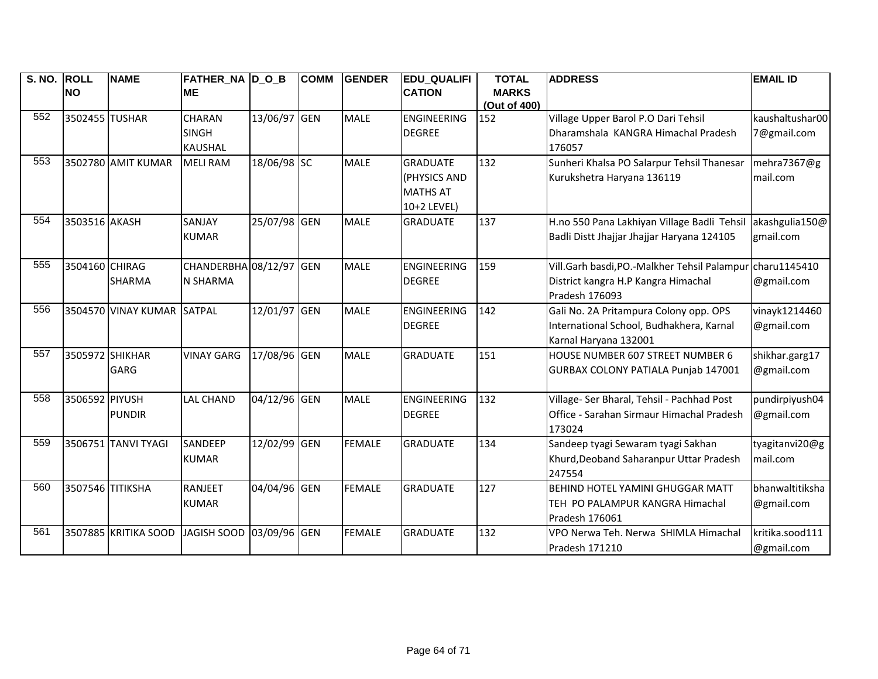| S. NO. | ROLL NO | NAME | FATHER_NAME | D_O_B | COMM | GENDER | EDU_QUALIFICATION | TOTAL MARKS (Out of 400) | ADDRESS | EMAIL ID |
|---|---|---|---|---|---|---|---|---|---|---|
| 552 | 3502455 | TUSHAR | CHARAN SINGH KAUSHAL | 13/06/97 | GEN | MALE | ENGINEERING DEGREE | 152 | Village Upper Barol P.O Dari Tehsil Dharamshala KANGRA Himachal Pradesh 176057 | kaushaltushar007@gmail.com |
| 553 | 3502780 | AMIT KUMAR | MELI RAM | 18/06/98 | SC | MALE | GRADUATE (PHYSICS AND MATHS AT 10+2 LEVEL) | 132 | Sunheri Khalsa PO Salarpur Tehsil Thanesar Kurukshetra Haryana 136119 | mehra7367@gmail.com |
| 554 | 3503516 | AKASH | SANJAY KUMAR | 25/07/98 | GEN | MALE | GRADUATE | 137 | H.no 550 Pana Lakhiyan Village Badli Tehsil Badli Distt Jhajjar Jhajjar Haryana 124105 | akashgulia150@gmail.com |
| 555 | 3504160 | CHIRAG SHARMA | CHANDERBHAN SHARMA | 08/12/97 | GEN | MALE | ENGINEERING DEGREE | 159 | Vill.Garh basdi,PO.-Malkher Tehsil Palampur District kangra H.P Kangra Himachal Pradesh 176093 | charu1145410@gmail.com |
| 556 | 3504570 | VINAY KUMAR | SATPAL | 12/01/97 | GEN | MALE | ENGINEERING DEGREE | 142 | Gali No. 2A Pritampura Colony opp. OPS International School, Budhakhera, Karnal Karnal Haryana 132001 | vinayk1214460@gmail.com |
| 557 | 3505972 | SHIKHAR GARG | VINAY GARG | 17/08/96 | GEN | MALE | GRADUATE | 151 | HOUSE NUMBER 607 STREET NUMBER 6 GURBAX COLONY PATIALA Punjab 147001 | shikhar.garg17@gmail.com |
| 558 | 3506592 | PIYUSH PUNDIR | LAL CHAND | 04/12/96 | GEN | MALE | ENGINEERING DEGREE | 132 | Village- Ser Bharal, Tehsil - Pachhad Post Office - Sarahan Sirmaur Himachal Pradesh 173024 | pundirpiyush04@gmail.com |
| 559 | 3506751 | TANVI TYAGI | SANDEEP KUMAR | 12/02/99 | GEN | FEMALE | GRADUATE | 134 | Sandeep tyagi Sewaram tyagi Sakhan Khurd,Deoband Saharanpur Uttar Pradesh 247554 | tyagitanvi20@gmail.com |
| 560 | 3507546 | TITIKSHA | RANJEET KUMAR | 04/04/96 | GEN | FEMALE | GRADUATE | 127 | BEHIND HOTEL YAMINI GHUGGAR MATT TEH PO PALAMPUR KANGRA Himachal Pradesh 176061 | bhanwaltitiksha@gmail.com |
| 561 | 3507885 | KRITIKA SOOD | JAGISH SOOD | 03/09/96 | GEN | FEMALE | GRADUATE | 132 | VPO Nerwa Teh. Nerwa SHIMLA Himachal Pradesh 171210 | kritika.sood111@gmail.com |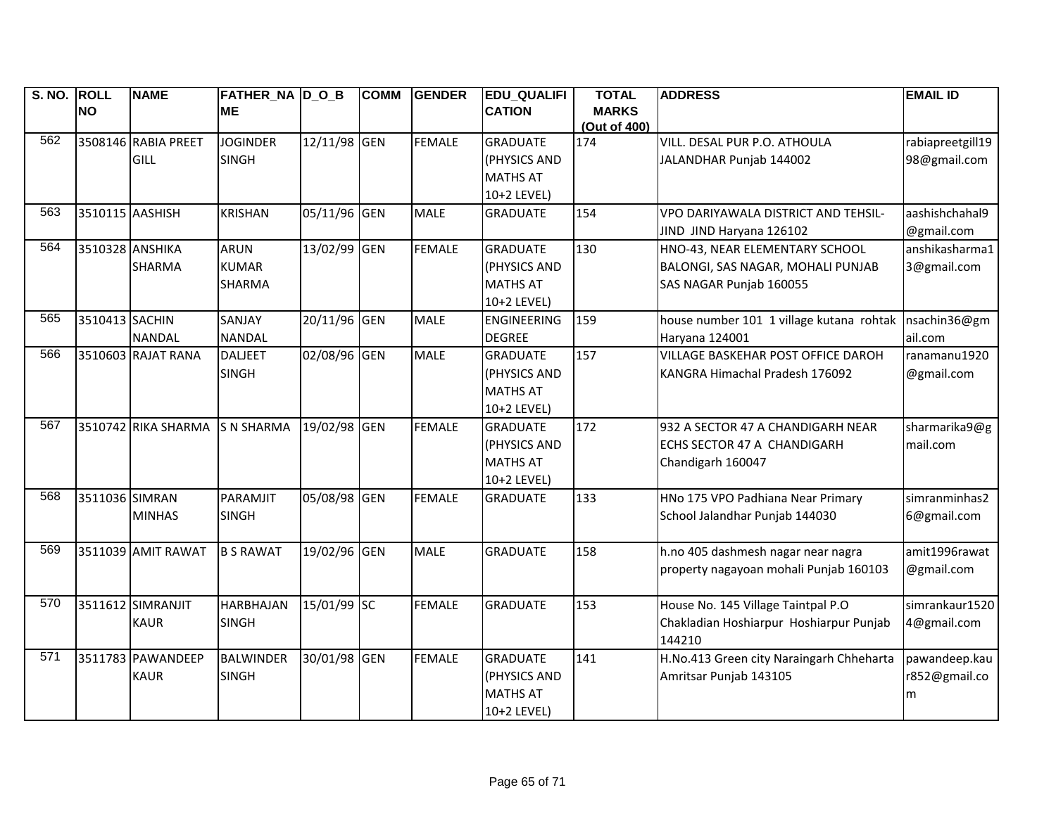| S. NO. | ROLL NO | NAME | FATHER_NAME | D_O_B | COMM | GENDER | EDU_QUALIFICATION | TOTAL MARKS (Out of 400) | ADDRESS | EMAIL ID |
|---|---|---|---|---|---|---|---|---|---|---|
| 562 | 3508146 | RABIA PREET GILL | JOGINDER SINGH | 12/11/98 | GEN | FEMALE | GRADUATE (PHYSICS AND MATHS AT 10+2 LEVEL) | 174 | VILL. DESAL PUR P.O. ATHOULA JALANDHAR Punjab 144002 | rabiapreetgill1998@gmail.com |
| 563 | 3510115 | AASHISH | KRISHAN | 05/11/96 | GEN | MALE | GRADUATE | 154 | VPO DARIYAWALA DISTRICT AND TEHSIL-JIND JIND Haryana 126102 | aashishchahal9@gmail.com |
| 564 | 3510328 | ANSHIKA SHARMA | ARUN KUMAR SHARMA | 13/02/99 | GEN | FEMALE | GRADUATE (PHYSICS AND MATHS AT 10+2 LEVEL) | 130 | HNO-43, NEAR ELEMENTARY SCHOOL BALONGI, SAS NAGAR, MOHALI PUNJAB SAS NAGAR Punjab 160055 | anshikasharma13@gmail.com |
| 565 | 3510413 | SACHIN NANDAL | SANJAY NANDAL | 20/11/96 | GEN | MALE | ENGINEERING DEGREE | 159 | house number 101 1 village kutana rohtak Haryana 124001 | nsachin36@gmail.com |
| 566 | 3510603 | RAJAT RANA | DALJEET SINGH | 02/08/96 | GEN | MALE | GRADUATE (PHYSICS AND MATHS AT 10+2 LEVEL) | 157 | VILLAGE BASKEHAR POST OFFICE DAROH KANGRA Himachal Pradesh 176092 | ranamanu1920@gmail.com |
| 567 | 3510742 | RIKA SHARMA | S N SHARMA | 19/02/98 | GEN | FEMALE | GRADUATE (PHYSICS AND MATHS AT 10+2 LEVEL) | 172 | 932 A SECTOR 47 A CHANDIGARH NEAR ECHS SECTOR 47 A CHANDIGARH Chandigarh 160047 | sharmarika9@gmail.com |
| 568 | 3511036 | SIMRAN MINHAS | PARAMJIT SINGH | 05/08/98 | GEN | FEMALE | GRADUATE | 133 | HNo 175 VPO Padhiana Near Primary School Jalandhar Punjab 144030 | simranminhas26@gmail.com |
| 569 | 3511039 | AMIT RAWAT | B S RAWAT | 19/02/96 | GEN | MALE | GRADUATE | 158 | h.no 405 dashmesh nagar near nagra property nagayoan mohali Punjab 160103 | amit1996rawat@gmail.com |
| 570 | 3511612 | SIMRANJIT KAUR | HARBHAJAN SINGH | 15/01/99 | SC | FEMALE | GRADUATE | 153 | House No. 145 Village Taintpal P.O Chakladian Hoshiarpur Hoshiarpur Punjab 144210 | simrankaur15204@gmail.com |
| 571 | 3511783 | PAWANDEEP KAUR | BALWINDER SINGH | 30/01/98 | GEN | FEMALE | GRADUATE (PHYSICS AND MATHS AT 10+2 LEVEL) | 141 | H.No.413 Green city Naraingarh Chheharta Amritsar Punjab 143105 | pawandeep.kaur852@gmail.com |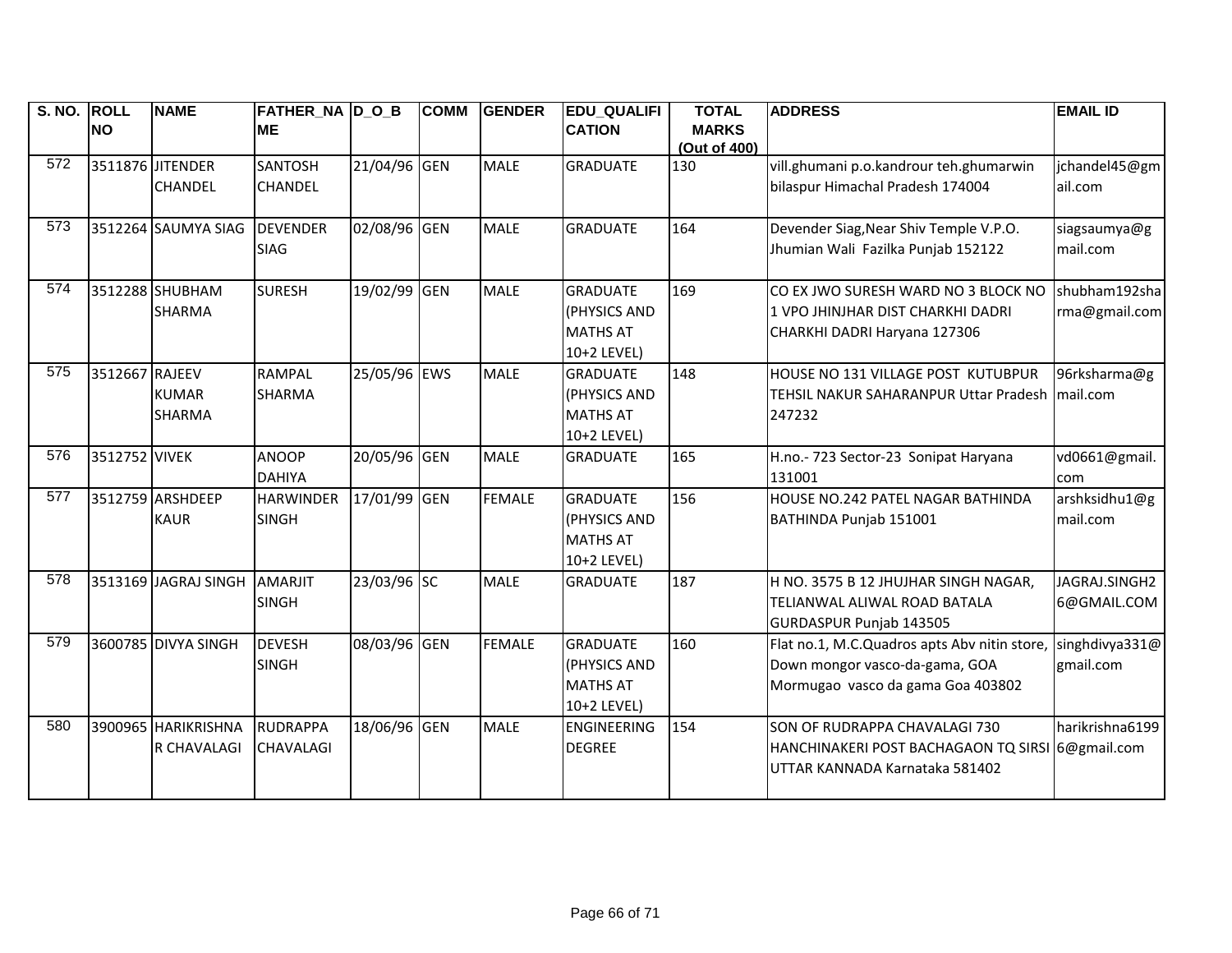| S. NO. | ROLL NO | NAME | FATHER_NAME | D_O_B | COMM | GENDER | EDU_QUALIFICATION | TOTAL MARKS (Out of 400) | ADDRESS | EMAIL ID |
|---|---|---|---|---|---|---|---|---|---|---|
| 572 | 3511876 | JITENDER CHANDEL | SANTOSH CHANDEL | 21/04/96 | GEN | MALE | GRADUATE | 130 | vill.ghumani p.o.kandrour teh.ghumarwin bilaspur Himachal Pradesh 174004 | jchandel45@gmail.com |
| 573 | 3512264 | SAUMYA SIAG | DEVENDER SIAG | 02/08/96 | GEN | MALE | GRADUATE | 164 | Devender Siag,Near Shiv Temple V.P.O. Jhumian Wali Fazilka Punjab 152122 | siagsaumya@gmail.com |
| 574 | 3512288 | SHUBHAM SHARMA | SURESH | 19/02/99 | GEN | MALE | GRADUATE (PHYSICS AND MATHS AT 10+2 LEVEL) | 169 | CO EX JWO SURESH WARD NO 3 BLOCK NO 1 VPO JHINJHAR DIST CHARKHI DADRI CHARKHI DADRI Haryana 127306 | shubham192sharma@gmail.com |
| 575 | 3512667 | RAJEEV KUMAR SHARMA | RAMPAL SHARMA | 25/05/96 | EWS | MALE | GRADUATE (PHYSICS AND MATHS AT 10+2 LEVEL) | 148 | HOUSE NO 131 VILLAGE POST KUTUBPUR TEHSIL NAKUR SAHARANPUR Uttar Pradesh 247232 | 96rksharma@gmail.com |
| 576 | 3512752 | VIVEK | ANOOP DAHIYA | 20/05/96 | GEN | MALE | GRADUATE | 165 | H.no.- 723 Sector-23 Sonipat Haryana 131001 | vd0661@gmail.com |
| 577 | 3512759 | ARSHDEEP KAUR | HARWINDER SINGH | 17/01/99 | GEN | FEMALE | GRADUATE (PHYSICS AND MATHS AT 10+2 LEVEL) | 156 | HOUSE NO.242 PATEL NAGAR BATHINDA BATHINDA Punjab 151001 | arshksidhu1@gmail.com |
| 578 | 3513169 | JAGRAJ SINGH | AMARJIT SINGH | 23/03/96 | SC | MALE | GRADUATE | 187 | H NO. 3575 B 12 JHUJHAR SINGH NAGAR, TELIANWAL ALIWAL ROAD BATALA GURDASPUR Punjab 143505 | JAGRAJ.SINGH26@GMAIL.COM |
| 579 | 3600785 | DIVYA SINGH | DEVESH SINGH | 08/03/96 | GEN | FEMALE | GRADUATE (PHYSICS AND MATHS AT 10+2 LEVEL) | 160 | Flat no.1, M.C.Quadros apts Abv nitin store, Down mongor vasco-da-gama, GOA Mormugao vasco da gama Goa 403802 | singhdivya331@gmail.com |
| 580 | 3900965 | HARIKRISHNAR CHAVALAGI | RUDRAPPA CHAVALAGI | 18/06/96 | GEN | MALE | ENGINEERING DEGREE | 154 | SON OF RUDRAPPA CHAVALAGI 730 HANCHINAKERI POST BACHAGAON TQ SIRSI UTTAR KANNADA Karnataka 581402 | harikrishna61996@gmail.com |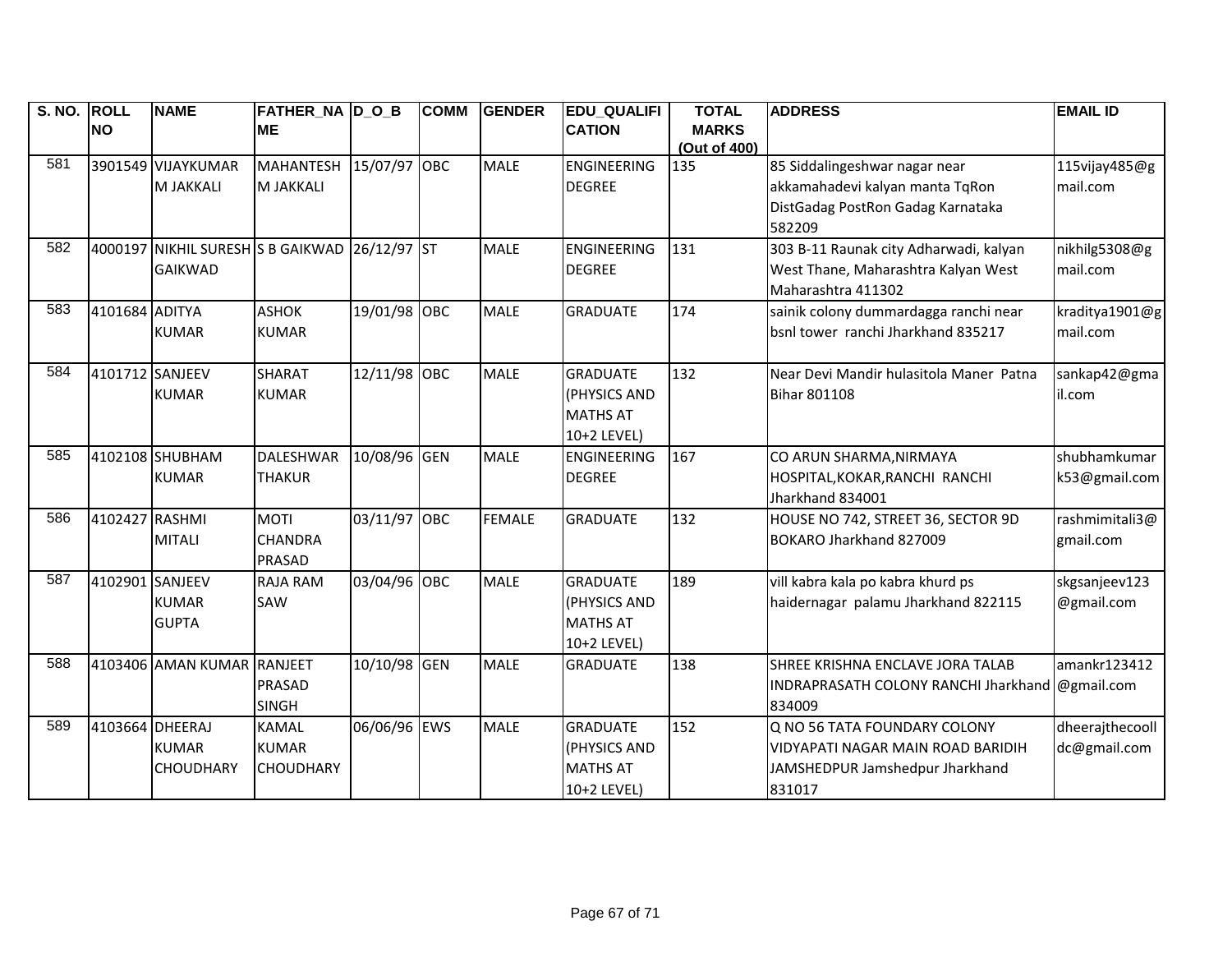| S. NO. | ROLL NO | NAME | FATHER_NAME | D_O_B | COMM | GENDER | EDU_QUALIFICATION | TOTAL MARKS (Out of 400) | ADDRESS | EMAIL ID |
|---|---|---|---|---|---|---|---|---|---|---|
| 581 | 3901549 | VIJAYKUMAR M JAKKALI | MAHANTESH M JAKKALI | 15/07/97 | OBC | MALE | ENGINEERING DEGREE | 135 | 85 Siddalingeshwar nagar near akkamahadevi kalyan manta TqRon DistGadag PostRon Gadag Karnataka 582209 | 115vijay485@gmail.com |
| 582 | 4000197 | NIKHIL SURESH GAIKWAD | S B GAIKWAD | 26/12/97 | ST | MALE | ENGINEERING DEGREE | 131 | 303 B-11 Raunak city Adharwadi, kalyan West Thane, Maharashtra Kalyan West Maharashtra 411302 | nikhilg5308@gmail.com |
| 583 | 4101684 | ADITYA KUMAR | ASHOK KUMAR | 19/01/98 | OBC | MALE | GRADUATE | 174 | sainik colony dummardagga ranchi near bsnl tower ranchi Jharkhand 835217 | kraditya1901@gmail.com |
| 584 | 4101712 | SANJEEV KUMAR | SHARAT KUMAR | 12/11/98 | OBC | MALE | GRADUATE (PHYSICS AND MATHS AT 10+2 LEVEL) | 132 | Near Devi Mandir hulasitola Maner Patna Bihar 801108 | sankap42@gmail.com |
| 585 | 4102108 | SHUBHAM KUMAR | DALESHWAR THAKUR | 10/08/96 | GEN | MALE | ENGINEERING DEGREE | 167 | CO ARUN SHARMA,NIRMAYA HOSPITAL,KOKAR,RANCHI RANCHI Jharkhand 834001 | shubhamkumark53@gmail.com |
| 586 | 4102427 | RASHMI MITALI | MOTI CHANDRA PRASAD | 03/11/97 | OBC | FEMALE | GRADUATE | 132 | HOUSE NO 742, STREET 36, SECTOR 9D BOKARO Jharkhand 827009 | rashmimitali3@gmail.com |
| 587 | 4102901 | SANJEEV KUMAR GUPTA | RAJA RAM SAW | 03/04/96 | OBC | MALE | GRADUATE (PHYSICS AND MATHS AT 10+2 LEVEL) | 189 | vill kabra kala po kabra khurd ps haidernagar palamu Jharkhand 822115 | skgsanjeev123@gmail.com |
| 588 | 4103406 | AMAN KUMAR | RANJEET PRASAD SINGH | 10/10/98 | GEN | MALE | GRADUATE | 138 | SHREE KRISHNA ENCLAVE JORA TALAB INDRAPRASATH COLONY RANCHI Jharkhand 834009 | amankr123412@gmail.com |
| 589 | 4103664 | DHEERAJ KUMAR CHOUDHARY | KAMAL KUMAR CHOUDHARY | 06/06/96 | EWS | MALE | GRADUATE (PHYSICS AND MATHS AT 10+2 LEVEL) | 152 | Q NO 56 TATA FOUNDARY COLONY VIDYAPATI NAGAR MAIN ROAD BARIDIH JAMSHEDPUR Jamshedpur Jharkhand 831017 | dheerajthecoolldc@gmail.com |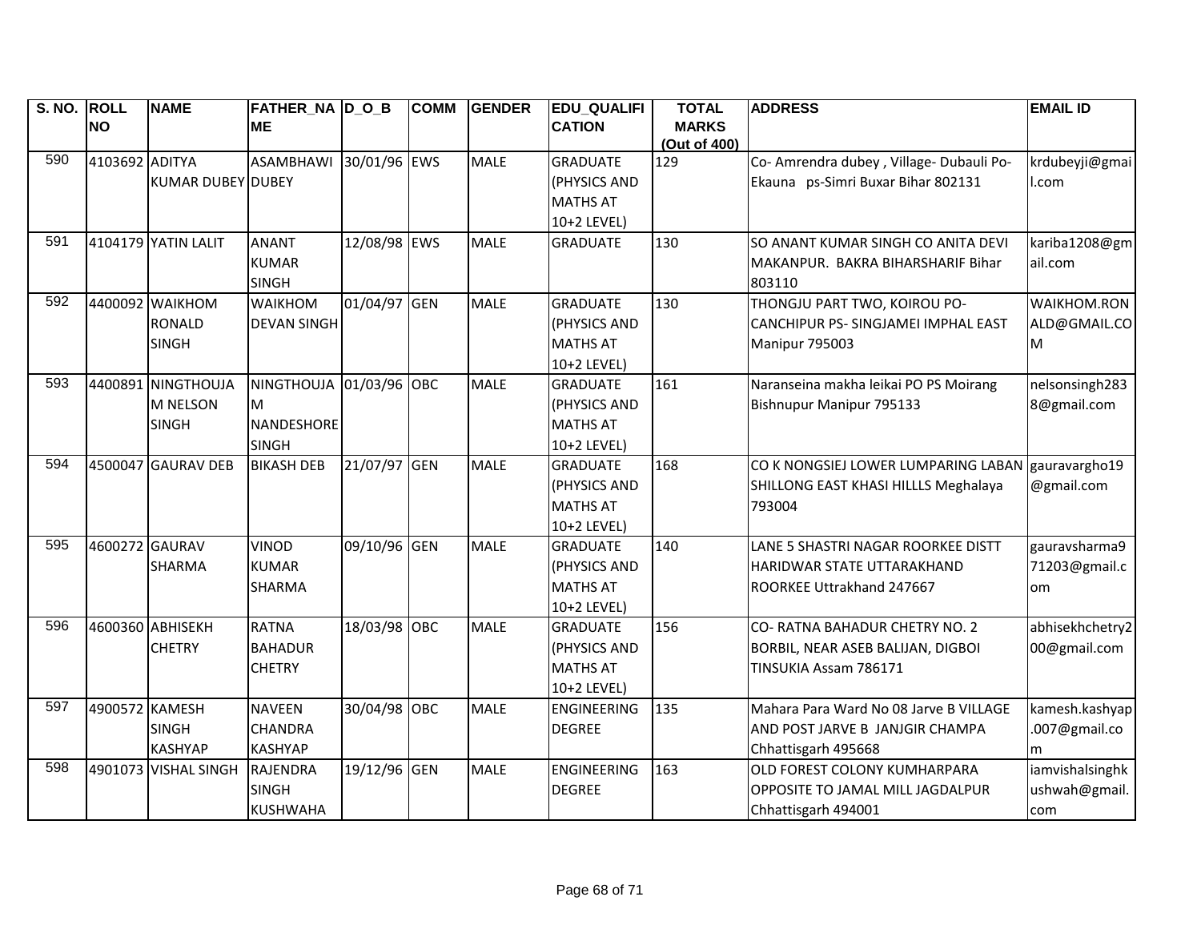| S. NO. | ROLL NO | NAME | FATHER_NAME | D_O_B | COMM | GENDER | EDU_QUALIFICATION | TOTAL MARKS (Out of 400) | ADDRESS | EMAIL ID |
|---|---|---|---|---|---|---|---|---|---|---|
| 590 | 4103692 | ADITYA KUMAR DUBEY | ASAMBHAWI DUBEY | 30/01/96 | EWS | MALE | GRADUATE (PHYSICS AND MATHS AT 10+2 LEVEL) | 129 | Co- Amrendra dubey , Village- Dubauli Po- Ekauna ps-Simri Buxar Bihar 802131 | krdubeyji@gmail.com |
| 591 | 4104179 | YATIN LALIT | ANANT KUMAR SINGH | 12/08/98 | EWS | MALE | GRADUATE | 130 | SO ANANT KUMAR SINGH CO ANITA DEVI MAKANPUR. BAKRA BIHARSHARIF Bihar 803110 | kariba1208@gmail.com |
| 592 | 4400092 | WAIKHOM RONALD SINGH | WAIKHOM DEVAN SINGH | 01/04/97 | GEN | MALE | GRADUATE (PHYSICS AND MATHS AT 10+2 LEVEL) | 130 | THONGJU PART TWO, KOIROU PO- CANCHIPUR PS- SINGJAMEI IMPHAL EAST Manipur 795003 | WAIKHOM.RONALD@GMAIL.COM |
| 593 | 4400891 | NINGTHOUJAM NELSON SINGH | NINGTHOUJAM NANDESHORE SINGH | 01/03/96 | OBC | MALE | GRADUATE (PHYSICS AND MATHS AT 10+2 LEVEL) | 161 | Naranseina makha leikai PO PS Moirang Bishnupur Manipur 795133 | nelsonsingh2838@gmail.com |
| 594 | 4500047 | GAURAV DEB | BIKASH DEB | 21/07/97 | GEN | MALE | GRADUATE (PHYSICS AND MATHS AT 10+2 LEVEL) | 168 | CO K NONGSIEJ LOWER LUMPARING LABAN SHILLONG EAST KHASI HILLLS Meghalaya 793004 | gauravargho19@gmail.com |
| 595 | 4600272 | GAURAV SHARMA | VINOD KUMAR SHARMA | 09/10/96 | GEN | MALE | GRADUATE (PHYSICS AND MATHS AT 10+2 LEVEL) | 140 | LANE 5 SHASTRI NAGAR ROORKEE DISTT HARIDWAR STATE UTTARAKHAND ROORKEE Uttrakhand 247667 | gauravsharma971203@gmail.com |
| 596 | 4600360 | ABHISEKH CHETRY | RATNA BAHADUR CHETRY | 18/03/98 | OBC | MALE | GRADUATE (PHYSICS AND MATHS AT 10+2 LEVEL) | 156 | CO- RATNA BAHADUR CHETRY NO. 2 BORBIL, NEAR ASEB BALIJAN, DIGBOI TINSUKIA Assam 786171 | abhisekhchetry200@gmail.com |
| 597 | 4900572 | KAMESH SINGH KASHYAP | NAVEEN CHANDRA KASHYAP | 30/04/98 | OBC | MALE | ENGINEERING DEGREE | 135 | Mahara Para Ward No 08 Jarve B VILLAGE AND POST JARVE B JANJGIR CHAMPA Chhattisgarh 495668 | kamesh.kashyap.007@gmail.com |
| 598 | 4901073 | VISHAL SINGH | RAJENDRA SINGH KUSHWAHA | 19/12/96 | GEN | MALE | ENGINEERING DEGREE | 163 | OLD FOREST COLONY KUMHARPARA OPPOSITE TO JAMAL MILL JAGDALPUR Chhattisgarh 494001 | iamvishalsinghkushwah@gmail.com |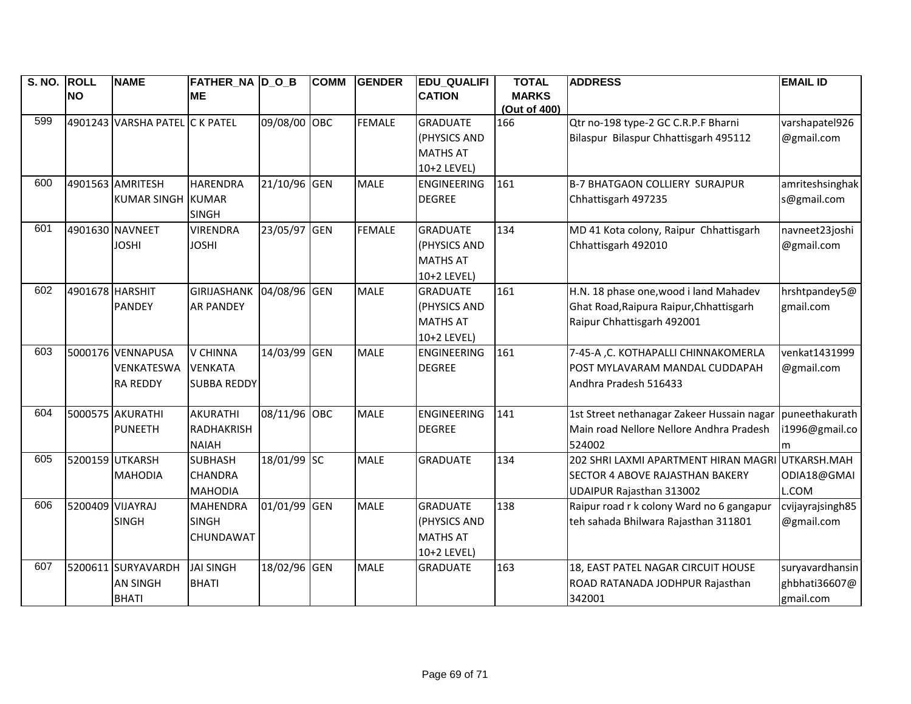| S. NO. | ROLL NO | NAME | FATHER_NAME | D_O_B | COMM | GENDER | EDU_QUALIFICATION | TOTAL MARKS (Out of 400) | ADDRESS | EMAIL ID |
|---|---|---|---|---|---|---|---|---|---|---|
| 599 | 4901243 | VARSHA PATEL | C K PATEL | 09/08/00 | OBC | FEMALE | GRADUATE (PHYSICS AND MATHS AT 10+2 LEVEL) | 166 | Qtr no-198 type-2 GC C.R.P.F Bharni Bilaspur Bilaspur Chhattisgarh 495112 | varshapatel926@gmail.com |
| 600 | 4901563 | AMRITESH KUMAR SINGH | HARENDRA KUMAR SINGH | 21/10/96 | GEN | MALE | ENGINEERING DEGREE | 161 | B-7 BHATGAON COLLIERY SURAJPUR Chhattisgarh 497235 | amriteshsinghaks@gmail.com |
| 601 | 4901630 | NAVNEET JOSHI | VIRENDRA JOSHI | 23/05/97 | GEN | FEMALE | GRADUATE (PHYSICS AND MATHS AT 10+2 LEVEL) | 134 | MD 41 Kota colony, Raipur Chhattisgarh Chhattisgarh 492010 | navneet23joshi@gmail.com |
| 602 | 4901678 | HARSHIT PANDEY | GIRIJASHANKAR PANDEY | 04/08/96 | GEN | MALE | GRADUATE (PHYSICS AND MATHS AT 10+2 LEVEL) | 161 | H.N. 18 phase one,wood i land Mahadev Ghat Road,Raipura Raipur,Chhattisgarh Raipur Chhattisgarh 492001 | hrshtpandey5@gmail.com |
| 603 | 5000176 | VENNAPUSA VENKATESWARA REDDY | V CHINNA VENKATA SUBBA REDDY | 14/03/99 | GEN | MALE | ENGINEERING DEGREE | 161 | 7-45-A ,C. KOTHAPALLI CHINNAKOMERLA POST MYLAVARAM MANDAL CUDDAPAH Andhra Pradesh 516433 | venkat1431999@gmail.com |
| 604 | 5000575 | AKURATHI PUNEETH | AKURATHI RADHAKRISHNAIAH | 08/11/96 | OBC | MALE | ENGINEERING DEGREE | 141 | 1st Street nethanagar Zakeer Hussain nagar Main road Nellore Nellore Andhra Pradesh 524002 | puneethakurathi1996@gmail.com |
| 605 | 5200159 | UTKARSH MAHODIA | SUBHASH CHANDRA MAHODIA | 18/01/99 | SC | MALE | GRADUATE | 134 | 202 SHRI LAXMI APARTMENT HIRAN MAGRI SECTOR 4 ABOVE RAJASTHAN BAKERY UDAIPUR Rajasthan 313002 | UTKARSH.MAHODIA18@GMAIL.COM |
| 606 | 5200409 | VIJAYRAJ SINGH | MAHENDRA SINGH CHUNDAWAT | 01/01/99 | GEN | MALE | GRADUATE (PHYSICS AND MATHS AT 10+2 LEVEL) | 138 | Raipur road r k colony Ward no 6 gangapur teh sahada Bhilwara Rajasthan 311801 | cvijayrajsingh85@gmail.com |
| 607 | 5200611 | SURYAVARDHAN SINGH BHATI | JAI SINGH BHATI | 18/02/96 | GEN | MALE | GRADUATE | 163 | 18, EAST PATEL NAGAR CIRCUIT HOUSE ROAD RATANADA JODHPUR Rajasthan 342001 | suryavardhansinghbhati36607@gmail.com |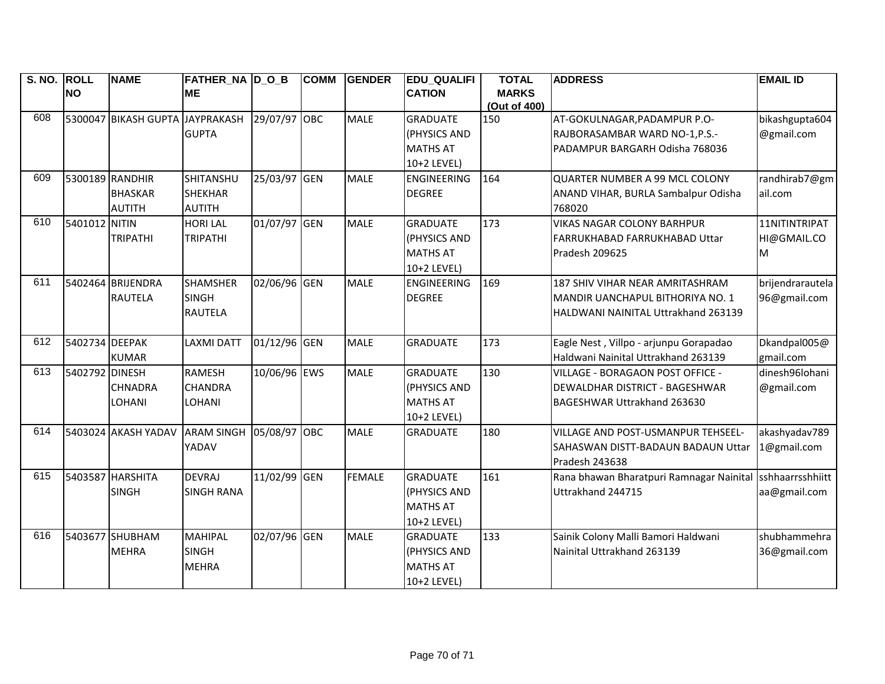| S. NO. | ROLL NO | NAME | FATHER_NAME | D_O_B | COMM | GENDER | EDU_QUALIFICATION | TOTAL MARKS (Out of 400) | ADDRESS | EMAIL ID |
|---|---|---|---|---|---|---|---|---|---|---|
| 608 | 5300047 | BIKASH GUPTA | JAYPRAKASH GUPTA | 29/07/97 | OBC | MALE | GRADUATE (PHYSICS AND MATHS AT 10+2 LEVEL) | 150 | AT-GOKULNAGAR,PADAMPUR P.O-RAJBORASAMBAR WARD NO-1,P.S.-PADAMPUR BARGARH Odisha 768036 | bikashgupta604@gmail.com |
| 609 | 5300189 | RANDHIR BHASKAR AUTITH | SHITANSHU SHEKHAR AUTITH | 25/03/97 | GEN | MALE | ENGINEERING DEGREE | 164 | QUARTER NUMBER A 99 MCL COLONY ANAND VIHAR, BURLA Sambalpur Odisha 768020 | randhirab7@gmail.com |
| 610 | 5401012 | NITIN TRIPATHI | HORI LAL TRIPATHI | 01/07/97 | GEN | MALE | GRADUATE (PHYSICS AND MATHS AT 10+2 LEVEL) | 173 | VIKAS NAGAR COLONY BARHPUR FARRUKHABAD FARRUKHABAD Uttar Pradesh 209625 | 11NITINTRIPATHI@GMAIL.COM |
| 611 | 5402464 | BRIJENDRA RAUTELA | SHAMSHER SINGH RAUTELA | 02/06/96 | GEN | MALE | ENGINEERING DEGREE | 169 | 187 SHIV VIHAR NEAR AMRITASHRAM MANDIR UANCHAPUL BITHORIYA NO. 1 HALDWANI NAINITAL Uttrakhand 263139 | brijendrarautela96@gmail.com |
| 612 | 5402734 | DEEPAK KUMAR | LAXMI DATT | 01/12/96 | GEN | MALE | GRADUATE | 173 | Eagle Nest , Villpo - arjunpu Gorapadao Haldwani Nainital Uttrakhand 263139 | Dkandpal005@gmail.com |
| 613 | 5402792 | DINESH CHNADRA LOHANI | RAMESH CHANDRA LOHANI | 10/06/96 | EWS | MALE | GRADUATE (PHYSICS AND MATHS AT 10+2 LEVEL) | 130 | VILLAGE - BORAGAON POST OFFICE - DEWALDHAR DISTRICT - BAGESHWAR BAGESHWAR Uttrakhand 263630 | dinesh96lohani@gmail.com |
| 614 | 5403024 | AKASH YADAV | ARAM SINGH YADAV | 05/08/97 | OBC | MALE | GRADUATE | 180 | VILLAGE AND POST-USMANPUR TEHSEEL-SAHASWAN DISTT-BADAUN BADAUN Uttar Pradesh 243638 | akashyadav7891@gmail.com |
| 615 | 5403587 | HARSHITA SINGH | DEVRAJ SINGH RANA | 11/02/99 | GEN | FEMALE | GRADUATE (PHYSICS AND MATHS AT 10+2 LEVEL) | 161 | Rana bhawan Bharatpuri Ramnagar Nainital Uttrakhand 244715 | sshhaarrsshhiittaa@gmail.com |
| 616 | 5403677 | SHUBHAM MEHRA | MAHIPAL SINGH MEHRA | 02/07/96 | GEN | MALE | GRADUATE (PHYSICS AND MATHS AT 10+2 LEVEL) | 133 | Sainik Colony Malli Bamori Haldwani Nainital Uttrakhand 263139 | shubhammehra36@gmail.com |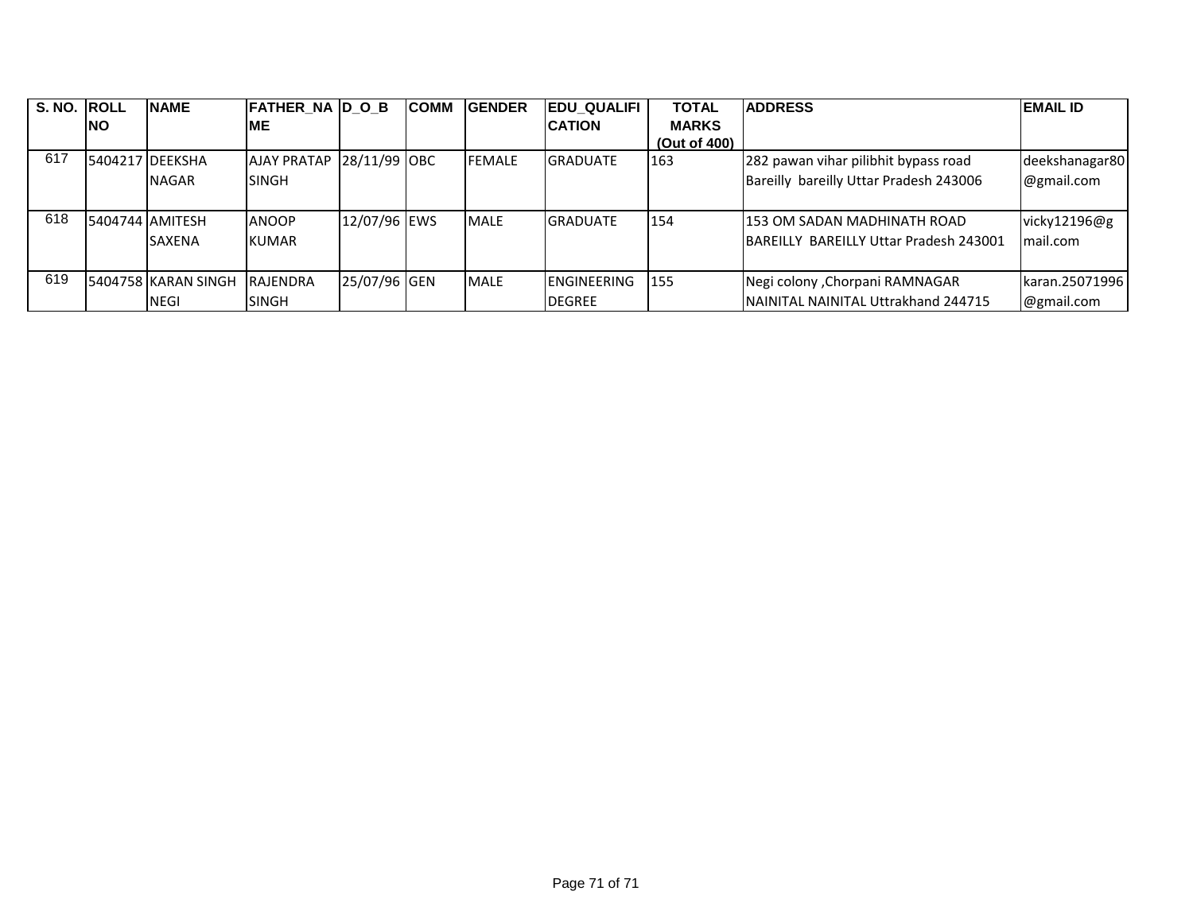| S. NO. | ROLL NO | NAME | FATHER_NAME | D_O_B | COMM | GENDER | EDU_QUALIFICATION | TOTAL MARKS (Out of 400) | ADDRESS | EMAIL ID |
|---|---|---|---|---|---|---|---|---|---|---|
| 617 | 5404217 | DEEKSHA NAGAR | AJAY PRATAP SINGH | 28/11/99 | OBC | FEMALE | GRADUATE | 163 | 282 pawan vihar pilibhit bypass road Bareilly bareilly Uttar Pradesh 243006 | deekshanagar80@gmail.com |
| 618 | 5404744 | AMITESH SAXENA | ANOOP KUMAR | 12/07/96 | EWS | MALE | GRADUATE | 154 | 153 OM SADAN MADHINATH ROAD BAREILLY BAREILLY Uttar Pradesh 243001 | vicky12196@gmail.com |
| 619 | 5404758 | KARAN SINGH NEGI | RAJENDRA SINGH | 25/07/96 | GEN | MALE | ENGINEERING DEGREE | 155 | Negi colony ,Chorpani RAMNAGAR NAINITAL NAINITAL Uttrakhand 244715 | karan.25071996@gmail.com |